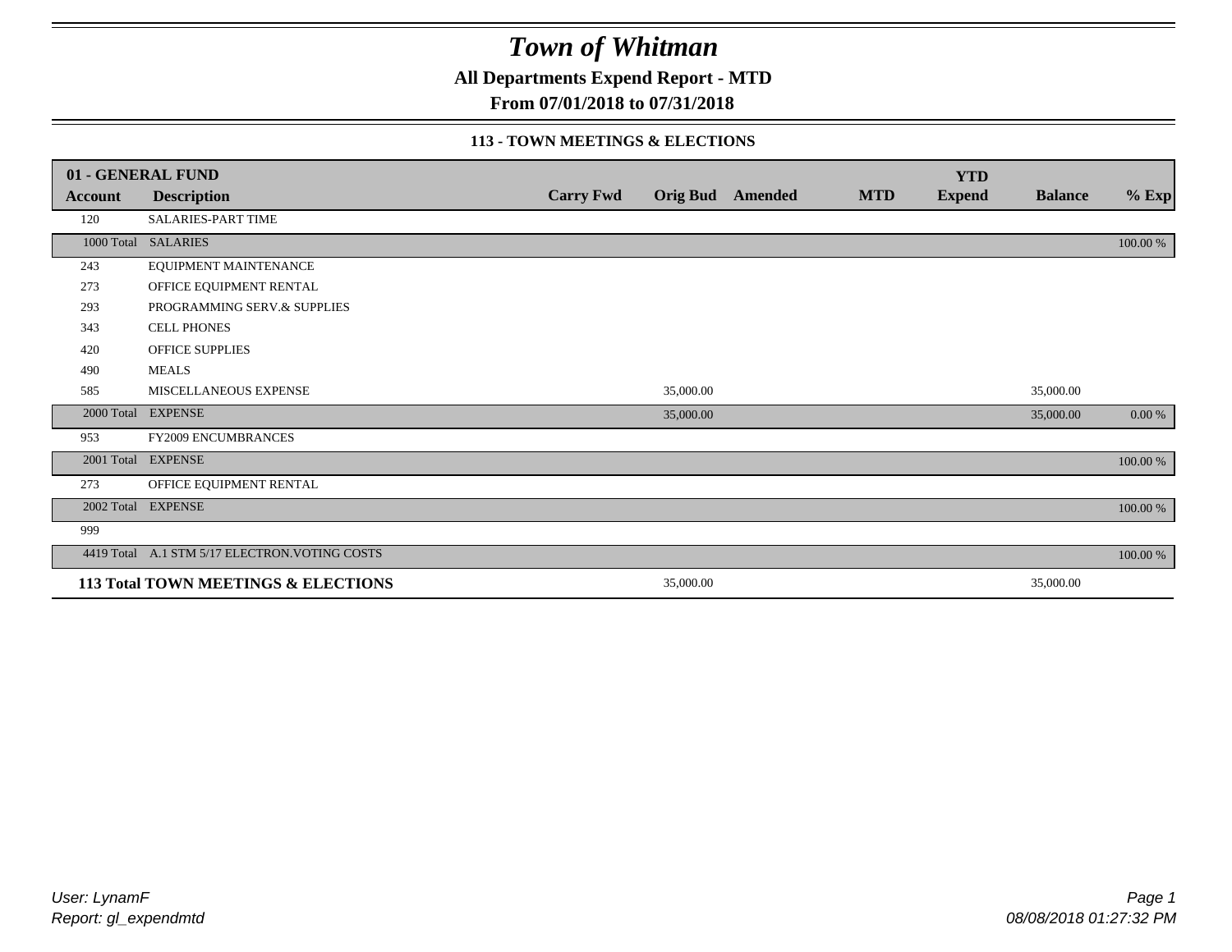# Town of Whitman

**All Departments Expend Report - MTD**

**From 07/01/2018 to 07/31/2018**

### 113 - TOWN MEETINGS & ELECTIONS

| 01 - GENERAL FUND | | | | | | | | |
|---|---|---|---|---|---|---|---|---|
| **Account** | **Description** | **Carry Fwd** | **Orig Bud** | **Amended** | **MTD** | **YTD Expend** | **Balance** | **% Exp** |
| 120 | SALARIES-PART TIME | | | | | | | |
| 1000 Total | SALARIES | | | | | | | 100.00 % |
| 243 | EQUIPMENT MAINTENANCE | | | | | | | |
| 273 | OFFICE EQUIPMENT RENTAL | | | | | | | |
| 293 | PROGRAMMING SERV.& SUPPLIES | | | | | | | |
| 343 | CELL PHONES | | | | | | | |
| 420 | OFFICE SUPPLIES | | | | | | | |
| 490 | MEALS | | | | | | | |
| 585 | MISCELLANEOUS EXPENSE | | 35,000.00 | | | | 35,000.00 | |
| 2000 Total | EXPENSE | | 35,000.00 | | | | 35,000.00 | 0.00 % |
| 953 | FY2009 ENCUMBRANCES | | | | | | | |
| 2001 Total | EXPENSE | | | | | | | 100.00 % |
| 273 | OFFICE EQUIPMENT RENTAL | | | | | | | |
| 2002 Total | EXPENSE | | | | | | | 100.00 % |
| 999 | | | | | | | | |
| 4419 Total | A.1 STM 5/17 ELECTRON.VOTING COSTS | | | | | | | 100.00 % |
| **113 Total TOWN MEETINGS & ELECTIONS** | | | 35,000.00 | | | | 35,000.00 | |

*User: LynamF*
*Report: gl_expendmtd*

*08/08/2018 01:27:32 PM*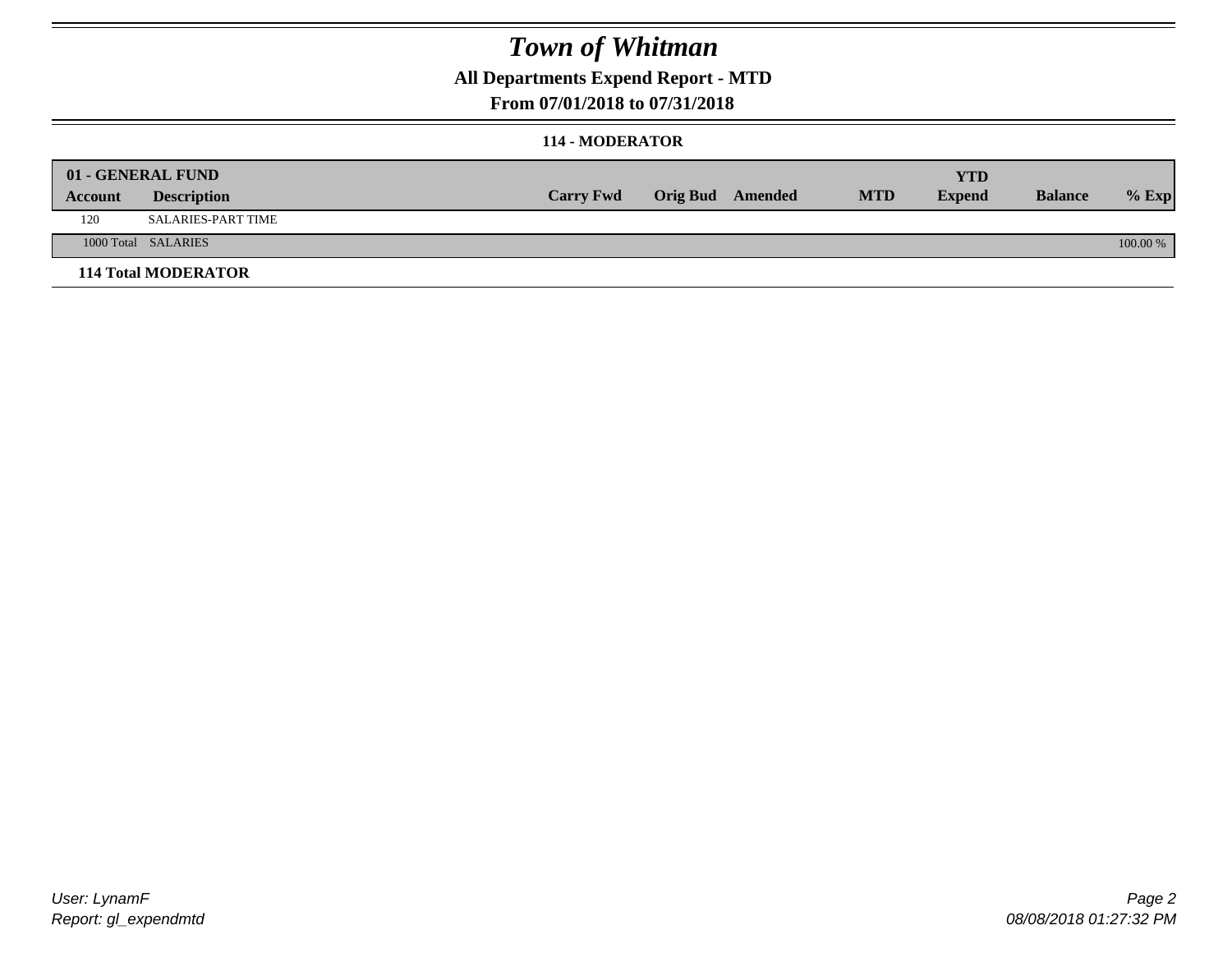# *Town of Whitman*

## All Departments Expend Report - MTD

## From 07/01/2018 to 07/31/2018

### 114 - MODERATOR

| 01 - GENERAL FUND | | | | | | YTD | | |
|---|---|---|---|---|---|---|---|---|
| **Account** | **Description** | **Carry Fwd** | **Orig Bud** | **Amended** | **MTD** | **Expend** | **Balance** | **% Exp** |
| 120 | SALARIES-PART TIME | | | | | | | |
| 1000 Total | SALARIES | | | | | | | 100.00 % |

**114 Total MODERATOR**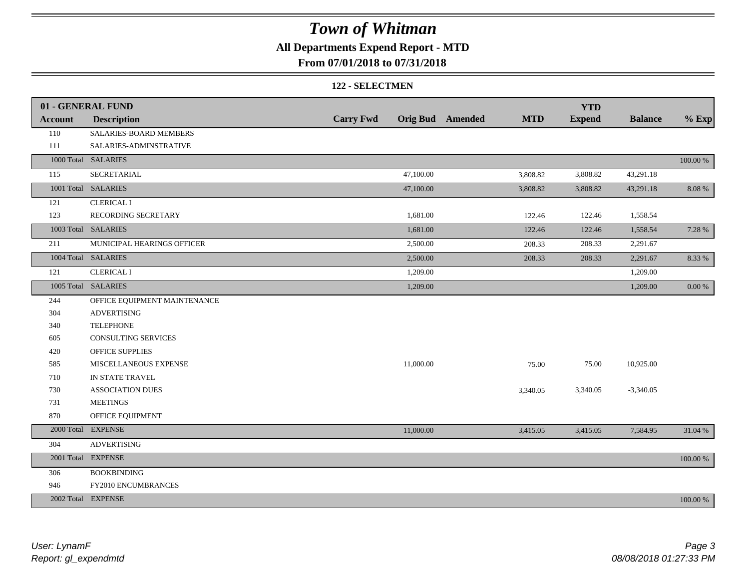# Town of Whitman

## All Departments Expend Report - MTD

### From 07/01/2018 to 07/31/2018

### 122 - SELECTMEN

| 01 - GENERAL FUND | | | | | | YTD | | |
|---|---|---|---|---|---|---|---|---|
| **Account** | **Description** | **Carry Fwd** | **Orig Bud** | **Amended** | **MTD** | **Expend** | **Balance** | **% Exp** |
| 110 | SALARIES-BOARD MEMBERS | | | | | | | |
| 111 | SALARIES-ADMINSTRATIVE | | | | | | | |
| 1000 Total | SALARIES | | | | | | | 100.00 % |
| 115 | SECRETARIAL | | 47,100.00 | | 3,808.82 | 3,808.82 | 43,291.18 | |
| 1001 Total | SALARIES | | 47,100.00 | | 3,808.82 | 3,808.82 | 43,291.18 | 8.08 % |
| 121 | CLERICAL I | | | | | | | |
| 123 | RECORDING SECRETARY | | 1,681.00 | | 122.46 | 122.46 | 1,558.54 | |
| 1003 Total | SALARIES | | 1,681.00 | | 122.46 | 122.46 | 1,558.54 | 7.28 % |
| 211 | MUNICIPAL HEARINGS OFFICER | | 2,500.00 | | 208.33 | 208.33 | 2,291.67 | |
| 1004 Total | SALARIES | | 2,500.00 | | 208.33 | 208.33 | 2,291.67 | 8.33 % |
| 121 | CLERICAL I | | 1,209.00 | | | | 1,209.00 | |
| 1005 Total | SALARIES | | 1,209.00 | | | | 1,209.00 | 0.00 % |
| 244 | OFFICE EQUIPMENT MAINTENANCE | | | | | | | |
| 304 | ADVERTISING | | | | | | | |
| 340 | TELEPHONE | | | | | | | |
| 605 | CONSULTING SERVICES | | | | | | | |
| 420 | OFFICE SUPPLIES | | | | | | | |
| 585 | MISCELLANEOUS EXPENSE | | 11,000.00 | | 75.00 | 75.00 | 10,925.00 | |
| 710 | IN STATE TRAVEL | | | | | | | |
| 730 | ASSOCIATION DUES | | | | 3,340.05 | 3,340.05 | -3,340.05 | |
| 731 | MEETINGS | | | | | | | |
| 870 | OFFICE EQUIPMENT | | | | | | | |
| 2000 Total | EXPENSE | | 11,000.00 | | 3,415.05 | 3,415.05 | 7,584.95 | 31.04 % |
| 304 | ADVERTISING | | | | | | | |
| 2001 Total | EXPENSE | | | | | | | 100.00 % |
| 306 | BOOKBINDING | | | | | | | |
| 946 | FY2010 ENCUMBRANCES | | | | | | | |
| 2002 Total | EXPENSE | | | | | | | 100.00 % |

*User: LynamF*
*Report: gl_expendmtd*

*08/08/2018 01:27:33 PM*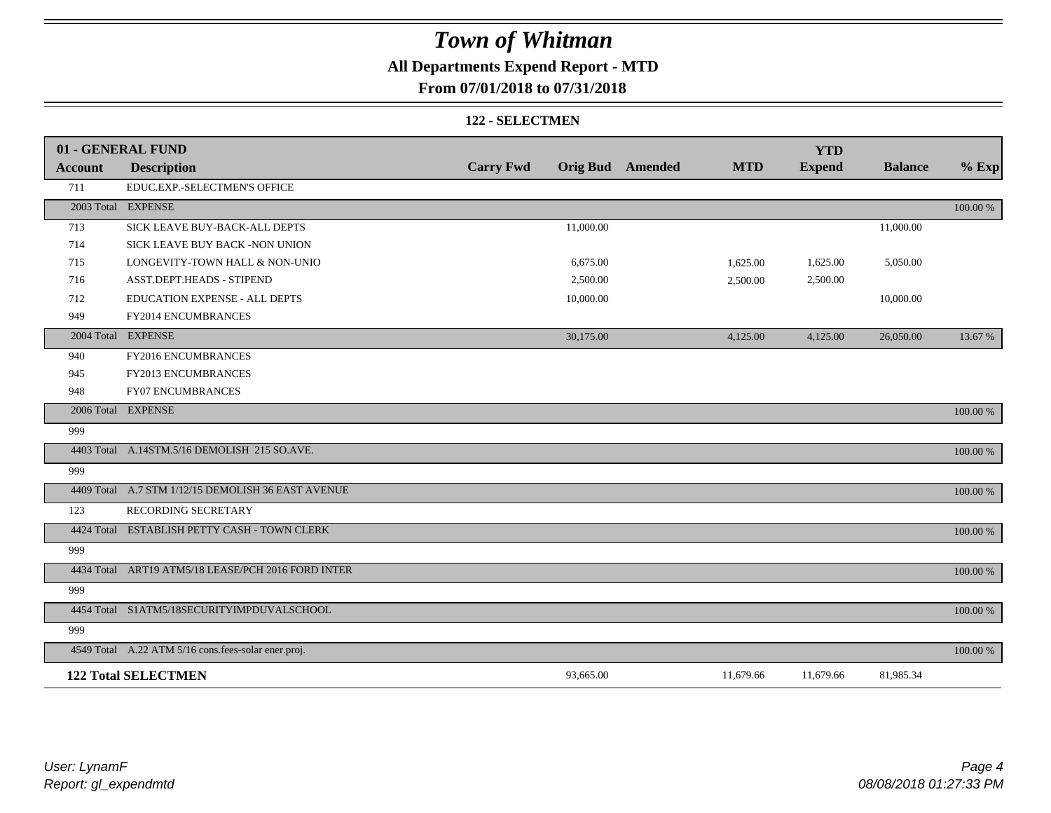# Town of Whitman

## All Departments Expend Report - MTD

### From 07/01/2018 to 07/31/2018

#### 122 - SELECTMEN

| 01 - GENERAL FUND | | | | | | YTD | | |
|---|---|---|---|---|---|---|---|---|
| **Account** | **Description** | **Carry Fwd** | **Orig Bud** | **Amended** | **MTD** | **Expend** | **Balance** | **% Exp** |
| 711 | EDUC.EXP.-SELECTMEN'S OFFICE | | | | | | | |
| 2003 Total | EXPENSE | | | | | | | 100.00 % |
| 713 | SICK LEAVE BUY-BACK-ALL DEPTS | | 11,000.00 | | | | 11,000.00 | |
| 714 | SICK LEAVE BUY BACK -NON UNION | | | | | | | |
| 715 | LONGEVITY-TOWN HALL & NON-UNIO | | 6,675.00 | | 1,625.00 | 1,625.00 | 5,050.00 | |
| 716 | ASST.DEPT.HEADS - STIPEND | | 2,500.00 | | 2,500.00 | 2,500.00 | | |
| 712 | EDUCATION EXPENSE - ALL DEPTS | | 10,000.00 | | | | 10,000.00 | |
| 949 | FY2014 ENCUMBRANCES | | | | | | | |
| 2004 Total | EXPENSE | | 30,175.00 | | 4,125.00 | 4,125.00 | 26,050.00 | 13.67 % |
| 940 | FY2016 ENCUMBRANCES | | | | | | | |
| 945 | FY2013 ENCUMBRANCES | | | | | | | |
| 948 | FY07 ENCUMBRANCES | | | | | | | |
| 2006 Total | EXPENSE | | | | | | | 100.00 % |
| 999 | | | | | | | | |
| 4403 Total | A.14STM.5/16 DEMOLISH 215 SO.AVE. | | | | | | | 100.00 % |
| 999 | | | | | | | | |
| 4409 Total | A.7 STM 1/12/15 DEMOLISH 36 EAST AVENUE | | | | | | | 100.00 % |
| 123 | RECORDING SECRETARY | | | | | | | |
| 4424 Total | ESTABLISH PETTY CASH - TOWN CLERK | | | | | | | 100.00 % |
| 999 | | | | | | | | |
| 4434 Total | ART19 ATM5/18 LEASE/PCH 2016 FORD INTER | | | | | | | 100.00 % |
| 999 | | | | | | | | |
| 4454 Total | S1ATM5/18SECURITYIMPDUVALSCHOOL | | | | | | | 100.00 % |
| 999 | | | | | | | | |
| 4549 Total | A.22 ATM 5/16 cons.fees-solar ener.proj. | | | | | | | 100.00 % |
| **122 Total SELECTMEN** | | | 93,665.00 | | 11,679.66 | 11,679.66 | 81,985.34 | |

*User: LynamF*
*Report: gl_expendmtd*

*08/08/2018 01:27:33 PM*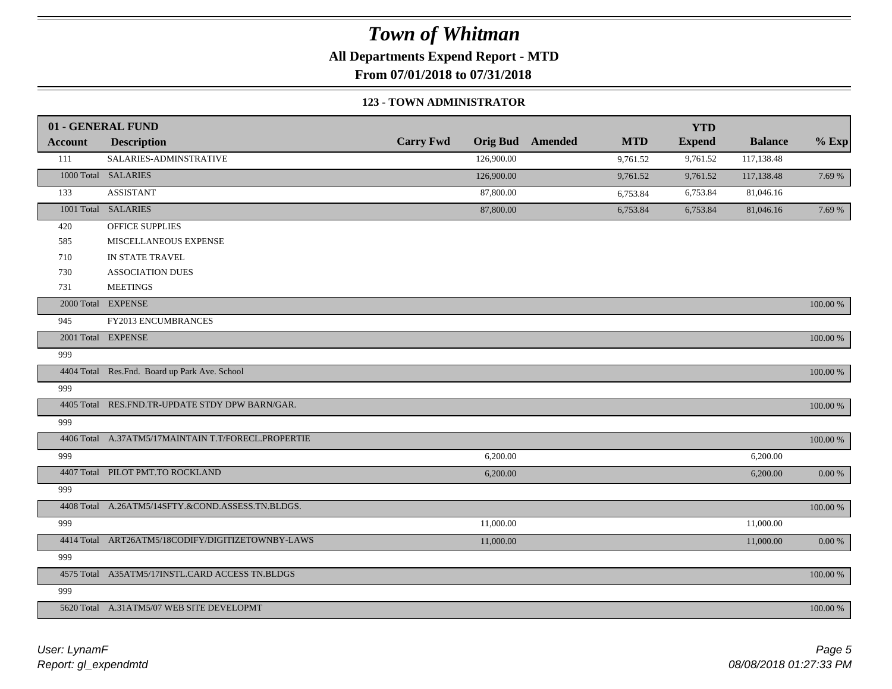# Town of Whitman

**All Departments Expend Report - MTD**

**From 07/01/2018 to 07/31/2018**

### 123 - TOWN ADMINISTRATOR

| 01 - GENERAL FUND | | | | | | YTD | | |
|---|---|---|---|---|---|---|---|---|
| **Account** | **Description** | **Carry Fwd** | **Orig Bud** | **Amended** | **MTD** | **Expend** | **Balance** | **% Exp** |
| 111 | SALARIES-ADMINSTRATIVE | | 126,900.00 | | 9,761.52 | 9,761.52 | 117,138.48 | |
| 1000 Total | SALARIES | | 126,900.00 | | 9,761.52 | 9,761.52 | 117,138.48 | 7.69 % |
| 133 | ASSISTANT | | 87,800.00 | | 6,753.84 | 6,753.84 | 81,046.16 | |
| 1001 Total | SALARIES | | 87,800.00 | | 6,753.84 | 6,753.84 | 81,046.16 | 7.69 % |
| 420 | OFFICE SUPPLIES | | | | | | | |
| 585 | MISCELLANEOUS EXPENSE | | | | | | | |
| 710 | IN STATE TRAVEL | | | | | | | |
| 730 | ASSOCIATION DUES | | | | | | | |
| 731 | MEETINGS | | | | | | | |
| 2000 Total | EXPENSE | | | | | | | 100.00 % |
| 945 | FY2013 ENCUMBRANCES | | | | | | | |
| 2001 Total | EXPENSE | | | | | | | 100.00 % |
| 999 | | | | | | | | |
| 4404 Total | Res.Fnd. Board up Park Ave. School | | | | | | | 100.00 % |
| 999 | | | | | | | | |
| 4405 Total | RES.FND.TR-UPDATE STDY DPW BARN/GAR. | | | | | | | 100.00 % |
| 999 | | | | | | | | |
| 4406 Total | A.37ATM5/17MAINTAIN T.T/FORECL.PROPERTIE | | | | | | | 100.00 % |
| 999 | | | 6,200.00 | | | | 6,200.00 | |
| 4407 Total | PILOT PMT.TO ROCKLAND | | 6,200.00 | | | | 6,200.00 | 0.00 % |
| 999 | | | | | | | | |
| 4408 Total | A.26ATM5/14SFTY.&COND.ASSESS.TN.BLDGS. | | | | | | | 100.00 % |
| 999 | | | 11,000.00 | | | | 11,000.00 | |
| 4414 Total | ART26ATM5/18CODIFY/DIGITIZETOWNBY-LAWS | | 11,000.00 | | | | 11,000.00 | 0.00 % |
| 999 | | | | | | | | |
| 4575 Total | A35ATM5/17INSTL.CARD ACCESS TN.BLDGS | | | | | | | 100.00 % |
| 999 | | | | | | | | |
| 5620 Total | A.31ATM5/07 WEB SITE DEVELOPMT | | | | | | | 100.00 % |

*User: LynamF*
*Report: gl_expendmtd*

*08/08/2018 01:27:33 PM*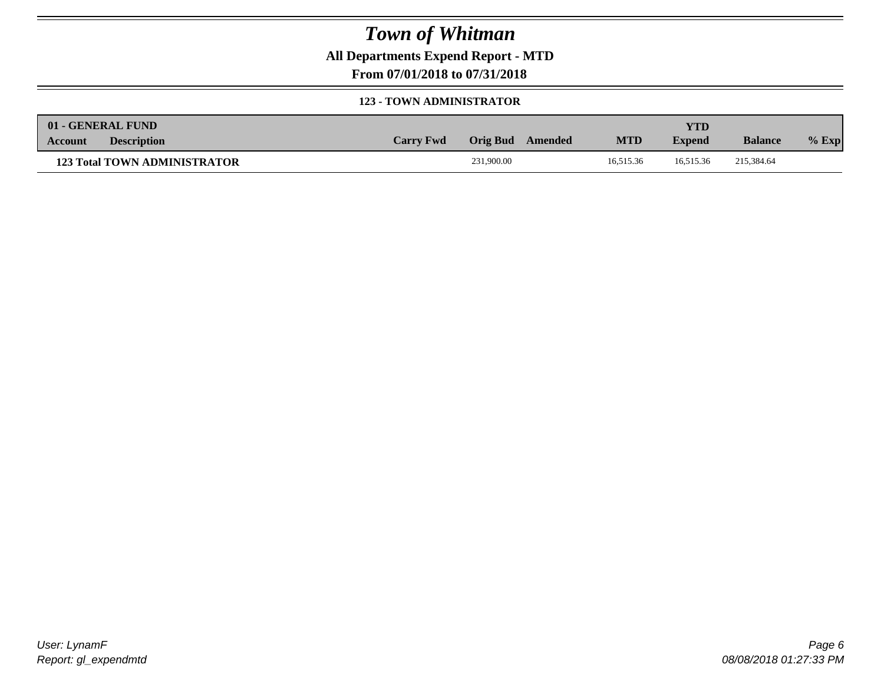# Town of Whitman

## All Departments Expend Report - MTD

### From 07/01/2018 to 07/31/2018

#### 123 - TOWN ADMINISTRATOR

| 01 - GENERAL FUND<br>Account | Description | Carry Fwd | Orig Bud | Amended | MTD | YTD Expend | Balance | % Exp |
|---|---|---|---|---|---|---|---|---|
| **123 Total TOWN ADMINISTRATOR** | | | 231,900.00 | | 16,515.36 | 16,515.36 | 215,384.64 | |

*User: LynamF*
*Report: gl_expendmtd*

*08/08/2018 01:27:33 PM*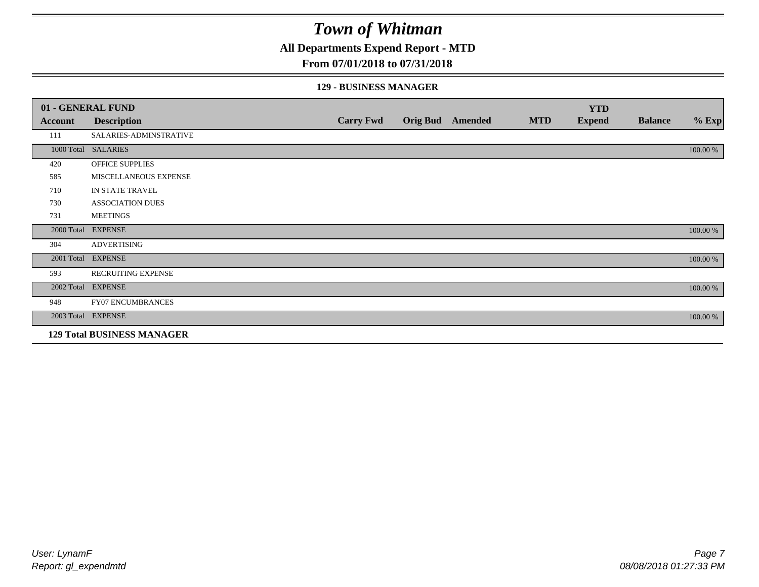# Town of Whitman

## All Departments Expend Report - MTD

### From 07/01/2018 to 07/31/2018

#### 129 - BUSINESS MANAGER

| 01 - GENERAL FUND | | | | | | YTD | | |
|---|---|---|---|---|---|---|---|---|
| Account | Description | Carry Fwd | Orig Bud | Amended | MTD | Expend | Balance | % Exp |
| 111 | SALARIES-ADMINSTRATIVE | | | | | | | |
| 1000 Total | SALARIES | | | | | | | 100.00 % |
| 420 | OFFICE SUPPLIES | | | | | | | |
| 585 | MISCELLANEOUS EXPENSE | | | | | | | |
| 710 | IN STATE TRAVEL | | | | | | | |
| 730 | ASSOCIATION DUES | | | | | | | |
| 731 | MEETINGS | | | | | | | |
| 2000 Total | EXPENSE | | | | | | | 100.00 % |
| 304 | ADVERTISING | | | | | | | |
| 2001 Total | EXPENSE | | | | | | | 100.00 % |
| 593 | RECRUITING EXPENSE | | | | | | | |
| 2002 Total | EXPENSE | | | | | | | 100.00 % |
| 948 | FY07 ENCUMBRANCES | | | | | | | |
| 2003 Total | EXPENSE | | | | | | | 100.00 % |
| **129 Total BUSINESS MANAGER** | | | | | | | | |

User: LynamF
Report: gl_expendmtd

08/08/2018 01:27:33 PM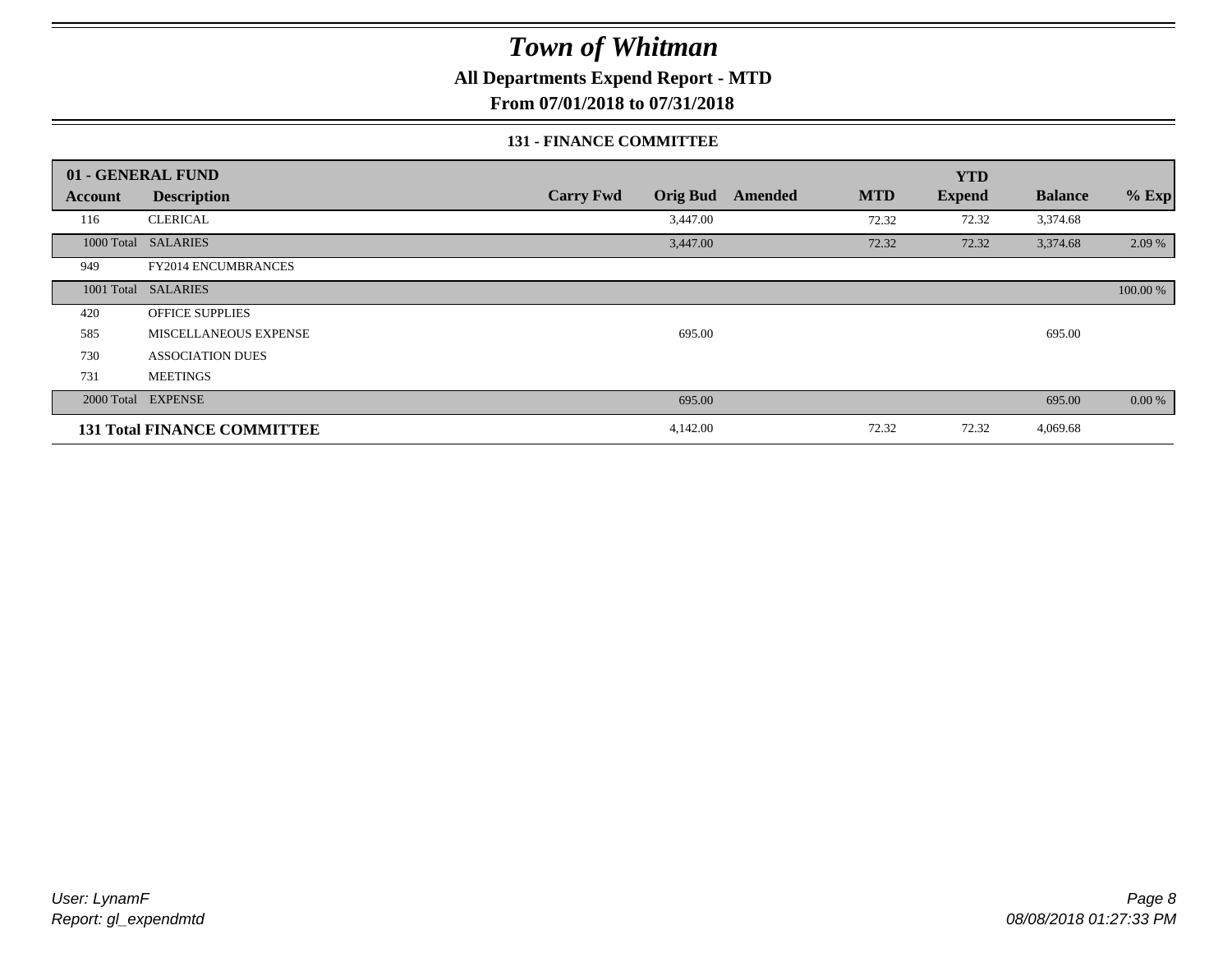# Town of Whitman

## All Departments Expend Report - MTD

### From 07/01/2018 to 07/31/2018

#### 131 - FINANCE COMMITTEE

| 01 - GENERAL FUND | | | | | | YTD | | |
|---|---|---|---|---|---|---|---|---|
| **Account** | **Description** | **Carry Fwd** | **Orig Bud** | **Amended** | **MTD** | **Expend** | **Balance** | **% Exp** |
| 116 | CLERICAL | | 3,447.00 | | 72.32 | 72.32 | 3,374.68 | |
| 1000 Total | SALARIES | | 3,447.00 | | 72.32 | 72.32 | 3,374.68 | 2.09 % |
| 949 | FY2014 ENCUMBRANCES | | | | | | | |
| 1001 Total | SALARIES | | | | | | | 100.00 % |
| 420 | OFFICE SUPPLIES | | | | | | | |
| 585 | MISCELLANEOUS EXPENSE | | 695.00 | | | | 695.00 | |
| 730 | ASSOCIATION DUES | | | | | | | |
| 731 | MEETINGS | | | | | | | |
| 2000 Total | EXPENSE | | 695.00 | | | | 695.00 | 0.00 % |
| **131 Total FINANCE COMMITTEE** | | | 4,142.00 | | 72.32 | 72.32 | 4,069.68 | |

*User: LynamF*
*Report: gl_expendmtd*

*08/08/2018 01:27:33 PM*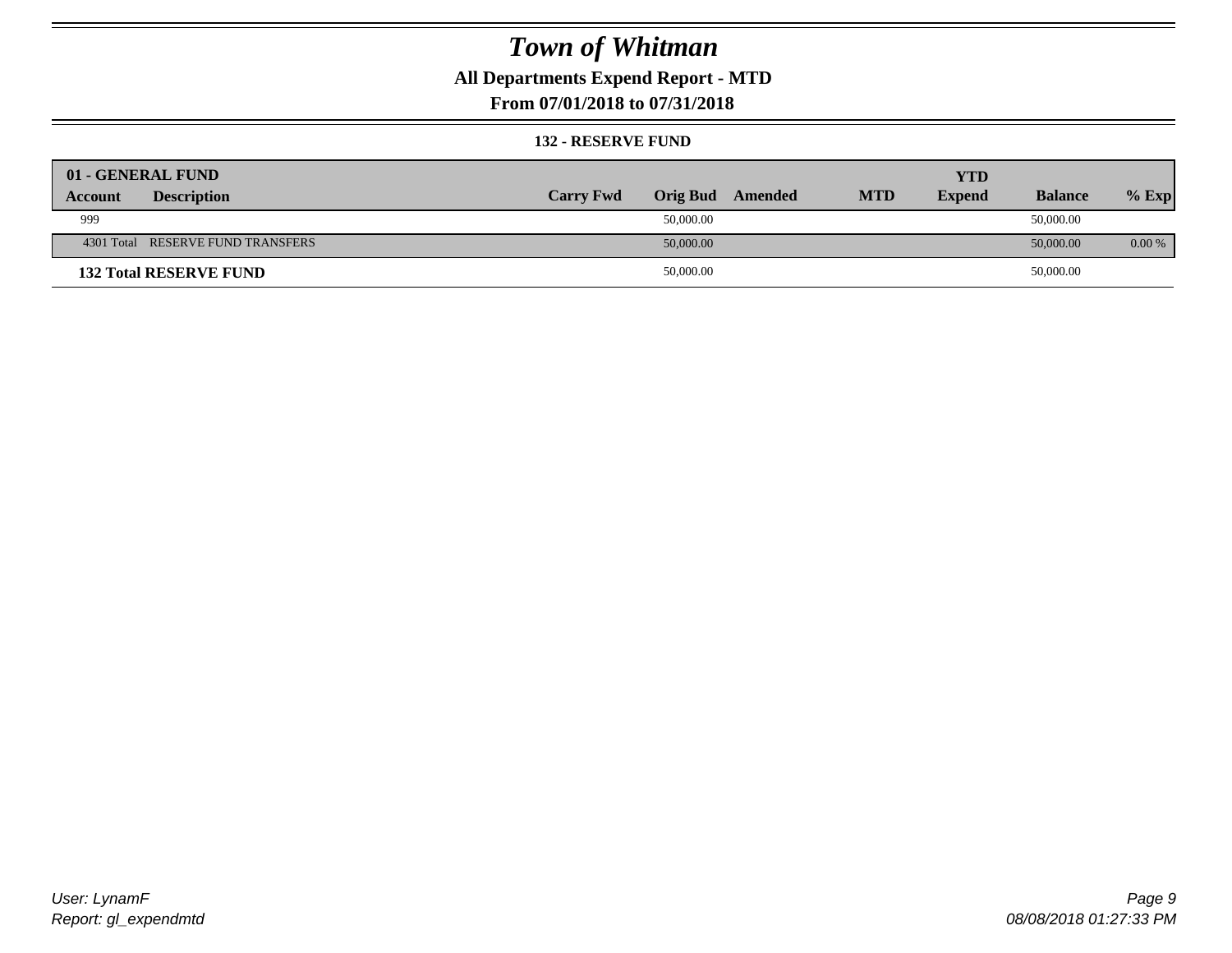# Town of Whitman

## All Departments Expend Report - MTD

### From 07/01/2018 to 07/31/2018

#### 132 - RESERVE FUND

| 01 - GENERAL FUND | | | | | | | | |
|---|---|---|---|---|---|---|---|---|
| **Account** | **Description** | **Carry Fwd** | **Orig Bud** | **Amended** | **MTD** | **YTD Expend** | **Balance** | **% Exp** |
| 999 | | | 50,000.00 | | | | 50,000.00 | |
| 4301 Total | RESERVE FUND TRANSFERS | | 50,000.00 | | | | 50,000.00 | 0.00 % |
| **132 Total RESERVE FUND** | | | 50,000.00 | | | | 50,000.00 | |

User: LynamF
Report: gl_expendmtd

08/08/2018 01:27:33 PM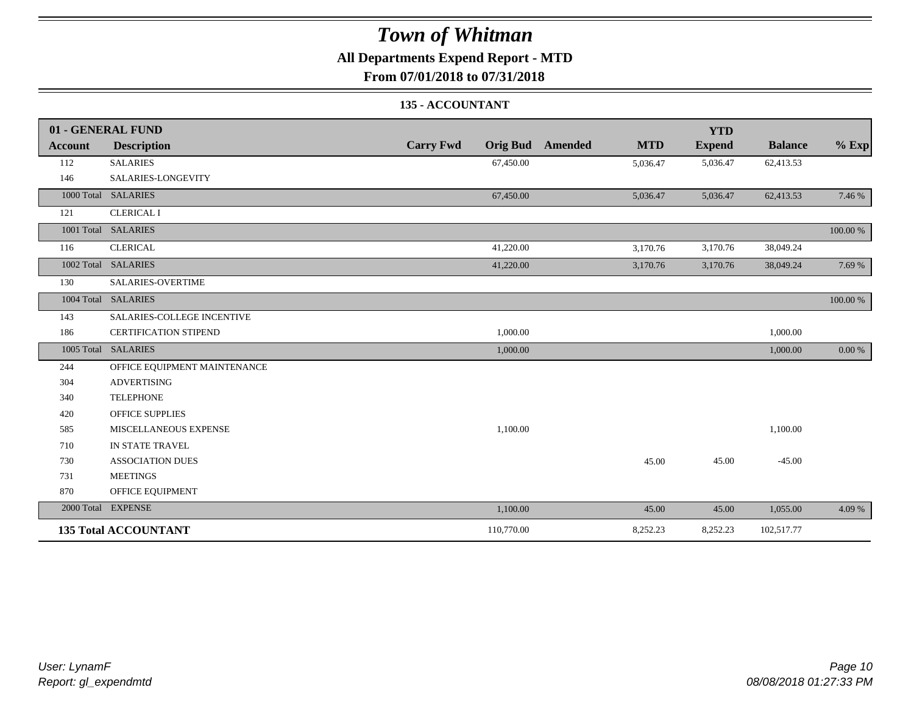# Town of Whitman

## All Departments Expend Report - MTD

### From 07/01/2018 to 07/31/2018

#### 135 - ACCOUNTANT

| 01 - GENERAL FUND | | | | | | YTD | | |
|---|---|---|---|---|---|---|---|---|
| **Account** | **Description** | **Carry Fwd** | **Orig Bud** | **Amended** | **MTD** | **Expend** | **Balance** | **% Exp** |
| 112 | SALARIES | | 67,450.00 | | 5,036.47 | 5,036.47 | 62,413.53 | |
| 146 | SALARIES-LONGEVITY | | | | | | | |
| 1000 Total | SALARIES | | 67,450.00 | | 5,036.47 | 5,036.47 | 62,413.53 | 7.46 % |
| 121 | CLERICAL I | | | | | | | |
| 1001 Total | SALARIES | | | | | | | 100.00 % |
| 116 | CLERICAL | | 41,220.00 | | 3,170.76 | 3,170.76 | 38,049.24 | |
| 1002 Total | SALARIES | | 41,220.00 | | 3,170.76 | 3,170.76 | 38,049.24 | 7.69 % |
| 130 | SALARIES-OVERTIME | | | | | | | |
| 1004 Total | SALARIES | | | | | | | 100.00 % |
| 143 | SALARIES-COLLEGE INCENTIVE | | | | | | | |
| 186 | CERTIFICATION STIPEND | | 1,000.00 | | | | 1,000.00 | |
| 1005 Total | SALARIES | | 1,000.00 | | | | 1,000.00 | 0.00 % |
| 244 | OFFICE EQUIPMENT MAINTENANCE | | | | | | | |
| 304 | ADVERTISING | | | | | | | |
| 340 | TELEPHONE | | | | | | | |
| 420 | OFFICE SUPPLIES | | | | | | | |
| 585 | MISCELLANEOUS EXPENSE | | 1,100.00 | | | | 1,100.00 | |
| 710 | IN STATE TRAVEL | | | | | | | |
| 730 | ASSOCIATION DUES | | | | 45.00 | 45.00 | -45.00 | |
| 731 | MEETINGS | | | | | | | |
| 870 | OFFICE EQUIPMENT | | | | | | | |
| 2000 Total | EXPENSE | | 1,100.00 | | 45.00 | 45.00 | 1,055.00 | 4.09 % |
| **135 Total ACCOUNTANT** | | | 110,770.00 | | 8,252.23 | 8,252.23 | 102,517.77 | |

*User: LynamF*
*Report: gl_expendmtd*

*08/08/2018 01:27:33 PM*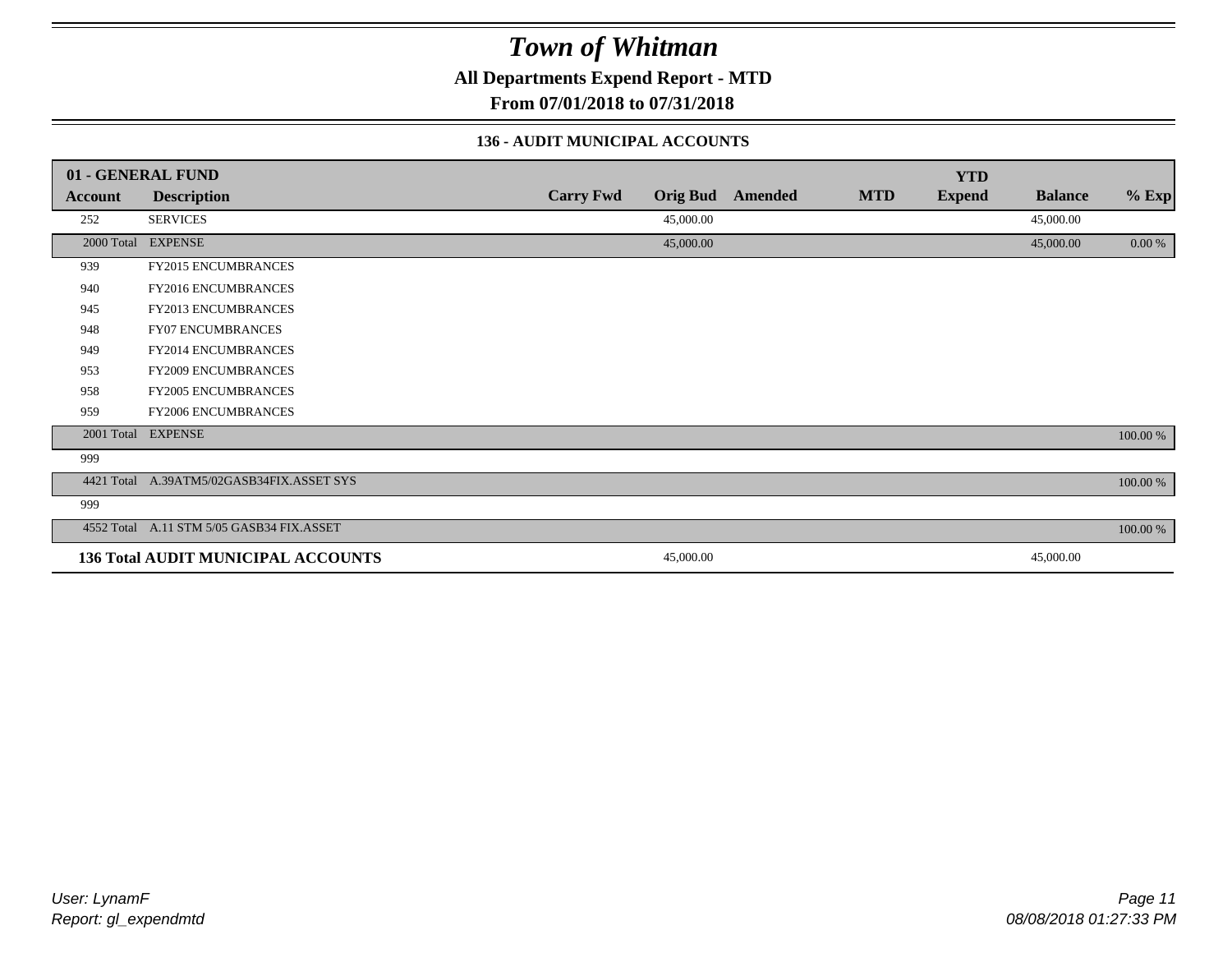# Town of Whitman

**All Departments Expend Report - MTD**

**From 07/01/2018 to 07/31/2018**

### 136 - AUDIT MUNICIPAL ACCOUNTS

| 01 - GENERAL FUND | | | | | | YTD | | |
|---|---|---|---|---|---|---|---|---|
| **Account** | **Description** | **Carry Fwd** | **Orig Bud** | **Amended** | **MTD** | **Expend** | **Balance** | **% Exp** |
| 252 | SERVICES | | 45,000.00 | | | | 45,000.00 | |
| 2000 Total | EXPENSE | | 45,000.00 | | | | 45,000.00 | 0.00 % |
| 939 | FY2015 ENCUMBRANCES | | | | | | | |
| 940 | FY2016 ENCUMBRANCES | | | | | | | |
| 945 | FY2013 ENCUMBRANCES | | | | | | | |
| 948 | FY07 ENCUMBRANCES | | | | | | | |
| 949 | FY2014 ENCUMBRANCES | | | | | | | |
| 953 | FY2009 ENCUMBRANCES | | | | | | | |
| 958 | FY2005 ENCUMBRANCES | | | | | | | |
| 959 | FY2006 ENCUMBRANCES | | | | | | | |
| 2001 Total | EXPENSE | | | | | | | 100.00 % |
| 999 | | | | | | | | |
| 4421 Total | A.39ATM5/02GASB34FIX.ASSET SYS | | | | | | | 100.00 % |
| 999 | | | | | | | | |
| 4552 Total | A.11 STM 5/05 GASB34 FIX.ASSET | | | | | | | 100.00 % |
| **136 Total AUDIT MUNICIPAL ACCOUNTS** | | | 45,000.00 | | | | 45,000.00 | |

*User: LynamF*
*Report: gl_expendmtd*

*08/08/2018 01:27:33 PM*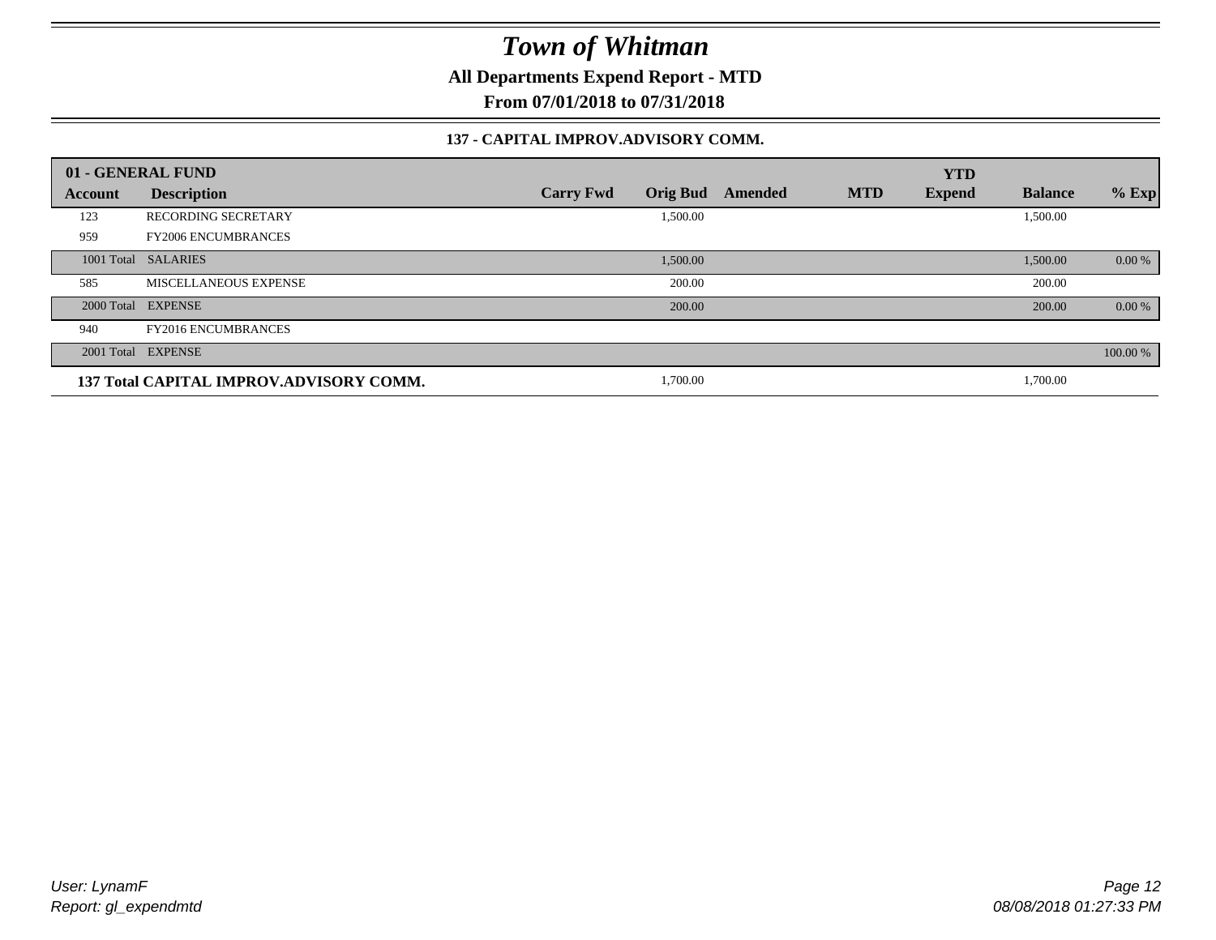# *Town of Whitman*

**All Departments Expend Report - MTD**

**From 07/01/2018 to 07/31/2018**

**137 - CAPITAL IMPROV.ADVISORY COMM.**

| 01 - GENERAL FUND | | | | | | YTD | | |
|---|---|---|---|---|---|---|---|---|
| **Account** | **Description** | **Carry Fwd** | **Orig Bud** | **Amended** | **MTD** | **Expend** | **Balance** | **% Exp** |
| 123 | RECORDING SECRETARY | | 1,500.00 | | | | 1,500.00 | |
| 959 | FY2006 ENCUMBRANCES | | | | | | | |
| 1001 Total | SALARIES | | 1,500.00 | | | | 1,500.00 | 0.00 % |
| 585 | MISCELLANEOUS EXPENSE | | 200.00 | | | | 200.00 | |
| 2000 Total | EXPENSE | | 200.00 | | | | 200.00 | 0.00 % |
| 940 | FY2016 ENCUMBRANCES | | | | | | | |
| 2001 Total | EXPENSE | | | | | | | 100.00 % |
| **137 Total CAPITAL IMPROV.ADVISORY COMM.** | | | 1,700.00 | | | | 1,700.00 | |

*User: LynamF*
*Report: gl_expendmtd*

*08/08/2018 01:27:33 PM*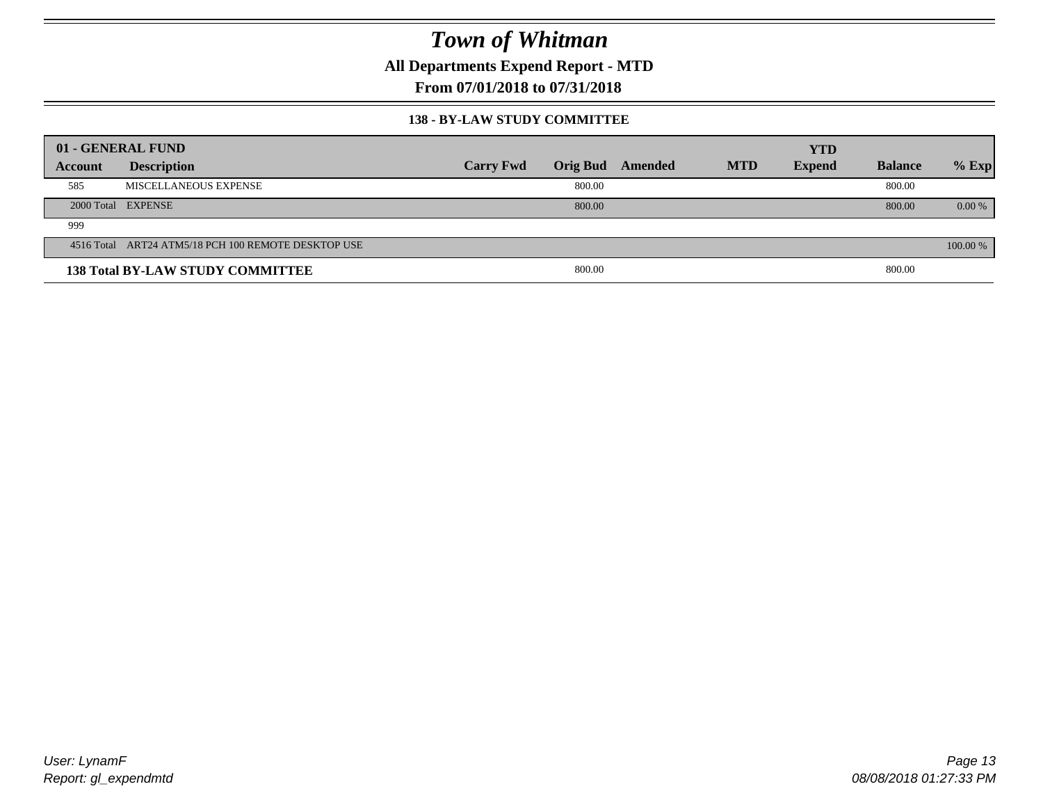# Town of Whitman

**All Departments Expend Report - MTD**

**From 07/01/2018 to 07/31/2018**

### 138 - BY-LAW STUDY COMMITTEE

| 01 - GENERAL FUND | | | | | | YTD | | |
|---|---|---|---|---|---|---|---|---|
| Account | Description | Carry Fwd | Orig Bud | Amended | MTD | Expend | Balance | % Exp |
| 585 | MISCELLANEOUS EXPENSE | | 800.00 | | | | 800.00 | |
| 2000 Total | EXPENSE | | 800.00 | | | | 800.00 | 0.00 % |
| 999 | | | | | | | | |
| 4516 Total | ART24 ATM5/18 PCH 100 REMOTE DESKTOP USE | | | | | | | 100.00 % |
| **138 Total BY-LAW STUDY COMMITTEE** | | | 800.00 | | | | 800.00 | |

*User: LynamF*
*Report: gl_expendmtd*

*08/08/2018 01:27:33 PM*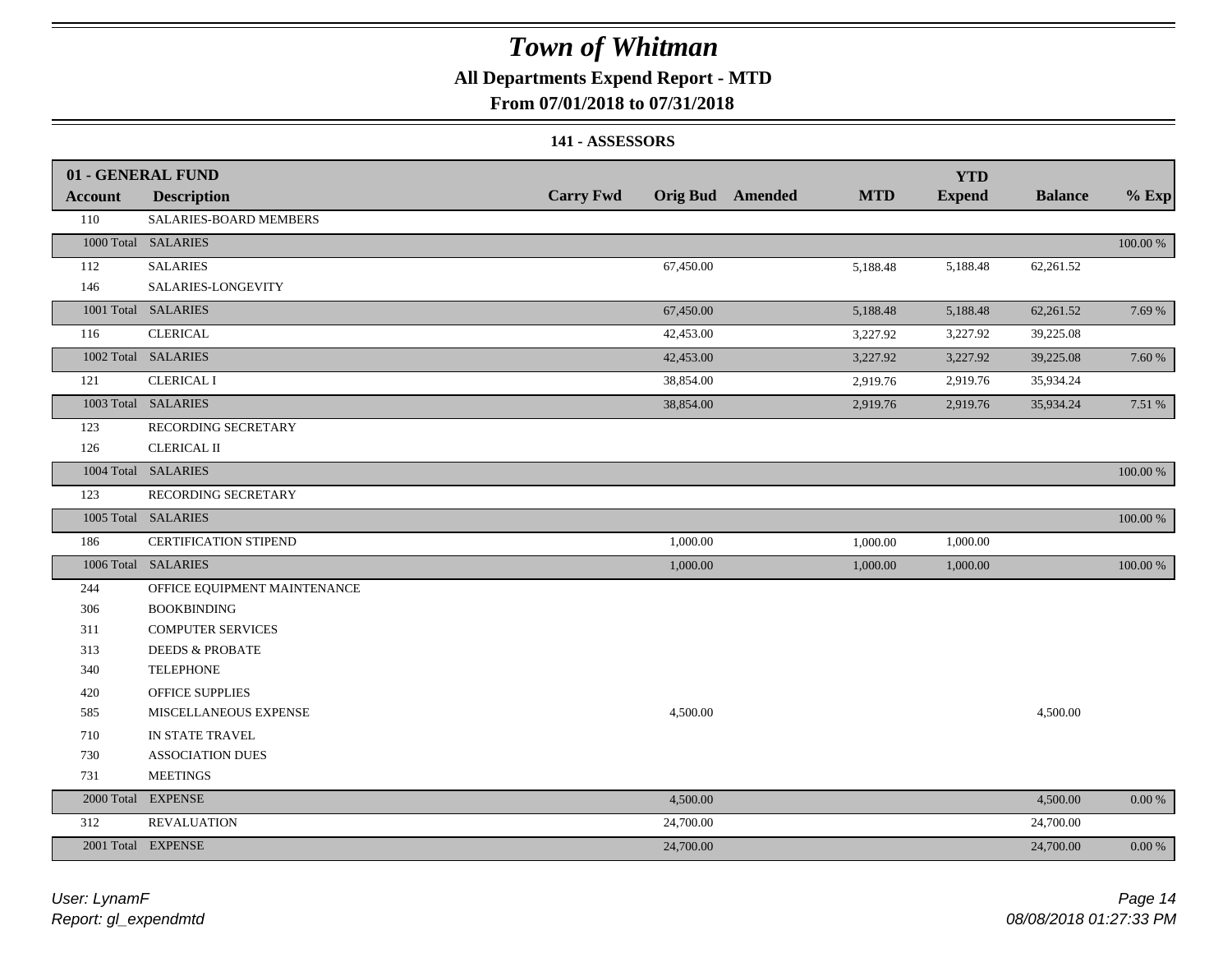# Town of Whitman

## All Departments Expend Report - MTD

### From 07/01/2018 to 07/31/2018

#### 141 - ASSESSORS

| 01 - GENERAL FUND | | | | | | YTD | | |
|---|---|---|---|---|---|---|---|---|
| **Account** | **Description** | **Carry Fwd** | **Orig Bud** | **Amended** | **MTD** | **Expend** | **Balance** | **% Exp** |
| 110 | SALARIES-BOARD MEMBERS | | | | | | | |
| 1000 Total | SALARIES | | | | | | | 100.00 % |
| 112 | SALARIES | | 67,450.00 | | 5,188.48 | 5,188.48 | 62,261.52 | |
| 146 | SALARIES-LONGEVITY | | | | | | | |
| 1001 Total | SALARIES | | 67,450.00 | | 5,188.48 | 5,188.48 | 62,261.52 | 7.69 % |
| 116 | CLERICAL | | 42,453.00 | | 3,227.92 | 3,227.92 | 39,225.08 | |
| 1002 Total | SALARIES | | 42,453.00 | | 3,227.92 | 3,227.92 | 39,225.08 | 7.60 % |
| 121 | CLERICAL I | | 38,854.00 | | 2,919.76 | 2,919.76 | 35,934.24 | |
| 1003 Total | SALARIES | | 38,854.00 | | 2,919.76 | 2,919.76 | 35,934.24 | 7.51 % |
| 123 | RECORDING SECRETARY | | | | | | | |
| 126 | CLERICAL II | | | | | | | |
| 1004 Total | SALARIES | | | | | | | 100.00 % |
| 123 | RECORDING SECRETARY | | | | | | | |
| 1005 Total | SALARIES | | | | | | | 100.00 % |
| 186 | CERTIFICATION STIPEND | | 1,000.00 | | 1,000.00 | 1,000.00 | | |
| 1006 Total | SALARIES | | 1,000.00 | | 1,000.00 | 1,000.00 | | 100.00 % |
| 244 | OFFICE EQUIPMENT MAINTENANCE | | | | | | | |
| 306 | BOOKBINDING | | | | | | | |
| 311 | COMPUTER SERVICES | | | | | | | |
| 313 | DEEDS & PROBATE | | | | | | | |
| 340 | TELEPHONE | | | | | | | |
| 420 | OFFICE SUPPLIES | | | | | | | |
| 585 | MISCELLANEOUS EXPENSE | | 4,500.00 | | | | 4,500.00 | |
| 710 | IN STATE TRAVEL | | | | | | | |
| 730 | ASSOCIATION DUES | | | | | | | |
| 731 | MEETINGS | | | | | | | |
| 2000 Total | EXPENSE | | 4,500.00 | | | | 4,500.00 | 0.00 % |
| 312 | REVALUATION | | 24,700.00 | | | | 24,700.00 | |
| 2001 Total | EXPENSE | | 24,700.00 | | | | 24,700.00 | 0.00 % |

*User: LynamF*
*Report: gl_expendmtd*

*08/08/2018 01:27:33 PM*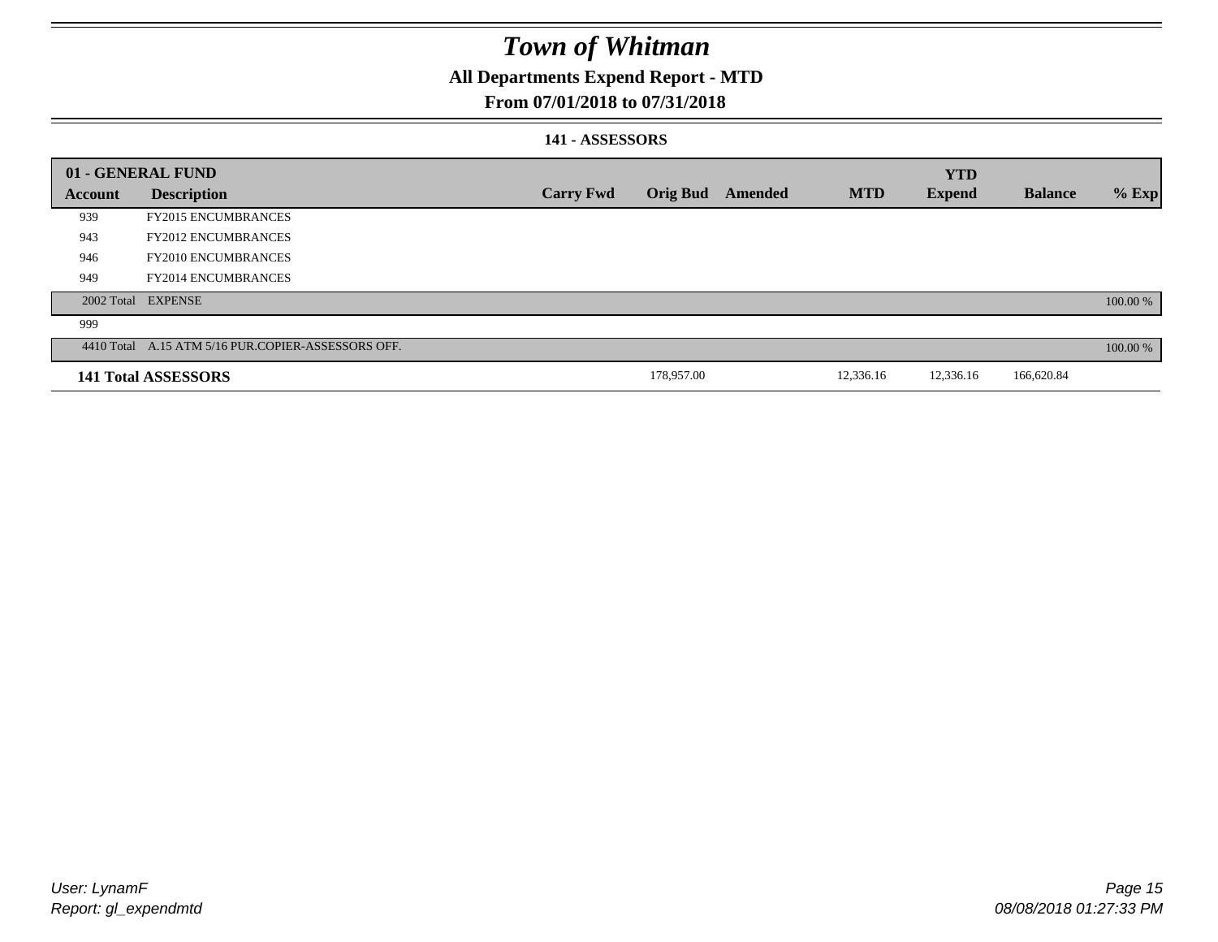# Town of Whitman

## All Departments Expend Report - MTD

### From 07/01/2018 to 07/31/2018

#### 141 - ASSESSORS

| 01 - GENERAL FUND | | | | | | YTD | | |
|---|---|---|---|---|---|---|---|---|
| Account | Description | Carry Fwd | Orig Bud | Amended | MTD | Expend | Balance | % Exp |
| 939 | FY2015 ENCUMBRANCES | | | | | | | |
| 943 | FY2012 ENCUMBRANCES | | | | | | | |
| 946 | FY2010 ENCUMBRANCES | | | | | | | |
| 949 | FY2014 ENCUMBRANCES | | | | | | | |
| 2002 Total | EXPENSE | | | | | | | 100.00 % |
| 999 | | | | | | | | |
| 4410 Total | A.15 ATM 5/16 PUR.COPIER-ASSESSORS OFF. | | | | | | | 100.00 % |
| **141 Total ASSESSORS** | | | 178,957.00 | | 12,336.16 | 12,336.16 | 166,620.84 | |

User: LynamF
Report: gl_expendmtd

08/08/2018 01:27:33 PM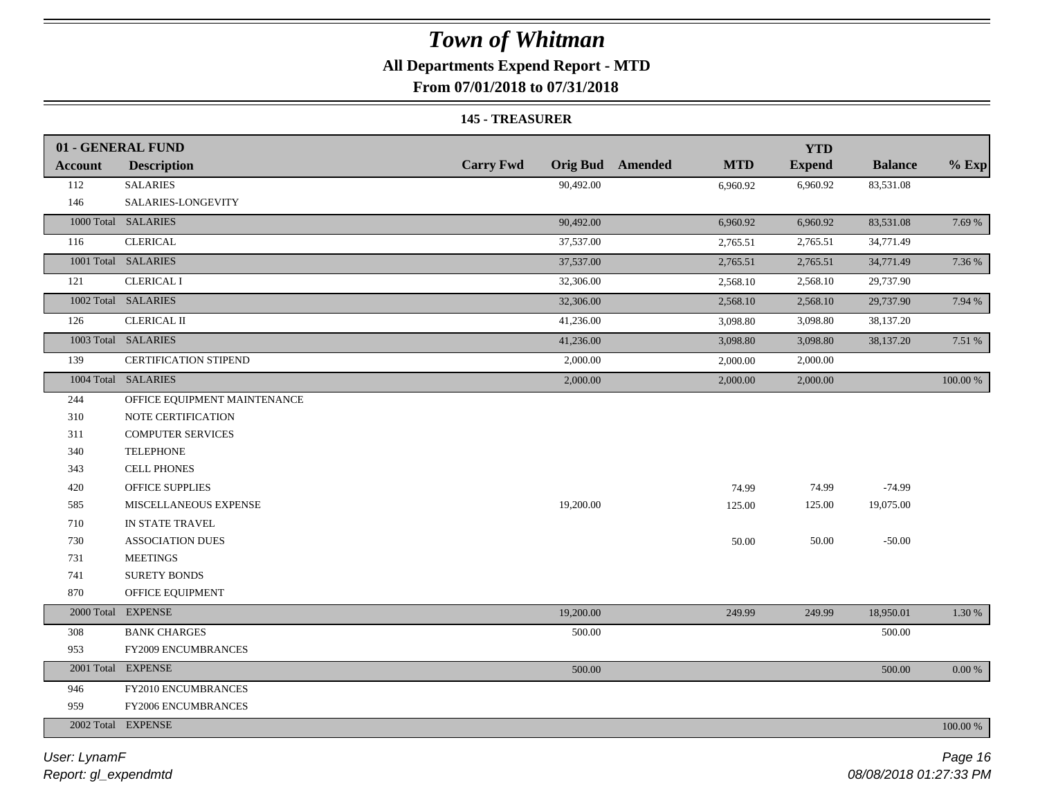# Town of Whitman

**All Departments Expend Report - MTD**

**From 07/01/2018 to 07/31/2018**

**145 - TREASURER**

| 01 - GENERAL FUND | | | | | | YTD | | |
|---|---|---|---|---|---|---|---|---|
| Account | Description | Carry Fwd | Orig Bud | Amended | MTD | Expend | Balance | % Exp |
| 112 | SALARIES | | 90,492.00 | | 6,960.92 | 6,960.92 | 83,531.08 | |
| 146 | SALARIES-LONGEVITY | | | | | | | |
| 1000 Total | SALARIES | | 90,492.00 | | 6,960.92 | 6,960.92 | 83,531.08 | 7.69 % |
| 116 | CLERICAL | | 37,537.00 | | 2,765.51 | 2,765.51 | 34,771.49 | |
| 1001 Total | SALARIES | | 37,537.00 | | 2,765.51 | 2,765.51 | 34,771.49 | 7.36 % |
| 121 | CLERICAL I | | 32,306.00 | | 2,568.10 | 2,568.10 | 29,737.90 | |
| 1002 Total | SALARIES | | 32,306.00 | | 2,568.10 | 2,568.10 | 29,737.90 | 7.94 % |
| 126 | CLERICAL II | | 41,236.00 | | 3,098.80 | 3,098.80 | 38,137.20 | |
| 1003 Total | SALARIES | | 41,236.00 | | 3,098.80 | 3,098.80 | 38,137.20 | 7.51 % |
| 139 | CERTIFICATION STIPEND | | 2,000.00 | | 2,000.00 | 2,000.00 | | |
| 1004 Total | SALARIES | | 2,000.00 | | 2,000.00 | 2,000.00 | | 100.00 % |
| 244 | OFFICE EQUIPMENT MAINTENANCE | | | | | | | |
| 310 | NOTE CERTIFICATION | | | | | | | |
| 311 | COMPUTER SERVICES | | | | | | | |
| 340 | TELEPHONE | | | | | | | |
| 343 | CELL PHONES | | | | | | | |
| 420 | OFFICE SUPPLIES | | | | 74.99 | 74.99 | -74.99 | |
| 585 | MISCELLANEOUS EXPENSE | | 19,200.00 | | 125.00 | 125.00 | 19,075.00 | |
| 710 | IN STATE TRAVEL | | | | | | | |
| 730 | ASSOCIATION DUES | | | | 50.00 | 50.00 | -50.00 | |
| 731 | MEETINGS | | | | | | | |
| 741 | SURETY BONDS | | | | | | | |
| 870 | OFFICE EQUIPMENT | | | | | | | |
| 2000 Total | EXPENSE | | 19,200.00 | | 249.99 | 249.99 | 18,950.01 | 1.30 % |
| 308 | BANK CHARGES | | 500.00 | | | | 500.00 | |
| 953 | FY2009 ENCUMBRANCES | | | | | | | |
| 2001 Total | EXPENSE | | 500.00 | | | | 500.00 | 0.00 % |
| 946 | FY2010 ENCUMBRANCES | | | | | | | |
| 959 | FY2006 ENCUMBRANCES | | | | | | | |
| 2002 Total | EXPENSE | | | | | | | 100.00 % |

User: LynamF

Report: gl_expendmtd

08/08/2018 01:27:33 PM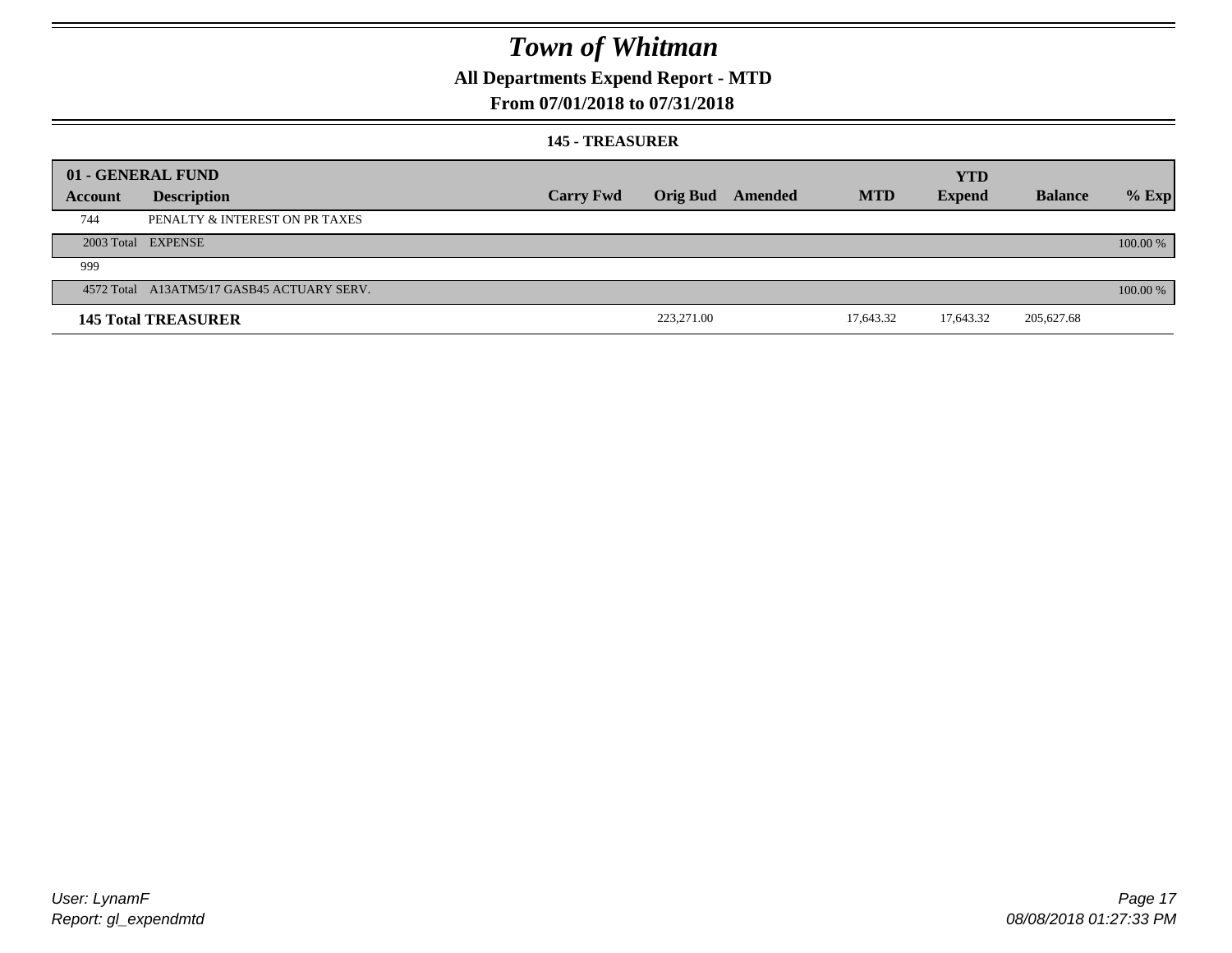# Town of Whitman

## All Departments Expend Report - MTD

### From 07/01/2018 to 07/31/2018

#### 145 - TREASURER

| 01 - GENERAL FUND | | | | | | YTD | | |
|---|---|---|---|---|---|---|---|---|
| Account | Description | Carry Fwd | Orig Bud | Amended | MTD | Expend | Balance | % Exp |
| 744 | PENALTY & INTEREST ON PR TAXES | | | | | | | |
| 2003 Total | EXPENSE | | | | | | | 100.00 % |
| 999 | | | | | | | | |
| 4572 Total | A13ATM5/17 GASB45 ACTUARY SERV. | | | | | | | 100.00 % |
| **145 Total TREASURER** | | | 223,271.00 | | 17,643.32 | 17,643.32 | 205,627.68 | |

User: LynamF
Report: gl_expendmtd

08/08/2018 01:27:33 PM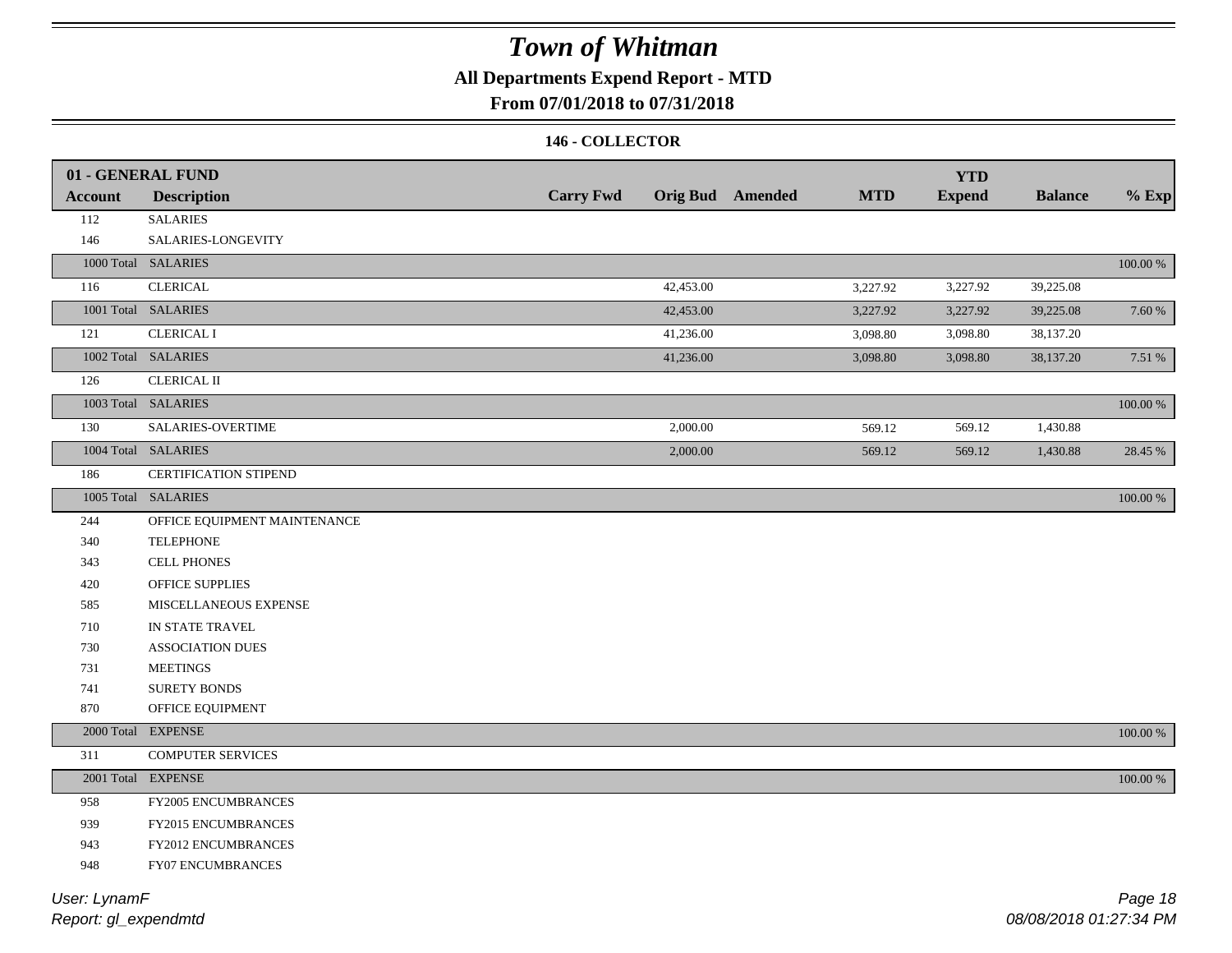# Town of Whitman

## All Departments Expend Report - MTD

### From 07/01/2018 to 07/31/2018

#### 146 - COLLECTOR

| 01 - GENERAL FUND | | | | | | YTD | | |
|---|---|---|---|---|---|---|---|---|
| **Account** | **Description** | **Carry Fwd** | **Orig Bud** | **Amended** | **MTD** | **Expend** | **Balance** | **% Exp** |
| 112 | SALARIES | | | | | | | |
| 146 | SALARIES-LONGEVITY | | | | | | | |
| 1000 Total | SALARIES | | | | | | | 100.00 % |
| 116 | CLERICAL | | 42,453.00 | | 3,227.92 | 3,227.92 | 39,225.08 | |
| 1001 Total | SALARIES | | 42,453.00 | | 3,227.92 | 3,227.92 | 39,225.08 | 7.60 % |
| 121 | CLERICAL I | | 41,236.00 | | 3,098.80 | 3,098.80 | 38,137.20 | |
| 1002 Total | SALARIES | | 41,236.00 | | 3,098.80 | 3,098.80 | 38,137.20 | 7.51 % |
| 126 | CLERICAL II | | | | | | | |
| 1003 Total | SALARIES | | | | | | | 100.00 % |
| 130 | SALARIES-OVERTIME | | 2,000.00 | | 569.12 | 569.12 | 1,430.88 | |
| 1004 Total | SALARIES | | 2,000.00 | | 569.12 | 569.12 | 1,430.88 | 28.45 % |
| 186 | CERTIFICATION STIPEND | | | | | | | |
| 1005 Total | SALARIES | | | | | | | 100.00 % |
| 244 | OFFICE EQUIPMENT MAINTENANCE | | | | | | | |
| 340 | TELEPHONE | | | | | | | |
| 343 | CELL PHONES | | | | | | | |
| 420 | OFFICE SUPPLIES | | | | | | | |
| 585 | MISCELLANEOUS EXPENSE | | | | | | | |
| 710 | IN STATE TRAVEL | | | | | | | |
| 730 | ASSOCIATION DUES | | | | | | | |
| 731 | MEETINGS | | | | | | | |
| 741 | SURETY BONDS | | | | | | | |
| 870 | OFFICE EQUIPMENT | | | | | | | |
| 2000 Total | EXPENSE | | | | | | | 100.00 % |
| 311 | COMPUTER SERVICES | | | | | | | |
| 2001 Total | EXPENSE | | | | | | | 100.00 % |
| 958 | FY2005 ENCUMBRANCES | | | | | | | |
| 939 | FY2015 ENCUMBRANCES | | | | | | | |
| 943 | FY2012 ENCUMBRANCES | | | | | | | |
| 948 | FY07 ENCUMBRANCES | | | | | | | |

User: LynamF
Report: gl_expendmtd

08/08/2018 01:27:34 PM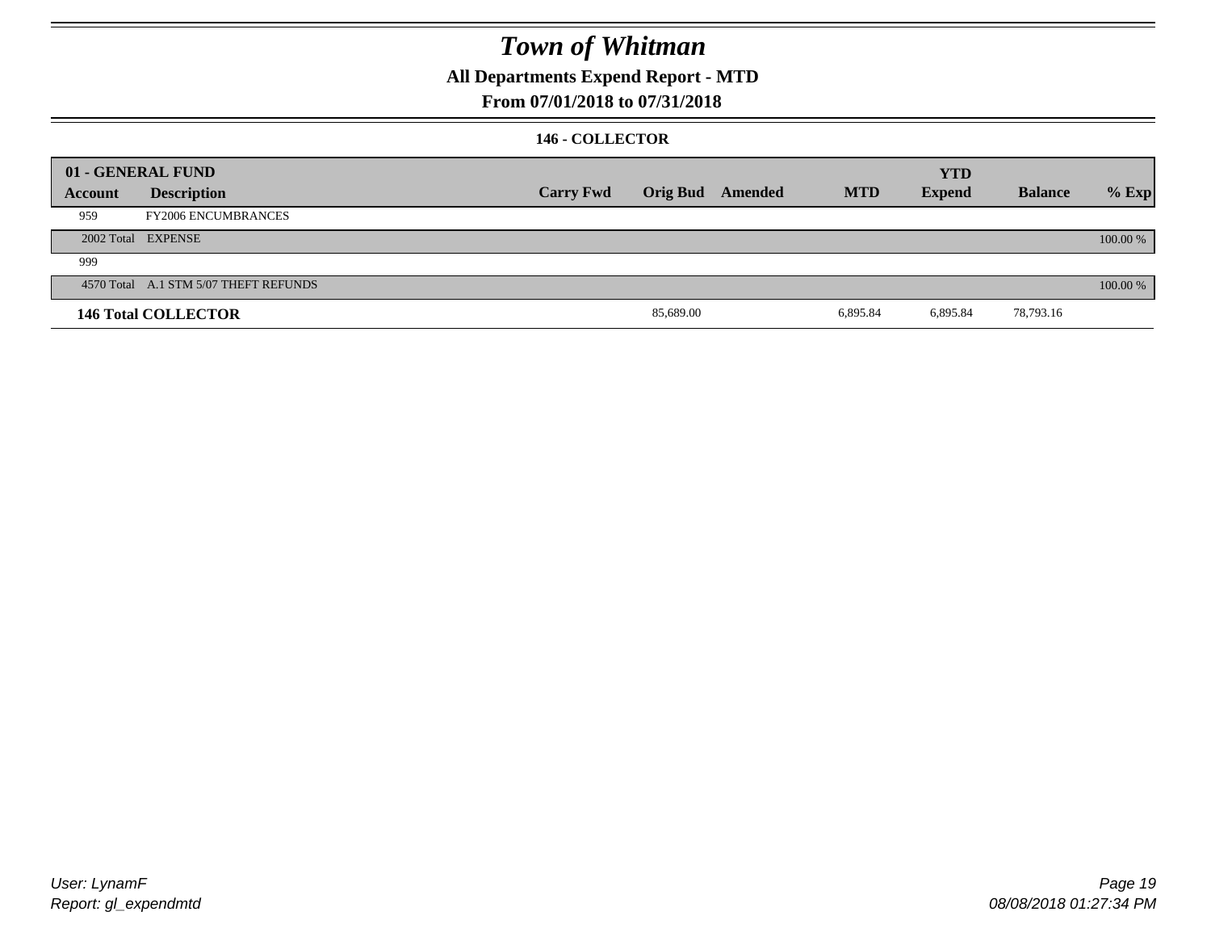# Town of Whitman

## All Departments Expend Report - MTD

### From 07/01/2018 to 07/31/2018

#### 146 - COLLECTOR

| 01 - GENERAL FUND | | | | | | YTD | | |
|---|---|---|---|---|---|---|---|---|
| Account | Description | Carry Fwd | Orig Bud | Amended | MTD | Expend | Balance | % Exp |
| 959 | FY2006 ENCUMBRANCES | | | | | | | |
| 2002 Total | EXPENSE | | | | | | | 100.00 % |
| 999 | | | | | | | | |
| 4570 Total | A.1 STM 5/07 THEFT REFUNDS | | | | | | | 100.00 % |
| **146 Total COLLECTOR** | | | 85,689.00 | | 6,895.84 | 6,895.84 | 78,793.16 | |

User: LynamF
Report: gl_expendmtd

08/08/2018 01:27:34 PM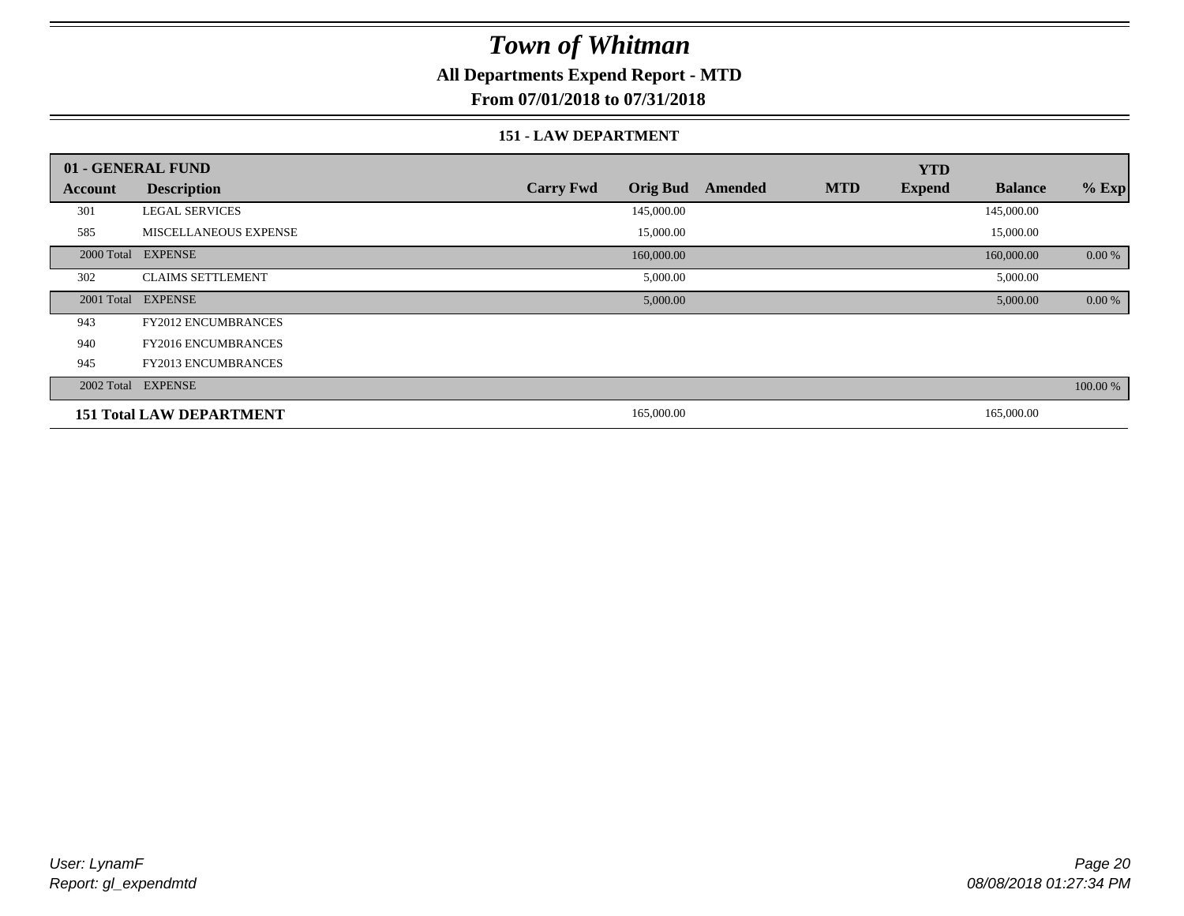# Town of Whitman

**All Departments Expend Report - MTD**

**From 07/01/2018 to 07/31/2018**

**151 - LAW DEPARTMENT**

| 01 - GENERAL FUND | | | | | | YTD | | |
|---|---|---|---|---|---|---|---|---|
| Account | Description | Carry Fwd | Orig Bud | Amended | MTD | Expend | Balance | % Exp |
| 301 | LEGAL SERVICES | | 145,000.00 | | | | 145,000.00 | |
| 585 | MISCELLANEOUS EXPENSE | | 15,000.00 | | | | 15,000.00 | |
| 2000 Total | EXPENSE | | 160,000.00 | | | | 160,000.00 | 0.00 % |
| 302 | CLAIMS SETTLEMENT | | 5,000.00 | | | | 5,000.00 | |
| 2001 Total | EXPENSE | | 5,000.00 | | | | 5,000.00 | 0.00 % |
| 943 | FY2012 ENCUMBRANCES | | | | | | | |
| 940 | FY2016 ENCUMBRANCES | | | | | | | |
| 945 | FY2013 ENCUMBRANCES | | | | | | | |
| 2002 Total | EXPENSE | | | | | | | 100.00 % |
| **151 Total LAW DEPARTMENT** | | | 165,000.00 | | | | 165,000.00 | |

*User: LynamF*
*Report: gl_expendmtd*

*08/08/2018 01:27:34 PM*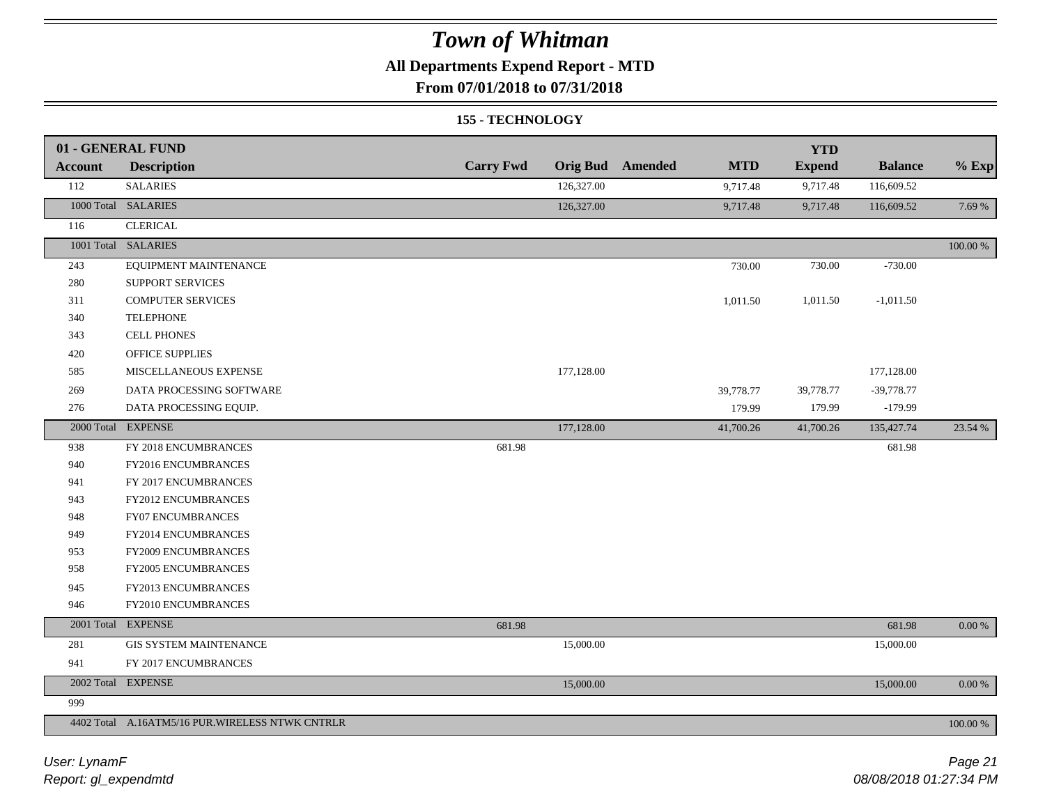# Town of Whitman

## All Departments Expend Report - MTD

### From 07/01/2018 to 07/31/2018

### 155 - TECHNOLOGY

| 01 - GENERAL FUND Account | Description | Carry Fwd | Orig Bud | Amended | MTD | YTD Expend | Balance | % Exp |
|---|---|---|---|---|---|---|---|---|
| 112 | SALARIES | | 126,327.00 | | 9,717.48 | 9,717.48 | 116,609.52 | |
| 1000 Total | SALARIES | | 126,327.00 | | 9,717.48 | 9,717.48 | 116,609.52 | 7.69 % |
| 116 | CLERICAL | | | | | | | |
| 1001 Total | SALARIES | | | | | | | 100.00 % |
| 243 | EQUIPMENT MAINTENANCE | | | | 730.00 | 730.00 | -730.00 | |
| 280 | SUPPORT SERVICES | | | | | | | |
| 311 | COMPUTER SERVICES | | | | 1,011.50 | 1,011.50 | -1,011.50 | |
| 340 | TELEPHONE | | | | | | | |
| 343 | CELL PHONES | | | | | | | |
| 420 | OFFICE SUPPLIES | | | | | | | |
| 585 | MISCELLANEOUS EXPENSE | | 177,128.00 | | | | 177,128.00 | |
| 269 | DATA PROCESSING SOFTWARE | | | | 39,778.77 | 39,778.77 | -39,778.77 | |
| 276 | DATA PROCESSING EQUIP. | | | | 179.99 | 179.99 | -179.99 | |
| 2000 Total | EXPENSE | | 177,128.00 | | 41,700.26 | 41,700.26 | 135,427.74 | 23.54 % |
| 938 | FY 2018 ENCUMBRANCES | 681.98 | | | | | 681.98 | |
| 940 | FY2016 ENCUMBRANCES | | | | | | | |
| 941 | FY 2017 ENCUMBRANCES | | | | | | | |
| 943 | FY2012 ENCUMBRANCES | | | | | | | |
| 948 | FY07 ENCUMBRANCES | | | | | | | |
| 949 | FY2014 ENCUMBRANCES | | | | | | | |
| 953 | FY2009 ENCUMBRANCES | | | | | | | |
| 958 | FY2005 ENCUMBRANCES | | | | | | | |
| 945 | FY2013 ENCUMBRANCES | | | | | | | |
| 946 | FY2010 ENCUMBRANCES | | | | | | | |
| 2001 Total | EXPENSE | 681.98 | | | | | 681.98 | 0.00 % |
| 281 | GIS SYSTEM MAINTENANCE | | 15,000.00 | | | | 15,000.00 | |
| 941 | FY 2017 ENCUMBRANCES | | | | | | | |
| 2002 Total | EXPENSE | | 15,000.00 | | | | 15,000.00 | 0.00 % |
| 999 | | | | | | | | |
| 4402 Total | A.16ATM5/16 PUR.WIRELESS NTWK CNTRLR | | | | | | | 100.00 % |

*User: LynamF*
*Report: gl_expendmtd*

*08/08/2018 01:27:34 PM*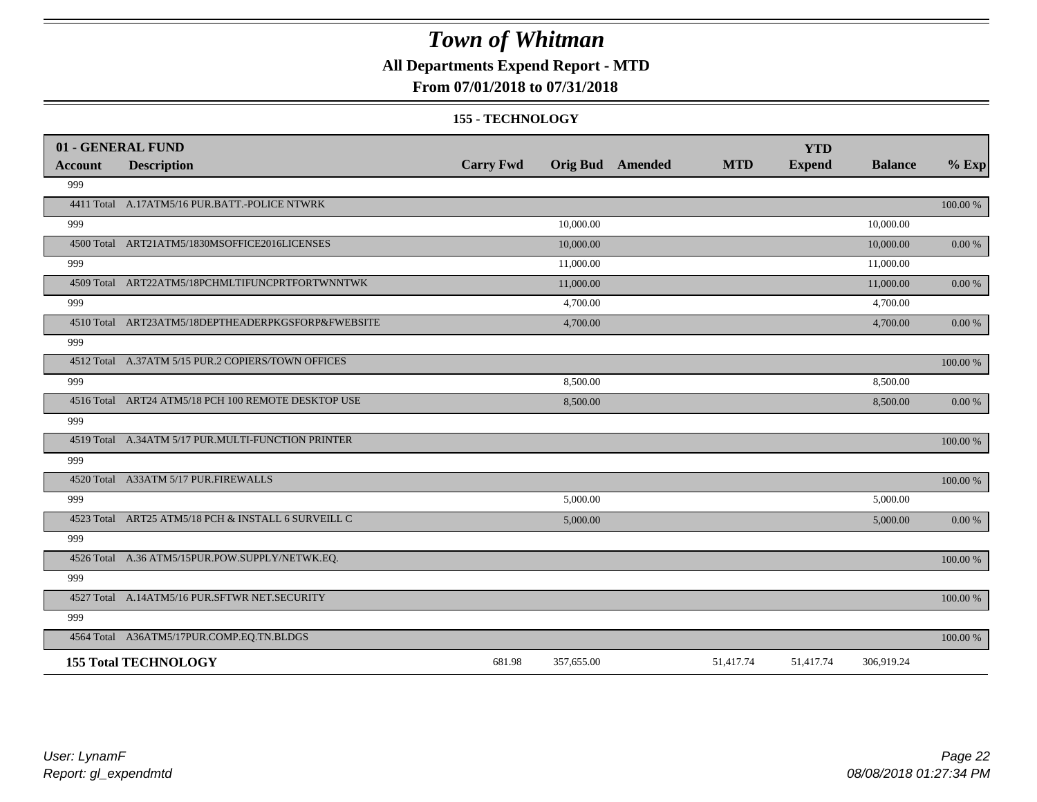# Town of Whitman

**All Departments Expend Report - MTD**

**From 07/01/2018 to 07/31/2018**

**155 - TECHNOLOGY**

| 01 - GENERAL FUND | | | | | | | | |
|---|---|---|---|---|---|---|---|---|
| **Account** | **Description** | **Carry Fwd** | **Orig Bud** | **Amended** | **MTD** | **YTD Expend** | **Balance** | **% Exp** |
| 999 | | | | | | | | |
| 4411 Total | A.17ATM5/16 PUR.BATT.-POLICE NTWRK | | | | | | | 100.00 % |
| 999 | | | 10,000.00 | | | | 10,000.00 | |
| 4500 Total | ART21ATM5/1830MSOFFICE2016LICENSES | | 10,000.00 | | | | 10,000.00 | 0.00 % |
| 999 | | | 11,000.00 | | | | 11,000.00 | |
| 4509 Total | ART22ATM5/18PCHMLTIFUNCPRTFORTWNNTWK | | 11,000.00 | | | | 11,000.00 | 0.00 % |
| 999 | | | 4,700.00 | | | | 4,700.00 | |
| 4510 Total | ART23ATM5/18DEPTHEADERPKGSFORP&FWEBSITE | | 4,700.00 | | | | 4,700.00 | 0.00 % |
| 999 | | | | | | | | |
| 4512 Total | A.37ATM 5/15 PUR.2 COPIERS/TOWN OFFICES | | | | | | | 100.00 % |
| 999 | | | 8,500.00 | | | | 8,500.00 | |
| 4516 Total | ART24 ATM5/18 PCH 100 REMOTE DESKTOP USE | | 8,500.00 | | | | 8,500.00 | 0.00 % |
| 999 | | | | | | | | |
| 4519 Total | A.34ATM 5/17 PUR.MULTI-FUNCTION PRINTER | | | | | | | 100.00 % |
| 999 | | | | | | | | |
| 4520 Total | A33ATM 5/17 PUR.FIREWALLS | | | | | | | 100.00 % |
| 999 | | | 5,000.00 | | | | 5,000.00 | |
| 4523 Total | ART25 ATM5/18 PCH & INSTALL 6 SURVEILL C | | 5,000.00 | | | | 5,000.00 | 0.00 % |
| 999 | | | | | | | | |
| 4526 Total | A.36 ATM5/15PUR.POW.SUPPLY/NETWK.EQ. | | | | | | | 100.00 % |
| 999 | | | | | | | | |
| 4527 Total | A.14ATM5/16 PUR.SFTWR NET.SECURITY | | | | | | | 100.00 % |
| 999 | | | | | | | | |
| 4564 Total | A36ATM5/17PUR.COMP.EQ.TN.BLDGS | | | | | | | 100.00 % |
| **155 Total TECHNOLOGY** | | 681.98 | 357,655.00 | | 51,417.74 | 51,417.74 | 306,919.24 | |

*User: LynamF*
*Report: gl_expendmtd*

*08/08/2018 01:27:34 PM*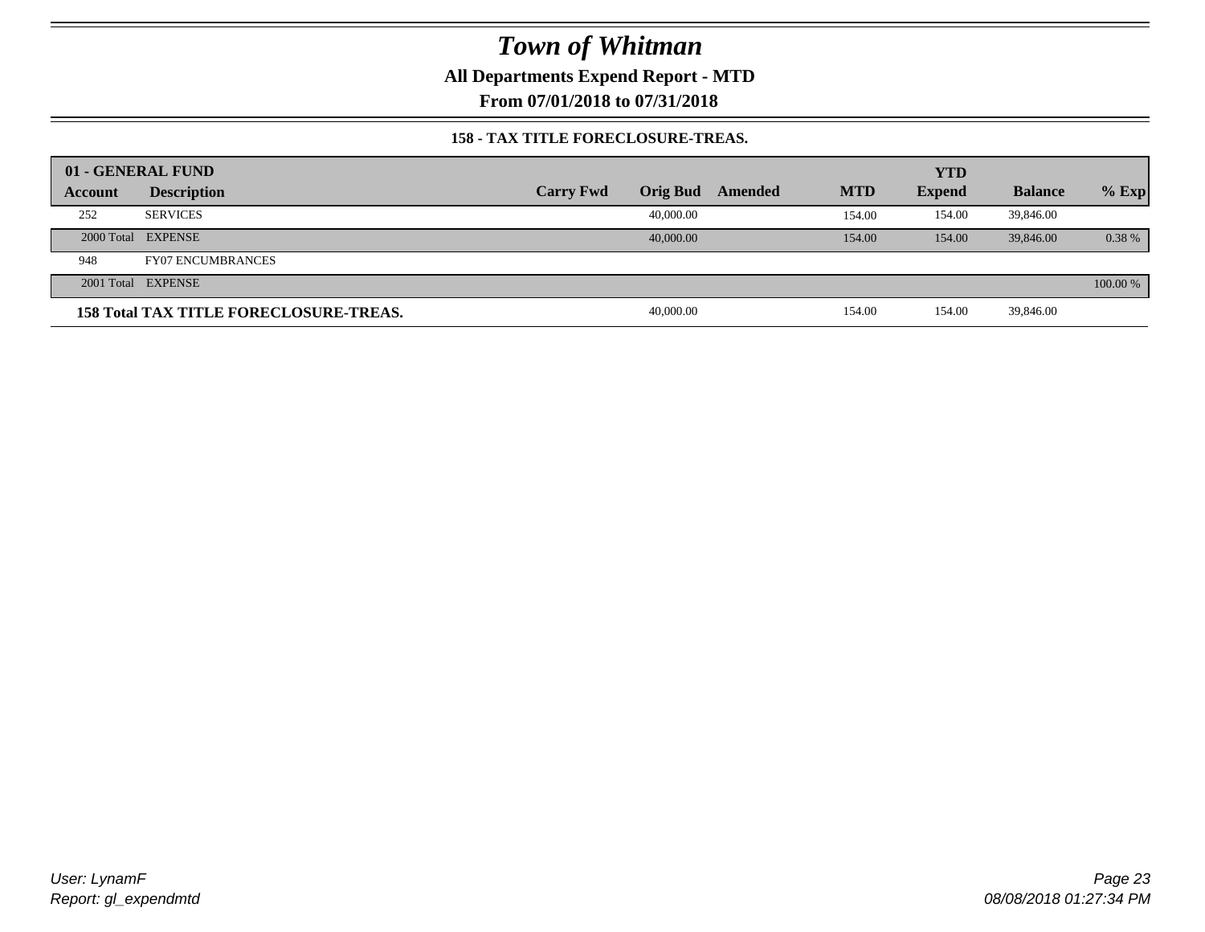# Town of Whitman

**All Departments Expend Report - MTD**

**From 07/01/2018 to 07/31/2018**

**158 - TAX TITLE FORECLOSURE-TREAS.**

| 01 - GENERAL FUND | | | | | | YTD | | |
|---|---|---|---|---|---|---|---|---|
| **Account** | **Description** | **Carry Fwd** | **Orig Bud** | **Amended** | **MTD** | **Expend** | **Balance** | **% Exp** |
| 252 | SERVICES | | 40,000.00 | | 154.00 | 154.00 | 39,846.00 | |
| 2000 Total | EXPENSE | | 40,000.00 | | 154.00 | 154.00 | 39,846.00 | 0.38 % |
| 948 | FY07 ENCUMBRANCES | | | | | | | |
| 2001 Total | EXPENSE | | | | | | | 100.00 % |
| **158 Total TAX TITLE FORECLOSURE-TREAS.** | | | 40,000.00 | | 154.00 | 154.00 | 39,846.00 | |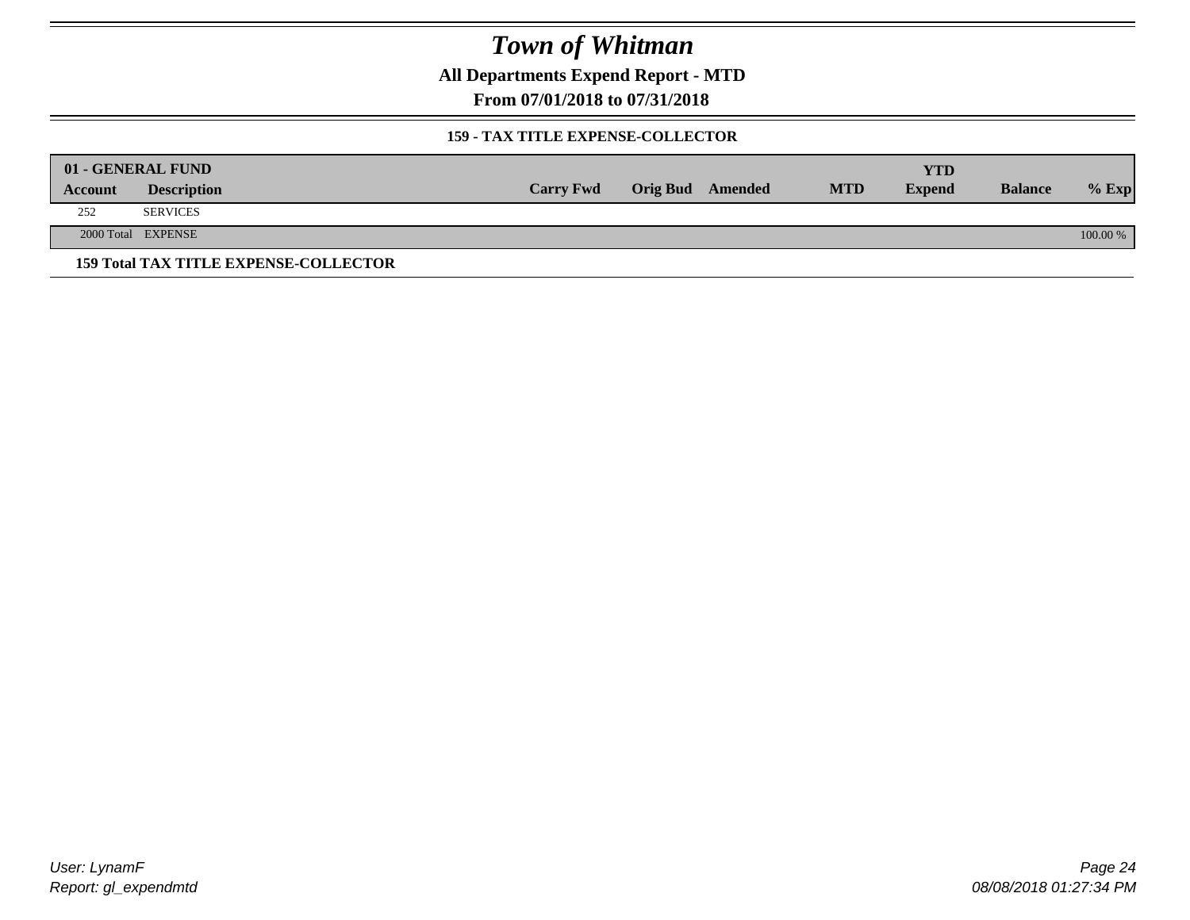# Town of Whitman

**All Departments Expend Report - MTD**

**From 07/01/2018 to 07/31/2018**

**159 - TAX TITLE EXPENSE-COLLECTOR**

| 01 - GENERAL FUND | | | | | | YTD | | |
|---|---|---|---|---|---|---|---|---|
| **Account** | **Description** | **Carry Fwd** | **Orig Bud** | **Amended** | **MTD** | **Expend** | **Balance** | **% Exp** |
| 252 | SERVICES | | | | | | | |
| 2000 Total | EXPENSE | | | | | | | 100.00 % |
| **159 Total TAX TITLE EXPENSE-COLLECTOR** | | | | | | | | |

*User: LynamF*
*Report: gl_expendmtd*

*08/08/2018 01:27:34 PM*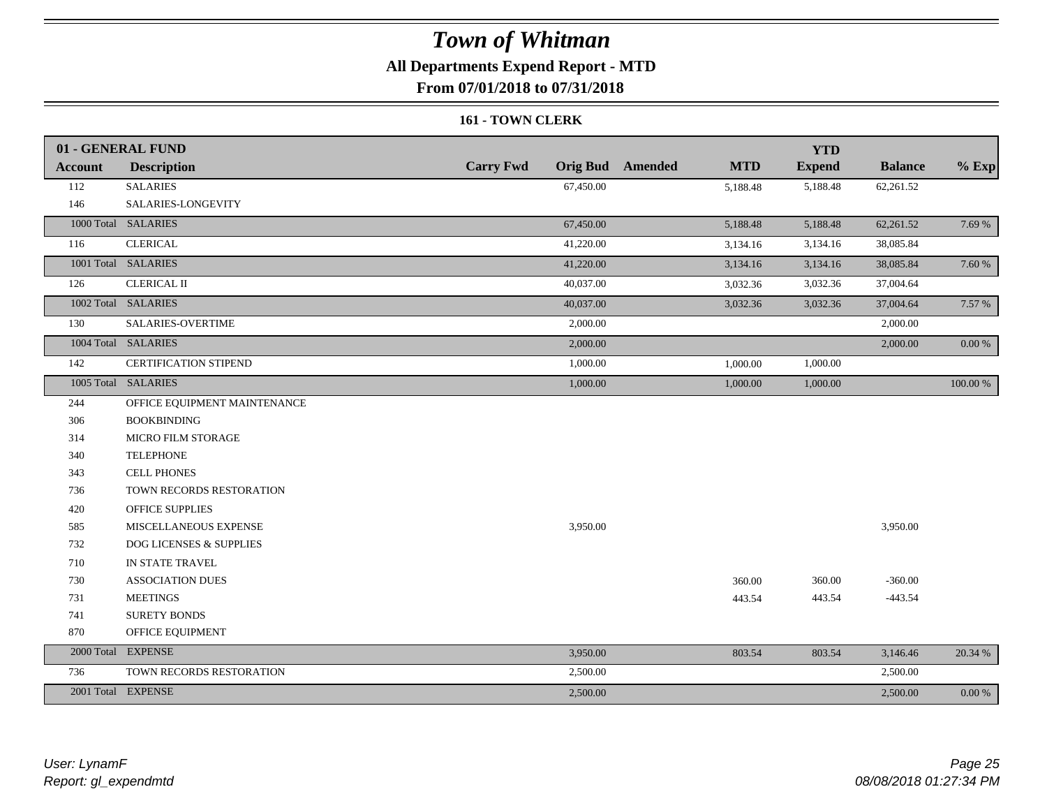# Town of Whitman

## All Departments Expend Report - MTD

### From 07/01/2018 to 07/31/2018

#### 161 - TOWN CLERK

| Account | Description | Carry Fwd | Orig Bud | Amended | MTD | YTD Expend | Balance | % Exp |
|---|---|---|---|---|---|---|---|---|
| **01 - GENERAL FUND** | | | | | | | | |
| 112 | SALARIES | | 67,450.00 | | 5,188.48 | 5,188.48 | 62,261.52 | |
| 146 | SALARIES-LONGEVITY | | | | | | | |
| 1000 Total | SALARIES | | 67,450.00 | | 5,188.48 | 5,188.48 | 62,261.52 | 7.69 % |
| 116 | CLERICAL | | 41,220.00 | | 3,134.16 | 3,134.16 | 38,085.84 | |
| 1001 Total | SALARIES | | 41,220.00 | | 3,134.16 | 3,134.16 | 38,085.84 | 7.60 % |
| 126 | CLERICAL II | | 40,037.00 | | 3,032.36 | 3,032.36 | 37,004.64 | |
| 1002 Total | SALARIES | | 40,037.00 | | 3,032.36 | 3,032.36 | 37,004.64 | 7.57 % |
| 130 | SALARIES-OVERTIME | | 2,000.00 | | | | 2,000.00 | |
| 1004 Total | SALARIES | | 2,000.00 | | | | 2,000.00 | 0.00 % |
| 142 | CERTIFICATION STIPEND | | 1,000.00 | | 1,000.00 | 1,000.00 | | |
| 1005 Total | SALARIES | | 1,000.00 | | 1,000.00 | 1,000.00 | | 100.00 % |
| 244 | OFFICE EQUIPMENT MAINTENANCE | | | | | | | |
| 306 | BOOKBINDING | | | | | | | |
| 314 | MICRO FILM STORAGE | | | | | | | |
| 340 | TELEPHONE | | | | | | | |
| 343 | CELL PHONES | | | | | | | |
| 736 | TOWN RECORDS RESTORATION | | | | | | | |
| 420 | OFFICE SUPPLIES | | | | | | | |
| 585 | MISCELLANEOUS EXPENSE | | 3,950.00 | | | | 3,950.00 | |
| 732 | DOG LICENSES & SUPPLIES | | | | | | | |
| 710 | IN STATE TRAVEL | | | | | | | |
| 730 | ASSOCIATION DUES | | | | 360.00 | 360.00 | -360.00 | |
| 731 | MEETINGS | | | | 443.54 | 443.54 | -443.54 | |
| 741 | SURETY BONDS | | | | | | | |
| 870 | OFFICE EQUIPMENT | | | | | | | |
| 2000 Total | EXPENSE | | 3,950.00 | | 803.54 | 803.54 | 3,146.46 | 20.34 % |
| 736 | TOWN RECORDS RESTORATION | | 2,500.00 | | | | 2,500.00 | |
| 2001 Total | EXPENSE | | 2,500.00 | | | | 2,500.00 | 0.00 % |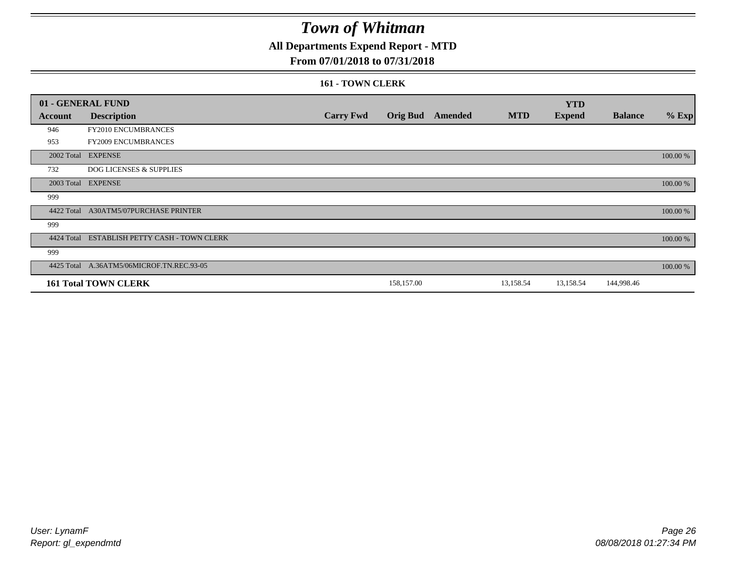# Town of Whitman

**All Departments Expend Report - MTD**

**From 07/01/2018 to 07/31/2018**

**161 - TOWN CLERK**

| 01 - GENERAL FUND | | | | | | | | |
|---|---|---|---|---|---|---|---|---|
| **Account** | **Description** | **Carry Fwd** | **Orig Bud** | **Amended** | **MTD** | **YTD Expend** | **Balance** | **% Exp** |
| 946 | FY2010 ENCUMBRANCES | | | | | | | |
| 953 | FY2009 ENCUMBRANCES | | | | | | | |
| 2002 Total | EXPENSE | | | | | | | 100.00 % |
| 732 | DOG LICENSES & SUPPLIES | | | | | | | |
| 2003 Total | EXPENSE | | | | | | | 100.00 % |
| 999 | | | | | | | | |
| 4422 Total | A30ATM5/07PURCHASE PRINTER | | | | | | | 100.00 % |
| 999 | | | | | | | | |
| 4424 Total | ESTABLISH PETTY CASH - TOWN CLERK | | | | | | | 100.00 % |
| 999 | | | | | | | | |
| 4425 Total | A.36ATM5/06MICROF.TN.REC.93-05 | | | | | | | 100.00 % |
| **161 Total TOWN CLERK** | | | 158,157.00 | | 13,158.54 | 13,158.54 | 144,998.46 | |

*User: LynamF*
*Report: gl_expendmtd*

*08/08/2018 01:27:34 PM*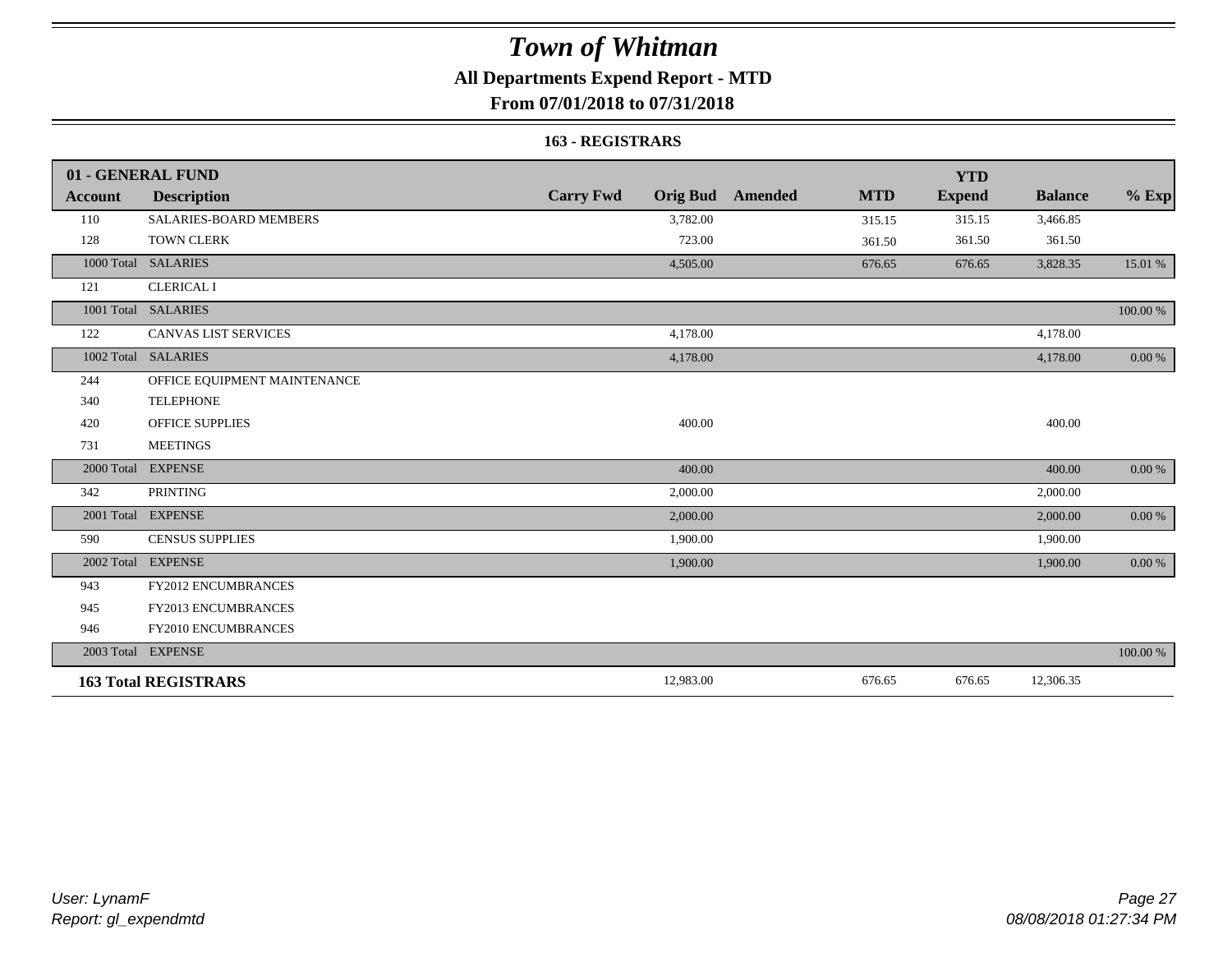# Town of Whitman

## All Departments Expend Report - MTD

## From 07/01/2018 to 07/31/2018

### 163 - REGISTRARS

| 01 - GENERAL FUND | | | | | | YTD | | |
|---|---|---|---|---|---|---|---|---|
| **Account** | **Description** | **Carry Fwd** | **Orig Bud** | **Amended** | **MTD** | **Expend** | **Balance** | **% Exp** |
| 110 | SALARIES-BOARD MEMBERS | | 3,782.00 | | 315.15 | 315.15 | 3,466.85 | |
| 128 | TOWN CLERK | | 723.00 | | 361.50 | 361.50 | 361.50 | |
| 1000 Total | SALARIES | | 4,505.00 | | 676.65 | 676.65 | 3,828.35 | 15.01 % |
| 121 | CLERICAL I | | | | | | | |
| 1001 Total | SALARIES | | | | | | | 100.00 % |
| 122 | CANVAS LIST SERVICES | | 4,178.00 | | | | 4,178.00 | |
| 1002 Total | SALARIES | | 4,178.00 | | | | 4,178.00 | 0.00 % |
| 244 | OFFICE EQUIPMENT MAINTENANCE | | | | | | | |
| 340 | TELEPHONE | | | | | | | |
| 420 | OFFICE SUPPLIES | | 400.00 | | | | 400.00 | |
| 731 | MEETINGS | | | | | | | |
| 2000 Total | EXPENSE | | 400.00 | | | | 400.00 | 0.00 % |
| 342 | PRINTING | | 2,000.00 | | | | 2,000.00 | |
| 2001 Total | EXPENSE | | 2,000.00 | | | | 2,000.00 | 0.00 % |
| 590 | CENSUS SUPPLIES | | 1,900.00 | | | | 1,900.00 | |
| 2002 Total | EXPENSE | | 1,900.00 | | | | 1,900.00 | 0.00 % |
| 943 | FY2012 ENCUMBRANCES | | | | | | | |
| 945 | FY2013 ENCUMBRANCES | | | | | | | |
| 946 | FY2010 ENCUMBRANCES | | | | | | | |
| 2003 Total | EXPENSE | | | | | | | 100.00 % |
| **163 Total REGISTRARS** | | | 12,983.00 | | 676.65 | 676.65 | 12,306.35 | |

*User: LynamF*
*Report: gl_expendmtd*

*08/08/2018 01:27:34 PM*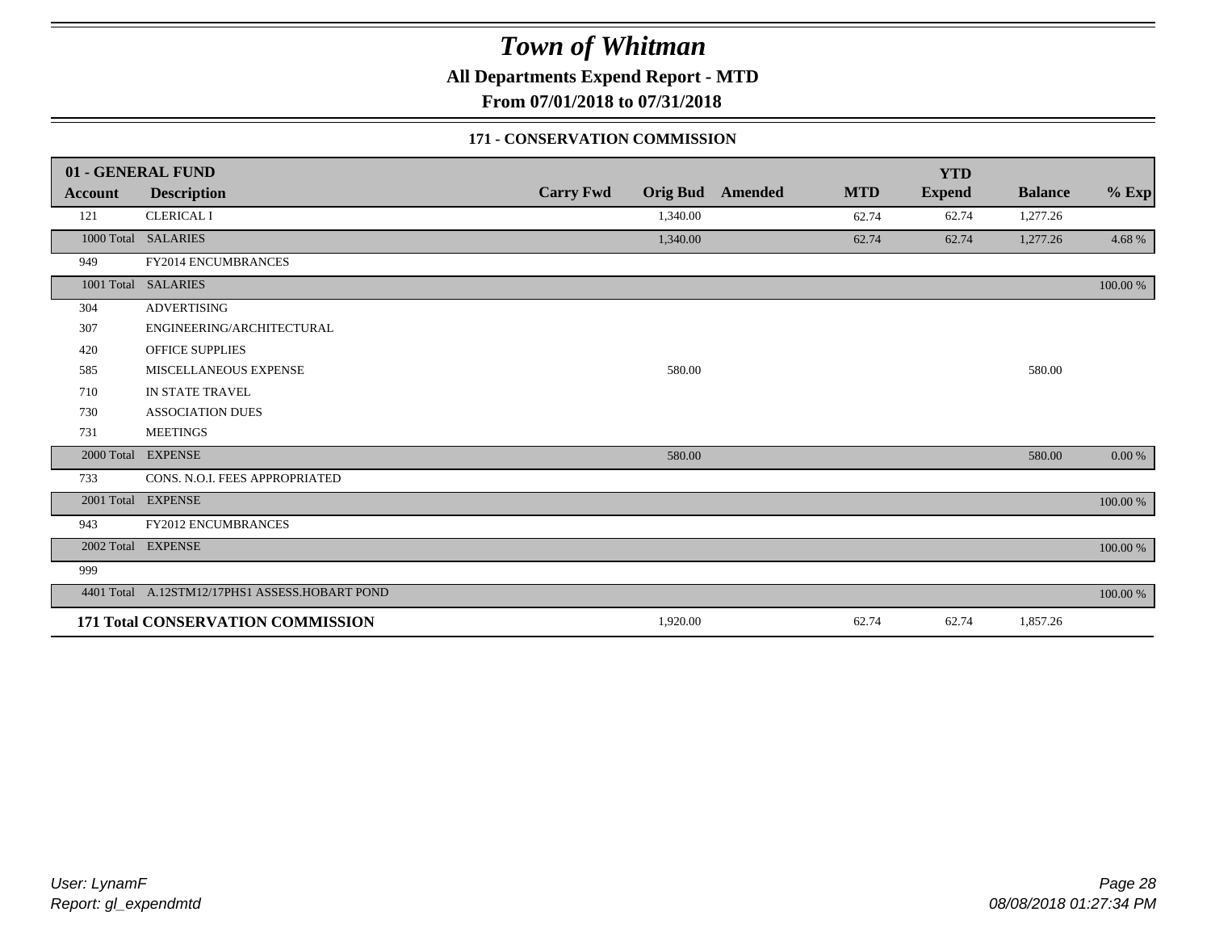# Town of Whitman

**All Departments Expend Report - MTD**

**From 07/01/2018 to 07/31/2018**

### 171 - CONSERVATION COMMISSION

| 01 - GENERAL FUND | | | | | | YTD | | |
|---|---|---|---|---|---|---|---|---|
| Account | Description | Carry Fwd | Orig Bud | Amended | MTD | Expend | Balance | % Exp |
| 121 | CLERICAL I | | 1,340.00 | | 62.74 | 62.74 | 1,277.26 | |
| 1000 Total | SALARIES | | 1,340.00 | | 62.74 | 62.74 | 1,277.26 | 4.68 % |
| 949 | FY2014 ENCUMBRANCES | | | | | | | |
| 1001 Total | SALARIES | | | | | | | 100.00 % |
| 304 | ADVERTISING | | | | | | | |
| 307 | ENGINEERING/ARCHITECTURAL | | | | | | | |
| 420 | OFFICE SUPPLIES | | | | | | | |
| 585 | MISCELLANEOUS EXPENSE | | 580.00 | | | | 580.00 | |
| 710 | IN STATE TRAVEL | | | | | | | |
| 730 | ASSOCIATION DUES | | | | | | | |
| 731 | MEETINGS | | | | | | | |
| 2000 Total | EXPENSE | | 580.00 | | | | 580.00 | 0.00 % |
| 733 | CONS. N.O.I. FEES APPROPRIATED | | | | | | | |
| 2001 Total | EXPENSE | | | | | | | 100.00 % |
| 943 | FY2012 ENCUMBRANCES | | | | | | | |
| 2002 Total | EXPENSE | | | | | | | 100.00 % |
| 999 | | | | | | | | |
| 4401 Total | A.12STM12/17PHS1 ASSESS.HOBART POND | | | | | | | 100.00 % |
| **171 Total CONSERVATION COMMISSION** | | | 1,920.00 | | 62.74 | 62.74 | 1,857.26 | |

*User: LynamF*
*Report: gl_expendmtd*

*08/08/2018 01:27:34 PM*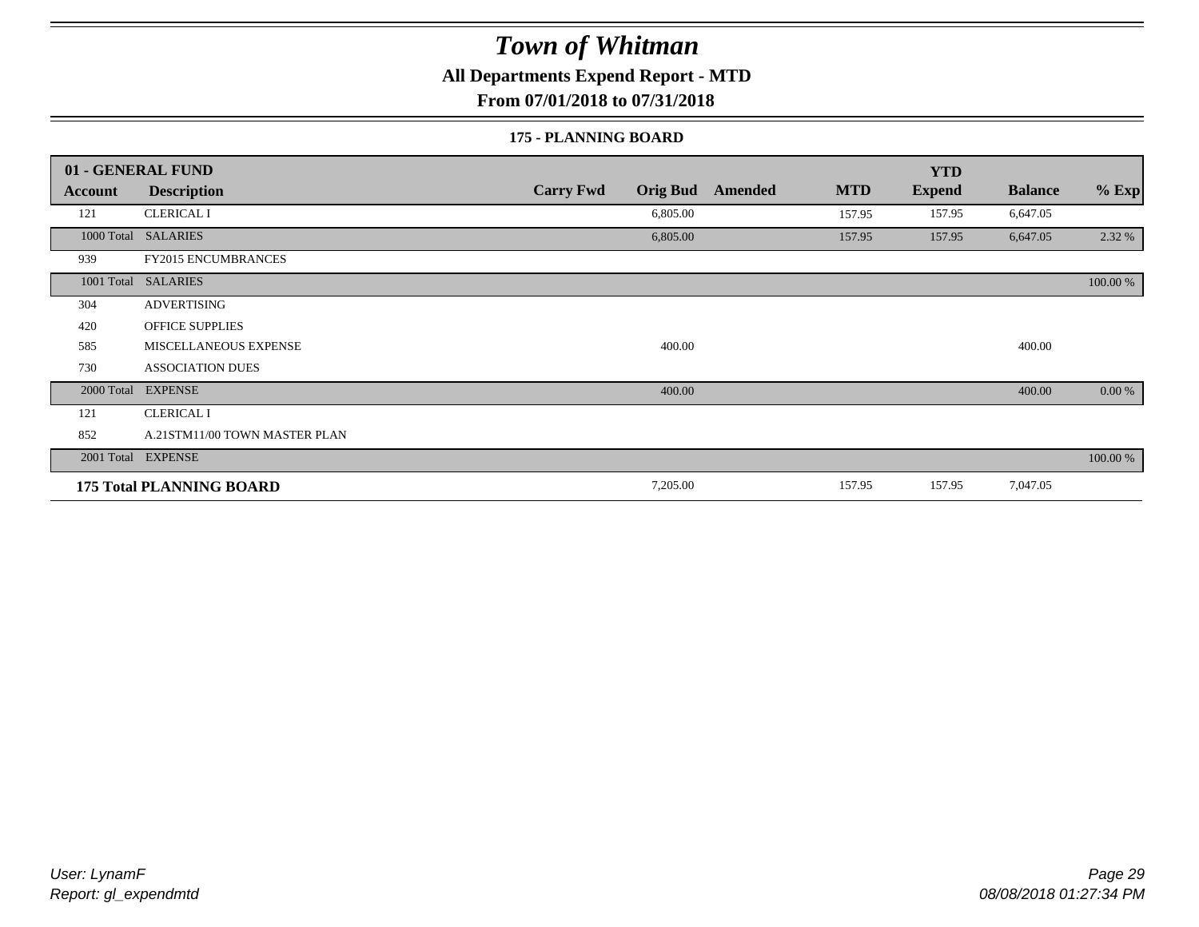# Town of Whitman

## All Departments Expend Report - MTD

## From 07/01/2018 to 07/31/2018

### 175 - PLANNING BOARD

| 01 - GENERAL FUND | | | | | | YTD | | |
|---|---|---|---|---|---|---|---|---|
| Account | Description | Carry Fwd | Orig Bud | Amended | MTD | Expend | Balance | % Exp |
| 121 | CLERICAL I | | 6,805.00 | | 157.95 | 157.95 | 6,647.05 | |
| 1000 Total | SALARIES | | 6,805.00 | | 157.95 | 157.95 | 6,647.05 | 2.32 % |
| 939 | FY2015 ENCUMBRANCES | | | | | | | |
| 1001 Total | SALARIES | | | | | | | 100.00 % |
| 304 | ADVERTISING | | | | | | | |
| 420 | OFFICE SUPPLIES | | | | | | | |
| 585 | MISCELLANEOUS EXPENSE | | 400.00 | | | | 400.00 | |
| 730 | ASSOCIATION DUES | | | | | | | |
| 2000 Total | EXPENSE | | 400.00 | | | | 400.00 | 0.00 % |
| 121 | CLERICAL I | | | | | | | |
| 852 | A.21STM11/00 TOWN MASTER PLAN | | | | | | | |
| 2001 Total | EXPENSE | | | | | | | 100.00 % |
| **175 Total PLANNING BOARD** | | | 7,205.00 | | 157.95 | 157.95 | 7,047.05 | |

User: LynamF
Report: gl_expendmtd

08/08/2018 01:27:34 PM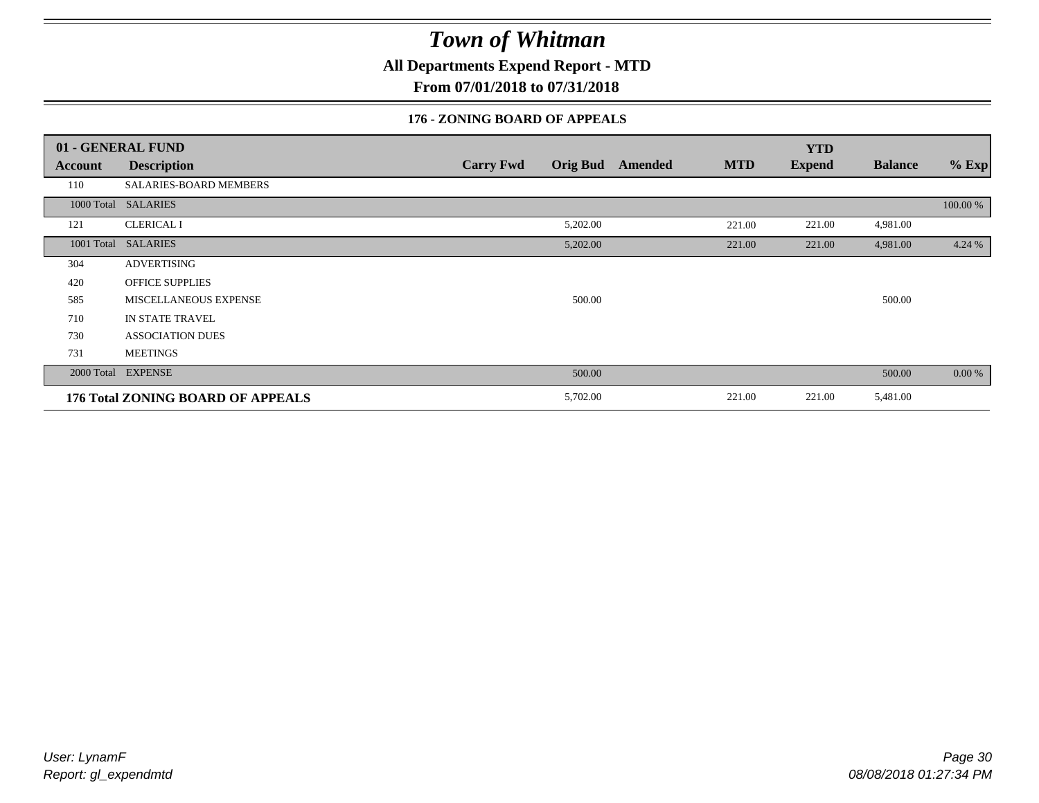# Town of Whitman

**All Departments Expend Report - MTD**

**From 07/01/2018 to 07/31/2018**

### 176 - ZONING BOARD OF APPEALS

| 01 - GENERAL FUND | | | | | | | | |
|---|---|---|---|---|---|---|---|---|
| **Account** | **Description** | **Carry Fwd** | **Orig Bud** | **Amended** | **MTD** | **YTD Expend** | **Balance** | **% Exp** |
| 110 | SALARIES-BOARD MEMBERS | | | | | | | |
| 1000 Total | SALARIES | | | | | | | 100.00 % |
| 121 | CLERICAL I | | 5,202.00 | | 221.00 | 221.00 | 4,981.00 | |
| 1001 Total | SALARIES | | 5,202.00 | | 221.00 | 221.00 | 4,981.00 | 4.24 % |
| 304 | ADVERTISING | | | | | | | |
| 420 | OFFICE SUPPLIES | | | | | | | |
| 585 | MISCELLANEOUS EXPENSE | | 500.00 | | | | 500.00 | |
| 710 | IN STATE TRAVEL | | | | | | | |
| 730 | ASSOCIATION DUES | | | | | | | |
| 731 | MEETINGS | | | | | | | |
| 2000 Total | EXPENSE | | 500.00 | | | | 500.00 | 0.00 % |
| **176 Total ZONING BOARD OF APPEALS** | | | 5,702.00 | | 221.00 | 221.00 | 5,481.00 | |

*User: LynamF*
*Report: gl_expendmtd*

*08/08/2018 01:27:34 PM*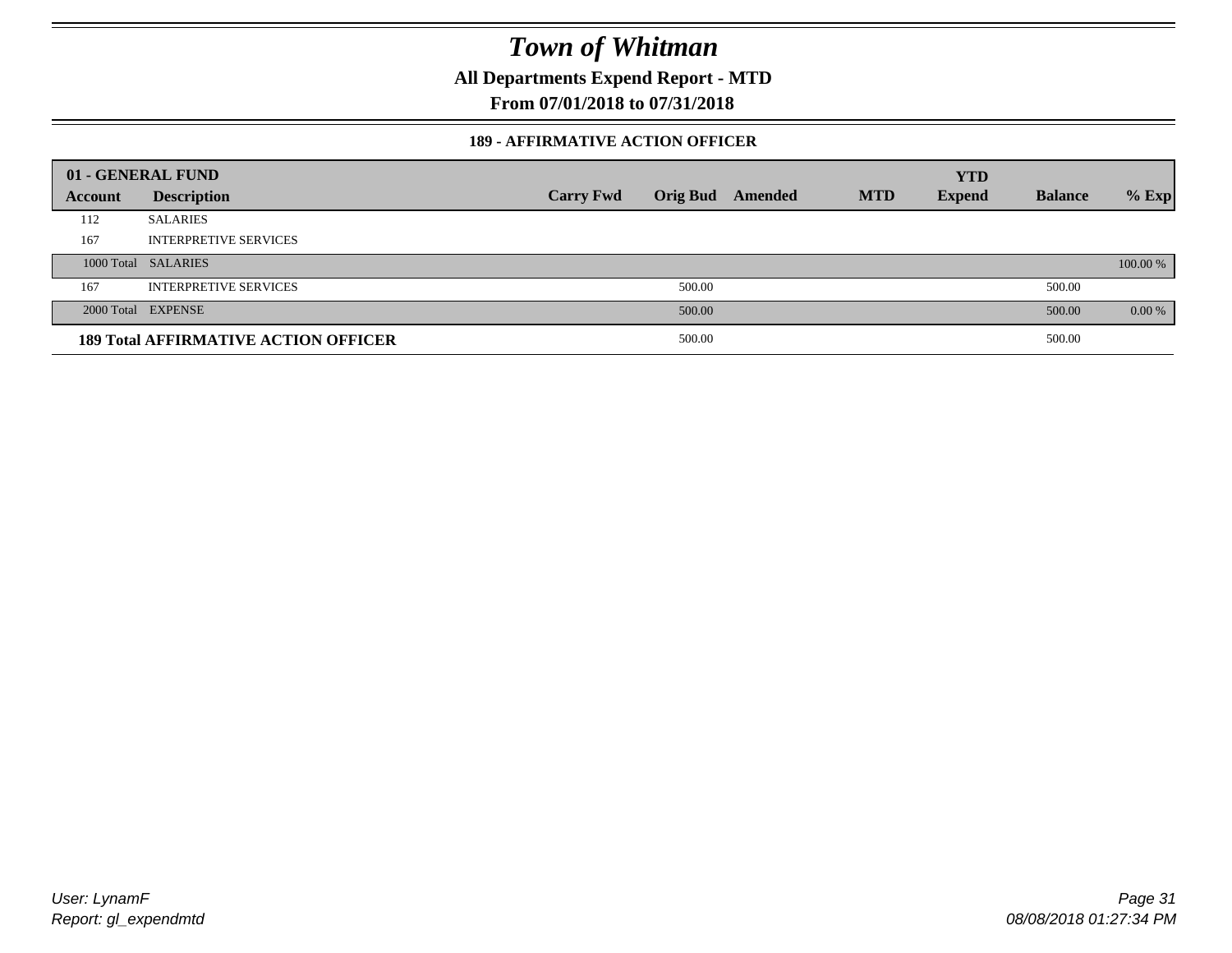# Town of Whitman

**All Departments Expend Report - MTD**

**From 07/01/2018 to 07/31/2018**

### 189 - AFFIRMATIVE ACTION OFFICER

| 01 - GENERAL FUND | | | | | | YTD | | |
|---|---|---|---|---|---|---|---|---|
| **Account** | **Description** | **Carry Fwd** | **Orig Bud** | **Amended** | **MTD** | **Expend** | **Balance** | **% Exp** |
| 112 | SALARIES | | | | | | | |
| 167 | INTERPRETIVE SERVICES | | | | | | | |
| 1000 Total | SALARIES | | | | | | | 100.00 % |
| 167 | INTERPRETIVE SERVICES | | 500.00 | | | | 500.00 | |
| 2000 Total | EXPENSE | | 500.00 | | | | 500.00 | 0.00 % |
| **189 Total AFFIRMATIVE ACTION OFFICER** | | | 500.00 | | | | 500.00 | |

*User: LynamF*
*Report: gl_expendmtd*

*08/08/2018 01:27:34 PM*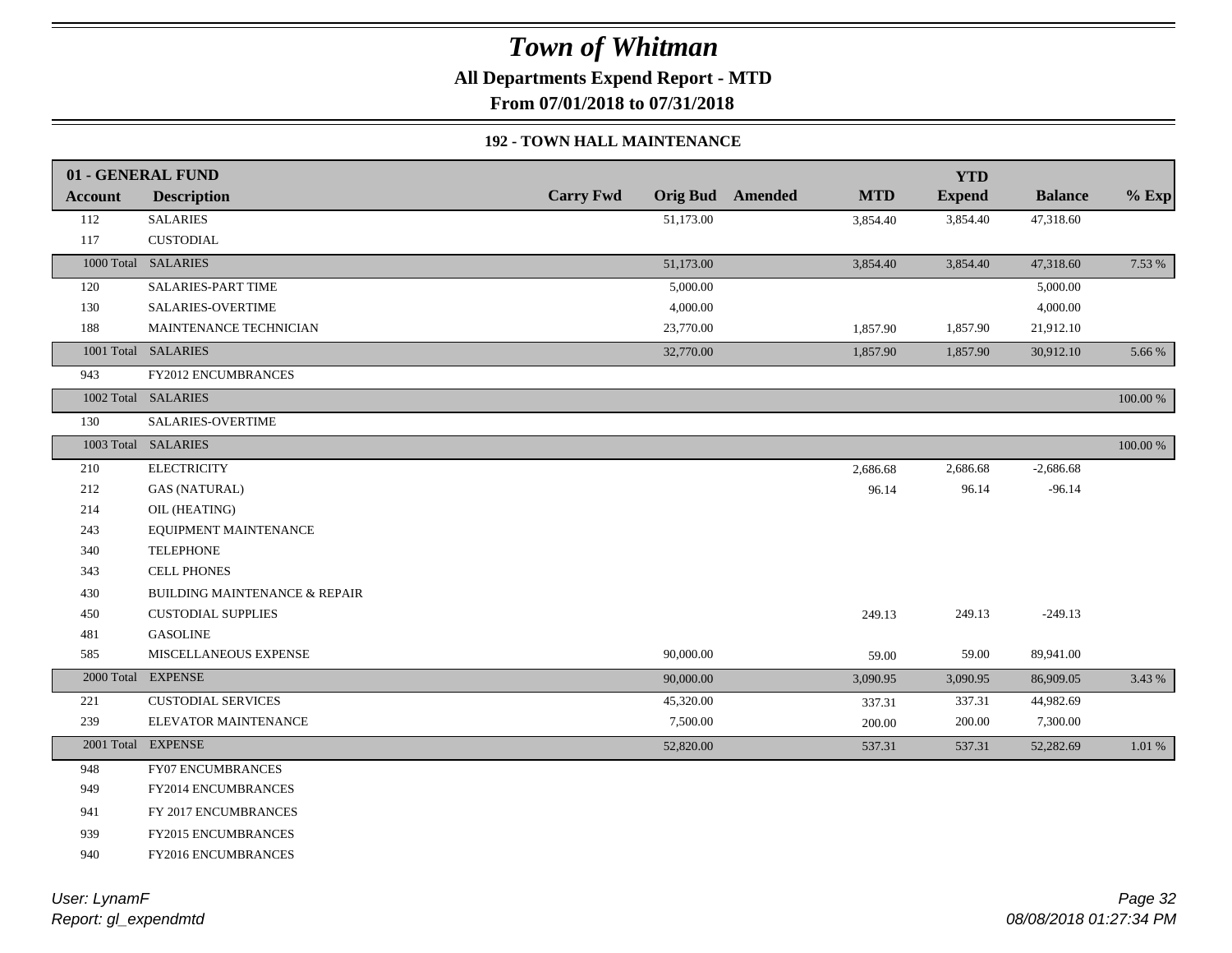# Town of Whitman

**All Departments Expend Report - MTD**

**From 07/01/2018 to 07/31/2018**

**192 - TOWN HALL MAINTENANCE**

| 01 - GENERAL FUND | | | | | | YTD | | |
|---|---|---|---|---|---|---|---|---|
| **Account** | **Description** | **Carry Fwd** | **Orig Bud** | **Amended** | **MTD** | **Expend** | **Balance** | **% Exp** |
| 112 | SALARIES | | 51,173.00 | | 3,854.40 | 3,854.40 | 47,318.60 | |
| 117 | CUSTODIAL | | | | | | | |
| 1000 Total | SALARIES | | 51,173.00 | | 3,854.40 | 3,854.40 | 47,318.60 | 7.53 % |
| 120 | SALARIES-PART TIME | | 5,000.00 | | | | 5,000.00 | |
| 130 | SALARIES-OVERTIME | | 4,000.00 | | | | 4,000.00 | |
| 188 | MAINTENANCE TECHNICIAN | | 23,770.00 | | 1,857.90 | 1,857.90 | 21,912.10 | |
| 1001 Total | SALARIES | | 32,770.00 | | 1,857.90 | 1,857.90 | 30,912.10 | 5.66 % |
| 943 | FY2012 ENCUMBRANCES | | | | | | | |
| 1002 Total | SALARIES | | | | | | | 100.00 % |
| 130 | SALARIES-OVERTIME | | | | | | | |
| 1003 Total | SALARIES | | | | | | | 100.00 % |
| 210 | ELECTRICITY | | | | 2,686.68 | 2,686.68 | -2,686.68 | |
| 212 | GAS (NATURAL) | | | | 96.14 | 96.14 | -96.14 | |
| 214 | OIL (HEATING) | | | | | | | |
| 243 | EQUIPMENT MAINTENANCE | | | | | | | |
| 340 | TELEPHONE | | | | | | | |
| 343 | CELL PHONES | | | | | | | |
| 430 | BUILDING MAINTENANCE & REPAIR | | | | | | | |
| 450 | CUSTODIAL SUPPLIES | | | | 249.13 | 249.13 | -249.13 | |
| 481 | GASOLINE | | | | | | | |
| 585 | MISCELLANEOUS EXPENSE | | 90,000.00 | | 59.00 | 59.00 | 89,941.00 | |
| 2000 Total | EXPENSE | | 90,000.00 | | 3,090.95 | 3,090.95 | 86,909.05 | 3.43 % |
| 221 | CUSTODIAL SERVICES | | 45,320.00 | | 337.31 | 337.31 | 44,982.69 | |
| 239 | ELEVATOR MAINTENANCE | | 7,500.00 | | 200.00 | 200.00 | 7,300.00 | |
| 2001 Total | EXPENSE | | 52,820.00 | | 537.31 | 537.31 | 52,282.69 | 1.01 % |
| 948 | FY07 ENCUMBRANCES | | | | | | | |
| 949 | FY2014 ENCUMBRANCES | | | | | | | |
| 941 | FY 2017 ENCUMBRANCES | | | | | | | |
| 939 | FY2015 ENCUMBRANCES | | | | | | | |
| 940 | FY2016 ENCUMBRANCES | | | | | | | |

*User: LynamF*
*Report: gl_expendmtd*

*08/08/2018 01:27:34 PM*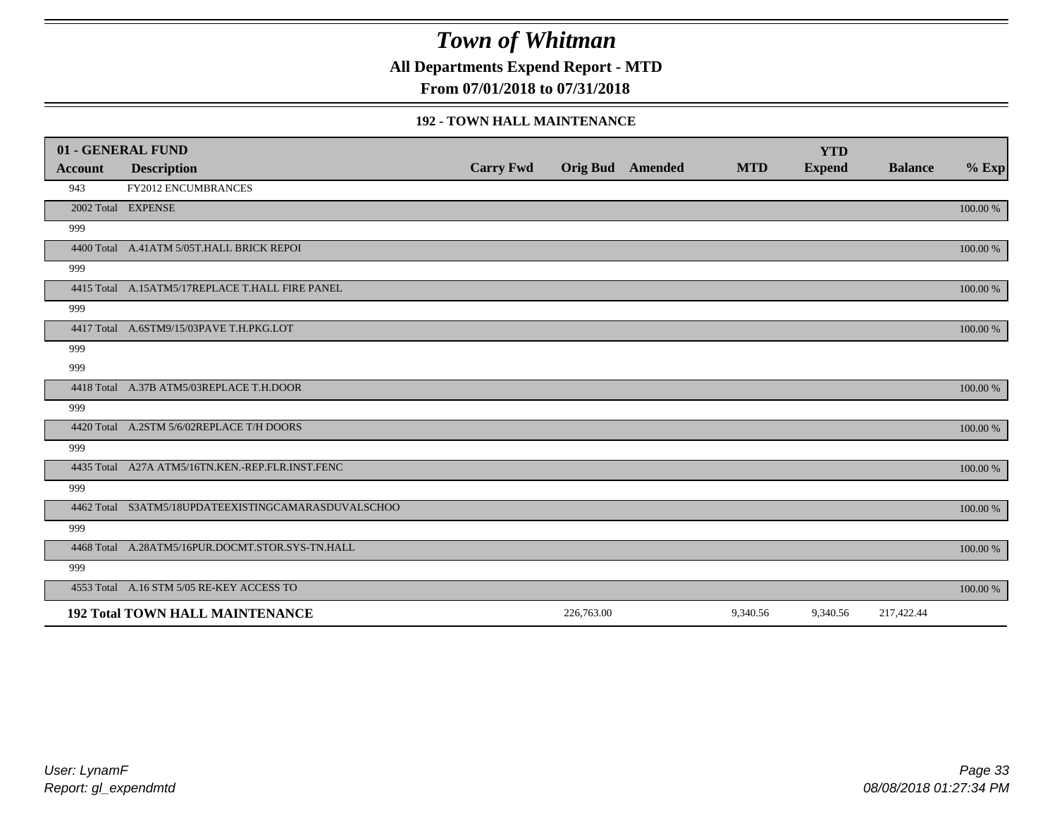# Town of Whitman

**All Departments Expend Report - MTD**

**From 07/01/2018 to 07/31/2018**

### 192 - TOWN HALL MAINTENANCE

| 01 - GENERAL FUND | | | | | | YTD | | |
|---|---|---|---|---|---|---|---|---|
| **Account** | **Description** | **Carry Fwd** | **Orig Bud** | **Amended** | **MTD** | **Expend** | **Balance** | **% Exp** |
| 943 | FY2012 ENCUMBRANCES | | | | | | | |
| 2002 Total | EXPENSE | | | | | | | 100.00 % |
| 999 | | | | | | | | |
| 4400 Total | A.41ATM 5/05T.HALL BRICK REPOI | | | | | | | 100.00 % |
| 999 | | | | | | | | |
| 4415 Total | A.15ATM5/17REPLACE T.HALL FIRE PANEL | | | | | | | 100.00 % |
| 999 | | | | | | | | |
| 4417 Total | A.6STM9/15/03PAVE T.H.PKG.LOT | | | | | | | 100.00 % |
| 999 | | | | | | | | |
| 999 | | | | | | | | |
| 4418 Total | A.37B ATM5/03REPLACE T.H.DOOR | | | | | | | 100.00 % |
| 999 | | | | | | | | |
| 4420 Total | A.2STM 5/6/02REPLACE T/H DOORS | | | | | | | 100.00 % |
| 999 | | | | | | | | |
| 4435 Total | A27A ATM5/16TN.KEN.-REP.FLR.INST.FENC | | | | | | | 100.00 % |
| 999 | | | | | | | | |
| 4462 Total | S3ATM5/18UPDATEEXISTINGCAMARASDUVALSCHOO | | | | | | | 100.00 % |
| 999 | | | | | | | | |
| 4468 Total | A.28ATM5/16PUR.DOCMT.STOR.SYS-TN.HALL | | | | | | | 100.00 % |
| 999 | | | | | | | | |
| 4553 Total | A.16 STM 5/05 RE-KEY ACCESS TO | | | | | | | 100.00 % |
| **192 Total TOWN HALL MAINTENANCE** | | | 226,763.00 | | 9,340.56 | 9,340.56 | 217,422.44 | |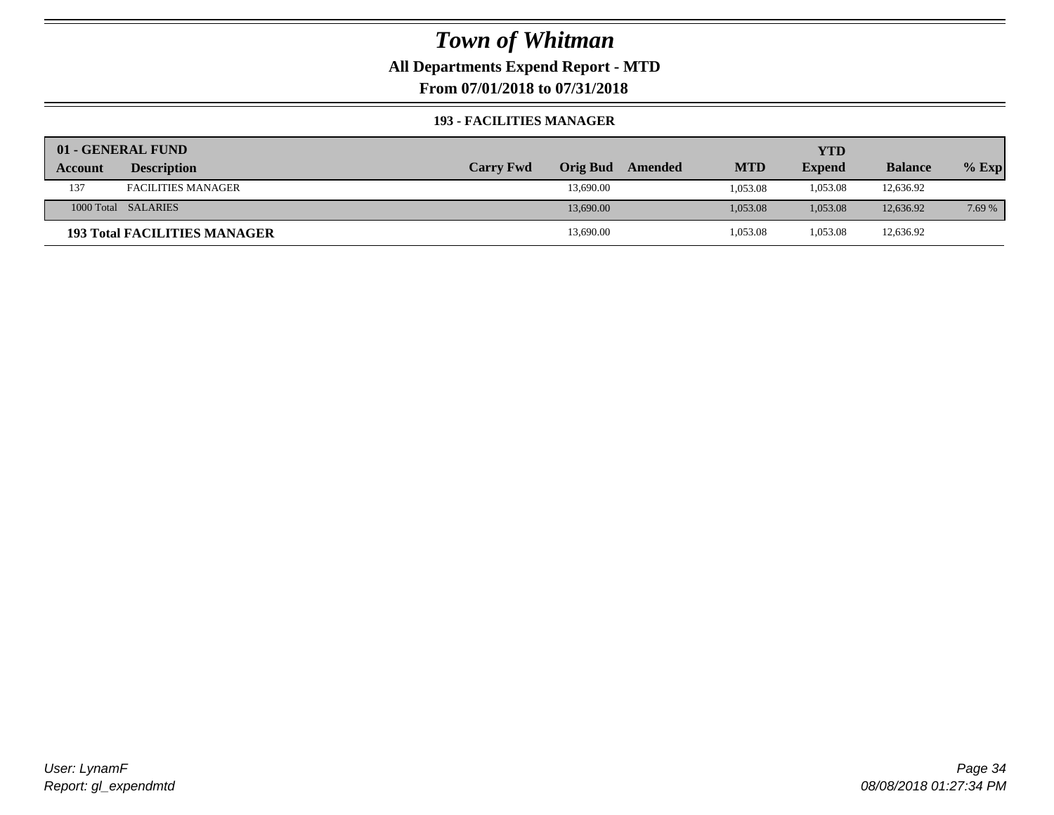# Town of Whitman

## All Departments Expend Report - MTD

### From 07/01/2018 to 07/31/2018

#### 193 - FACILITIES MANAGER

| 01 - GENERAL FUND | | | | | | YTD | | |
|---|---|---|---|---|---|---|---|---|
| **Account** | **Description** | **Carry Fwd** | **Orig Bud** | **Amended** | **MTD** | **Expend** | **Balance** | **% Exp** |
| 137 | FACILITIES MANAGER | | 13,690.00 | | 1,053.08 | 1,053.08 | 12,636.92 | |
| 1000 Total | SALARIES | | 13,690.00 | | 1,053.08 | 1,053.08 | 12,636.92 | 7.69 % |
| **193 Total FACILITIES MANAGER** | | | 13,690.00 | | 1,053.08 | 1,053.08 | 12,636.92 | |

User: LynamF
Report: gl_expendmtd

08/08/2018 01:27:34 PM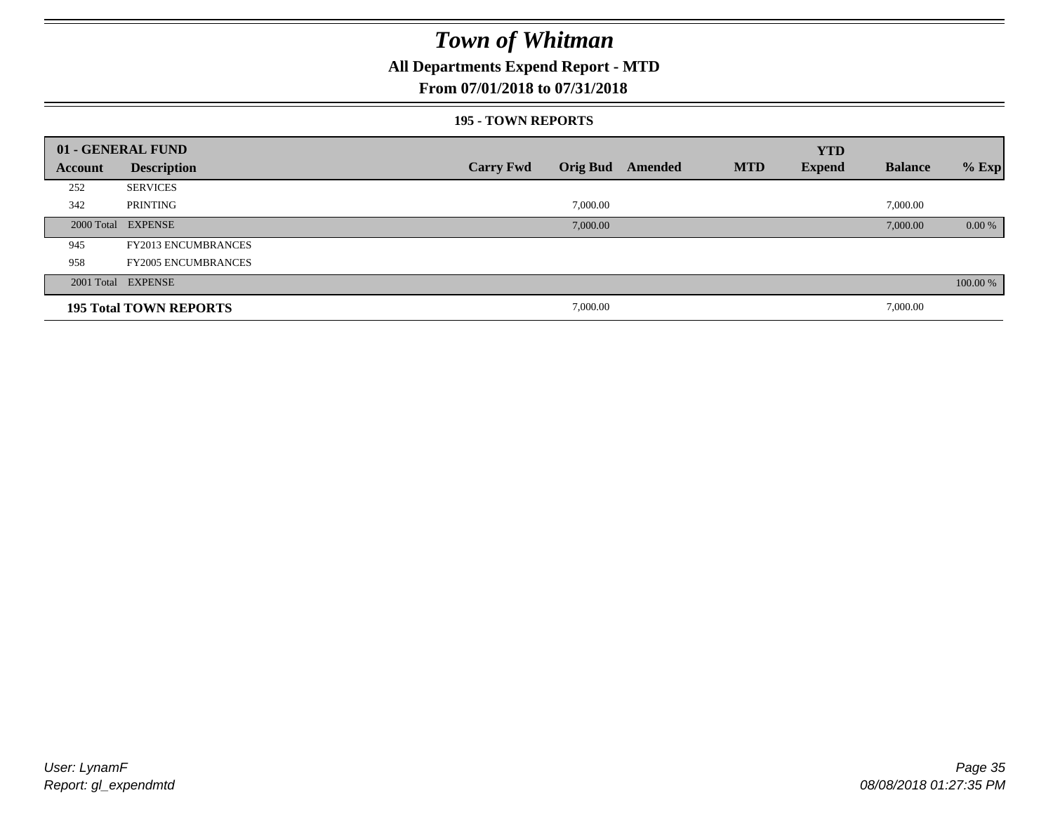# Town of Whitman

## All Departments Expend Report - MTD

### From 07/01/2018 to 07/31/2018

#### 195 - TOWN REPORTS

| 01 - GENERAL FUND | | | | | | YTD | | |
|---|---|---|---|---|---|---|---|---|
| **Account** | **Description** | **Carry Fwd** | **Orig Bud** | **Amended** | **MTD** | **Expend** | **Balance** | **% Exp** |
| 252 | SERVICES | | | | | | | |
| 342 | PRINTING | | 7,000.00 | | | | 7,000.00 | |
| 2000 Total | EXPENSE | | 7,000.00 | | | | 7,000.00 | 0.00 % |
| 945 | FY2013 ENCUMBRANCES | | | | | | | |
| 958 | FY2005 ENCUMBRANCES | | | | | | | |
| 2001 Total | EXPENSE | | | | | | | 100.00 % |
| **195 Total TOWN REPORTS** | | | 7,000.00 | | | | 7,000.00 | |

*User: LynamF*
*Report: gl_expendmtd*

*08/08/2018 01:27:35 PM*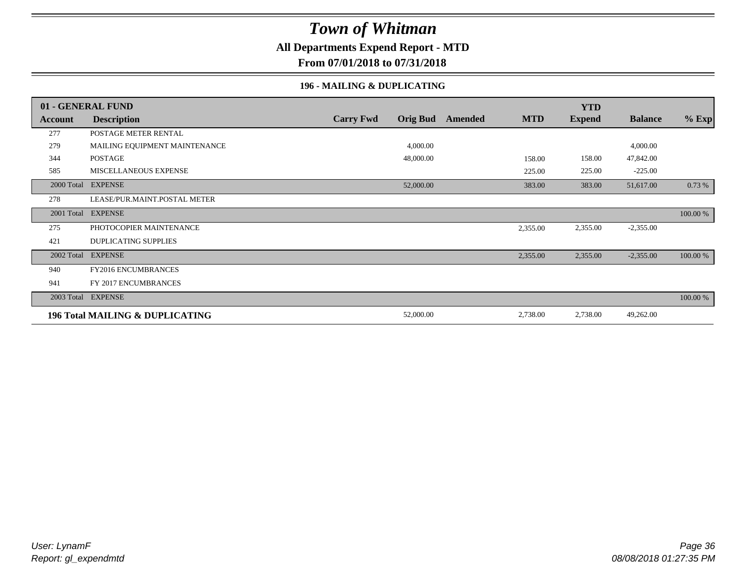# Town of Whitman

**All Departments Expend Report - MTD**

**From 07/01/2018 to 07/31/2018**

### 196 - MAILING & DUPLICATING

| 01 - GENERAL FUND | | | | | | YTD | | |
|---|---|---|---|---|---|---|---|---|
| **Account** | **Description** | **Carry Fwd** | **Orig Bud** | **Amended** | **MTD** | **Expend** | **Balance** | **% Exp** |
| 277 | POSTAGE METER RENTAL | | | | | | | |
| 279 | MAILING EQUIPMENT MAINTENANCE | | 4,000.00 | | | | 4,000.00 | |
| 344 | POSTAGE | | 48,000.00 | | 158.00 | 158.00 | 47,842.00 | |
| 585 | MISCELLANEOUS EXPENSE | | | | 225.00 | 225.00 | -225.00 | |
| 2000 Total | EXPENSE | | 52,000.00 | | 383.00 | 383.00 | 51,617.00 | 0.73 % |
| 278 | LEASE/PUR.MAINT.POSTAL METER | | | | | | | |
| 2001 Total | EXPENSE | | | | | | | 100.00 % |
| 275 | PHOTOCOPIER MAINTENANCE | | | | 2,355.00 | 2,355.00 | -2,355.00 | |
| 421 | DUPLICATING SUPPLIES | | | | | | | |
| 2002 Total | EXPENSE | | | | 2,355.00 | 2,355.00 | -2,355.00 | 100.00 % |
| 940 | FY2016 ENCUMBRANCES | | | | | | | |
| 941 | FY 2017 ENCUMBRANCES | | | | | | | |
| 2003 Total | EXPENSE | | | | | | | 100.00 % |
| **196 Total MAILING & DUPLICATING** | | | 52,000.00 | | 2,738.00 | 2,738.00 | 49,262.00 | |

*User: LynamF*
*Report: gl_expendmtd*

*08/08/2018 01:27:35 PM*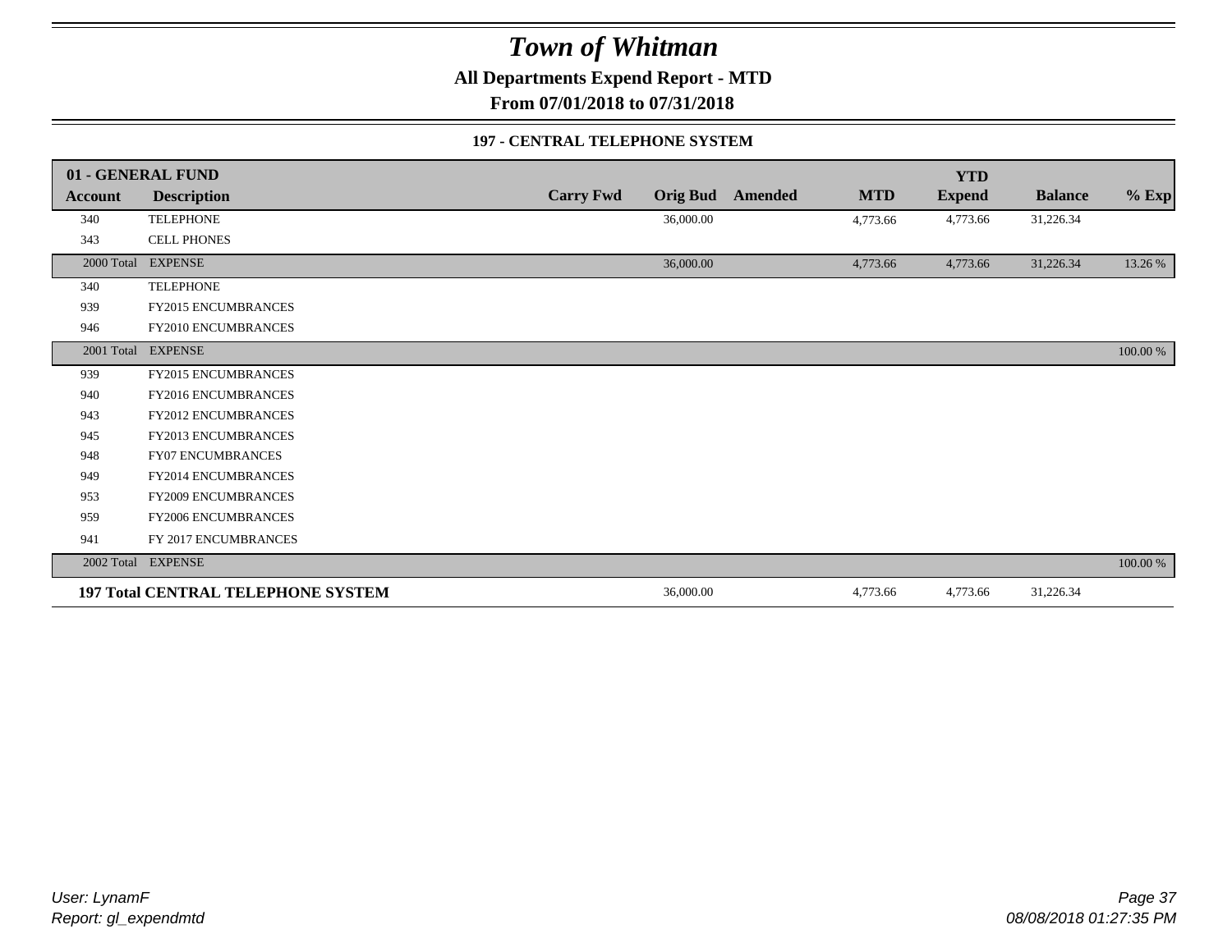# Town of Whitman

## All Departments Expend Report - MTD

## From 07/01/2018 to 07/31/2018

### 197 - CENTRAL TELEPHONE SYSTEM

| 01 - GENERAL FUND | | | | | | YTD | | |
|---|---|---|---|---|---|---|---|---|
| **Account** | **Description** | **Carry Fwd** | **Orig Bud** | **Amended** | **MTD** | **Expend** | **Balance** | **% Exp** |
| 340 | TELEPHONE | | 36,000.00 | | 4,773.66 | 4,773.66 | 31,226.34 | |
| 343 | CELL PHONES | | | | | | | |
| 2000 Total | EXPENSE | | 36,000.00 | | 4,773.66 | 4,773.66 | 31,226.34 | 13.26 % |
| 340 | TELEPHONE | | | | | | | |
| 939 | FY2015 ENCUMBRANCES | | | | | | | |
| 946 | FY2010 ENCUMBRANCES | | | | | | | |
| 2001 Total | EXPENSE | | | | | | | 100.00 % |
| 939 | FY2015 ENCUMBRANCES | | | | | | | |
| 940 | FY2016 ENCUMBRANCES | | | | | | | |
| 943 | FY2012 ENCUMBRANCES | | | | | | | |
| 945 | FY2013 ENCUMBRANCES | | | | | | | |
| 948 | FY07 ENCUMBRANCES | | | | | | | |
| 949 | FY2014 ENCUMBRANCES | | | | | | | |
| 953 | FY2009 ENCUMBRANCES | | | | | | | |
| 959 | FY2006 ENCUMBRANCES | | | | | | | |
| 941 | FY 2017 ENCUMBRANCES | | | | | | | |
| 2002 Total | EXPENSE | | | | | | | 100.00 % |
| **197 Total CENTRAL TELEPHONE SYSTEM** | | | 36,000.00 | | 4,773.66 | 4,773.66 | 31,226.34 | |

*User: LynamF*
*Report: gl_expendmtd*

*08/08/2018 01:27:35 PM*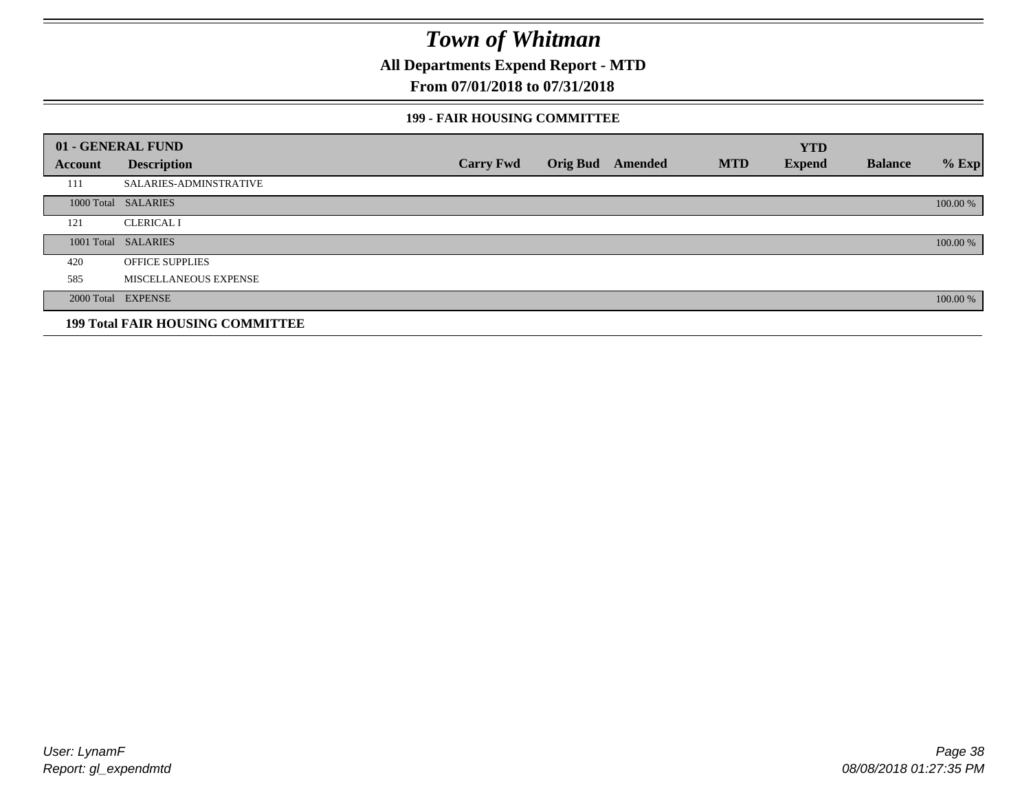# Town of Whitman

## All Departments Expend Report - MTD

## From 07/01/2018 to 07/31/2018

### 199 - FAIR HOUSING COMMITTEE

| 01 - GENERAL FUND | | | | | | YTD | | |
|---|---|---|---|---|---|---|---|---|
| **Account** | **Description** | **Carry Fwd** | **Orig Bud** | **Amended** | **MTD** | **Expend** | **Balance** | **% Exp** |
| 111 | SALARIES-ADMINSTRATIVE | | | | | | | |
| 1000 Total | SALARIES | | | | | | | 100.00 % |
| 121 | CLERICAL I | | | | | | | |
| 1001 Total | SALARIES | | | | | | | 100.00 % |
| 420 | OFFICE SUPPLIES | | | | | | | |
| 585 | MISCELLANEOUS EXPENSE | | | | | | | |
| 2000 Total | EXPENSE | | | | | | | 100.00 % |
| **199 Total FAIR HOUSING COMMITTEE** | | | | | | | | |

User: LynamF
Report: gl_expendmtd

08/08/2018 01:27:35 PM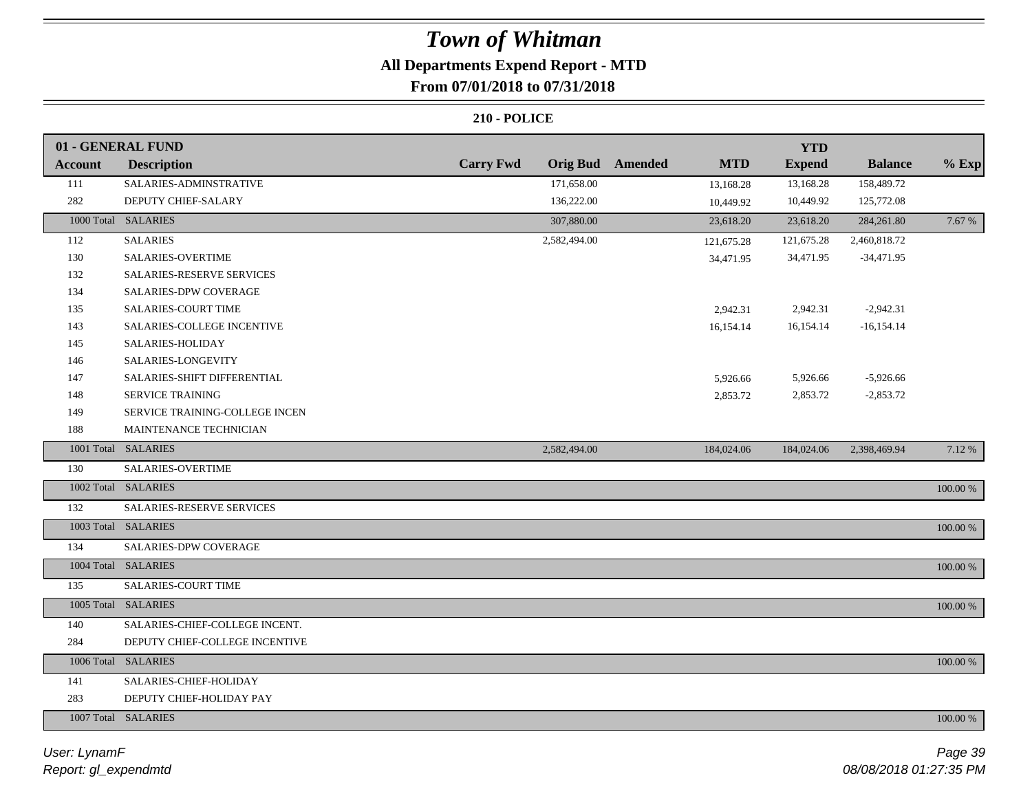# Town of Whitman

## All Departments Expend Report - MTD

### From 07/01/2018 to 07/31/2018

#### 210 - POLICE

| 01 - GENERAL FUND | | | | | | YTD | | |
|---|---|---|---|---|---|---|---|---|
| Account | Description | Carry Fwd | Orig Bud | Amended | MTD | Expend | Balance | % Exp |
| 111 | SALARIES-ADMINSTRATIVE | | 171,658.00 | | 13,168.28 | 13,168.28 | 158,489.72 | |
| 282 | DEPUTY CHIEF-SALARY | | 136,222.00 | | 10,449.92 | 10,449.92 | 125,772.08 | |
| 1000 Total | SALARIES | | 307,880.00 | | 23,618.20 | 23,618.20 | 284,261.80 | 7.67 % |
| 112 | SALARIES | | 2,582,494.00 | | 121,675.28 | 121,675.28 | 2,460,818.72 | |
| 130 | SALARIES-OVERTIME | | | | 34,471.95 | 34,471.95 | -34,471.95 | |
| 132 | SALARIES-RESERVE SERVICES | | | | | | | |
| 134 | SALARIES-DPW COVERAGE | | | | | | | |
| 135 | SALARIES-COURT TIME | | | | 2,942.31 | 2,942.31 | -2,942.31 | |
| 143 | SALARIES-COLLEGE INCENTIVE | | | | 16,154.14 | 16,154.14 | -16,154.14 | |
| 145 | SALARIES-HOLIDAY | | | | | | | |
| 146 | SALARIES-LONGEVITY | | | | | | | |
| 147 | SALARIES-SHIFT DIFFERENTIAL | | | | 5,926.66 | 5,926.66 | -5,926.66 | |
| 148 | SERVICE TRAINING | | | | 2,853.72 | 2,853.72 | -2,853.72 | |
| 149 | SERVICE TRAINING-COLLEGE INCEN | | | | | | | |
| 188 | MAINTENANCE TECHNICIAN | | | | | | | |
| 1001 Total | SALARIES | | 2,582,494.00 | | 184,024.06 | 184,024.06 | 2,398,469.94 | 7.12 % |
| 130 | SALARIES-OVERTIME | | | | | | | |
| 1002 Total | SALARIES | | | | | | | 100.00 % |
| 132 | SALARIES-RESERVE SERVICES | | | | | | | |
| 1003 Total | SALARIES | | | | | | | 100.00 % |
| 134 | SALARIES-DPW COVERAGE | | | | | | | |
| 1004 Total | SALARIES | | | | | | | 100.00 % |
| 135 | SALARIES-COURT TIME | | | | | | | |
| 1005 Total | SALARIES | | | | | | | 100.00 % |
| 140 | SALARIES-CHIEF-COLLEGE INCENT. | | | | | | | |
| 284 | DEPUTY CHIEF-COLLEGE INCENTIVE | | | | | | | |
| 1006 Total | SALARIES | | | | | | | 100.00 % |
| 141 | SALARIES-CHIEF-HOLIDAY | | | | | | | |
| 283 | DEPUTY CHIEF-HOLIDAY PAY | | | | | | | |
| 1007 Total | SALARIES | | | | | | | 100.00 % |

*User: LynamF*
*Report: gl_expendmtd*
*08/08/2018 01:27:35 PM*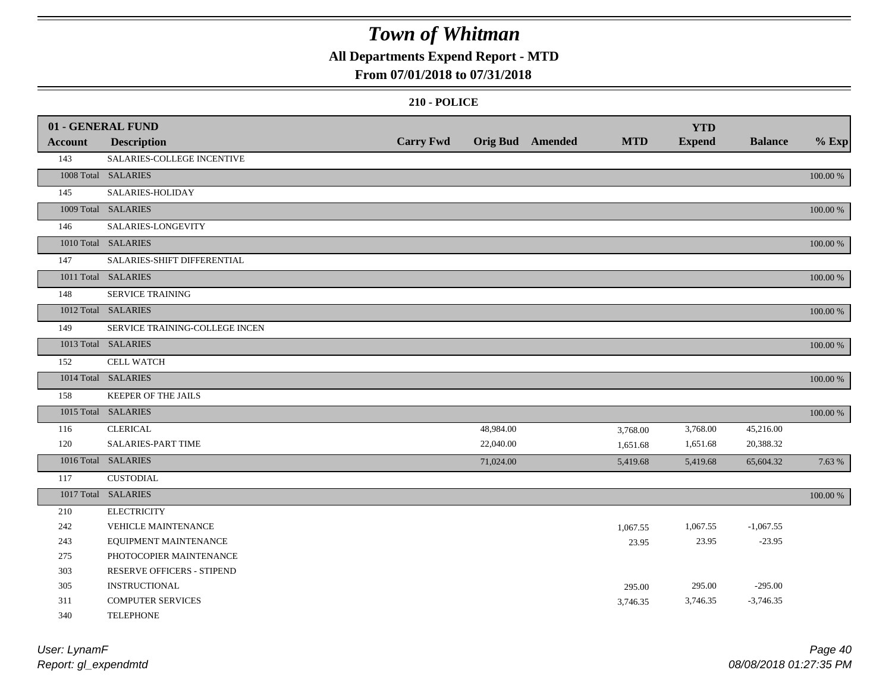# Town of Whitman

## All Departments Expend Report - MTD

### From 07/01/2018 to 07/31/2018

### 210 - POLICE

| 01 - GENERAL FUND<br>Account | Description | Carry Fwd | Orig Bud | Amended | MTD | YTD Expend | Balance | % Exp |
|---|---|---|---|---|---|---|---|---|
| 143 | SALARIES-COLLEGE INCENTIVE | | | | | | | |
| 1008 Total | SALARIES | | | | | | | 100.00 % |
| 145 | SALARIES-HOLIDAY | | | | | | | |
| 1009 Total | SALARIES | | | | | | | 100.00 % |
| 146 | SALARIES-LONGEVITY | | | | | | | |
| 1010 Total | SALARIES | | | | | | | 100.00 % |
| 147 | SALARIES-SHIFT DIFFERENTIAL | | | | | | | |
| 1011 Total | SALARIES | | | | | | | 100.00 % |
| 148 | SERVICE TRAINING | | | | | | | |
| 1012 Total | SALARIES | | | | | | | 100.00 % |
| 149 | SERVICE TRAINING-COLLEGE INCEN | | | | | | | |
| 1013 Total | SALARIES | | | | | | | 100.00 % |
| 152 | CELL WATCH | | | | | | | |
| 1014 Total | SALARIES | | | | | | | 100.00 % |
| 158 | KEEPER OF THE JAILS | | | | | | | |
| 1015 Total | SALARIES | | | | | | | 100.00 % |
| 116 | CLERICAL | | 48,984.00 | | 3,768.00 | 3,768.00 | 45,216.00 | |
| 120 | SALARIES-PART TIME | | 22,040.00 | | 1,651.68 | 1,651.68 | 20,388.32 | |
| 1016 Total | SALARIES | | 71,024.00 | | 5,419.68 | 5,419.68 | 65,604.32 | 7.63 % |
| 117 | CUSTODIAL | | | | | | | |
| 1017 Total | SALARIES | | | | | | | 100.00 % |
| 210 | ELECTRICITY | | | | | | | |
| 242 | VEHICLE MAINTENANCE | | | | 1,067.55 | 1,067.55 | -1,067.55 | |
| 243 | EQUIPMENT MAINTENANCE | | | | 23.95 | 23.95 | -23.95 | |
| 275 | PHOTOCOPIER MAINTENANCE | | | | | | | |
| 303 | RESERVE OFFICERS - STIPEND | | | | | | | |
| 305 | INSTRUCTIONAL | | | | 295.00 | 295.00 | -295.00 | |
| 311 | COMPUTER SERVICES | | | | 3,746.35 | 3,746.35 | -3,746.35 | |
| 340 | TELEPHONE | | | | | | | |

*User: LynamF*
*Report: gl_expendmtd*

*08/08/2018 01:27:35 PM*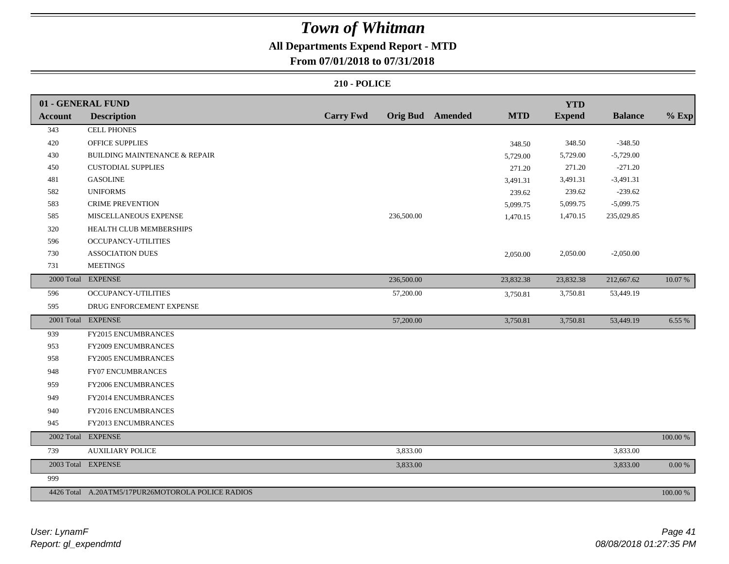# Town of Whitman

## All Departments Expend Report - MTD

### From 07/01/2018 to 07/31/2018

#### 210 - POLICE

| Account | Description | Carry Fwd | Orig Bud | Amended | MTD | YTD Expend | Balance | % Exp |
|---|---|---|---|---|---|---|---|---|
| **01 - GENERAL FUND** | | | | | | | | |
| 343 | CELL PHONES | | | | | | | |
| 420 | OFFICE SUPPLIES | | | | 348.50 | 348.50 | -348.50 | |
| 430 | BUILDING MAINTENANCE & REPAIR | | | | 5,729.00 | 5,729.00 | -5,729.00 | |
| 450 | CUSTODIAL SUPPLIES | | | | 271.20 | 271.20 | -271.20 | |
| 481 | GASOLINE | | | | 3,491.31 | 3,491.31 | -3,491.31 | |
| 582 | UNIFORMS | | | | 239.62 | 239.62 | -239.62 | |
| 583 | CRIME PREVENTION | | | | 5,099.75 | 5,099.75 | -5,099.75 | |
| 585 | MISCELLANEOUS EXPENSE | | 236,500.00 | | 1,470.15 | 1,470.15 | 235,029.85 | |
| 320 | HEALTH CLUB MEMBERSHIPS | | | | | | | |
| 596 | OCCUPANCY-UTILITIES | | | | | | | |
| 730 | ASSOCIATION DUES | | | | 2,050.00 | 2,050.00 | -2,050.00 | |
| 731 | MEETINGS | | | | | | | |
| 2000 Total | EXPENSE | | 236,500.00 | | 23,832.38 | 23,832.38 | 212,667.62 | 10.07 % |
| 596 | OCCUPANCY-UTILITIES | | 57,200.00 | | 3,750.81 | 3,750.81 | 53,449.19 | |
| 595 | DRUG ENFORCEMENT EXPENSE | | | | | | | |
| 2001 Total | EXPENSE | | 57,200.00 | | 3,750.81 | 3,750.81 | 53,449.19 | 6.55 % |
| 939 | FY2015 ENCUMBRANCES | | | | | | | |
| 953 | FY2009 ENCUMBRANCES | | | | | | | |
| 958 | FY2005 ENCUMBRANCES | | | | | | | |
| 948 | FY07 ENCUMBRANCES | | | | | | | |
| 959 | FY2006 ENCUMBRANCES | | | | | | | |
| 949 | FY2014 ENCUMBRANCES | | | | | | | |
| 940 | FY2016 ENCUMBRANCES | | | | | | | |
| 945 | FY2013 ENCUMBRANCES | | | | | | | |
| 2002 Total | EXPENSE | | | | | | | 100.00 % |
| 739 | AUXILIARY POLICE | | 3,833.00 | | | | 3,833.00 | |
| 2003 Total | EXPENSE | | 3,833.00 | | | | 3,833.00 | 0.00 % |
| 999 | | | | | | | | |
| 4426 Total | A.20ATM5/17PUR26MOTOROLA POLICE RADIOS | | | | | | | 100.00 % |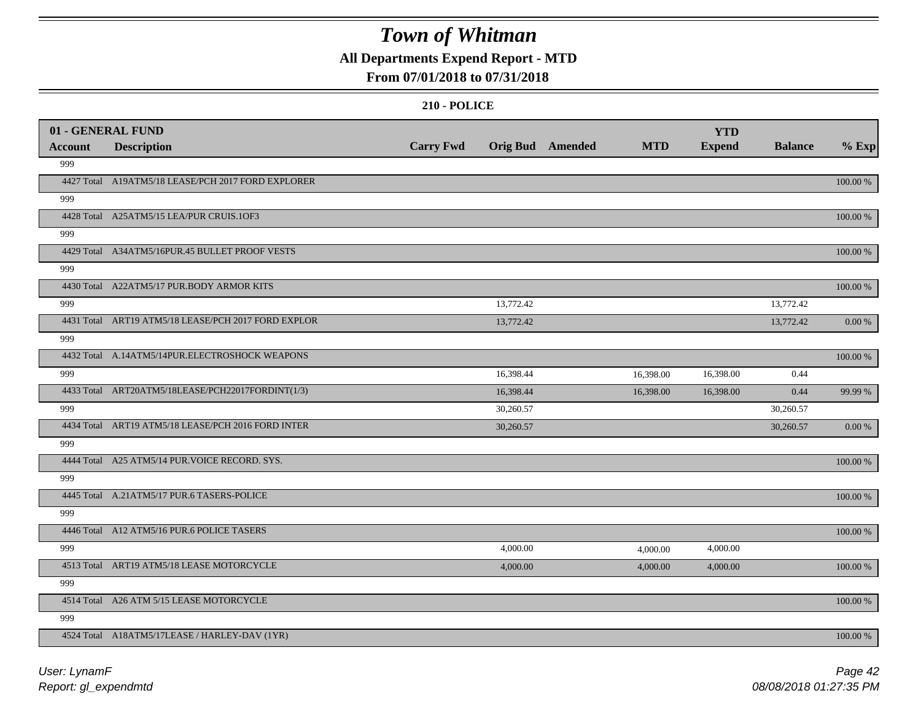# Town of Whitman

**All Departments Expend Report - MTD**

**From 07/01/2018 to 07/31/2018**

**210 - POLICE**

| 01 - GENERAL FUND Account | Description | Carry Fwd | Orig Bud | Amended | MTD | YTD Expend | Balance | % Exp |
|---|---|---|---|---|---|---|---|---|
| 999 | | | | | | | | |
| 4427 Total | A19ATM5/18 LEASE/PCH 2017 FORD EXPLORER | | | | | | | 100.00 % |
| 999 | | | | | | | | |
| 4428 Total | A25ATM5/15 LEA/PUR CRUIS.1OF3 | | | | | | | 100.00 % |
| 999 | | | | | | | | |
| 4429 Total | A34ATM5/16PUR.45 BULLET PROOF VESTS | | | | | | | 100.00 % |
| 999 | | | | | | | | |
| 4430 Total | A22ATM5/17 PUR.BODY ARMOR KITS | | | | | | | 100.00 % |
| 999 | | | 13,772.42 | | | | 13,772.42 | |
| 4431 Total | ART19 ATM5/18 LEASE/PCH 2017 FORD EXPLOR | | 13,772.42 | | | | 13,772.42 | 0.00 % |
| 999 | | | | | | | | |
| 4432 Total | A.14ATM5/14PUR.ELECTROSHOCK WEAPONS | | | | | | | 100.00 % |
| 999 | | | 16,398.44 | | 16,398.00 | 16,398.00 | 0.44 | |
| 4433 Total | ART20ATM5/18LEASE/PCH22017FORDINT(1/3) | | 16,398.44 | | 16,398.00 | 16,398.00 | 0.44 | 99.99 % |
| 999 | | | 30,260.57 | | | | 30,260.57 | |
| 4434 Total | ART19 ATM5/18 LEASE/PCH 2016 FORD INTER | | 30,260.57 | | | | 30,260.57 | 0.00 % |
| 999 | | | | | | | | |
| 4444 Total | A25 ATM5/14 PUR.VOICE RECORD. SYS. | | | | | | | 100.00 % |
| 999 | | | | | | | | |
| 4445 Total | A.21ATM5/17 PUR.6 TASERS-POLICE | | | | | | | 100.00 % |
| 999 | | | | | | | | |
| 4446 Total | A12 ATM5/16 PUR.6 POLICE TASERS | | | | | | | 100.00 % |
| 999 | | | 4,000.00 | | 4,000.00 | 4,000.00 | | |
| 4513 Total | ART19 ATM5/18 LEASE MOTORCYCLE | | 4,000.00 | | 4,000.00 | 4,000.00 | | 100.00 % |
| 999 | | | | | | | | |
| 4514 Total | A26 ATM 5/15 LEASE MOTORCYCLE | | | | | | | 100.00 % |
| 999 | | | | | | | | |
| 4524 Total | A18ATM5/17LEASE / HARLEY-DAV (1YR) | | | | | | | 100.00 % |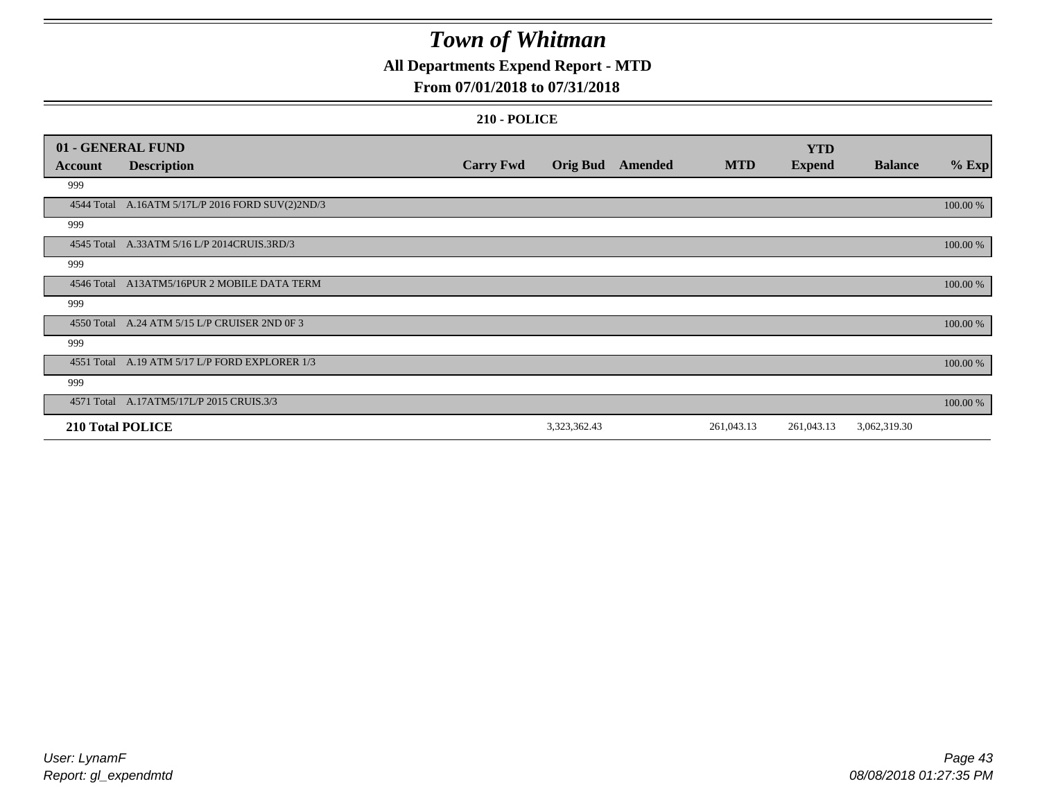# Town of Whitman

## All Departments Expend Report - MTD

### From 07/01/2018 to 07/31/2018

#### 210 - POLICE

| 01 - GENERAL FUND | | | | | | YTD | | |
|---|---|---|---|---|---|---|---|---|
| **Account** | **Description** | **Carry Fwd** | **Orig Bud** | **Amended** | **MTD** | **Expend** | **Balance** | **% Exp** |
| 999 | | | | | | | | |
| 4544 Total | A.16ATM 5/17L/P 2016 FORD SUV(2)2ND/3 | | | | | | | 100.00 % |
| 999 | | | | | | | | |
| 4545 Total | A.33ATM 5/16 L/P 2014CRUIS.3RD/3 | | | | | | | 100.00 % |
| 999 | | | | | | | | |
| 4546 Total | A13ATM5/16PUR 2 MOBILE DATA TERM | | | | | | | 100.00 % |
| 999 | | | | | | | | |
| 4550 Total | A.24 ATM 5/15 L/P CRUISER 2ND 0F 3 | | | | | | | 100.00 % |
| 999 | | | | | | | | |
| 4551 Total | A.19 ATM 5/17 L/P FORD EXPLORER 1/3 | | | | | | | 100.00 % |
| 999 | | | | | | | | |
| 4571 Total | A.17ATM5/17L/P 2015 CRUIS.3/3 | | | | | | | 100.00 % |
| **210 Total POLICE** | | | 3,323,362.43 | | 261,043.13 | 261,043.13 | 3,062,319.30 | |

User: LynamF
Report: gl_expendmtd

08/08/2018 01:27:35 PM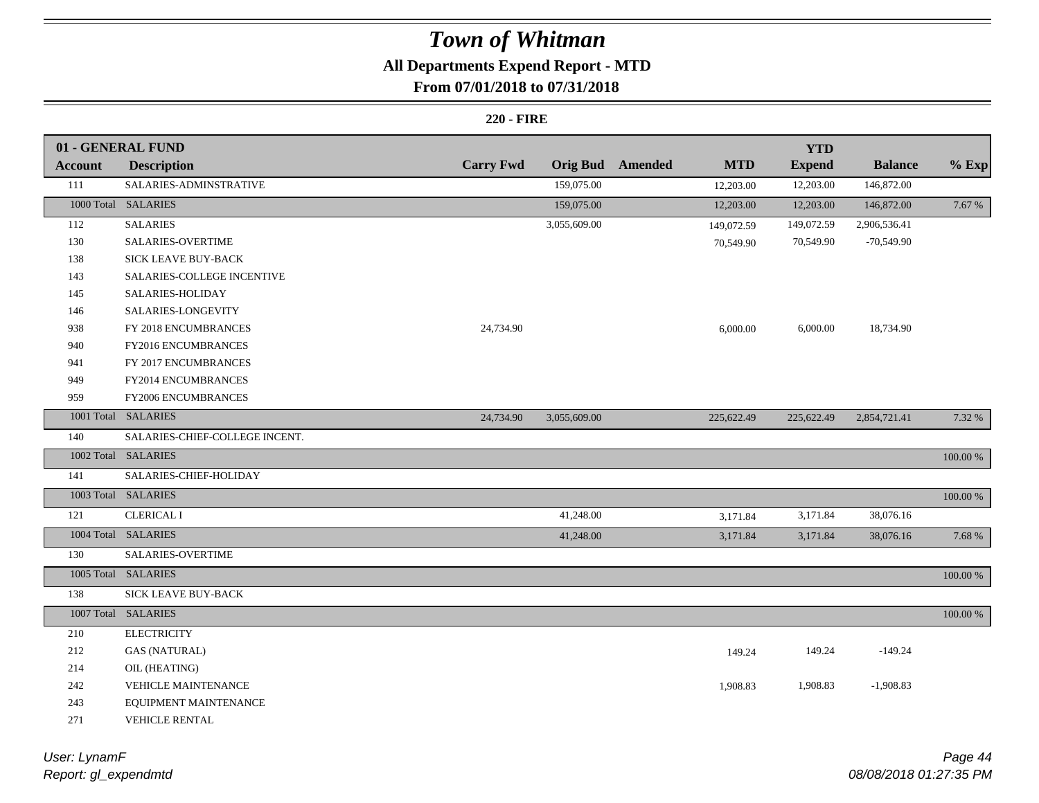# Town of Whitman

## All Departments Expend Report - MTD

### From 07/01/2018 to 07/31/2018

**220 - FIRE**

| 01 - GENERAL FUND | | | | | | YTD | | |
|---|---|---|---|---|---|---|---|---|
| **Account** | **Description** | **Carry Fwd** | **Orig Bud** | **Amended** | **MTD** | **Expend** | **Balance** | **% Exp** |
| 111 | SALARIES-ADMINSTRATIVE | | 159,075.00 | | 12,203.00 | 12,203.00 | 146,872.00 | |
| 1000 Total | SALARIES | | 159,075.00 | | 12,203.00 | 12,203.00 | 146,872.00 | 7.67 % |
| 112 | SALARIES | | 3,055,609.00 | | 149,072.59 | 149,072.59 | 2,906,536.41 | |
| 130 | SALARIES-OVERTIME | | | | 70,549.90 | 70,549.90 | -70,549.90 | |
| 138 | SICK LEAVE BUY-BACK | | | | | | | |
| 143 | SALARIES-COLLEGE INCENTIVE | | | | | | | |
| 145 | SALARIES-HOLIDAY | | | | | | | |
| 146 | SALARIES-LONGEVITY | | | | | | | |
| 938 | FY 2018 ENCUMBRANCES | 24,734.90 | | | 6,000.00 | 6,000.00 | 18,734.90 | |
| 940 | FY2016 ENCUMBRANCES | | | | | | | |
| 941 | FY 2017 ENCUMBRANCES | | | | | | | |
| 949 | FY2014 ENCUMBRANCES | | | | | | | |
| 959 | FY2006 ENCUMBRANCES | | | | | | | |
| 1001 Total | SALARIES | 24,734.90 | 3,055,609.00 | | 225,622.49 | 225,622.49 | 2,854,721.41 | 7.32 % |
| 140 | SALARIES-CHIEF-COLLEGE INCENT. | | | | | | | |
| 1002 Total | SALARIES | | | | | | | 100.00 % |
| 141 | SALARIES-CHIEF-HOLIDAY | | | | | | | |
| 1003 Total | SALARIES | | | | | | | 100.00 % |
| 121 | CLERICAL I | | 41,248.00 | | 3,171.84 | 3,171.84 | 38,076.16 | |
| 1004 Total | SALARIES | | 41,248.00 | | 3,171.84 | 3,171.84 | 38,076.16 | 7.68 % |
| 130 | SALARIES-OVERTIME | | | | | | | |
| 1005 Total | SALARIES | | | | | | | 100.00 % |
| 138 | SICK LEAVE BUY-BACK | | | | | | | |
| 1007 Total | SALARIES | | | | | | | 100.00 % |
| 210 | ELECTRICITY | | | | | | | |
| 212 | GAS (NATURAL) | | | | 149.24 | 149.24 | -149.24 | |
| 214 | OIL (HEATING) | | | | | | | |
| 242 | VEHICLE MAINTENANCE | | | | 1,908.83 | 1,908.83 | -1,908.83 | |
| 243 | EQUIPMENT MAINTENANCE | | | | | | | |
| 271 | VEHICLE RENTAL | | | | | | | |

User: LynamF
Report: gl_expendmtd

08/08/2018 01:27:35 PM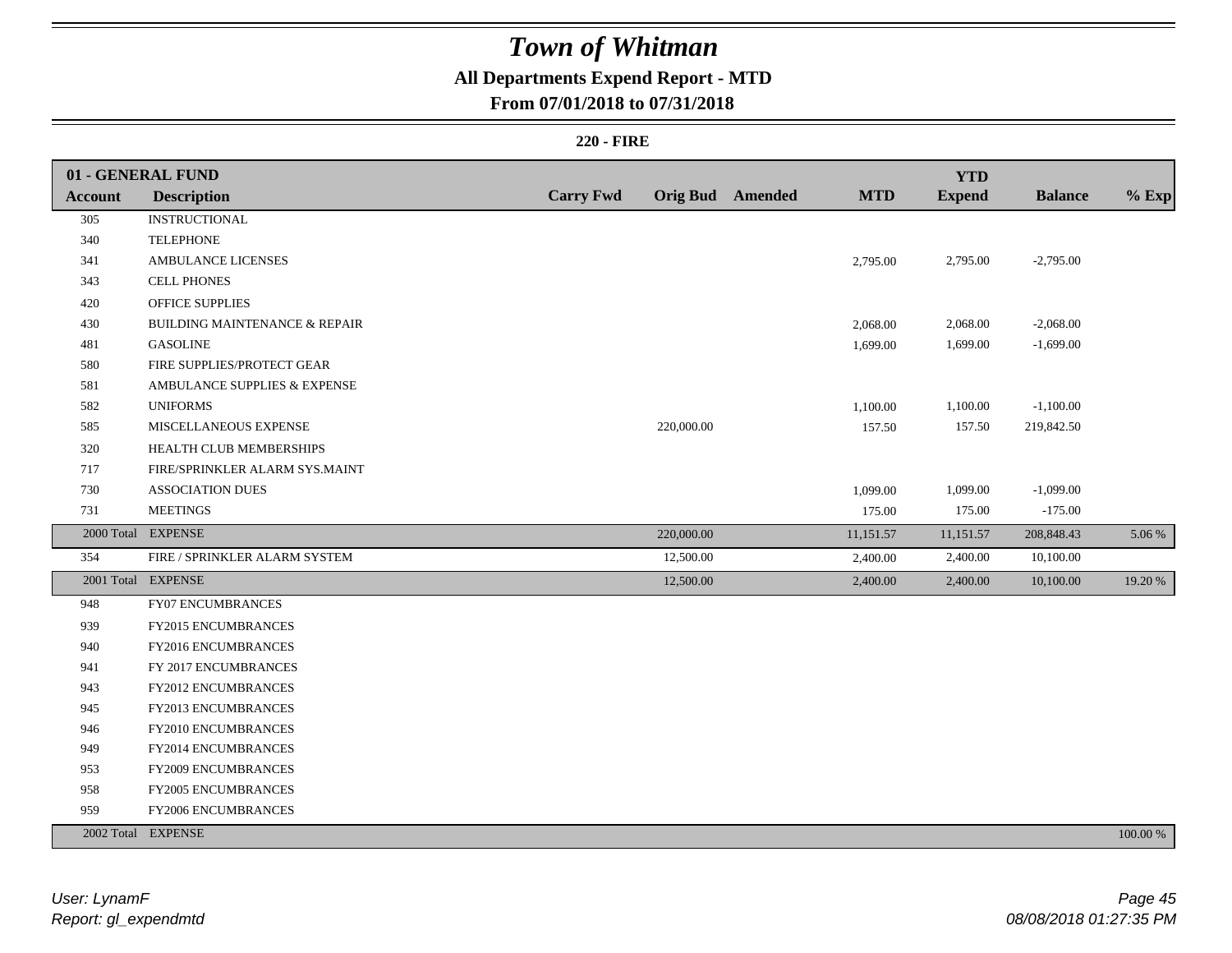# Town of Whitman

## All Departments Expend Report - MTD

### From 07/01/2018 to 07/31/2018

#### 220 - FIRE

| 01 - GENERAL FUND | | | | | | | | |
|---|---|---|---|---|---|---|---|---|
| **Account** | **Description** | **Carry Fwd** | **Orig Bud** | **Amended** | **MTD** | **YTD Expend** | **Balance** | **% Exp** |
| 305 | INSTRUCTIONAL | | | | | | | |
| 340 | TELEPHONE | | | | | | | |
| 341 | AMBULANCE LICENSES | | | | 2,795.00 | 2,795.00 | -2,795.00 | |
| 343 | CELL PHONES | | | | | | | |
| 420 | OFFICE SUPPLIES | | | | | | | |
| 430 | BUILDING MAINTENANCE & REPAIR | | | | 2,068.00 | 2,068.00 | -2,068.00 | |
| 481 | GASOLINE | | | | 1,699.00 | 1,699.00 | -1,699.00 | |
| 580 | FIRE SUPPLIES/PROTECT GEAR | | | | | | | |
| 581 | AMBULANCE SUPPLIES & EXPENSE | | | | | | | |
| 582 | UNIFORMS | | | | 1,100.00 | 1,100.00 | -1,100.00 | |
| 585 | MISCELLANEOUS EXPENSE | | 220,000.00 | | 157.50 | 157.50 | 219,842.50 | |
| 320 | HEALTH CLUB MEMBERSHIPS | | | | | | | |
| 717 | FIRE/SPRINKLER ALARM SYS.MAINT | | | | | | | |
| 730 | ASSOCIATION DUES | | | | 1,099.00 | 1,099.00 | -1,099.00 | |
| 731 | MEETINGS | | | | 175.00 | 175.00 | -175.00 | |
| 2000 Total | EXPENSE | | 220,000.00 | | 11,151.57 | 11,151.57 | 208,848.43 | 5.06 % |
| 354 | FIRE / SPRINKLER ALARM SYSTEM | | 12,500.00 | | 2,400.00 | 2,400.00 | 10,100.00 | |
| 2001 Total | EXPENSE | | 12,500.00 | | 2,400.00 | 2,400.00 | 10,100.00 | 19.20 % |
| 948 | FY07 ENCUMBRANCES | | | | | | | |
| 939 | FY2015 ENCUMBRANCES | | | | | | | |
| 940 | FY2016 ENCUMBRANCES | | | | | | | |
| 941 | FY 2017 ENCUMBRANCES | | | | | | | |
| 943 | FY2012 ENCUMBRANCES | | | | | | | |
| 945 | FY2013 ENCUMBRANCES | | | | | | | |
| 946 | FY2010 ENCUMBRANCES | | | | | | | |
| 949 | FY2014 ENCUMBRANCES | | | | | | | |
| 953 | FY2009 ENCUMBRANCES | | | | | | | |
| 958 | FY2005 ENCUMBRANCES | | | | | | | |
| 959 | FY2006 ENCUMBRANCES | | | | | | | |
| 2002 Total | EXPENSE | | | | | | | 100.00 % |

*User: LynamF*
*Report: gl_expendmtd*

*08/08/2018 01:27:35 PM*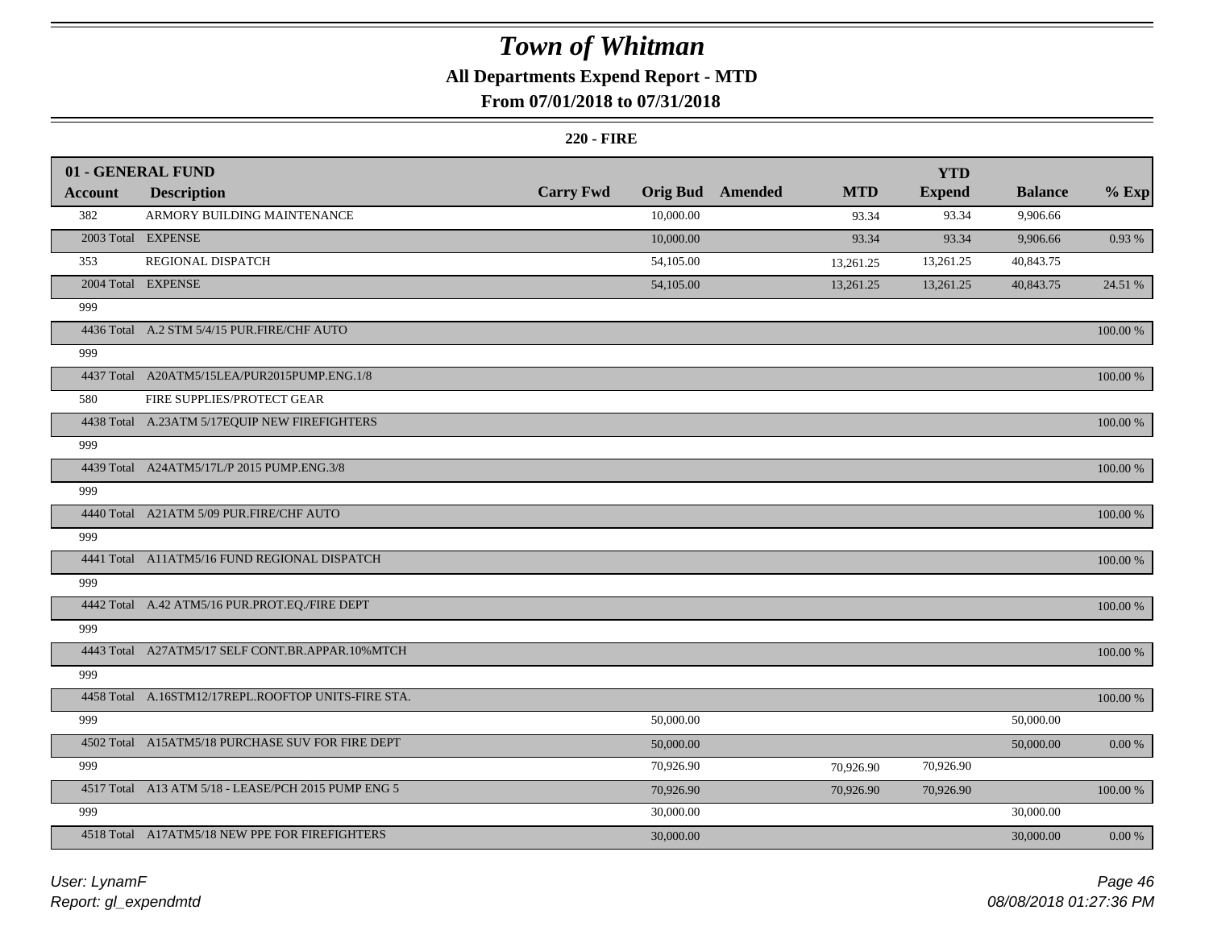# Town of Whitman

## All Departments Expend Report - MTD

### From 07/01/2018 to 07/31/2018

**220 - FIRE**

| 01 - GENERAL FUND | | | | | | YTD | | |
|---|---|---|---|---|---|---|---|---|
| **Account** | **Description** | **Carry Fwd** | **Orig Bud** | **Amended** | **MTD** | **Expend** | **Balance** | **% Exp** |
| 382 | ARMORY BUILDING MAINTENANCE | | 10,000.00 | | 93.34 | 93.34 | 9,906.66 | |
| 2003 Total | EXPENSE | | 10,000.00 | | 93.34 | 93.34 | 9,906.66 | 0.93 % |
| 353 | REGIONAL DISPATCH | | 54,105.00 | | 13,261.25 | 13,261.25 | 40,843.75 | |
| 2004 Total | EXPENSE | | 54,105.00 | | 13,261.25 | 13,261.25 | 40,843.75 | 24.51 % |
| 999 | | | | | | | | |
| 4436 Total | A.2 STM 5/4/15 PUR.FIRE/CHF AUTO | | | | | | | 100.00 % |
| 999 | | | | | | | | |
| 4437 Total | A20ATM5/15LEA/PUR2015PUMP.ENG.1/8 | | | | | | | 100.00 % |
| 580 | FIRE SUPPLIES/PROTECT GEAR | | | | | | | |
| 4438 Total | A.23ATM 5/17EQUIP NEW FIREFIGHTERS | | | | | | | 100.00 % |
| 999 | | | | | | | | |
| 4439 Total | A24ATM5/17L/P 2015 PUMP.ENG.3/8 | | | | | | | 100.00 % |
| 999 | | | | | | | | |
| 4440 Total | A21ATM 5/09 PUR.FIRE/CHF AUTO | | | | | | | 100.00 % |
| 999 | | | | | | | | |
| 4441 Total | A11ATM5/16 FUND REGIONAL DISPATCH | | | | | | | 100.00 % |
| 999 | | | | | | | | |
| 4442 Total | A.42 ATM5/16 PUR.PROT.EQ./FIRE DEPT | | | | | | | 100.00 % |
| 999 | | | | | | | | |
| 4443 Total | A27ATM5/17 SELF CONT.BR.APPAR.10%MTCH | | | | | | | 100.00 % |
| 999 | | | | | | | | |
| 4458 Total | A.16STM12/17REPL.ROOFTOP UNITS-FIRE STA. | | | | | | | 100.00 % |
| 999 | | | 50,000.00 | | | | 50,000.00 | |
| 4502 Total | A15ATM5/18 PURCHASE SUV FOR FIRE DEPT | | 50,000.00 | | | | 50,000.00 | 0.00 % |
| 999 | | | 70,926.90 | | 70,926.90 | 70,926.90 | | |
| 4517 Total | A13 ATM 5/18 - LEASE/PCH 2015 PUMP ENG 5 | | 70,926.90 | | 70,926.90 | 70,926.90 | | 100.00 % |
| 999 | | | 30,000.00 | | | | 30,000.00 | |
| 4518 Total | A17ATM5/18 NEW PPE FOR FIREFIGHTERS | | 30,000.00 | | | | 30,000.00 | 0.00 % |

*User: LynamF*
*Report: gl_expendmtd*

*08/08/2018 01:27:36 PM*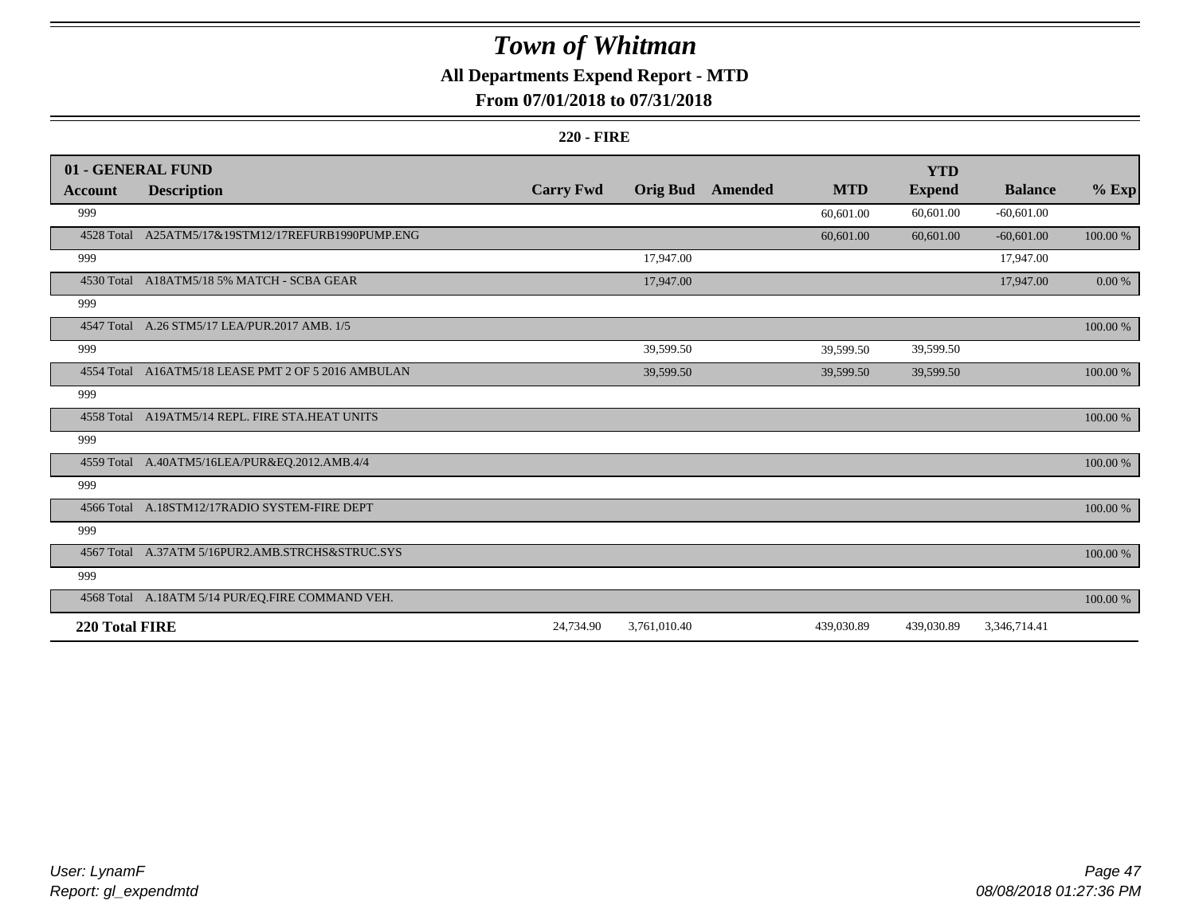# Town of Whitman

## All Departments Expend Report - MTD

### From 07/01/2018 to 07/31/2018

**220 - FIRE**

| 01 - GENERAL FUND | | | | | | YTD | | |
|---|---|---|---|---|---|---|---|---|
| **Account** | **Description** | **Carry Fwd** | **Orig Bud** | **Amended** | **MTD** | **Expend** | **Balance** | **% Exp** |
| 999 | | | | | 60,601.00 | 60,601.00 | -60,601.00 | |
| 4528 Total | A25ATM5/17&19STM12/17REFURB1990PUMP.ENG | | | | 60,601.00 | 60,601.00 | -60,601.00 | 100.00 % |
| 999 | | | 17,947.00 | | | | 17,947.00 | |
| 4530 Total | A18ATM5/18 5% MATCH - SCBA GEAR | | 17,947.00 | | | | 17,947.00 | 0.00 % |
| 999 | | | | | | | | |
| 4547 Total | A.26 STM5/17 LEA/PUR.2017 AMB. 1/5 | | | | | | | 100.00 % |
| 999 | | | 39,599.50 | | 39,599.50 | 39,599.50 | | |
| 4554 Total | A16ATM5/18 LEASE PMT 2 OF 5 2016 AMBULAN | | 39,599.50 | | 39,599.50 | 39,599.50 | | 100.00 % |
| 999 | | | | | | | | |
| 4558 Total | A19ATM5/14 REPL. FIRE STA.HEAT UNITS | | | | | | | 100.00 % |
| 999 | | | | | | | | |
| 4559 Total | A.40ATM5/16LEA/PUR&EQ.2012.AMB.4/4 | | | | | | | 100.00 % |
| 999 | | | | | | | | |
| 4566 Total | A.18STM12/17RADIO SYSTEM-FIRE DEPT | | | | | | | 100.00 % |
| 999 | | | | | | | | |
| 4567 Total | A.37ATM 5/16PUR2.AMB.STRCHS&STRUC.SYS | | | | | | | 100.00 % |
| 999 | | | | | | | | |
| 4568 Total | A.18ATM 5/14 PUR/EQ.FIRE COMMAND VEH. | | | | | | | 100.00 % |
| **220 Total FIRE** | | 24,734.90 | 3,761,010.40 | | 439,030.89 | 439,030.89 | 3,346,714.41 | |

*User: LynamF*
*Report: gl_expendmtd*

*08/08/2018 01:27:36 PM*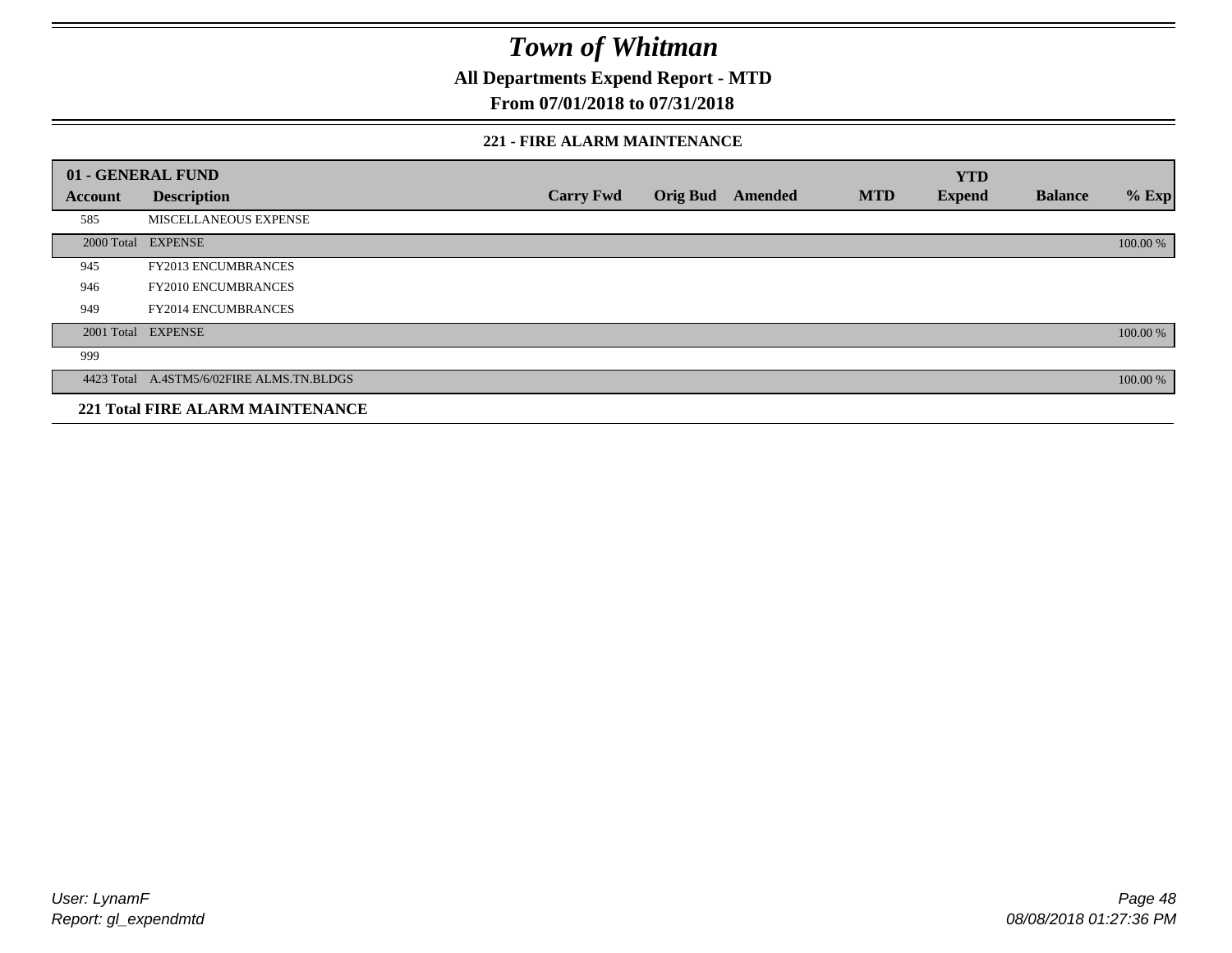# Town of Whitman

**All Departments Expend Report - MTD**

**From 07/01/2018 to 07/31/2018**

**221 - FIRE ALARM MAINTENANCE**

| 01 - GENERAL FUND | | | | | | YTD | | |
|---|---|---|---|---|---|---|---|---|
| **Account** | **Description** | **Carry Fwd** | **Orig Bud** | **Amended** | **MTD** | **Expend** | **Balance** | **% Exp** |
| 585 | MISCELLANEOUS EXPENSE | | | | | | | |
| 2000 Total | EXPENSE | | | | | | | 100.00 % |
| 945 | FY2013 ENCUMBRANCES | | | | | | | |
| 946 | FY2010 ENCUMBRANCES | | | | | | | |
| 949 | FY2014 ENCUMBRANCES | | | | | | | |
| 2001 Total | EXPENSE | | | | | | | 100.00 % |
| 999 | | | | | | | | |
| 4423 Total | A.4STM5/6/02FIRE ALMS.TN.BLDGS | | | | | | | 100.00 % |
| **221 Total FIRE ALARM MAINTENANCE** | | | | | | | | |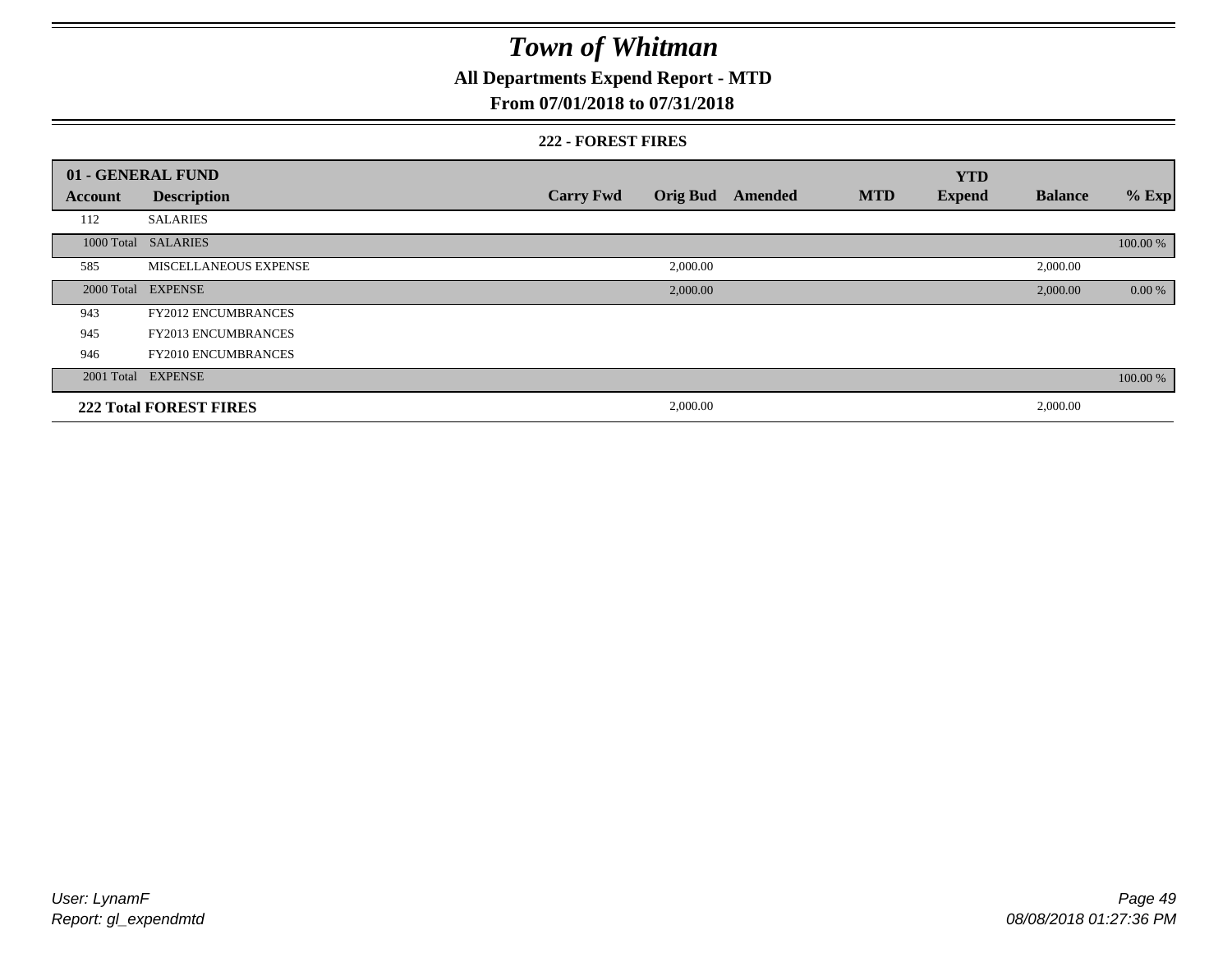# Town of Whitman

## All Departments Expend Report - MTD

### From 07/01/2018 to 07/31/2018

#### 222 - FOREST FIRES

| 01 - GENERAL FUND | | | | | | YTD | | |
|---|---|---|---|---|---|---|---|---|
| Account | Description | Carry Fwd | Orig Bud | Amended | MTD | Expend | Balance | % Exp |
| 112 | SALARIES | | | | | | | |
| 1000 Total | SALARIES | | | | | | | 100.00 % |
| 585 | MISCELLANEOUS EXPENSE | | 2,000.00 | | | | 2,000.00 | |
| 2000 Total | EXPENSE | | 2,000.00 | | | | 2,000.00 | 0.00 % |
| 943 | FY2012 ENCUMBRANCES | | | | | | | |
| 945 | FY2013 ENCUMBRANCES | | | | | | | |
| 946 | FY2010 ENCUMBRANCES | | | | | | | |
| 2001 Total | EXPENSE | | | | | | | 100.00 % |
| **222 Total FOREST FIRES** | | | 2,000.00 | | | | 2,000.00 | |

User: LynamF
Report: gl_expendmtd

08/08/2018 01:27:36 PM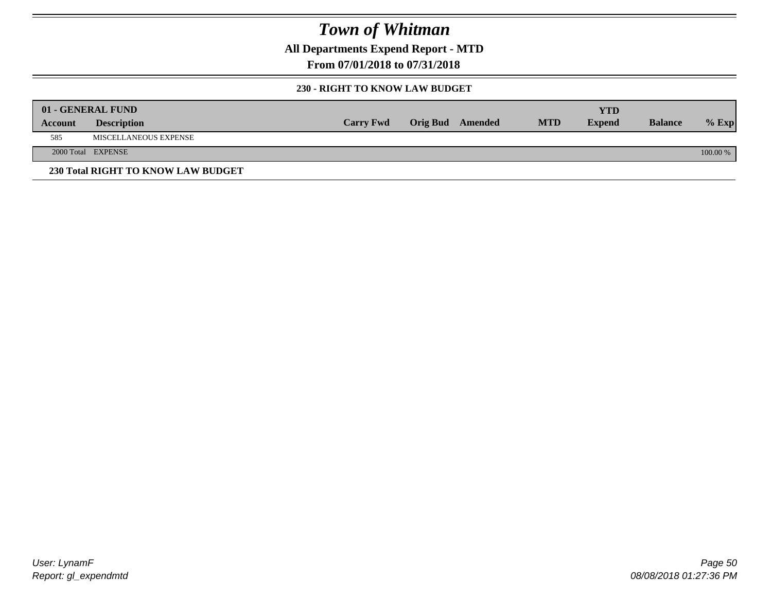# Town of Whitman

**All Departments Expend Report - MTD**

**From 07/01/2018 to 07/31/2018**

### 230 - RIGHT TO KNOW LAW BUDGET

| 01 - GENERAL FUND | | | | | | YTD | | |
|---|---|---|---|---|---|---|---|---|
| Account | Description | Carry Fwd | Orig Bud | Amended | MTD | Expend | Balance | % Exp |
| 585 | MISCELLANEOUS EXPENSE | | | | | | | |
| 2000 Total | EXPENSE | | | | | | | 100.00 % |

**230 Total RIGHT TO KNOW LAW BUDGET**

*User: LynamF*
*Report: gl_expendmtd*

*08/08/2018 01:27:36 PM*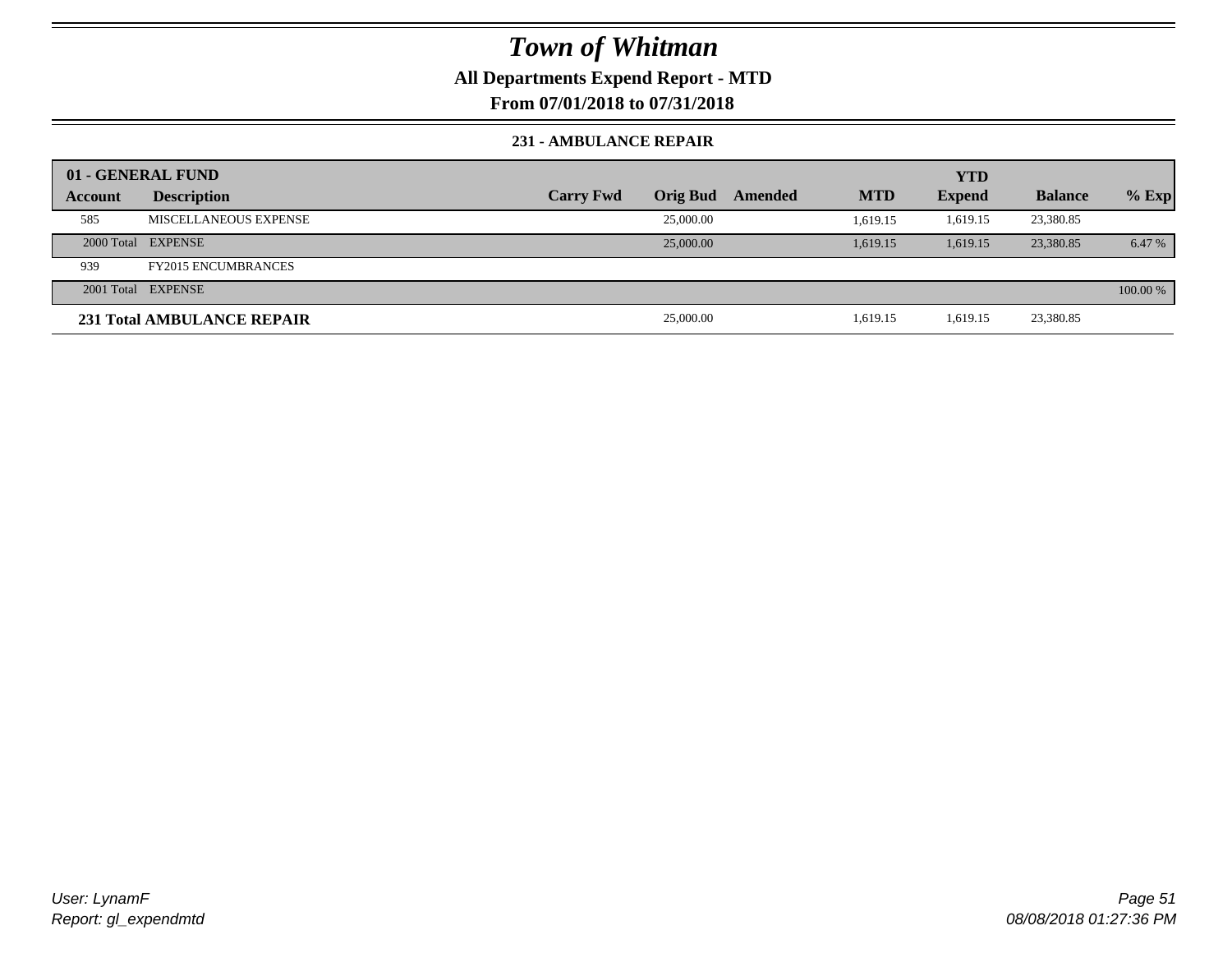# Town of Whitman

## All Departments Expend Report - MTD

### From 07/01/2018 to 07/31/2018

#### 231 - AMBULANCE REPAIR

| 01 - GENERAL FUND | | | | | | YTD | | |
|---|---|---|---|---|---|---|---|---|
| **Account** | **Description** | **Carry Fwd** | **Orig Bud** | **Amended** | **MTD** | **Expend** | **Balance** | **% Exp** |
| 585 | MISCELLANEOUS EXPENSE | | 25,000.00 | | 1,619.15 | 1,619.15 | 23,380.85 | |
| 2000 Total | EXPENSE | | 25,000.00 | | 1,619.15 | 1,619.15 | 23,380.85 | 6.47 % |
| 939 | FY2015 ENCUMBRANCES | | | | | | | |
| 2001 Total | EXPENSE | | | | | | | 100.00 % |
| **231 Total AMBULANCE REPAIR** | | | 25,000.00 | | 1,619.15 | 1,619.15 | 23,380.85 | |

User: LynamF
Report: gl_expendmtd

08/08/2018 01:27:36 PM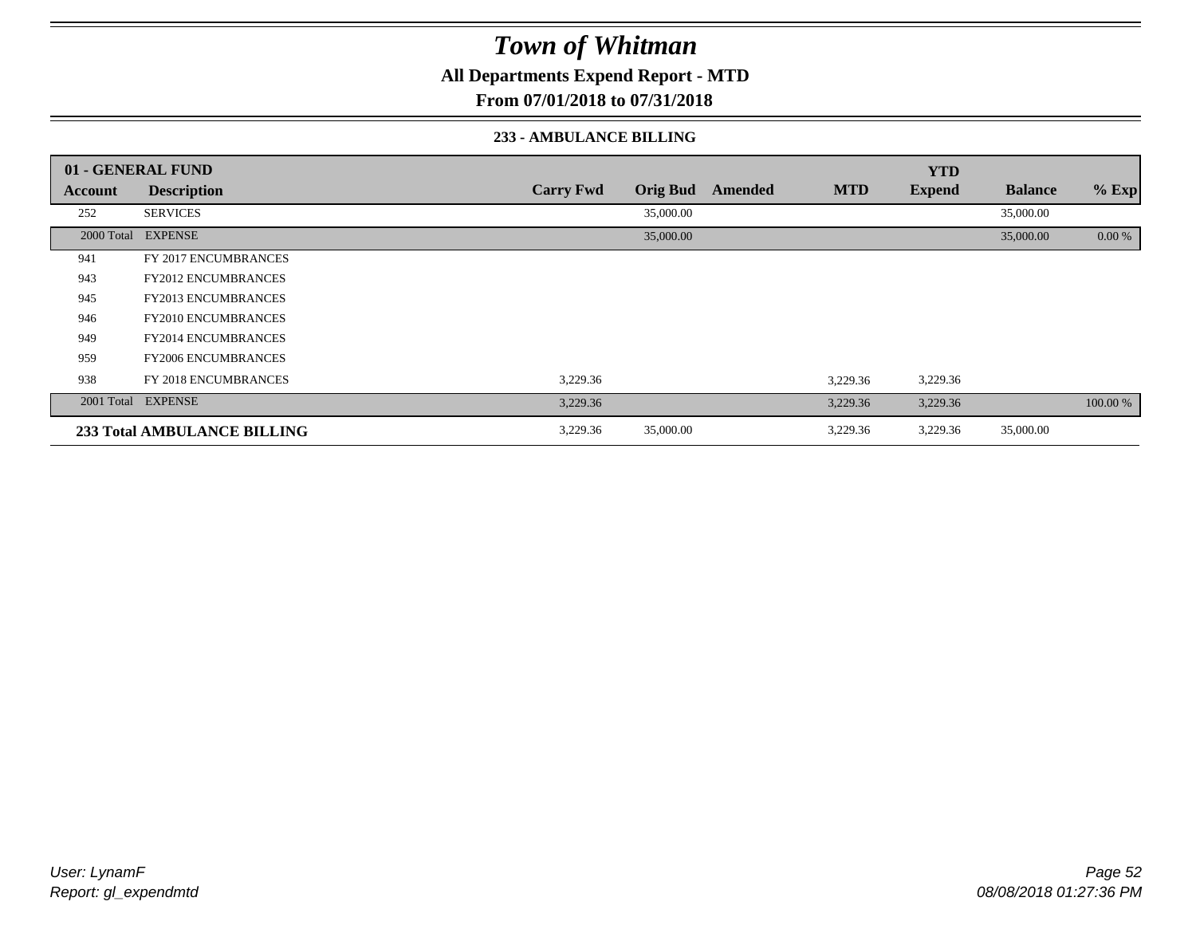# Town of Whitman

**All Departments Expend Report - MTD**

**From 07/01/2018 to 07/31/2018**

**233 - AMBULANCE BILLING**

| 01 - GENERAL FUND | | | | | | YTD | | |
|---|---|---|---|---|---|---|---|---|
| **Account** | **Description** | **Carry Fwd** | **Orig Bud** | **Amended** | **MTD** | **Expend** | **Balance** | **% Exp** |
| 252 | SERVICES | | 35,000.00 | | | | 35,000.00 | |
| 2000 Total | EXPENSE | | 35,000.00 | | | | 35,000.00 | 0.00 % |
| 941 | FY 2017 ENCUMBRANCES | | | | | | | |
| 943 | FY2012 ENCUMBRANCES | | | | | | | |
| 945 | FY2013 ENCUMBRANCES | | | | | | | |
| 946 | FY2010 ENCUMBRANCES | | | | | | | |
| 949 | FY2014 ENCUMBRANCES | | | | | | | |
| 959 | FY2006 ENCUMBRANCES | | | | | | | |
| 938 | FY 2018 ENCUMBRANCES | 3,229.36 | | | 3,229.36 | 3,229.36 | | |
| 2001 Total | EXPENSE | 3,229.36 | | | 3,229.36 | 3,229.36 | | 100.00 % |
| **233 Total AMBULANCE BILLING** | | 3,229.36 | 35,000.00 | | 3,229.36 | 3,229.36 | 35,000.00 | |

*User: LynamF*
*Report: gl_expendmtd*

*08/08/2018 01:27:36 PM*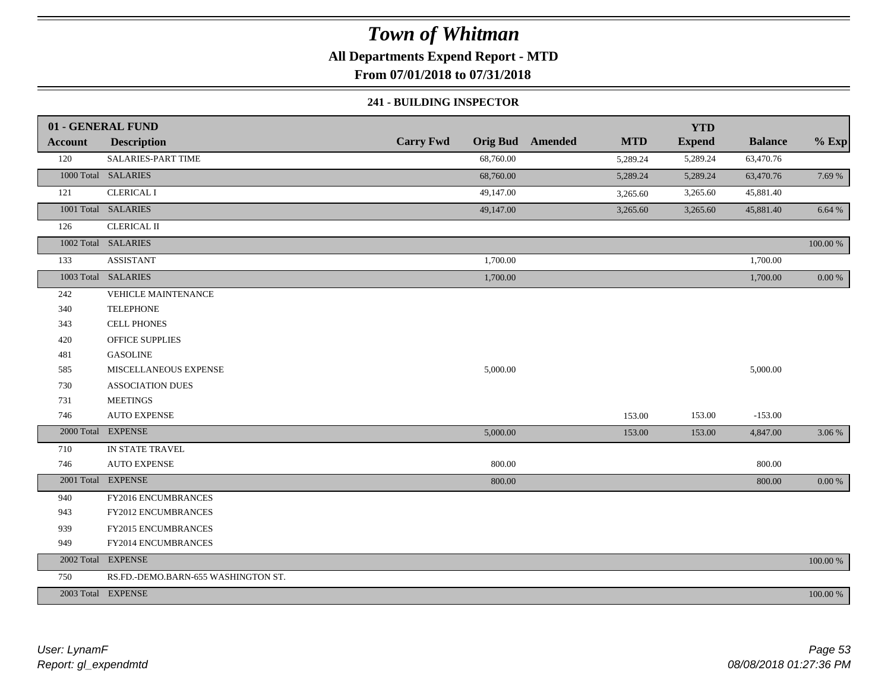# Town of Whitman

**All Departments Expend Report - MTD**

**From 07/01/2018 to 07/31/2018**

**241 - BUILDING INSPECTOR**

| 01 - GENERAL FUND | | | | | | YTD | | |
|---|---|---|---|---|---|---|---|---|
| **Account** | **Description** | **Carry Fwd** | **Orig Bud** | **Amended** | **MTD** | **Expend** | **Balance** | **% Exp** |
| 120 | SALARIES-PART TIME | | 68,760.00 | | 5,289.24 | 5,289.24 | 63,470.76 | |
| 1000 Total | SALARIES | | 68,760.00 | | 5,289.24 | 5,289.24 | 63,470.76 | 7.69 % |
| 121 | CLERICAL I | | 49,147.00 | | 3,265.60 | 3,265.60 | 45,881.40 | |
| 1001 Total | SALARIES | | 49,147.00 | | 3,265.60 | 3,265.60 | 45,881.40 | 6.64 % |
| 126 | CLERICAL II | | | | | | | |
| 1002 Total | SALARIES | | | | | | | 100.00 % |
| 133 | ASSISTANT | | 1,700.00 | | | | 1,700.00 | |
| 1003 Total | SALARIES | | 1,700.00 | | | | 1,700.00 | 0.00 % |
| 242 | VEHICLE MAINTENANCE | | | | | | | |
| 340 | TELEPHONE | | | | | | | |
| 343 | CELL PHONES | | | | | | | |
| 420 | OFFICE SUPPLIES | | | | | | | |
| 481 | GASOLINE | | | | | | | |
| 585 | MISCELLANEOUS EXPENSE | | 5,000.00 | | | | 5,000.00 | |
| 730 | ASSOCIATION DUES | | | | | | | |
| 731 | MEETINGS | | | | | | | |
| 746 | AUTO EXPENSE | | | | 153.00 | 153.00 | -153.00 | |
| 2000 Total | EXPENSE | | 5,000.00 | | 153.00 | 153.00 | 4,847.00 | 3.06 % |
| 710 | IN STATE TRAVEL | | | | | | | |
| 746 | AUTO EXPENSE | | 800.00 | | | | 800.00 | |
| 2001 Total | EXPENSE | | 800.00 | | | | 800.00 | 0.00 % |
| 940 | FY2016 ENCUMBRANCES | | | | | | | |
| 943 | FY2012 ENCUMBRANCES | | | | | | | |
| 939 | FY2015 ENCUMBRANCES | | | | | | | |
| 949 | FY2014 ENCUMBRANCES | | | | | | | |
| 2002 Total | EXPENSE | | | | | | | 100.00 % |
| 750 | RS.FD.-DEMO.BARN-655 WASHINGTON ST. | | | | | | | |
| 2003 Total | EXPENSE | | | | | | | 100.00 % |

*User: LynamF*
*Report: gl_expendmtd*

*08/08/2018 01:27:36 PM*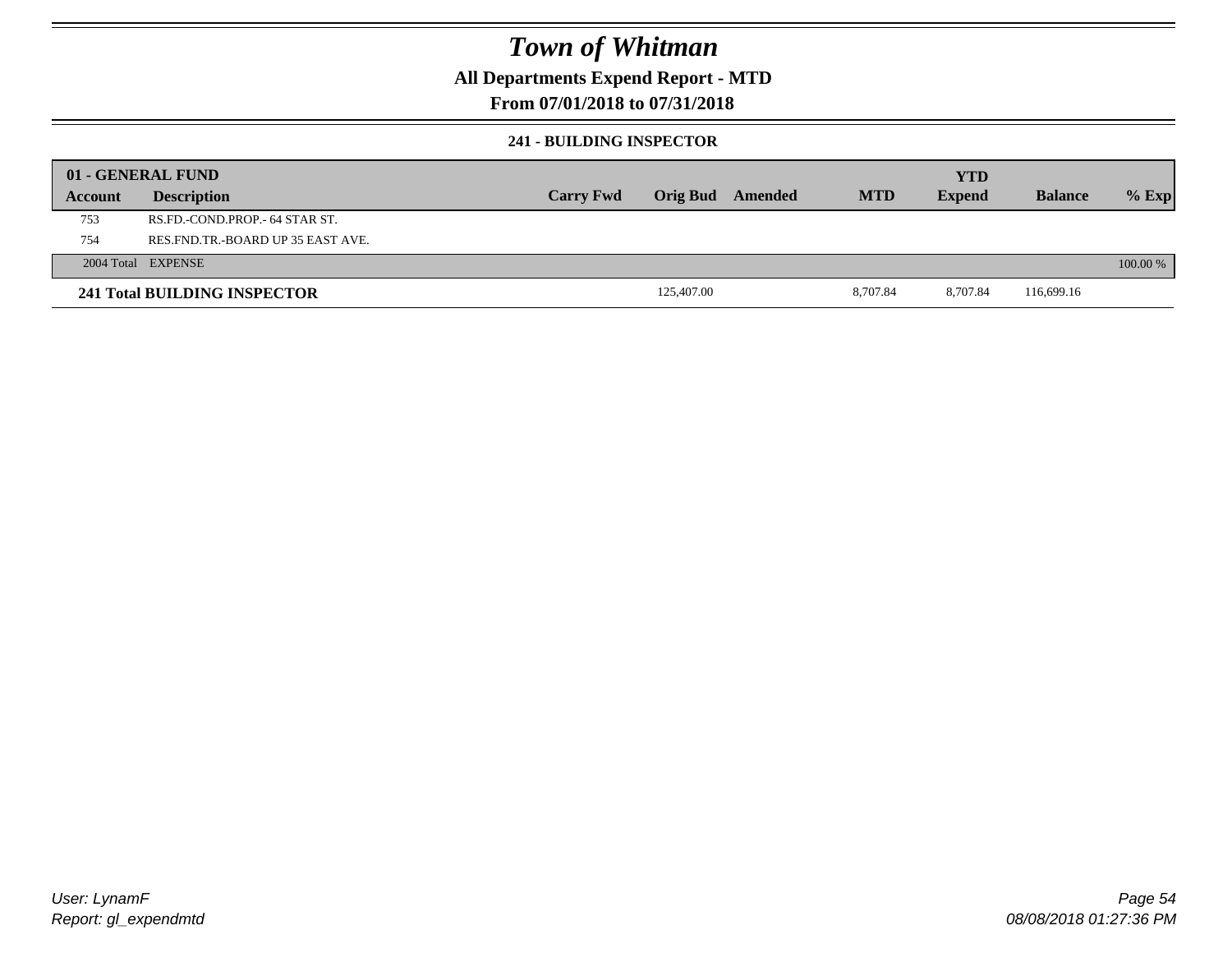# Town of Whitman

**All Departments Expend Report - MTD**

**From 07/01/2018 to 07/31/2018**

**241 - BUILDING INSPECTOR**

| 01 - GENERAL FUND | | | | | | | | |
|---|---|---|---|---|---|---|---|---|
| **Account** | **Description** | **Carry Fwd** | **Orig Bud** | **Amended** | **MTD** | **YTD Expend** | **Balance** | **% Exp** |
| 753 | RS.FD.-COND.PROP.- 64 STAR ST. | | | | | | | |
| 754 | RES.FND.TR.-BOARD UP 35 EAST AVE. | | | | | | | |
| 2004 Total | EXPENSE | | | | | | | 100.00 % |
| **241 Total BUILDING INSPECTOR** | | | 125,407.00 | | 8,707.84 | 8,707.84 | 116,699.16 | |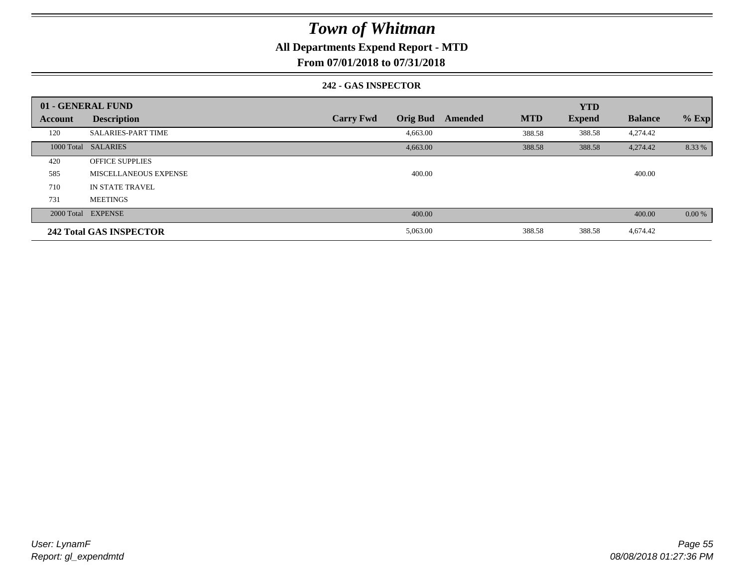# Town of Whitman

## All Departments Expend Report - MTD

### From 07/01/2018 to 07/31/2018

#### 242 - GAS INSPECTOR

| 01 - GENERAL FUND | | | | | | YTD | | |
|---|---|---|---|---|---|---|---|---|
| Account | Description | Carry Fwd | Orig Bud | Amended | MTD | Expend | Balance | % Exp |
| 120 | SALARIES-PART TIME | | 4,663.00 | | 388.58 | 388.58 | 4,274.42 | |
| 1000 Total | SALARIES | | 4,663.00 | | 388.58 | 388.58 | 4,274.42 | 8.33 % |
| 420 | OFFICE SUPPLIES | | | | | | | |
| 585 | MISCELLANEOUS EXPENSE | | 400.00 | | | | 400.00 | |
| 710 | IN STATE TRAVEL | | | | | | | |
| 731 | MEETINGS | | | | | | | |
| 2000 Total | EXPENSE | | 400.00 | | | | 400.00 | 0.00 % |
| **242 Total GAS INSPECTOR** | | | 5,063.00 | | 388.58 | 388.58 | 4,674.42 | |

User: LynamF
Report: gl_expendmtd

08/08/2018 01:27:36 PM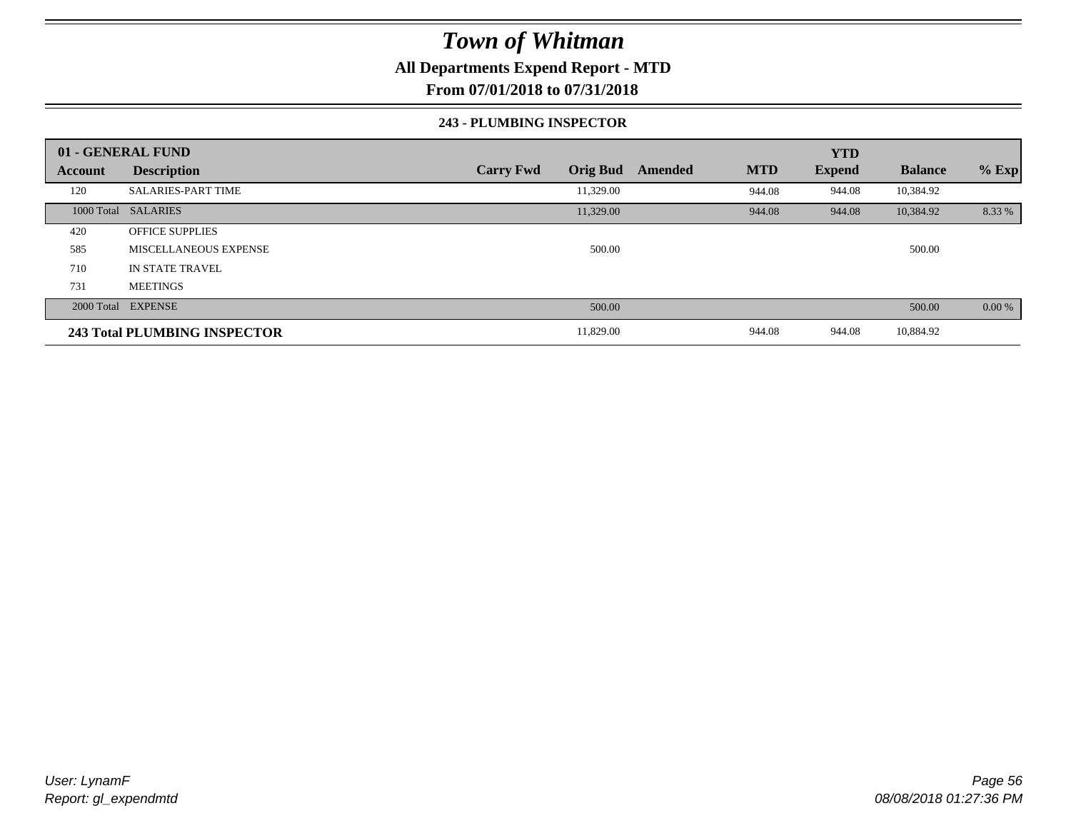# Town of Whitman

**All Departments Expend Report - MTD**

**From 07/01/2018 to 07/31/2018**

### 243 - PLUMBING INSPECTOR

| 01 - GENERAL FUND | | | | | | YTD | | |
|---|---|---|---|---|---|---|---|---|
| **Account** | **Description** | **Carry Fwd** | **Orig Bud** | **Amended** | **MTD** | **Expend** | **Balance** | **% Exp** |
| 120 | SALARIES-PART TIME | | 11,329.00 | | 944.08 | 944.08 | 10,384.92 | |
| 1000 Total | SALARIES | | 11,329.00 | | 944.08 | 944.08 | 10,384.92 | 8.33 % |
| 420 | OFFICE SUPPLIES | | | | | | | |
| 585 | MISCELLANEOUS EXPENSE | | 500.00 | | | | 500.00 | |
| 710 | IN STATE TRAVEL | | | | | | | |
| 731 | MEETINGS | | | | | | | |
| 2000 Total | EXPENSE | | 500.00 | | | | 500.00 | 0.00 % |
| **243 Total PLUMBING INSPECTOR** | | | 11,829.00 | | 944.08 | 944.08 | 10,884.92 | |

*User: LynamF*
*Report: gl_expendmtd*

*08/08/2018 01:27:36 PM*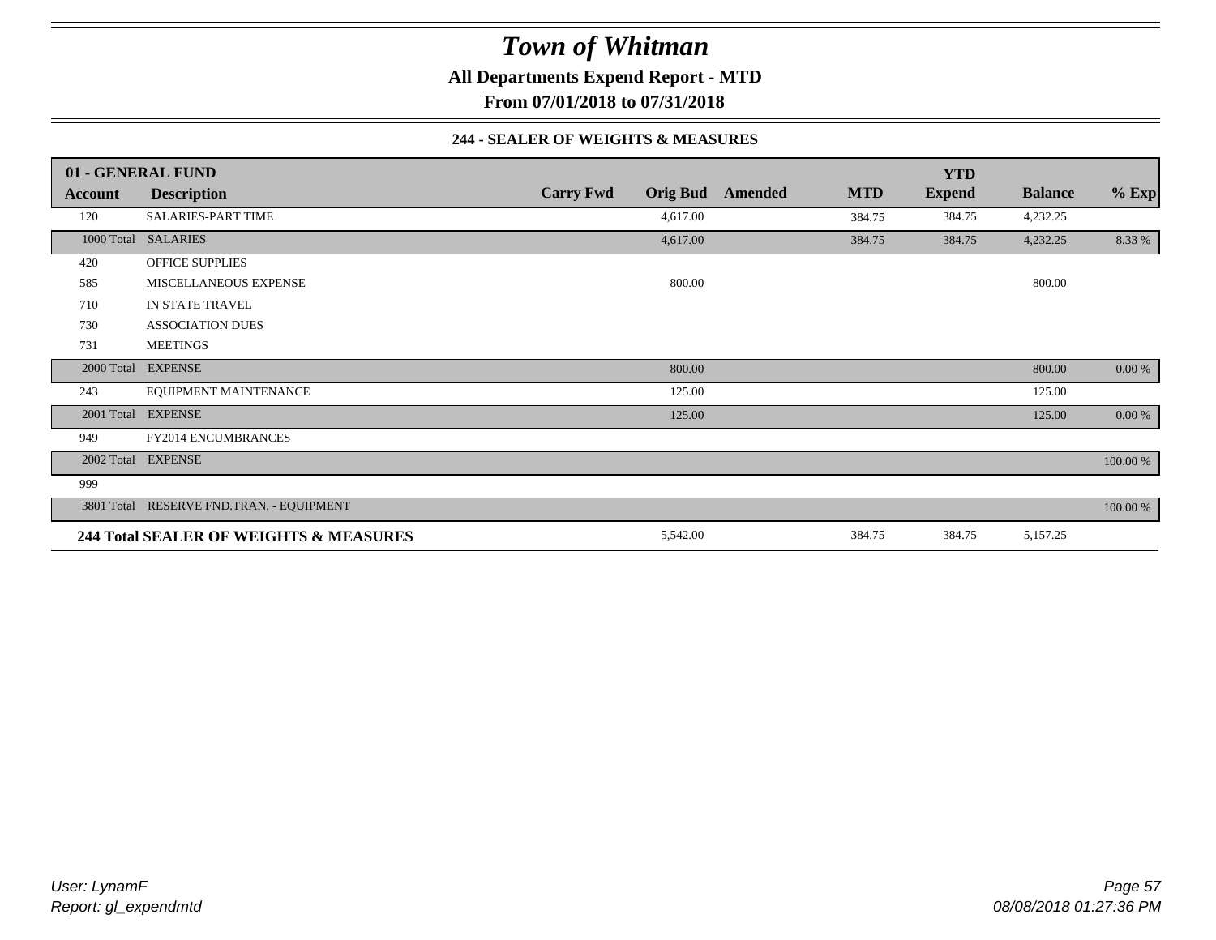# Town of Whitman

**All Departments Expend Report - MTD**

**From 07/01/2018 to 07/31/2018**

**244 - SEALER OF WEIGHTS & MEASURES**

| 01 - GENERAL FUND | | | | | | YTD | | |
|---|---|---|---|---|---|---|---|---|
| **Account** | **Description** | **Carry Fwd** | **Orig Bud** | **Amended** | **MTD** | **Expend** | **Balance** | **% Exp** |
| 120 | SALARIES-PART TIME | | 4,617.00 | | 384.75 | 384.75 | 4,232.25 | |
| 1000 Total | SALARIES | | 4,617.00 | | 384.75 | 384.75 | 4,232.25 | 8.33 % |
| 420 | OFFICE SUPPLIES | | | | | | | |
| 585 | MISCELLANEOUS EXPENSE | | 800.00 | | | | 800.00 | |
| 710 | IN STATE TRAVEL | | | | | | | |
| 730 | ASSOCIATION DUES | | | | | | | |
| 731 | MEETINGS | | | | | | | |
| 2000 Total | EXPENSE | | 800.00 | | | | 800.00 | 0.00 % |
| 243 | EQUIPMENT MAINTENANCE | | 125.00 | | | | 125.00 | |
| 2001 Total | EXPENSE | | 125.00 | | | | 125.00 | 0.00 % |
| 949 | FY2014 ENCUMBRANCES | | | | | | | |
| 2002 Total | EXPENSE | | | | | | | 100.00 % |
| 999 | | | | | | | | |
| 3801 Total | RESERVE FND.TRAN. - EQUIPMENT | | | | | | | 100.00 % |
| **244 Total SEALER OF WEIGHTS & MEASURES** | | | 5,542.00 | | 384.75 | 384.75 | 5,157.25 | |

*User: LynamF*
*Report: gl_expendmtd*

*08/08/2018 01:27:36 PM*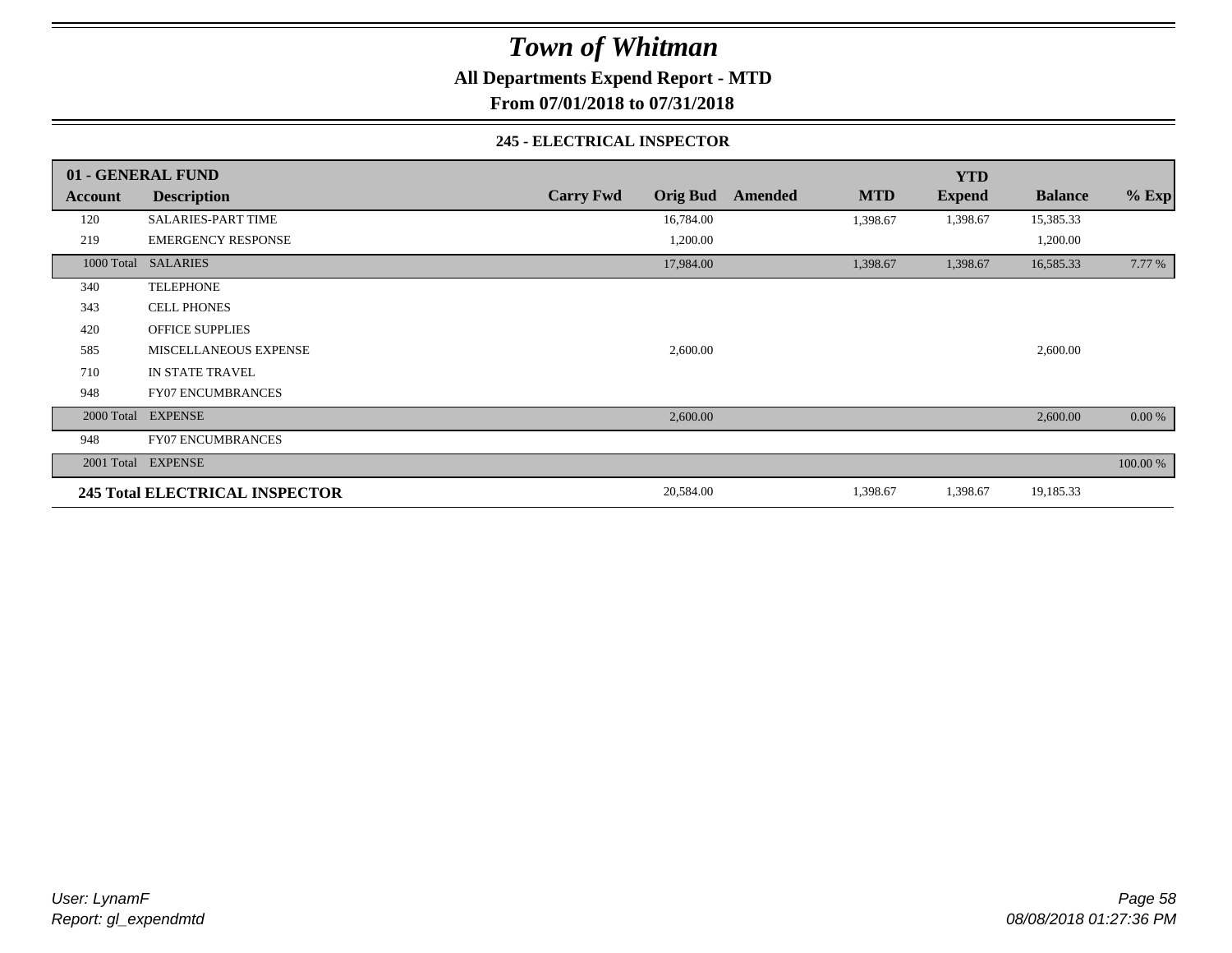# Town of Whitman

**All Departments Expend Report - MTD**

**From 07/01/2018 to 07/31/2018**

### 245 - ELECTRICAL INSPECTOR

| 01 - GENERAL FUND | | | | | | YTD | | |
|---|---|---|---|---|---|---|---|---|
| **Account** | **Description** | **Carry Fwd** | **Orig Bud** | **Amended** | **MTD** | **Expend** | **Balance** | **% Exp** |
| 120 | SALARIES-PART TIME | | 16,784.00 | | 1,398.67 | 1,398.67 | 15,385.33 | |
| 219 | EMERGENCY RESPONSE | | 1,200.00 | | | | 1,200.00 | |
| 1000 Total | SALARIES | | 17,984.00 | | 1,398.67 | 1,398.67 | 16,585.33 | 7.77 % |
| 340 | TELEPHONE | | | | | | | |
| 343 | CELL PHONES | | | | | | | |
| 420 | OFFICE SUPPLIES | | | | | | | |
| 585 | MISCELLANEOUS EXPENSE | | 2,600.00 | | | | 2,600.00 | |
| 710 | IN STATE TRAVEL | | | | | | | |
| 948 | FY07 ENCUMBRANCES | | | | | | | |
| 2000 Total | EXPENSE | | 2,600.00 | | | | 2,600.00 | 0.00 % |
| 948 | FY07 ENCUMBRANCES | | | | | | | |
| 2001 Total | EXPENSE | | | | | | | 100.00 % |
| **245 Total ELECTRICAL INSPECTOR** | | | 20,584.00 | | 1,398.67 | 1,398.67 | 19,185.33 | |

*User: LynamF*
*Report: gl_expendmtd*

*08/08/2018 01:27:36 PM*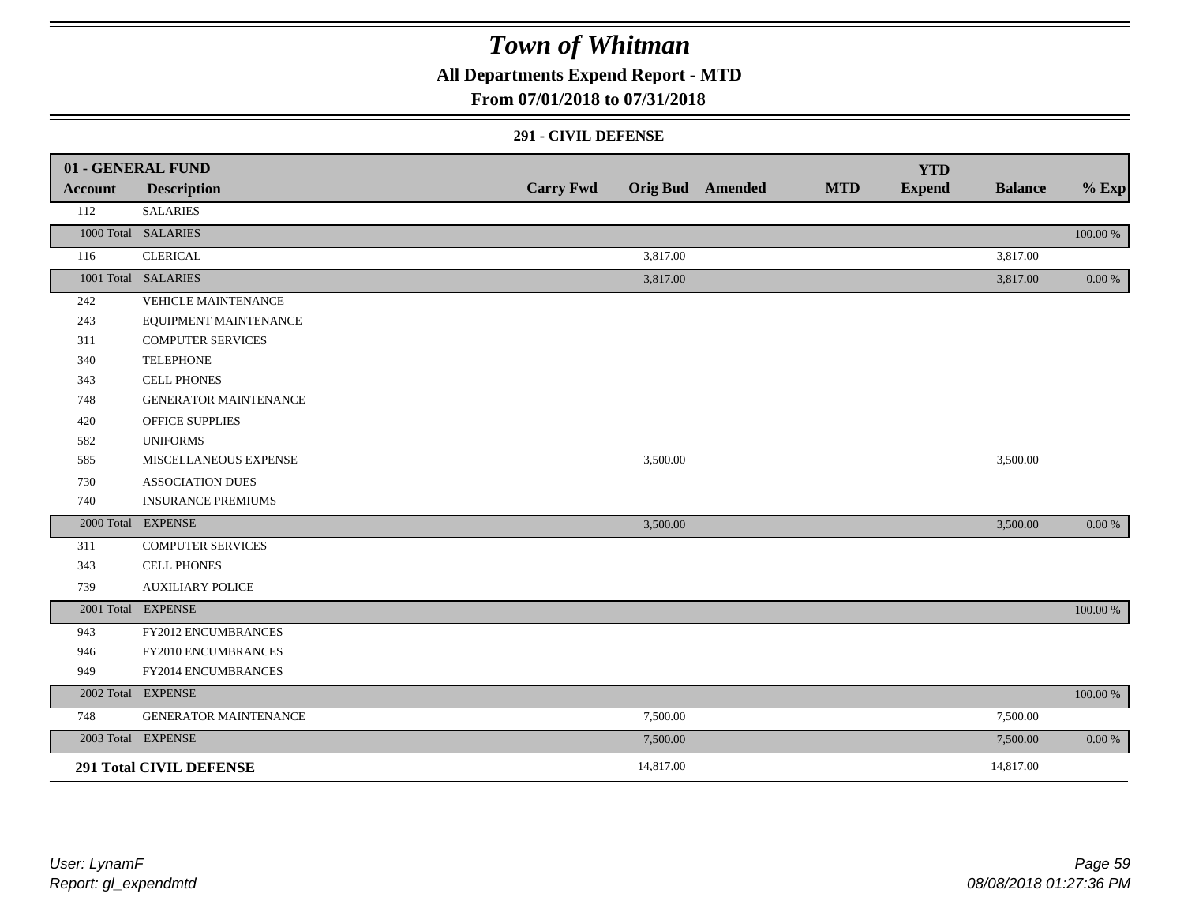# Town of Whitman

## All Departments Expend Report - MTD

### From 07/01/2018 to 07/31/2018

#### 291 - CIVIL DEFENSE

| 01 - GENERAL FUND | | | | | | | | |
|---|---|---|---|---|---|---|---|---|
| **Account** | **Description** | **Carry Fwd** | **Orig Bud** | **Amended** | **MTD** | **YTD Expend** | **Balance** | **% Exp** |
| 112 | SALARIES | | | | | | | |
| 1000 Total | SALARIES | | | | | | | 100.00 % |
| 116 | CLERICAL | | 3,817.00 | | | | 3,817.00 | |
| 1001 Total | SALARIES | | 3,817.00 | | | | 3,817.00 | 0.00 % |
| 242 | VEHICLE MAINTENANCE | | | | | | | |
| 243 | EQUIPMENT MAINTENANCE | | | | | | | |
| 311 | COMPUTER SERVICES | | | | | | | |
| 340 | TELEPHONE | | | | | | | |
| 343 | CELL PHONES | | | | | | | |
| 748 | GENERATOR MAINTENANCE | | | | | | | |
| 420 | OFFICE SUPPLIES | | | | | | | |
| 582 | UNIFORMS | | | | | | | |
| 585 | MISCELLANEOUS EXPENSE | | 3,500.00 | | | | 3,500.00 | |
| 730 | ASSOCIATION DUES | | | | | | | |
| 740 | INSURANCE PREMIUMS | | | | | | | |
| 2000 Total | EXPENSE | | 3,500.00 | | | | 3,500.00 | 0.00 % |
| 311 | COMPUTER SERVICES | | | | | | | |
| 343 | CELL PHONES | | | | | | | |
| 739 | AUXILIARY POLICE | | | | | | | |
| 2001 Total | EXPENSE | | | | | | | 100.00 % |
| 943 | FY2012 ENCUMBRANCES | | | | | | | |
| 946 | FY2010 ENCUMBRANCES | | | | | | | |
| 949 | FY2014 ENCUMBRANCES | | | | | | | |
| 2002 Total | EXPENSE | | | | | | | 100.00 % |
| 748 | GENERATOR MAINTENANCE | | 7,500.00 | | | | 7,500.00 | |
| 2003 Total | EXPENSE | | 7,500.00 | | | | 7,500.00 | 0.00 % |
| **291 Total CIVIL DEFENSE** | | | 14,817.00 | | | | 14,817.00 | |

User: LynamF
Report: gl_expendmtd

08/08/2018 01:27:36 PM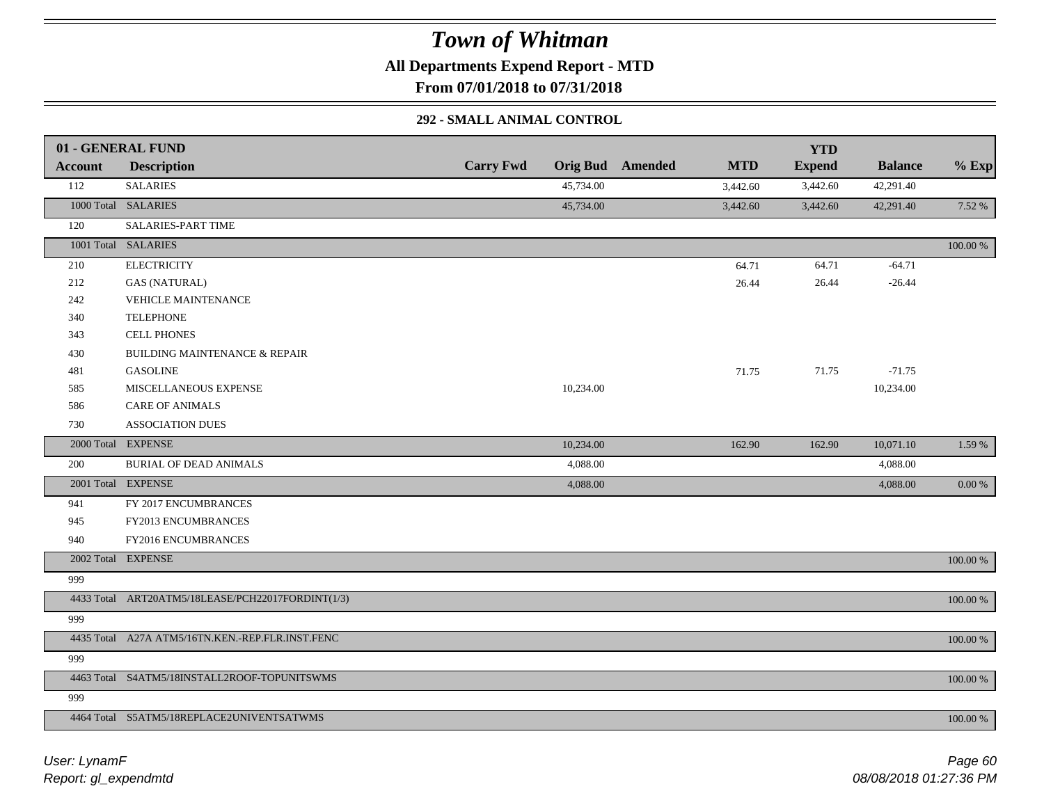# Town of Whitman

**All Departments Expend Report - MTD**

**From 07/01/2018 to 07/31/2018**

### 292 - SMALL ANIMAL CONTROL

| 01 - GENERAL FUND | | | | | | YTD | | |
|---|---|---|---|---|---|---|---|---|
| **Account** | **Description** | **Carry Fwd** | **Orig Bud** | **Amended** | **MTD** | **Expend** | **Balance** | **% Exp** |
| 112 | SALARIES | | 45,734.00 | | 3,442.60 | 3,442.60 | 42,291.40 | |
| 1000 Total | SALARIES | | 45,734.00 | | 3,442.60 | 3,442.60 | 42,291.40 | 7.52 % |
| 120 | SALARIES-PART TIME | | | | | | | |
| 1001 Total | SALARIES | | | | | | | 100.00 % |
| 210 | ELECTRICITY | | | | 64.71 | 64.71 | -64.71 | |
| 212 | GAS (NATURAL) | | | | 26.44 | 26.44 | -26.44 | |
| 242 | VEHICLE MAINTENANCE | | | | | | | |
| 340 | TELEPHONE | | | | | | | |
| 343 | CELL PHONES | | | | | | | |
| 430 | BUILDING MAINTENANCE & REPAIR | | | | | | | |
| 481 | GASOLINE | | | | 71.75 | 71.75 | -71.75 | |
| 585 | MISCELLANEOUS EXPENSE | | 10,234.00 | | | | 10,234.00 | |
| 586 | CARE OF ANIMALS | | | | | | | |
| 730 | ASSOCIATION DUES | | | | | | | |
| 2000 Total | EXPENSE | | 10,234.00 | | 162.90 | 162.90 | 10,071.10 | 1.59 % |
| 200 | BURIAL OF DEAD ANIMALS | | 4,088.00 | | | | 4,088.00 | |
| 2001 Total | EXPENSE | | 4,088.00 | | | | 4,088.00 | 0.00 % |
| 941 | FY 2017 ENCUMBRANCES | | | | | | | |
| 945 | FY2013 ENCUMBRANCES | | | | | | | |
| 940 | FY2016 ENCUMBRANCES | | | | | | | |
| 2002 Total | EXPENSE | | | | | | | 100.00 % |
| 999 | | | | | | | | |
| 4433 Total | ART20ATM5/18LEASE/PCH22017FORDINT(1/3) | | | | | | | 100.00 % |
| 999 | | | | | | | | |
| 4435 Total | A27A ATM5/16TN.KEN.-REP.FLR.INST.FENC | | | | | | | 100.00 % |
| 999 | | | | | | | | |
| 4463 Total | S4ATM5/18INSTALL2ROOF-TOPUNITSWMS | | | | | | | 100.00 % |
| 999 | | | | | | | | |
| 4464 Total | S5ATM5/18REPLACE2UNIVENTSATWMS | | | | | | | 100.00 % |

*User: LynamF*
*Report: gl_expendmtd*

*08/08/2018 01:27:36 PM*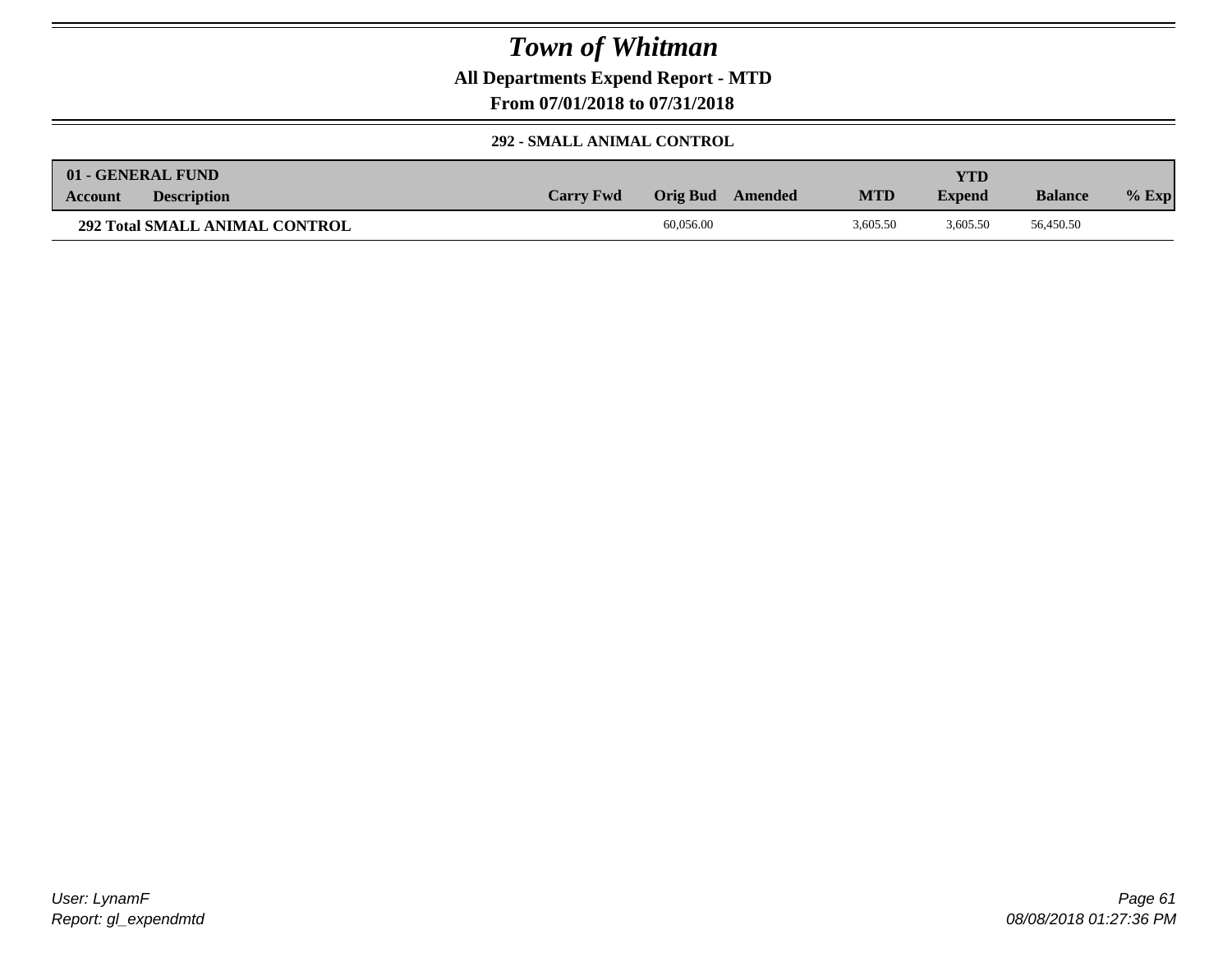# Town of Whitman

**All Departments Expend Report - MTD**

**From 07/01/2018 to 07/31/2018**

**292 - SMALL ANIMAL CONTROL**

| 01 - GENERAL FUND | | | | | | YTD | | |
|---|---|---|---|---|---|---|---|---|
| Account | Description | Carry Fwd | Orig Bud | Amended | MTD | Expend | Balance | % Exp |
| **292 Total SMALL ANIMAL CONTROL** | | | 60,056.00 | | 3,605.50 | 3,605.50 | 56,450.50 | |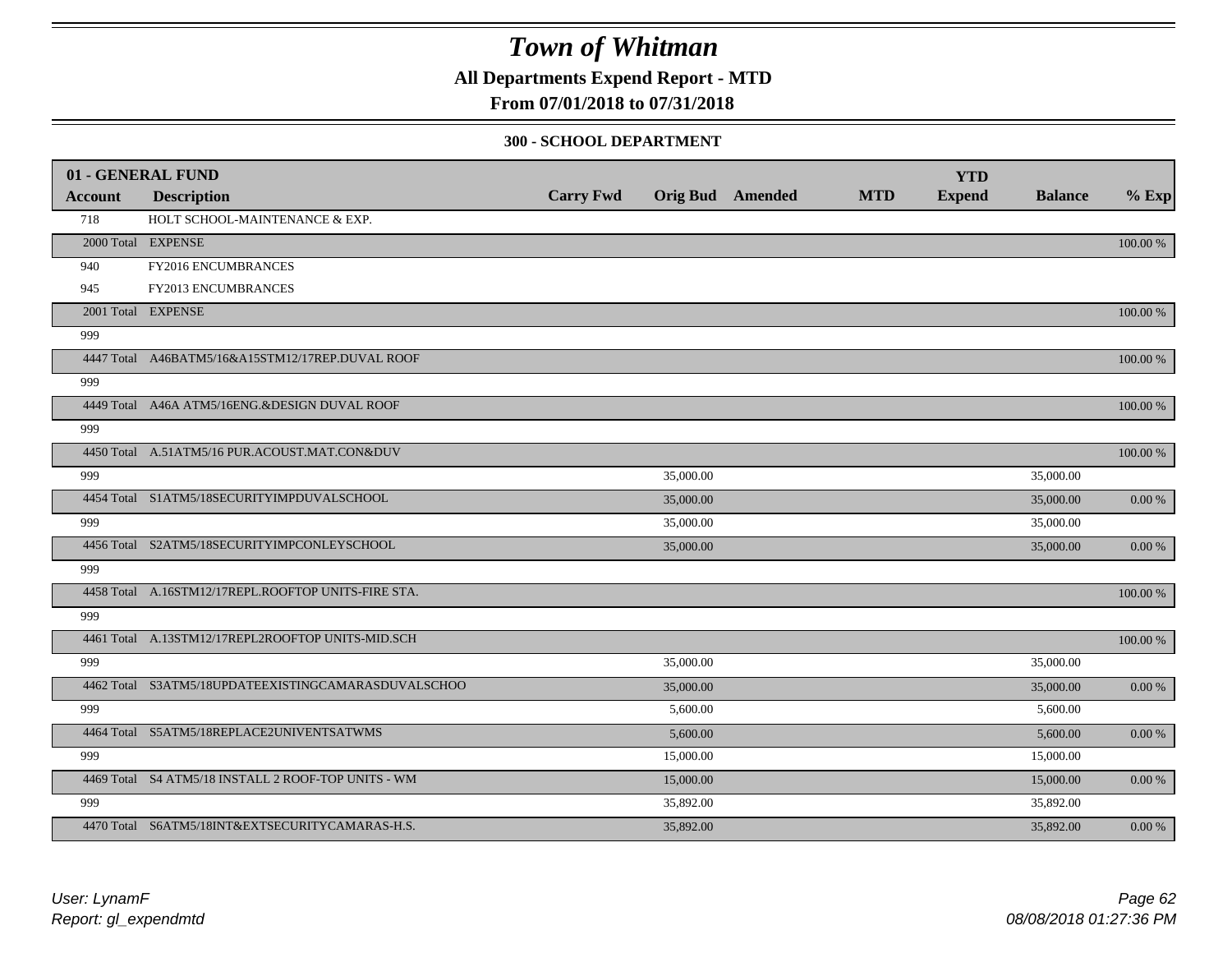# Town of Whitman

**All Departments Expend Report - MTD**

**From 07/01/2018 to 07/31/2018**

**300 - SCHOOL DEPARTMENT**

| 01 - GENERAL FUND | | | | | | YTD | | |
|---|---|---|---|---|---|---|---|---|
| **Account** | **Description** | **Carry Fwd** | **Orig Bud** | **Amended** | **MTD** | **Expend** | **Balance** | **% Exp** |
| 718 | HOLT SCHOOL-MAINTENANCE & EXP. | | | | | | | |
| 2000 Total | EXPENSE | | | | | | | 100.00 % |
| 940 | FY2016 ENCUMBRANCES | | | | | | | |
| 945 | FY2013 ENCUMBRANCES | | | | | | | |
| 2001 Total | EXPENSE | | | | | | | 100.00 % |
| 999 | | | | | | | | |
| 4447 Total | A46BATM5/16&A15STM12/17REP.DUVAL ROOF | | | | | | | 100.00 % |
| 999 | | | | | | | | |
| 4449 Total | A46A ATM5/16ENG.&DESIGN DUVAL ROOF | | | | | | | 100.00 % |
| 999 | | | | | | | | |
| 4450 Total | A.51ATM5/16 PUR.ACOUST.MAT.CON&DUV | | | | | | | 100.00 % |
| 999 | | | 35,000.00 | | | | 35,000.00 | |
| 4454 Total | S1ATM5/18SECURITYIMPDUVALSCHOOL | | 35,000.00 | | | | 35,000.00 | 0.00 % |
| 999 | | | 35,000.00 | | | | 35,000.00 | |
| 4456 Total | S2ATM5/18SECURITYIMPCONLEYSCHOOL | | 35,000.00 | | | | 35,000.00 | 0.00 % |
| 999 | | | | | | | | |
| 4458 Total | A.16STM12/17REPL.ROOFTOP UNITS-FIRE STA. | | | | | | | 100.00 % |
| 999 | | | | | | | | |
| 4461 Total | A.13STM12/17REPL2ROOFTOP UNITS-MID.SCH | | | | | | | 100.00 % |
| 999 | | | 35,000.00 | | | | 35,000.00 | |
| 4462 Total | S3ATM5/18UPDATEEXISTINGCAMARASDUVALSCHOO | | 35,000.00 | | | | 35,000.00 | 0.00 % |
| 999 | | | 5,600.00 | | | | 5,600.00 | |
| 4464 Total | S5ATM5/18REPLACE2UNIVENTSATWMS | | 5,600.00 | | | | 5,600.00 | 0.00 % |
| 999 | | | 15,000.00 | | | | 15,000.00 | |
| 4469 Total | S4 ATM5/18 INSTALL 2 ROOF-TOP UNITS - WM | | 15,000.00 | | | | 15,000.00 | 0.00 % |
| 999 | | | 35,892.00 | | | | 35,892.00 | |
| 4470 Total | S6ATM5/18INT&EXTSECURITYCAMARAS-H.S. | | 35,892.00 | | | | 35,892.00 | 0.00 % |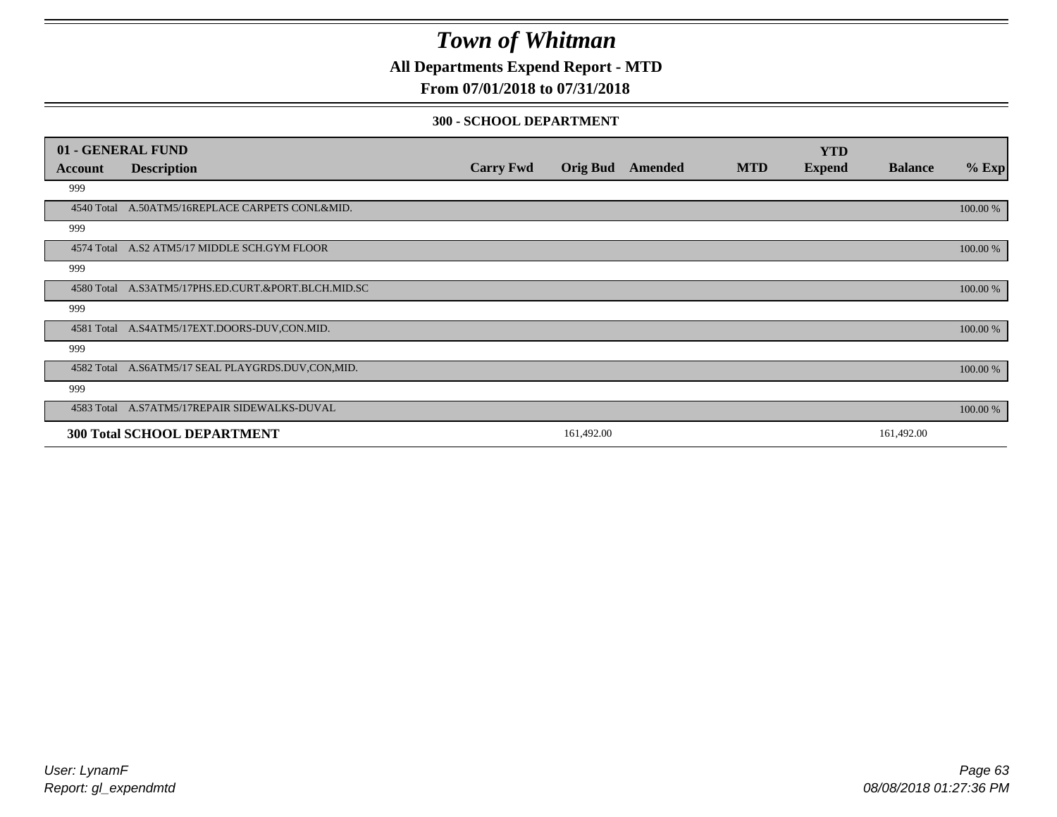# Town of Whitman

**All Departments Expend Report - MTD**

**From 07/01/2018 to 07/31/2018**

**300 - SCHOOL DEPARTMENT**

| 01 - GENERAL FUND | | | | | | YTD | | |
|---|---|---|---|---|---|---|---|---|
| **Account** | **Description** | **Carry Fwd** | **Orig Bud** | **Amended** | **MTD** | **Expend** | **Balance** | **% Exp** |
| 999 | | | | | | | | |
| 4540 Total | A.50ATM5/16REPLACE CARPETS CONL&MID. | | | | | | | 100.00 % |
| 999 | | | | | | | | |
| 4574 Total | A.S2 ATM5/17 MIDDLE SCH.GYM FLOOR | | | | | | | 100.00 % |
| 999 | | | | | | | | |
| 4580 Total | A.S3ATM5/17PHS.ED.CURT.&PORT.BLCH.MID.SC | | | | | | | 100.00 % |
| 999 | | | | | | | | |
| 4581 Total | A.S4ATM5/17EXT.DOORS-DUV,CON.MID. | | | | | | | 100.00 % |
| 999 | | | | | | | | |
| 4582 Total | A.S6ATM5/17 SEAL PLAYGRDS.DUV,CON,MID. | | | | | | | 100.00 % |
| 999 | | | | | | | | |
| 4583 Total | A.S7ATM5/17REPAIR SIDEWALKS-DUVAL | | | | | | | 100.00 % |
| **300 Total SCHOOL DEPARTMENT** | | | 161,492.00 | | | | 161,492.00 | |

User: LynamF
Report: gl_expendmtd

08/08/2018 01:27:36 PM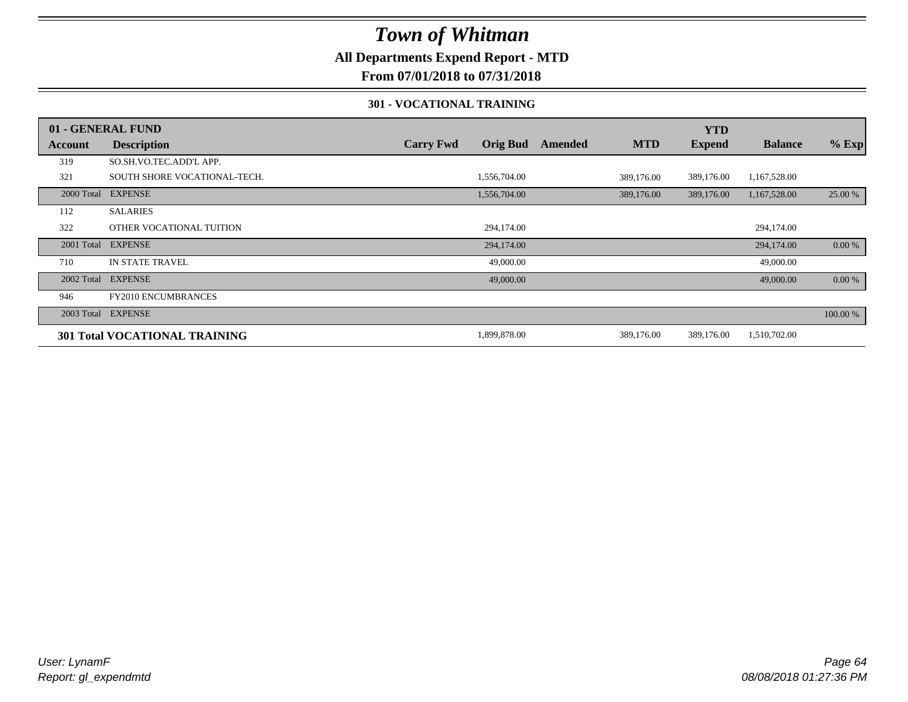# Town of Whitman

**All Departments Expend Report - MTD**

**From 07/01/2018 to 07/31/2018**

**301 - VOCATIONAL TRAINING**

| 01 - GENERAL FUND | | | | | | YTD | | |
|---|---|---|---|---|---|---|---|---|
| **Account** | **Description** | **Carry Fwd** | **Orig Bud** | **Amended** | **MTD** | **Expend** | **Balance** | **% Exp** |
| 319 | SO.SH.VO.TEC.ADD'L APP. | | | | | | | |
| 321 | SOUTH SHORE VOCATIONAL-TECH. | | 1,556,704.00 | | 389,176.00 | 389,176.00 | 1,167,528.00 | |
| 2000 Total | EXPENSE | | 1,556,704.00 | | 389,176.00 | 389,176.00 | 1,167,528.00 | 25.00 % |
| 112 | SALARIES | | | | | | | |
| 322 | OTHER VOCATIONAL TUITION | | 294,174.00 | | | | 294,174.00 | |
| 2001 Total | EXPENSE | | 294,174.00 | | | | 294,174.00 | 0.00 % |
| 710 | IN STATE TRAVEL | | 49,000.00 | | | | 49,000.00 | |
| 2002 Total | EXPENSE | | 49,000.00 | | | | 49,000.00 | 0.00 % |
| 946 | FY2010 ENCUMBRANCES | | | | | | | |
| 2003 Total | EXPENSE | | | | | | | 100.00 % |
| **301 Total VOCATIONAL TRAINING** | | | 1,899,878.00 | | 389,176.00 | 389,176.00 | 1,510,702.00 | |

*User: LynamF*
*Report: gl_expendmtd*

08/08/2018 01:27:36 PM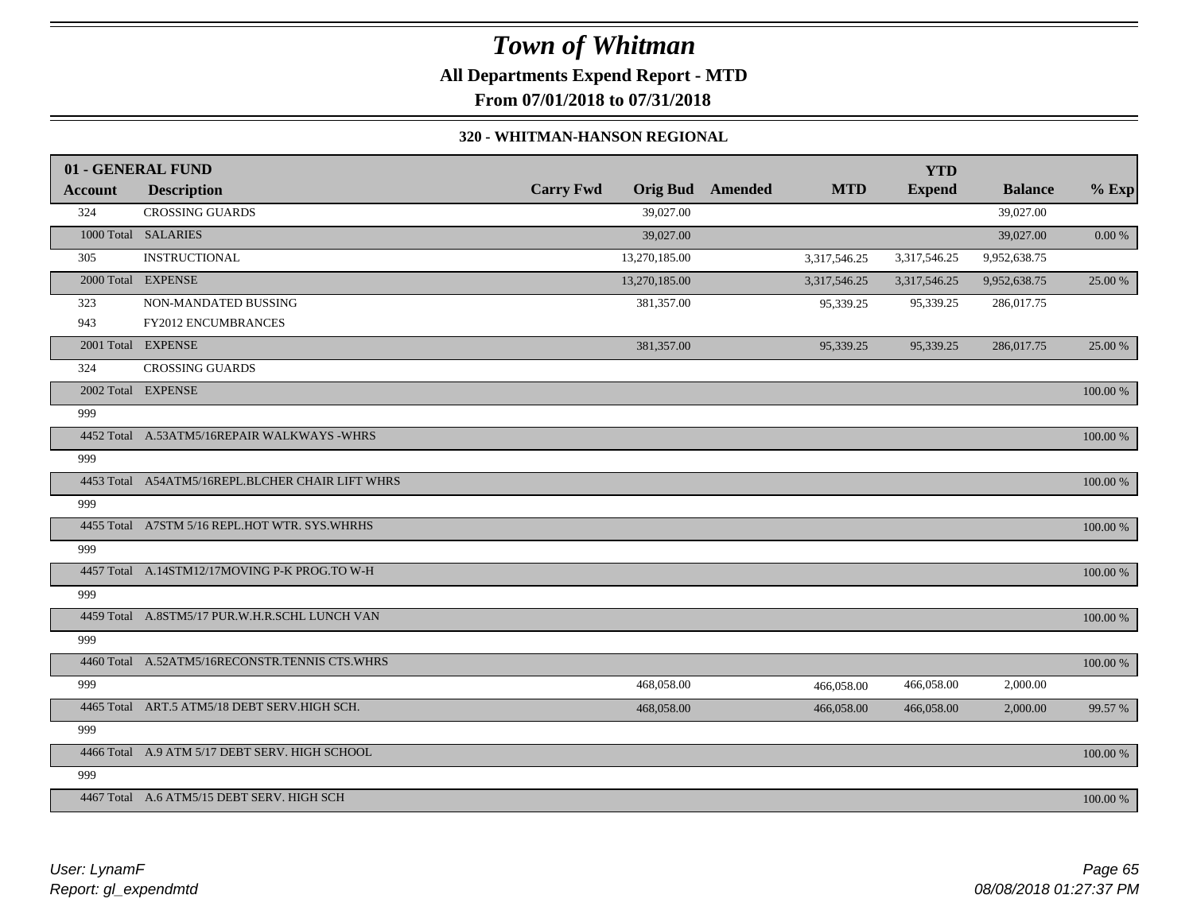# Town of Whitman

**All Departments Expend Report - MTD**

**From 07/01/2018 to 07/31/2018**

**320 - WHITMAN-HANSON REGIONAL**

| 01 - GENERAL FUND | | | | | | YTD | | |
|---|---|---|---|---|---|---|---|---|
| **Account** | **Description** | **Carry Fwd** | **Orig Bud** | **Amended** | **MTD** | **Expend** | **Balance** | **% Exp** |
| 324 | CROSSING GUARDS | | 39,027.00 | | | | 39,027.00 | |
| 1000 Total | SALARIES | | 39,027.00 | | | | 39,027.00 | 0.00 % |
| 305 | INSTRUCTIONAL | | 13,270,185.00 | | 3,317,546.25 | 3,317,546.25 | 9,952,638.75 | |
| 2000 Total | EXPENSE | | 13,270,185.00 | | 3,317,546.25 | 3,317,546.25 | 9,952,638.75 | 25.00 % |
| 323 | NON-MANDATED BUSSING | | 381,357.00 | | 95,339.25 | 95,339.25 | 286,017.75 | |
| 943 | FY2012 ENCUMBRANCES | | | | | | | |
| 2001 Total | EXPENSE | | 381,357.00 | | 95,339.25 | 95,339.25 | 286,017.75 | 25.00 % |
| 324 | CROSSING GUARDS | | | | | | | |
| 2002 Total | EXPENSE | | | | | | | 100.00 % |
| 999 | | | | | | | | |
| 4452 Total | A.53ATM5/16REPAIR WALKWAYS -WHRS | | | | | | | 100.00 % |
| 999 | | | | | | | | |
| 4453 Total | A54ATM5/16REPL.BLCHER CHAIR LIFT WHRS | | | | | | | 100.00 % |
| 999 | | | | | | | | |
| 4455 Total | A7STM 5/16 REPL.HOT WTR. SYS.WHRHS | | | | | | | 100.00 % |
| 999 | | | | | | | | |
| 4457 Total | A.14STM12/17MOVING P-K PROG.TO W-H | | | | | | | 100.00 % |
| 999 | | | | | | | | |
| 4459 Total | A.8STM5/17 PUR.W.H.R.SCHL LUNCH VAN | | | | | | | 100.00 % |
| 999 | | | | | | | | |
| 4460 Total | A.52ATM5/16RECONSTR.TENNIS CTS.WHRS | | | | | | | 100.00 % |
| 999 | | | 468,058.00 | | 466,058.00 | 466,058.00 | 2,000.00 | |
| 4465 Total | ART.5 ATM5/18 DEBT SERV.HIGH SCH. | | 468,058.00 | | 466,058.00 | 466,058.00 | 2,000.00 | 99.57 % |
| 999 | | | | | | | | |
| 4466 Total | A.9 ATM 5/17 DEBT SERV. HIGH SCHOOL | | | | | | | 100.00 % |
| 999 | | | | | | | | |
| 4467 Total | A.6 ATM5/15 DEBT SERV. HIGH SCH | | | | | | | 100.00 % |

*User: LynamF*
*Report: gl_expendmtd*

*08/08/2018 01:27:37 PM*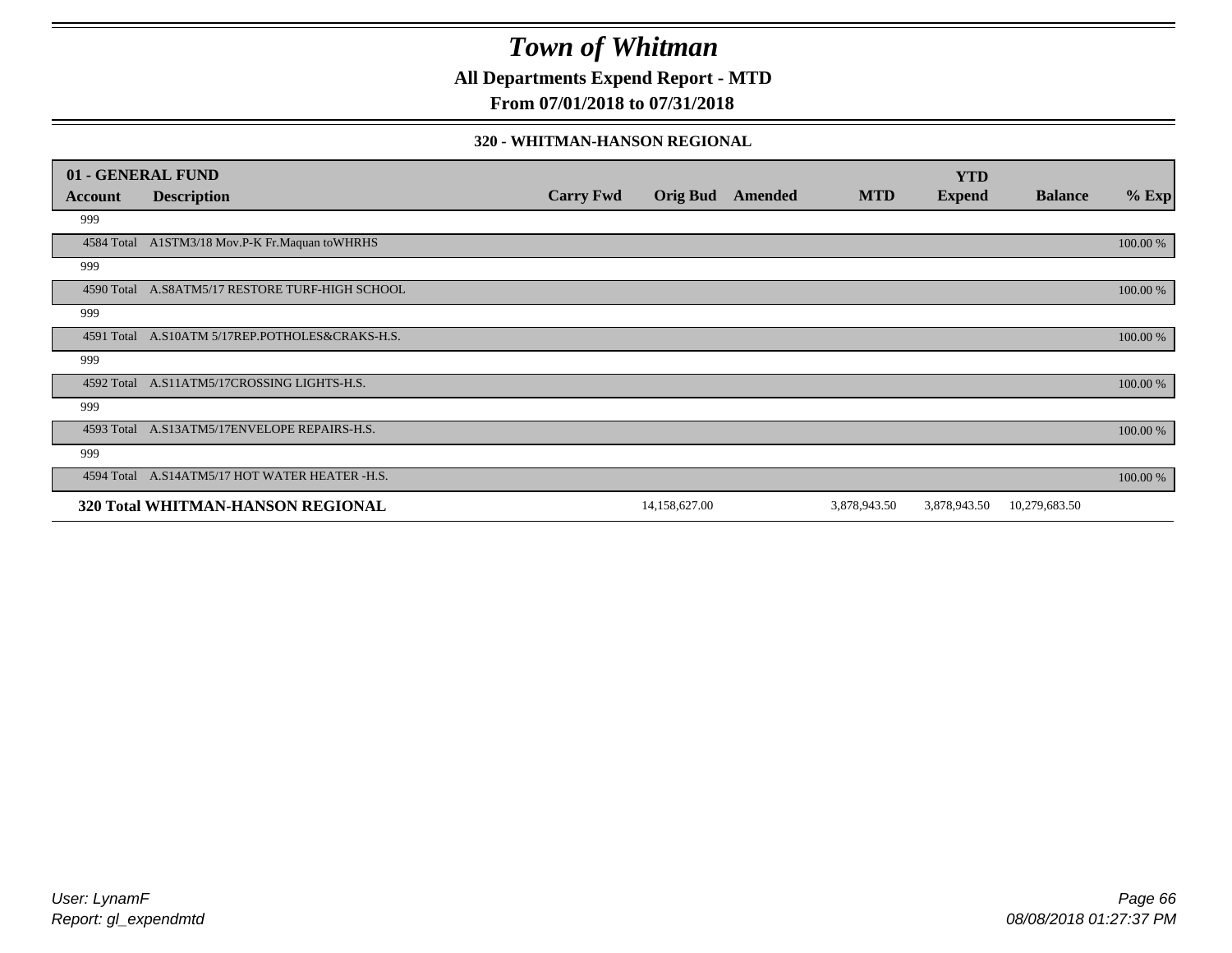# Town of Whitman

**All Departments Expend Report - MTD**

**From 07/01/2018 to 07/31/2018**

**320 - WHITMAN-HANSON REGIONAL**

| 01 - GENERAL FUND | | | | | | YTD | | |
|---|---|---|---|---|---|---|---|---|
| **Account** | **Description** | **Carry Fwd** | **Orig Bud** | **Amended** | **MTD** | **Expend** | **Balance** | **% Exp** |
| 999 | | | | | | | | |
| 4584 Total | A1STM3/18 Mov.P-K Fr.Maquan toWHRHS | | | | | | | 100.00 % |
| 999 | | | | | | | | |
| 4590 Total | A.S8ATM5/17 RESTORE TURF-HIGH SCHOOL | | | | | | | 100.00 % |
| 999 | | | | | | | | |
| 4591 Total | A.S10ATM 5/17REP.POTHOLES&CRAKS-H.S. | | | | | | | 100.00 % |
| 999 | | | | | | | | |
| 4592 Total | A.S11ATM5/17CROSSING LIGHTS-H.S. | | | | | | | 100.00 % |
| 999 | | | | | | | | |
| 4593 Total | A.S13ATM5/17ENVELOPE REPAIRS-H.S. | | | | | | | 100.00 % |
| 999 | | | | | | | | |
| 4594 Total | A.S14ATM5/17 HOT WATER HEATER -H.S. | | | | | | | 100.00 % |
| **320 Total WHITMAN-HANSON REGIONAL** | | | 14,158,627.00 | | 3,878,943.50 | 3,878,943.50 | 10,279,683.50 | |

User: LynamF
Report: gl_expendmtd

08/08/2018 01:27:37 PM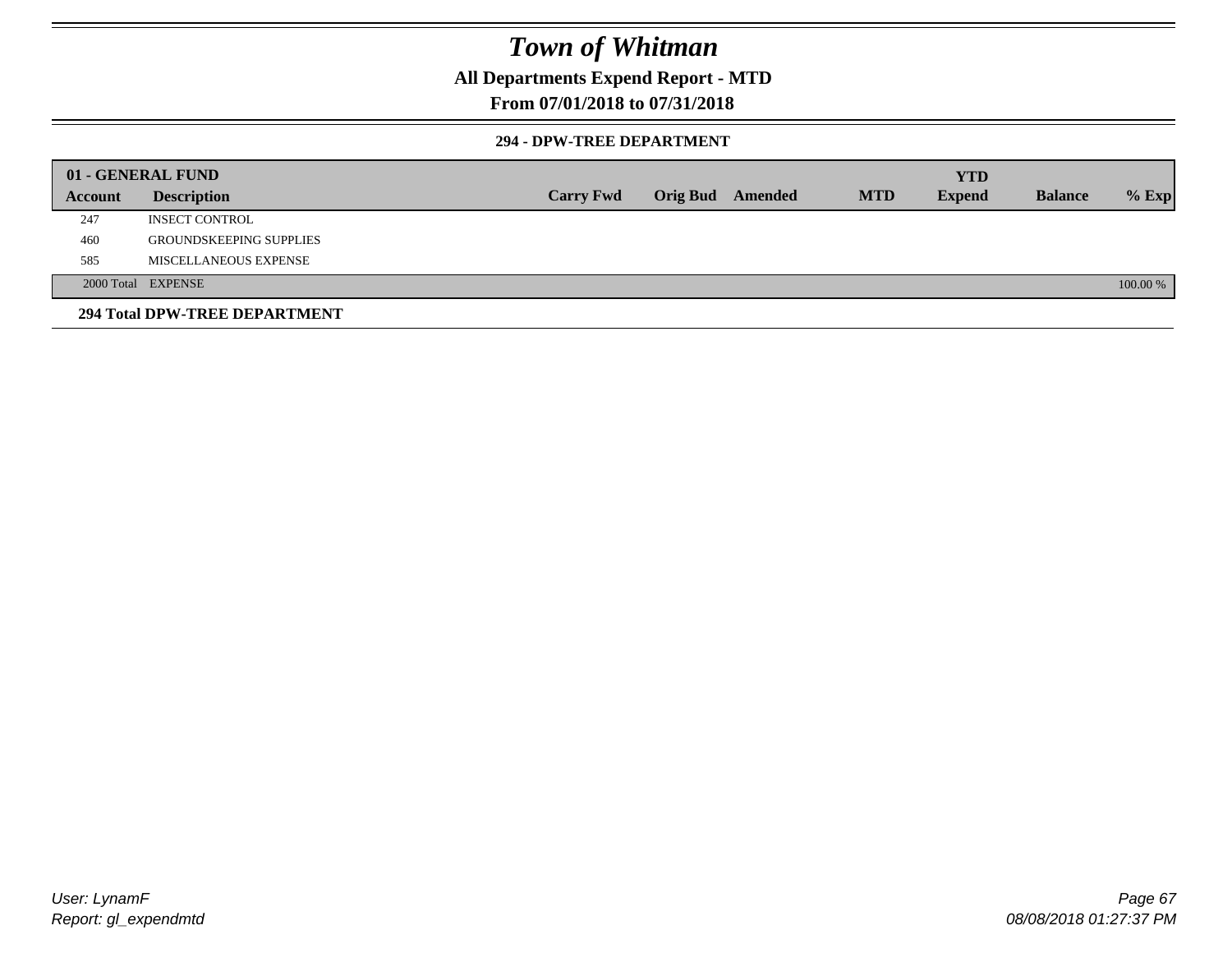# Town of Whitman

## All Departments Expend Report - MTD

## From 07/01/2018 to 07/31/2018

### 294 - DPW-TREE DEPARTMENT

| 01 - GENERAL FUND | | | | | | YTD | | |
|---|---|---|---|---|---|---|---|---|
| Account | Description | Carry Fwd | Orig Bud | Amended | MTD | Expend | Balance | % Exp |
| 247 | INSECT CONTROL | | | | | | | |
| 460 | GROUNDSKEEPING SUPPLIES | | | | | | | |
| 585 | MISCELLANEOUS EXPENSE | | | | | | | |
| 2000 Total | EXPENSE | | | | | | | 100.00 % |

**294 Total DPW-TREE DEPARTMENT**

User: LynamF
Report: gl_expendmtd

08/08/2018 01:27:37 PM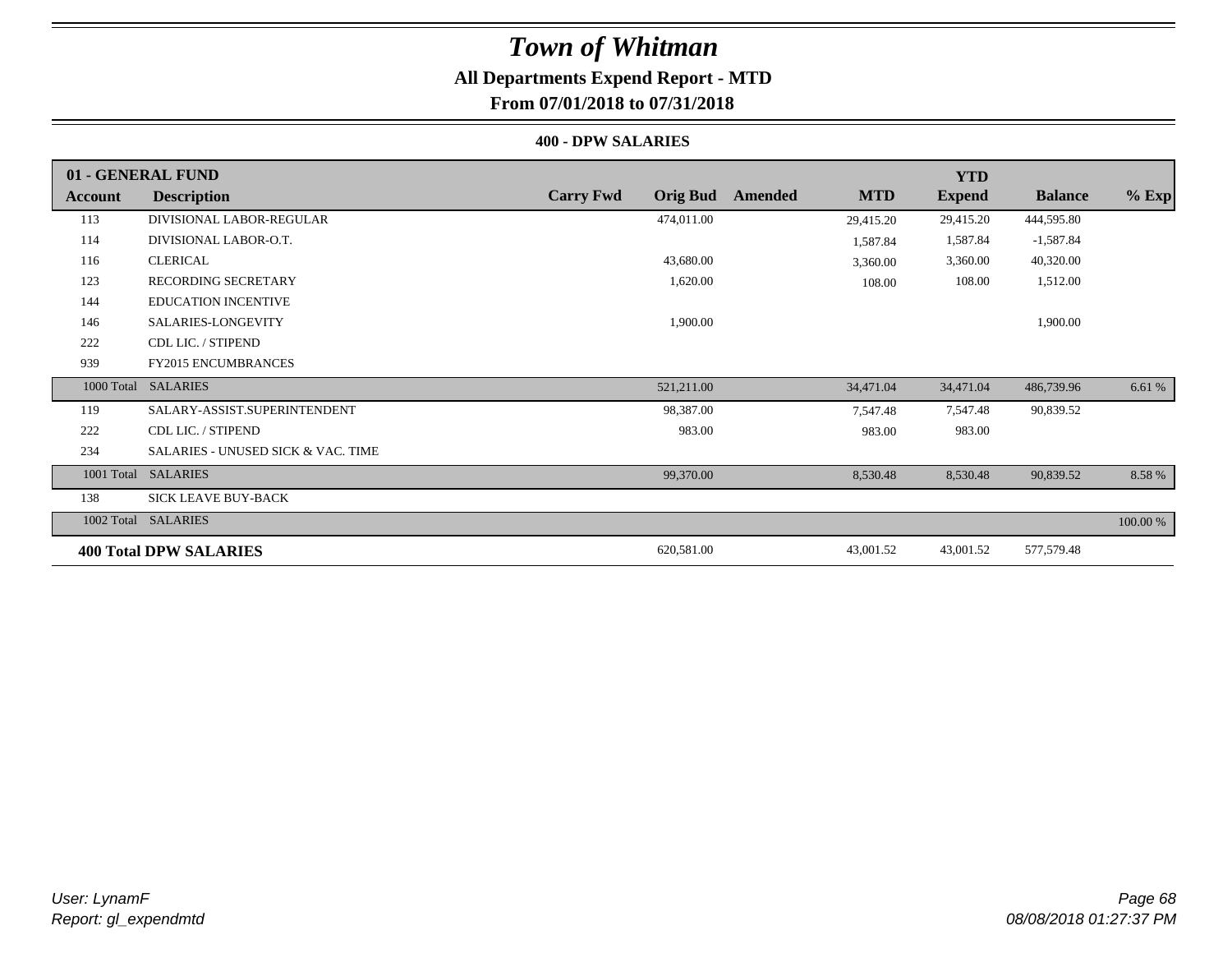# Town of Whitman

## All Departments Expend Report - MTD

### From 07/01/2018 to 07/31/2018

#### 400 - DPW SALARIES

| 01 - GENERAL FUND | | | | | | YTD | | |
|---|---|---|---|---|---|---|---|---|
| **Account** | **Description** | **Carry Fwd** | **Orig Bud** | **Amended** | **MTD** | **Expend** | **Balance** | **% Exp** |
| 113 | DIVISIONAL LABOR-REGULAR | | 474,011.00 | | 29,415.20 | 29,415.20 | 444,595.80 | |
| 114 | DIVISIONAL LABOR-O.T. | | | | 1,587.84 | 1,587.84 | -1,587.84 | |
| 116 | CLERICAL | | 43,680.00 | | 3,360.00 | 3,360.00 | 40,320.00 | |
| 123 | RECORDING SECRETARY | | 1,620.00 | | 108.00 | 108.00 | 1,512.00 | |
| 144 | EDUCATION INCENTIVE | | | | | | | |
| 146 | SALARIES-LONGEVITY | | 1,900.00 | | | | 1,900.00 | |
| 222 | CDL LIC. / STIPEND | | | | | | | |
| 939 | FY2015 ENCUMBRANCES | | | | | | | |
| 1000 Total | SALARIES | | 521,211.00 | | 34,471.04 | 34,471.04 | 486,739.96 | 6.61 % |
| 119 | SALARY-ASSIST.SUPERINTENDENT | | 98,387.00 | | 7,547.48 | 7,547.48 | 90,839.52 | |
| 222 | CDL LIC. / STIPEND | | 983.00 | | 983.00 | 983.00 | | |
| 234 | SALARIES - UNUSED SICK & VAC. TIME | | | | | | | |
| 1001 Total | SALARIES | | 99,370.00 | | 8,530.48 | 8,530.48 | 90,839.52 | 8.58 % |
| 138 | SICK LEAVE BUY-BACK | | | | | | | |
| 1002 Total | SALARIES | | | | | | | 100.00 % |
| **400 Total DPW SALARIES** | | | 620,581.00 | | 43,001.52 | 43,001.52 | 577,579.48 | |

*User: LynamF*
*Report: gl_expendmtd*

*08/08/2018 01:27:37 PM*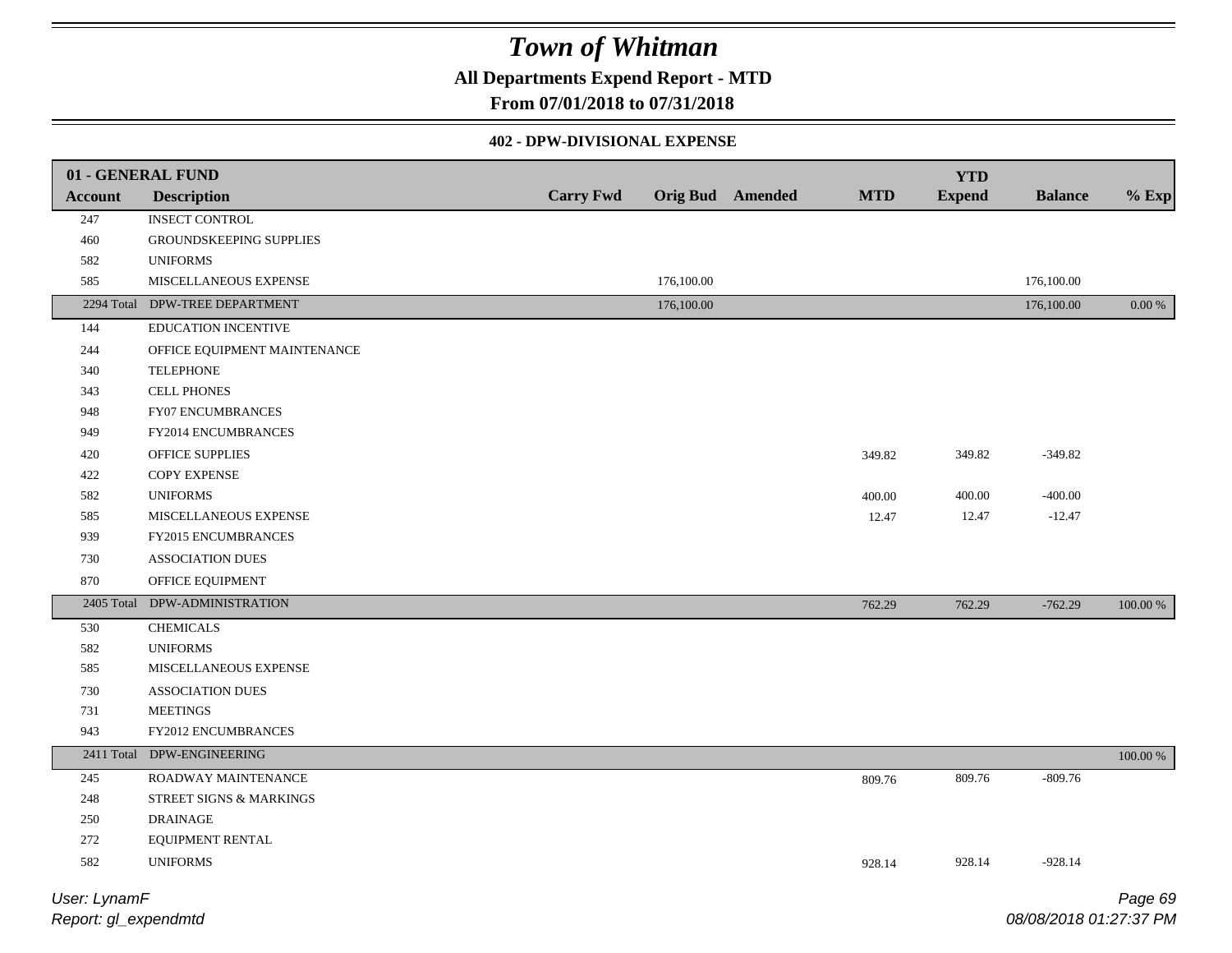# Town of Whitman

**All Departments Expend Report - MTD**

**From 07/01/2018 to 07/31/2018**

**402 - DPW-DIVISIONAL EXPENSE**

| 01 - GENERAL FUND | | | | | | YTD | | |
|---|---|---|---|---|---|---|---|---|
| **Account** | **Description** | **Carry Fwd** | **Orig Bud** | **Amended** | **MTD** | **Expend** | **Balance** | **% Exp** |
| 247 | INSECT CONTROL | | | | | | | |
| 460 | GROUNDSKEEPING SUPPLIES | | | | | | | |
| 582 | UNIFORMS | | | | | | | |
| 585 | MISCELLANEOUS EXPENSE | | 176,100.00 | | | | 176,100.00 | |
| 2294 Total | DPW-TREE DEPARTMENT | | 176,100.00 | | | | 176,100.00 | 0.00 % |
| 144 | EDUCATION INCENTIVE | | | | | | | |
| 244 | OFFICE EQUIPMENT MAINTENANCE | | | | | | | |
| 340 | TELEPHONE | | | | | | | |
| 343 | CELL PHONES | | | | | | | |
| 948 | FY07 ENCUMBRANCES | | | | | | | |
| 949 | FY2014 ENCUMBRANCES | | | | | | | |
| 420 | OFFICE SUPPLIES | | | | 349.82 | 349.82 | -349.82 | |
| 422 | COPY EXPENSE | | | | | | | |
| 582 | UNIFORMS | | | | 400.00 | 400.00 | -400.00 | |
| 585 | MISCELLANEOUS EXPENSE | | | | 12.47 | 12.47 | -12.47 | |
| 939 | FY2015 ENCUMBRANCES | | | | | | | |
| 730 | ASSOCIATION DUES | | | | | | | |
| 870 | OFFICE EQUIPMENT | | | | | | | |
| 2405 Total | DPW-ADMINISTRATION | | | | 762.29 | 762.29 | -762.29 | 100.00 % |
| 530 | CHEMICALS | | | | | | | |
| 582 | UNIFORMS | | | | | | | |
| 585 | MISCELLANEOUS EXPENSE | | | | | | | |
| 730 | ASSOCIATION DUES | | | | | | | |
| 731 | MEETINGS | | | | | | | |
| 943 | FY2012 ENCUMBRANCES | | | | | | | |
| 2411 Total | DPW-ENGINEERING | | | | | | | 100.00 % |
| 245 | ROADWAY MAINTENANCE | | | | 809.76 | 809.76 | -809.76 | |
| 248 | STREET SIGNS & MARKINGS | | | | | | | |
| 250 | DRAINAGE | | | | | | | |
| 272 | EQUIPMENT RENTAL | | | | | | | |
| 582 | UNIFORMS | | | | 928.14 | 928.14 | -928.14 | |

User: LynamF

Report: gl_expendmtd

08/08/2018 01:27:37 PM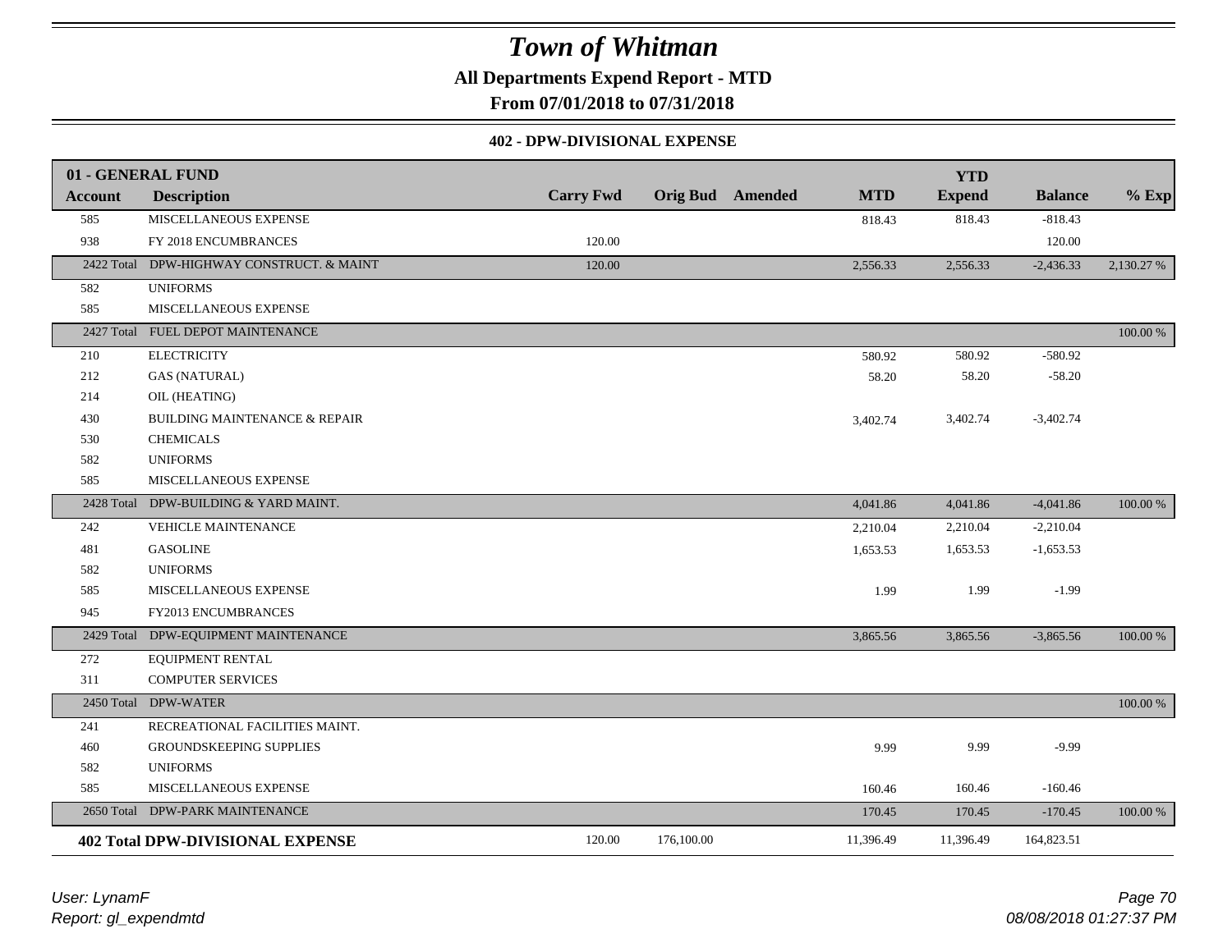# Town of Whitman

**All Departments Expend Report - MTD**

**From 07/01/2018 to 07/31/2018**

**402 - DPW-DIVISIONAL EXPENSE**

| Account | Description | Carry Fwd | Orig Bud | Amended | MTD | YTD Expend | Balance | % Exp |
|---|---|---|---|---|---|---|---|---|
| **01 - GENERAL FUND** | | | | | | | | |
| 585 | MISCELLANEOUS EXPENSE | | | | 818.43 | 818.43 | -818.43 | |
| 938 | FY 2018 ENCUMBRANCES | 120.00 | | | | | 120.00 | |
| 2422 Total | DPW-HIGHWAY CONSTRUCT. & MAINT | 120.00 | | | 2,556.33 | 2,556.33 | -2,436.33 | 2,130.27 % |
| 582 | UNIFORMS | | | | | | | |
| 585 | MISCELLANEOUS EXPENSE | | | | | | | |
| 2427 Total | FUEL DEPOT MAINTENANCE | | | | | | | 100.00 % |
| 210 | ELECTRICITY | | | | 580.92 | 580.92 | -580.92 | |
| 212 | GAS (NATURAL) | | | | 58.20 | 58.20 | -58.20 | |
| 214 | OIL (HEATING) | | | | | | | |
| 430 | BUILDING MAINTENANCE & REPAIR | | | | 3,402.74 | 3,402.74 | -3,402.74 | |
| 530 | CHEMICALS | | | | | | | |
| 582 | UNIFORMS | | | | | | | |
| 585 | MISCELLANEOUS EXPENSE | | | | | | | |
| 2428 Total | DPW-BUILDING & YARD MAINT. | | | | 4,041.86 | 4,041.86 | -4,041.86 | 100.00 % |
| 242 | VEHICLE MAINTENANCE | | | | 2,210.04 | 2,210.04 | -2,210.04 | |
| 481 | GASOLINE | | | | 1,653.53 | 1,653.53 | -1,653.53 | |
| 582 | UNIFORMS | | | | | | | |
| 585 | MISCELLANEOUS EXPENSE | | | | 1.99 | 1.99 | -1.99 | |
| 945 | FY2013 ENCUMBRANCES | | | | | | | |
| 2429 Total | DPW-EQUIPMENT MAINTENANCE | | | | 3,865.56 | 3,865.56 | -3,865.56 | 100.00 % |
| 272 | EQUIPMENT RENTAL | | | | | | | |
| 311 | COMPUTER SERVICES | | | | | | | |
| 2450 Total | DPW-WATER | | | | | | | 100.00 % |
| 241 | RECREATIONAL FACILITIES MAINT. | | | | | | | |
| 460 | GROUNDSKEEPING SUPPLIES | | | | 9.99 | 9.99 | -9.99 | |
| 582 | UNIFORMS | | | | | | | |
| 585 | MISCELLANEOUS EXPENSE | | | | 160.46 | 160.46 | -160.46 | |
| 2650 Total | DPW-PARK MAINTENANCE | | | | 170.45 | 170.45 | -170.45 | 100.00 % |
| **402 Total DPW-DIVISIONAL EXPENSE** | | 120.00 | 176,100.00 | | 11,396.49 | 11,396.49 | 164,823.51 | |

*User: LynamF*
*Report: gl_expendmtd*

*08/08/2018 01:27:37 PM*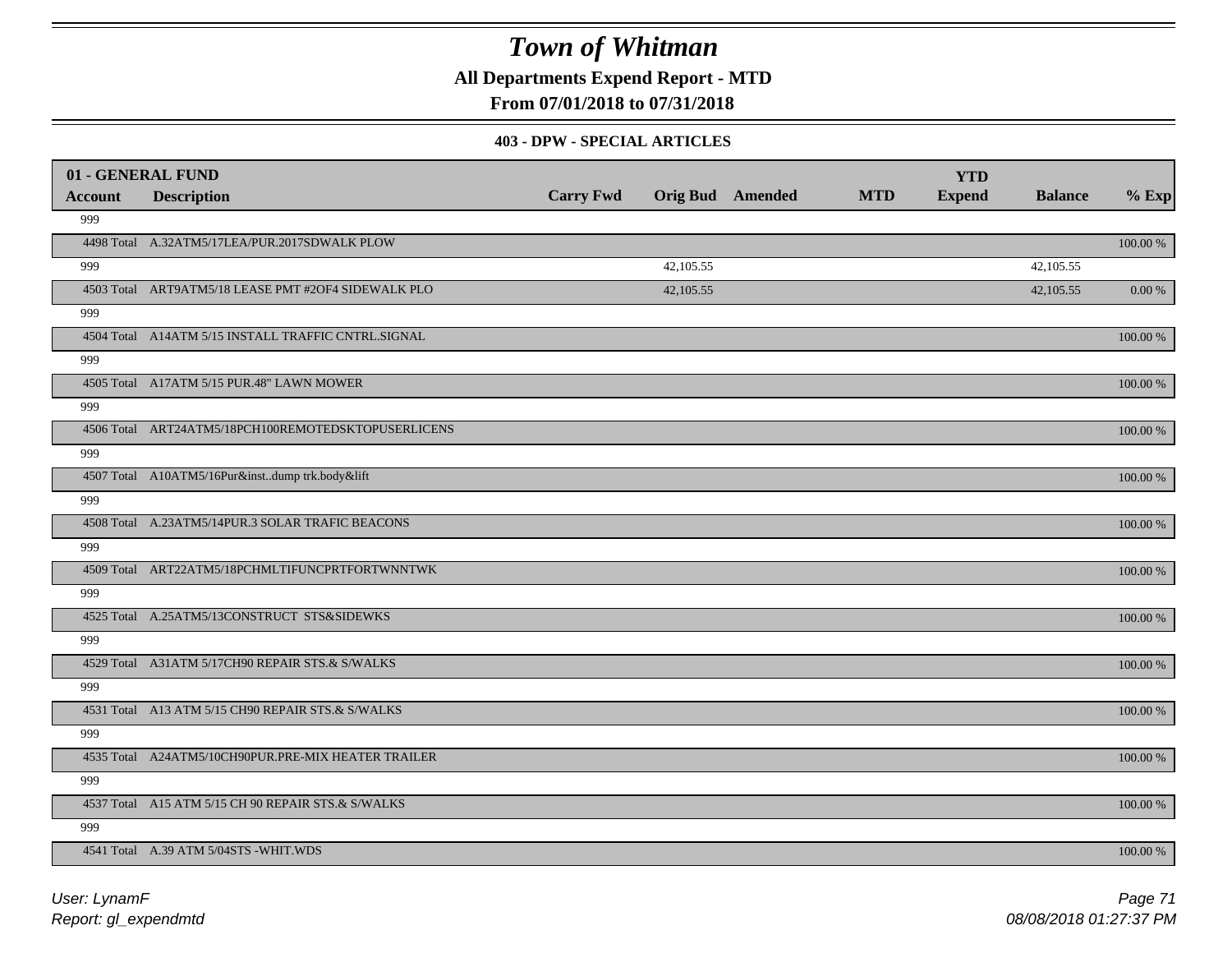# Town of Whitman

**All Departments Expend Report - MTD**

**From 07/01/2018 to 07/31/2018**

**403 - DPW - SPECIAL ARTICLES**

| 01 - GENERAL FUND | | | | | | YTD | | |
|---|---|---|---|---|---|---|---|---|
| **Account** | **Description** | **Carry Fwd** | **Orig Bud** | **Amended** | **MTD** | **Expend** | **Balance** | **% Exp** |
| 999 | | | | | | | | |
| 4498 Total | A.32ATM5/17LEA/PUR.2017SDWALK PLOW | | | | | | | 100.00 % |
| 999 | | | 42,105.55 | | | | 42,105.55 | |
| 4503 Total | ART9ATM5/18 LEASE PMT #2OF4 SIDEWALK PLO | | 42,105.55 | | | | 42,105.55 | 0.00 % |
| 999 | | | | | | | | |
| 4504 Total | A14ATM 5/15 INSTALL TRAFFIC CNTRL.SIGNAL | | | | | | | 100.00 % |
| 999 | | | | | | | | |
| 4505 Total | A17ATM 5/15 PUR.48" LAWN MOWER | | | | | | | 100.00 % |
| 999 | | | | | | | | |
| 4506 Total | ART24ATM5/18PCH100REMOTEDSKTOPUSERLICENS | | | | | | | 100.00 % |
| 999 | | | | | | | | |
| 4507 Total | A10ATM5/16Pur&inst..dump trk.body&lift | | | | | | | 100.00 % |
| 999 | | | | | | | | |
| 4508 Total | A.23ATM5/14PUR.3 SOLAR TRAFIC BEACONS | | | | | | | 100.00 % |
| 999 | | | | | | | | |
| 4509 Total | ART22ATM5/18PCHMLTIFUNCPRTFORTWNNTWK | | | | | | | 100.00 % |
| 999 | | | | | | | | |
| 4525 Total | A.25ATM5/13CONSTRUCT STS&SIDEWKS | | | | | | | 100.00 % |
| 999 | | | | | | | | |
| 4529 Total | A31ATM 5/17CH90 REPAIR STS.& S/WALKS | | | | | | | 100.00 % |
| 999 | | | | | | | | |
| 4531 Total | A13 ATM 5/15 CH90 REPAIR STS.& S/WALKS | | | | | | | 100.00 % |
| 999 | | | | | | | | |
| 4535 Total | A24ATM5/10CH90PUR.PRE-MIX HEATER TRAILER | | | | | | | 100.00 % |
| 999 | | | | | | | | |
| 4537 Total | A15 ATM 5/15 CH 90 REPAIR STS.& S/WALKS | | | | | | | 100.00 % |
| 999 | | | | | | | | |
| 4541 Total | A.39 ATM 5/04STS -WHIT.WDS | | | | | | | 100.00 % |

User: LynamF

Report: gl_expendmtd

08/08/2018 01:27:37 PM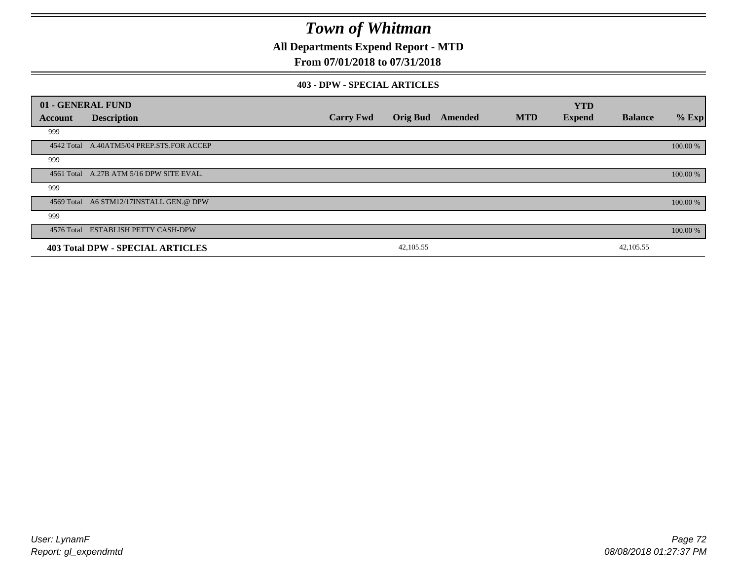# Town of Whitman

**All Departments Expend Report - MTD**

**From 07/01/2018 to 07/31/2018**

**403 - DPW - SPECIAL ARTICLES**

| 01 - GENERAL FUND | | | | | | YTD | | |
|---|---|---|---|---|---|---|---|---|
| **Account** | **Description** | **Carry Fwd** | **Orig Bud** | **Amended** | **MTD** | **Expend** | **Balance** | **% Exp** |
| 999 | | | | | | | | |
| 4542 Total | A.40ATM5/04 PREP.STS.FOR ACCEP | | | | | | | 100.00 % |
| 999 | | | | | | | | |
| 4561 Total | A.27B ATM 5/16 DPW SITE EVAL. | | | | | | | 100.00 % |
| 999 | | | | | | | | |
| 4569 Total | A6 STM12/17INSTALL GEN.@ DPW | | | | | | | 100.00 % |
| 999 | | | | | | | | |
| 4576 Total | ESTABLISH PETTY CASH-DPW | | | | | | | 100.00 % |
| **403 Total DPW - SPECIAL ARTICLES** | | | 42,105.55 | | | | 42,105.55 | |

*User: LynamF*
*Report: gl_expendmtd*

*08/08/2018 01:27:37 PM*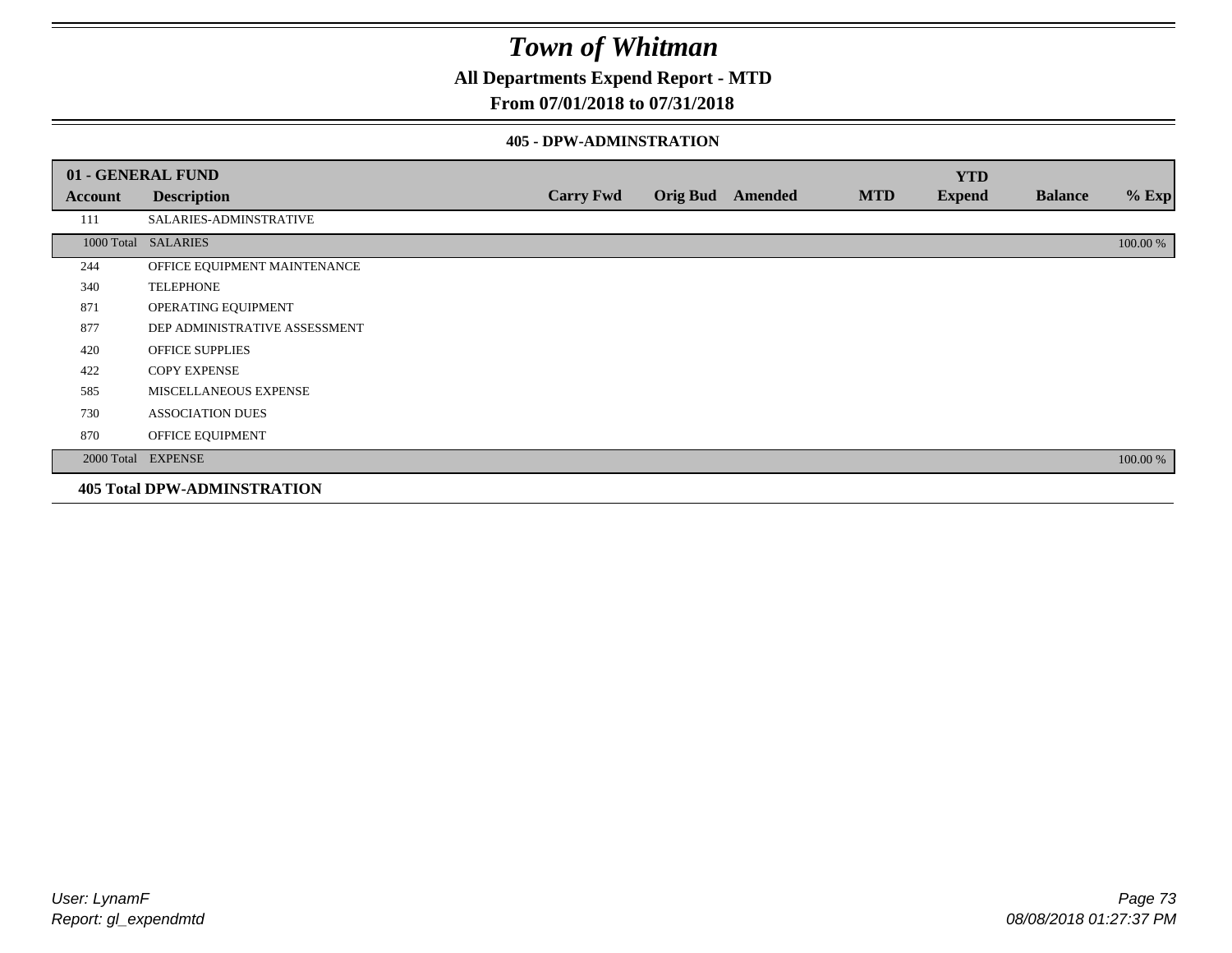# Town of Whitman

## All Departments Expend Report - MTD

## From 07/01/2018 to 07/31/2018

### 405 - DPW-ADMINSTRATION

| 01 - GENERAL FUND | | | | | | YTD | | |
|---|---|---|---|---|---|---|---|---|
| **Account** | **Description** | **Carry Fwd** | **Orig Bud** | **Amended** | **MTD** | **Expend** | **Balance** | **% Exp** |
| 111 | SALARIES-ADMINSTRATIVE | | | | | | | |
| 1000 Total | SALARIES | | | | | | | 100.00 % |
| 244 | OFFICE EQUIPMENT MAINTENANCE | | | | | | | |
| 340 | TELEPHONE | | | | | | | |
| 871 | OPERATING EQUIPMENT | | | | | | | |
| 877 | DEP ADMINISTRATIVE ASSESSMENT | | | | | | | |
| 420 | OFFICE SUPPLIES | | | | | | | |
| 422 | COPY EXPENSE | | | | | | | |
| 585 | MISCELLANEOUS EXPENSE | | | | | | | |
| 730 | ASSOCIATION DUES | | | | | | | |
| 870 | OFFICE EQUIPMENT | | | | | | | |
| 2000 Total | EXPENSE | | | | | | | 100.00 % |
| **405 Total DPW-ADMINSTRATION** | | | | | | | | |

*User: LynamF*
*Report: gl_expendmtd*

*08/08/2018 01:27:37 PM*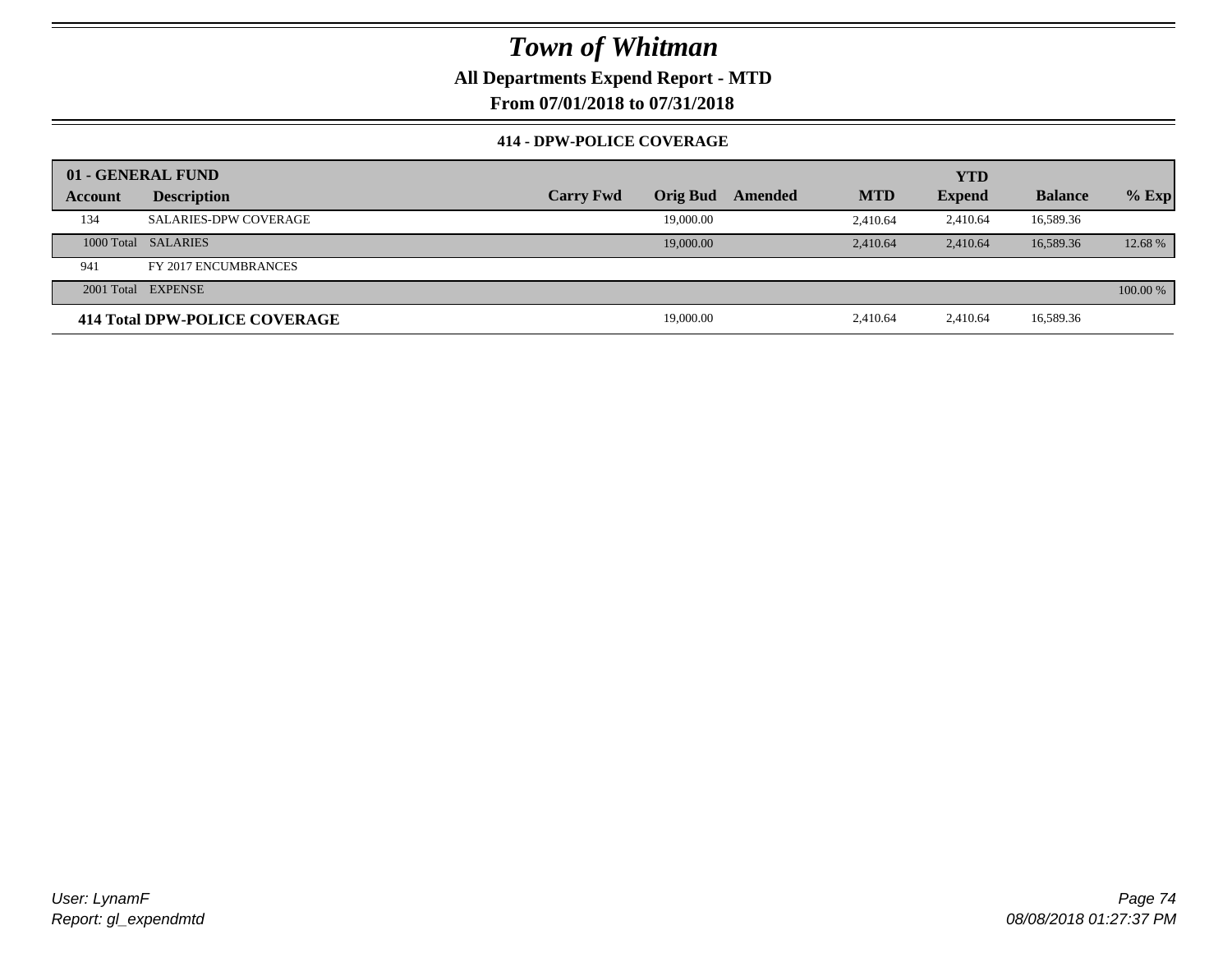# Town of Whitman

**All Departments Expend Report - MTD**

**From 07/01/2018 to 07/31/2018**

### 414 - DPW-POLICE COVERAGE

| 01 - GENERAL FUND | | | | | | YTD | | |
|---|---|---|---|---|---|---|---|---|
| **Account** | **Description** | **Carry Fwd** | **Orig Bud** | **Amended** | **MTD** | **Expend** | **Balance** | **% Exp** |
| 134 | SALARIES-DPW COVERAGE | | 19,000.00 | | 2,410.64 | 2,410.64 | 16,589.36 | |
| 1000 Total | SALARIES | | 19,000.00 | | 2,410.64 | 2,410.64 | 16,589.36 | 12.68 % |
| 941 | FY 2017 ENCUMBRANCES | | | | | | | |
| 2001 Total | EXPENSE | | | | | | | 100.00 % |
| **414 Total DPW-POLICE COVERAGE** | | | 19,000.00 | | 2,410.64 | 2,410.64 | 16,589.36 | |

User: LynamF

Report: gl_expendmtd

08/08/2018 01:27:37 PM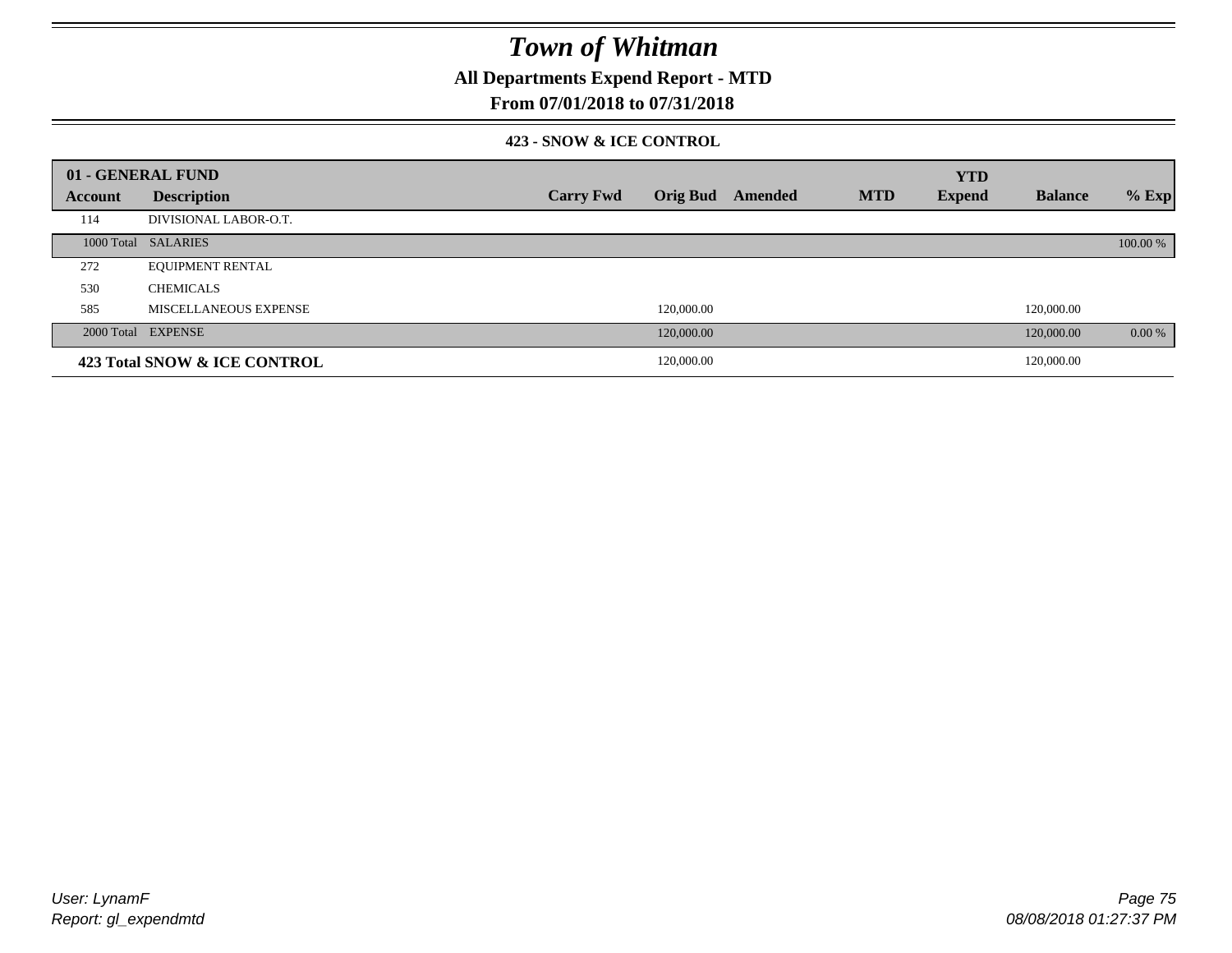# Town of Whitman

**All Departments Expend Report - MTD**

**From 07/01/2018 to 07/31/2018**

### 423 - SNOW & ICE CONTROL

| 01 - GENERAL FUND | | | | | | YTD | | |
|---|---|---|---|---|---|---|---|---|
| Account | Description | Carry Fwd | Orig Bud | Amended | MTD | Expend | Balance | % Exp |
| 114 | DIVISIONAL LABOR-O.T. | | | | | | | |
| 1000 Total | SALARIES | | | | | | | 100.00 % |
| 272 | EQUIPMENT RENTAL | | | | | | | |
| 530 | CHEMICALS | | | | | | | |
| 585 | MISCELLANEOUS EXPENSE | | 120,000.00 | | | | 120,000.00 | |
| 2000 Total | EXPENSE | | 120,000.00 | | | | 120,000.00 | 0.00 % |
| **423 Total SNOW & ICE CONTROL** | | | 120,000.00 | | | | 120,000.00 | |

User: LynamF
Report: gl_expendmtd

08/08/2018 01:27:37 PM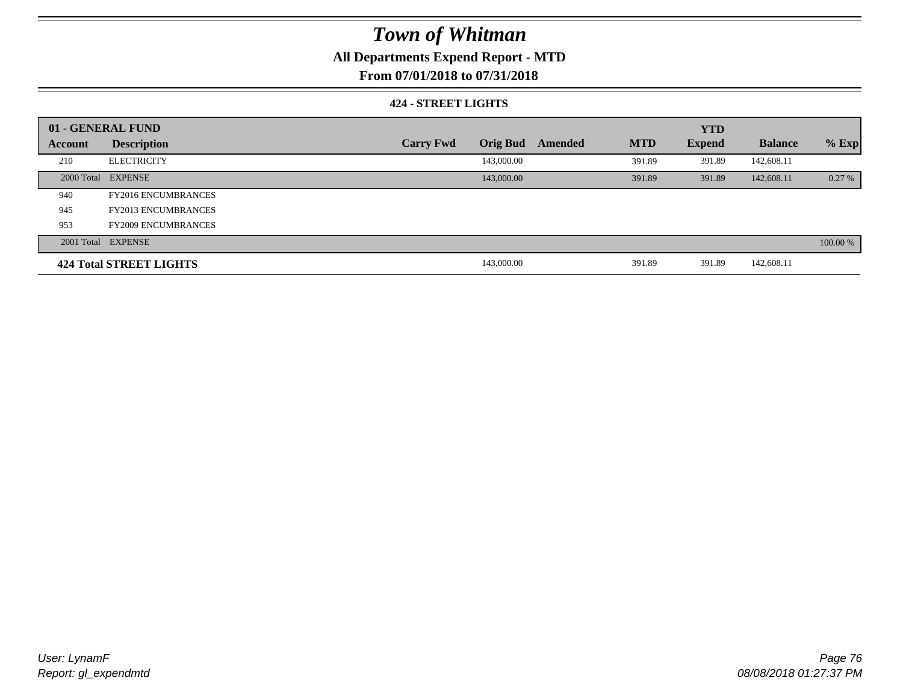# Town of Whitman

## All Departments Expend Report - MTD

## From 07/01/2018 to 07/31/2018

### 424 - STREET LIGHTS

| 01 - GENERAL FUND | | | | | | YTD | | |
|---|---|---|---|---|---|---|---|---|
| Account | Description | Carry Fwd | Orig Bud | Amended | MTD | Expend | Balance | % Exp |
| 210 | ELECTRICITY | | 143,000.00 | | 391.89 | 391.89 | 142,608.11 | |
| 2000 Total | EXPENSE | | 143,000.00 | | 391.89 | 391.89 | 142,608.11 | 0.27 % |
| 940 | FY2016 ENCUMBRANCES | | | | | | | |
| 945 | FY2013 ENCUMBRANCES | | | | | | | |
| 953 | FY2009 ENCUMBRANCES | | | | | | | |
| 2001 Total | EXPENSE | | | | | | | 100.00 % |
| **424 Total STREET LIGHTS** | | | 143,000.00 | | 391.89 | 391.89 | 142,608.11 | |

User: LynamF
Report: gl_expendmtd

08/08/2018 01:27:37 PM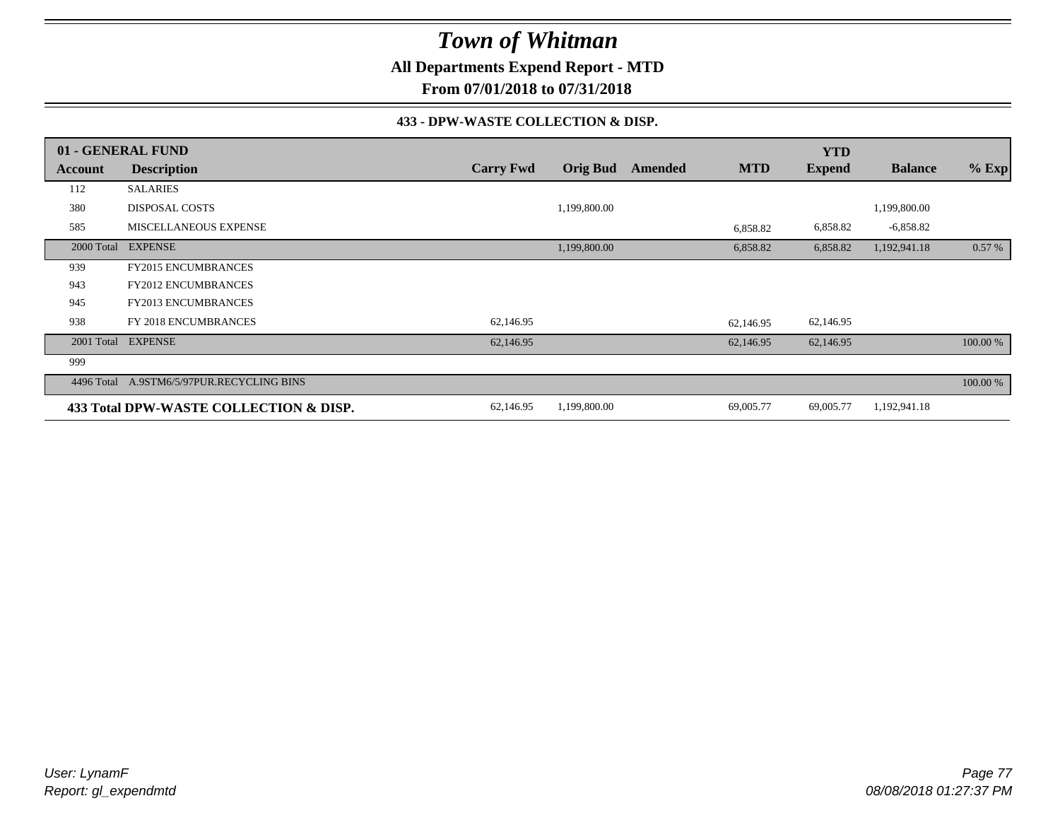# Town of Whitman

**All Departments Expend Report - MTD**

**From 07/01/2018 to 07/31/2018**

**433 - DPW-WASTE COLLECTION & DISP.**

| 01 - GENERAL FUND | | | | | | YTD | | |
|---|---|---|---|---|---|---|---|---|
| **Account** | **Description** | **Carry Fwd** | **Orig Bud** | **Amended** | **MTD** | **Expend** | **Balance** | **% Exp** |
| 112 | SALARIES | | | | | | | |
| 380 | DISPOSAL COSTS | | 1,199,800.00 | | | | 1,199,800.00 | |
| 585 | MISCELLANEOUS EXPENSE | | | | 6,858.82 | 6,858.82 | -6,858.82 | |
| 2000 Total | EXPENSE | | 1,199,800.00 | | 6,858.82 | 6,858.82 | 1,192,941.18 | 0.57 % |
| 939 | FY2015 ENCUMBRANCES | | | | | | | |
| 943 | FY2012 ENCUMBRANCES | | | | | | | |
| 945 | FY2013 ENCUMBRANCES | | | | | | | |
| 938 | FY 2018 ENCUMBRANCES | 62,146.95 | | | 62,146.95 | 62,146.95 | | |
| 2001 Total | EXPENSE | 62,146.95 | | | 62,146.95 | 62,146.95 | | 100.00 % |
| 999 | | | | | | | | |
| 4496 Total | A.9STM6/5/97PUR.RECYCLING BINS | | | | | | | 100.00 % |
| **433 Total DPW-WASTE COLLECTION & DISP.** | | 62,146.95 | 1,199,800.00 | | 69,005.77 | 69,005.77 | 1,192,941.18 | |

*User: LynamF*
*Report: gl_expendmtd*

*08/08/2018 01:27:37 PM*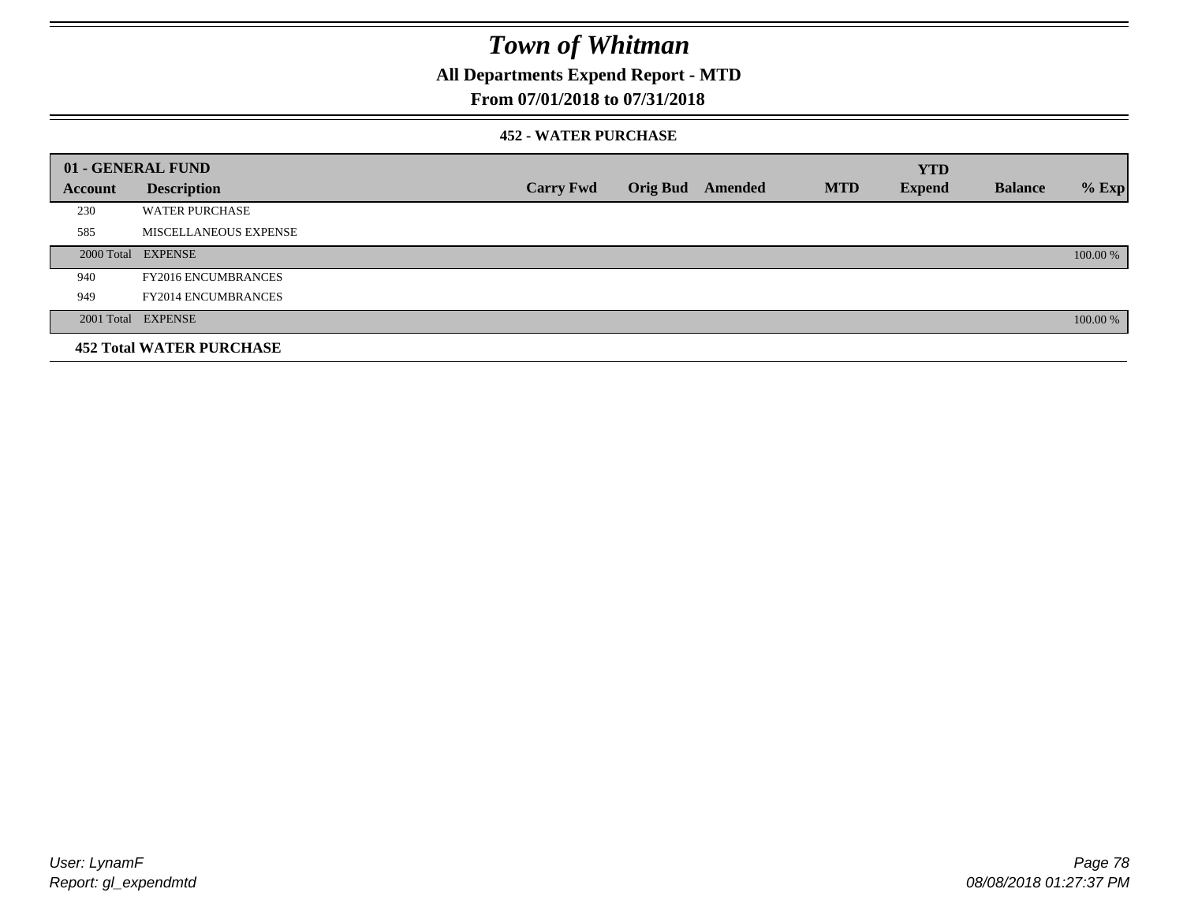# Town of Whitman

## All Departments Expend Report - MTD

## From 07/01/2018 to 07/31/2018

### 452 - WATER PURCHASE

| 01 - GENERAL FUND | | | | | | YTD | | |
|---|---|---|---|---|---|---|---|---|
| Account | Description | Carry Fwd | Orig Bud | Amended | MTD | Expend | Balance | % Exp |
| 230 | WATER PURCHASE | | | | | | | |
| 585 | MISCELLANEOUS EXPENSE | | | | | | | |
| 2000 Total | EXPENSE | | | | | | | 100.00 % |
| 940 | FY2016 ENCUMBRANCES | | | | | | | |
| 949 | FY2014 ENCUMBRANCES | | | | | | | |
| 2001 Total | EXPENSE | | | | | | | 100.00 % |
| **452 Total WATER PURCHASE** | | | | | | | | |

User: LynamF
Report: gl_expendmtd

08/08/2018 01:27:37 PM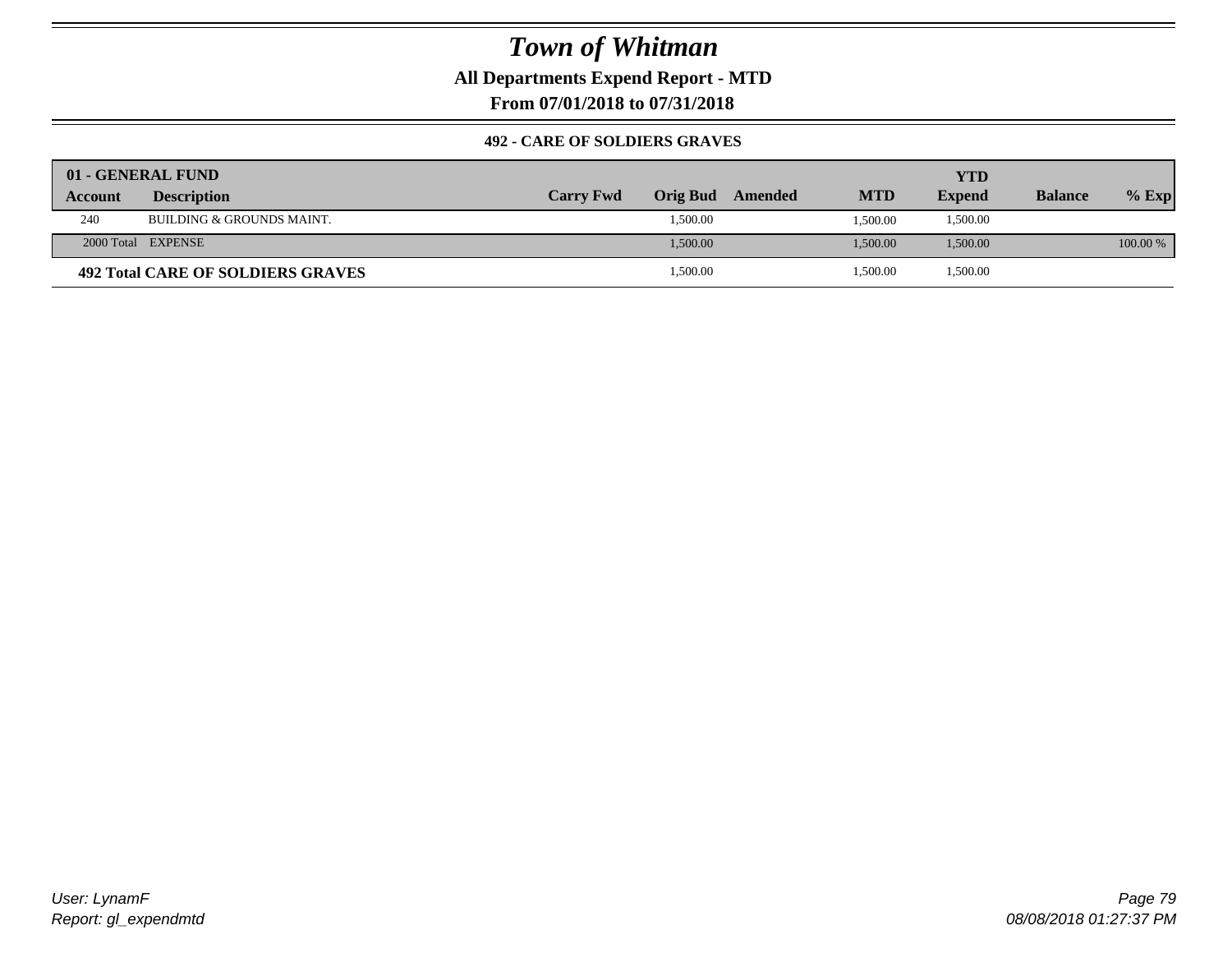# Town of Whitman

**All Departments Expend Report - MTD**

**From 07/01/2018 to 07/31/2018**

### 492 - CARE OF SOLDIERS GRAVES

| 01 - GENERAL FUND | | | | | | | | |
|---|---|---|---|---|---|---|---|---|
| **Account** | **Description** | **Carry Fwd** | **Orig Bud** | **Amended** | **MTD** | **YTD Expend** | **Balance** | **% Exp** |
| 240 | BUILDING & GROUNDS MAINT. | | 1,500.00 | | 1,500.00 | 1,500.00 | | |
| 2000 Total | EXPENSE | | 1,500.00 | | 1,500.00 | 1,500.00 | | 100.00 % |
| **492 Total CARE OF SOLDIERS GRAVES** | | | 1,500.00 | | 1,500.00 | 1,500.00 | | |

User: LynamF
Report: gl_expendmtd

08/08/2018 01:27:37 PM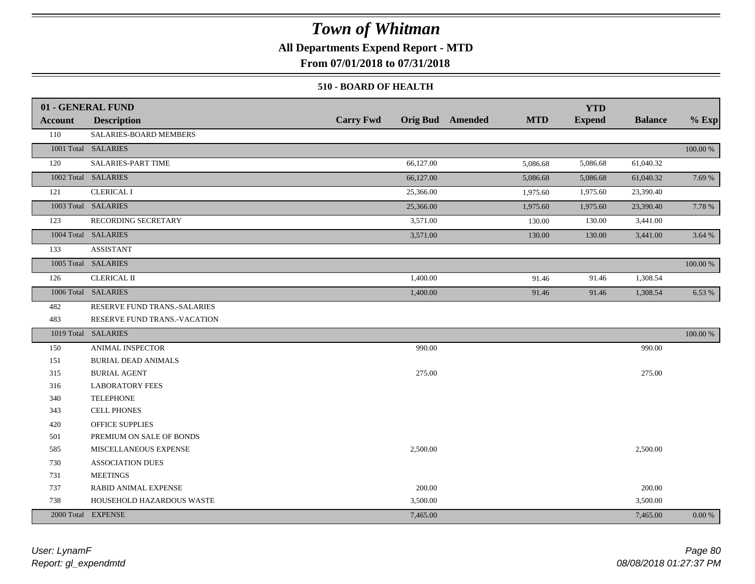# Town of Whitman

**All Departments Expend Report - MTD**

**From 07/01/2018 to 07/31/2018**

### 510 - BOARD OF HEALTH

| 01 - GENERAL FUND | | | | | | YTD | | |
|---|---|---|---|---|---|---|---|---|
| **Account** | **Description** | **Carry Fwd** | **Orig Bud** | **Amended** | **MTD** | **Expend** | **Balance** | **% Exp** |
| 110 | SALARIES-BOARD MEMBERS | | | | | | | |
| 1001 Total | SALARIES | | | | | | | 100.00 % |
| 120 | SALARIES-PART TIME | | 66,127.00 | | 5,086.68 | 5,086.68 | 61,040.32 | |
| 1002 Total | SALARIES | | 66,127.00 | | 5,086.68 | 5,086.68 | 61,040.32 | 7.69 % |
| 121 | CLERICAL I | | 25,366.00 | | 1,975.60 | 1,975.60 | 23,390.40 | |
| 1003 Total | SALARIES | | 25,366.00 | | 1,975.60 | 1,975.60 | 23,390.40 | 7.78 % |
| 123 | RECORDING SECRETARY | | 3,571.00 | | 130.00 | 130.00 | 3,441.00 | |
| 1004 Total | SALARIES | | 3,571.00 | | 130.00 | 130.00 | 3,441.00 | 3.64 % |
| 133 | ASSISTANT | | | | | | | |
| 1005 Total | SALARIES | | | | | | | 100.00 % |
| 126 | CLERICAL II | | 1,400.00 | | 91.46 | 91.46 | 1,308.54 | |
| 1006 Total | SALARIES | | 1,400.00 | | 91.46 | 91.46 | 1,308.54 | 6.53 % |
| 482 | RESERVE FUND TRANS.-SALARIES | | | | | | | |
| 483 | RESERVE FUND TRANS.-VACATION | | | | | | | |
| 1019 Total | SALARIES | | | | | | | 100.00 % |
| 150 | ANIMAL INSPECTOR | | 990.00 | | | | 990.00 | |
| 151 | BURIAL DEAD ANIMALS | | | | | | | |
| 315 | BURIAL AGENT | | 275.00 | | | | 275.00 | |
| 316 | LABORATORY FEES | | | | | | | |
| 340 | TELEPHONE | | | | | | | |
| 343 | CELL PHONES | | | | | | | |
| 420 | OFFICE SUPPLIES | | | | | | | |
| 501 | PREMIUM ON SALE OF BONDS | | | | | | | |
| 585 | MISCELLANEOUS EXPENSE | | 2,500.00 | | | | 2,500.00 | |
| 730 | ASSOCIATION DUES | | | | | | | |
| 731 | MEETINGS | | | | | | | |
| 737 | RABID ANIMAL EXPENSE | | 200.00 | | | | 200.00 | |
| 738 | HOUSEHOLD HAZARDOUS WASTE | | 3,500.00 | | | | 3,500.00 | |
| 2000 Total | EXPENSE | | 7,465.00 | | | | 7,465.00 | 0.00 % |

*User: LynamF*
*Report: gl_expendmtd*

*08/08/2018 01:27:37 PM*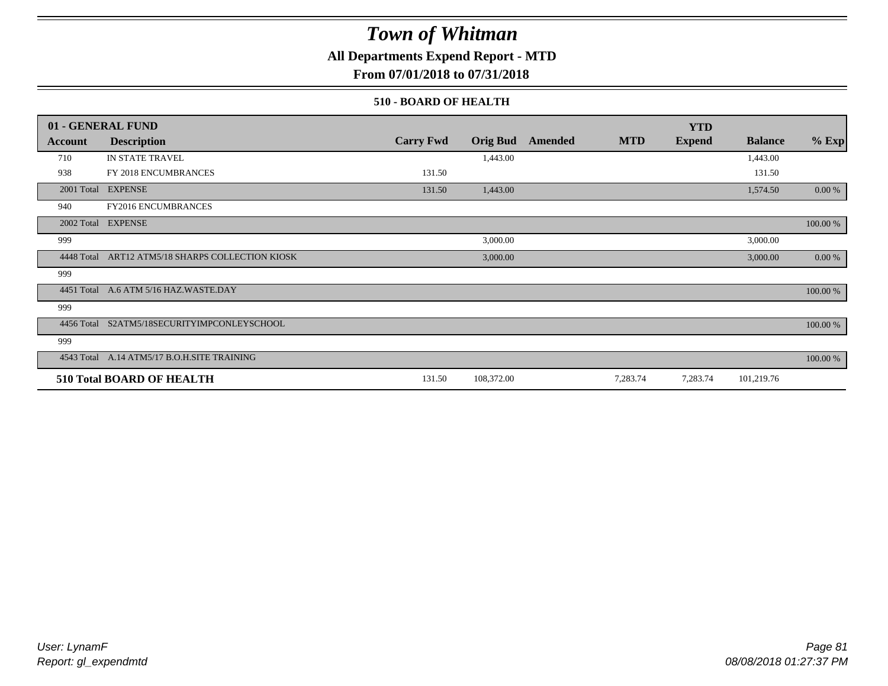# Town of Whitman

**All Departments Expend Report - MTD**

**From 07/01/2018 to 07/31/2018**

**510 - BOARD OF HEALTH**

| 01 - GENERAL FUND | | | | | | | | |
|---|---|---|---|---|---|---|---|---|
| **Account** | **Description** | **Carry Fwd** | **Orig Bud** | **Amended** | **MTD** | **YTD Expend** | **Balance** | **% Exp** |
| 710 | IN STATE TRAVEL | | 1,443.00 | | | | 1,443.00 | |
| 938 | FY 2018 ENCUMBRANCES | 131.50 | | | | | 131.50 | |
| 2001 Total | EXPENSE | 131.50 | 1,443.00 | | | | 1,574.50 | 0.00 % |
| 940 | FY2016 ENCUMBRANCES | | | | | | | |
| 2002 Total | EXPENSE | | | | | | | 100.00 % |
| 999 | | | 3,000.00 | | | | 3,000.00 | |
| 4448 Total | ART12 ATM5/18 SHARPS COLLECTION KIOSK | | 3,000.00 | | | | 3,000.00 | 0.00 % |
| 999 | | | | | | | | |
| 4451 Total | A.6 ATM 5/16 HAZ.WASTE.DAY | | | | | | | 100.00 % |
| 999 | | | | | | | | |
| 4456 Total | S2ATM5/18SECURITYIMPCONLEYSCHOOL | | | | | | | 100.00 % |
| 999 | | | | | | | | |
| 4543 Total | A.14 ATM5/17 B.O.H.SITE TRAINING | | | | | | | 100.00 % |
| **510 Total BOARD OF HEALTH** | | 131.50 | 108,372.00 | | 7,283.74 | 7,283.74 | 101,219.76 | |

*User: LynamF*
*Report: gl_expendmtd*

*08/08/2018 01:27:37 PM*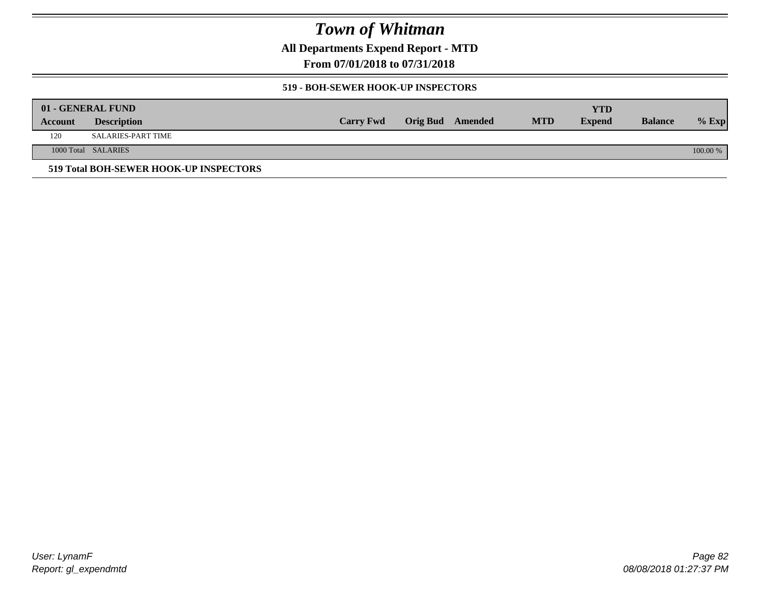# Town of Whitman

**All Departments Expend Report - MTD**

**From 07/01/2018 to 07/31/2018**

### 519 - BOH-SEWER HOOK-UP INSPECTORS

| 01 - GENERAL FUND<br>Account | Description | Carry Fwd | Orig Bud | Amended | MTD | YTD<br>Expend | Balance | % Exp |
|---|---|---|---|---|---|---|---|---|
| 120 | SALARIES-PART TIME | | | | | | | |
| 1000 Total | SALARIES | | | | | | | 100.00 % |

**519 Total BOH-SEWER HOOK-UP INSPECTORS**

*User: LynamF*
*Report: gl_expendmtd*

*08/08/2018 01:27:37 PM*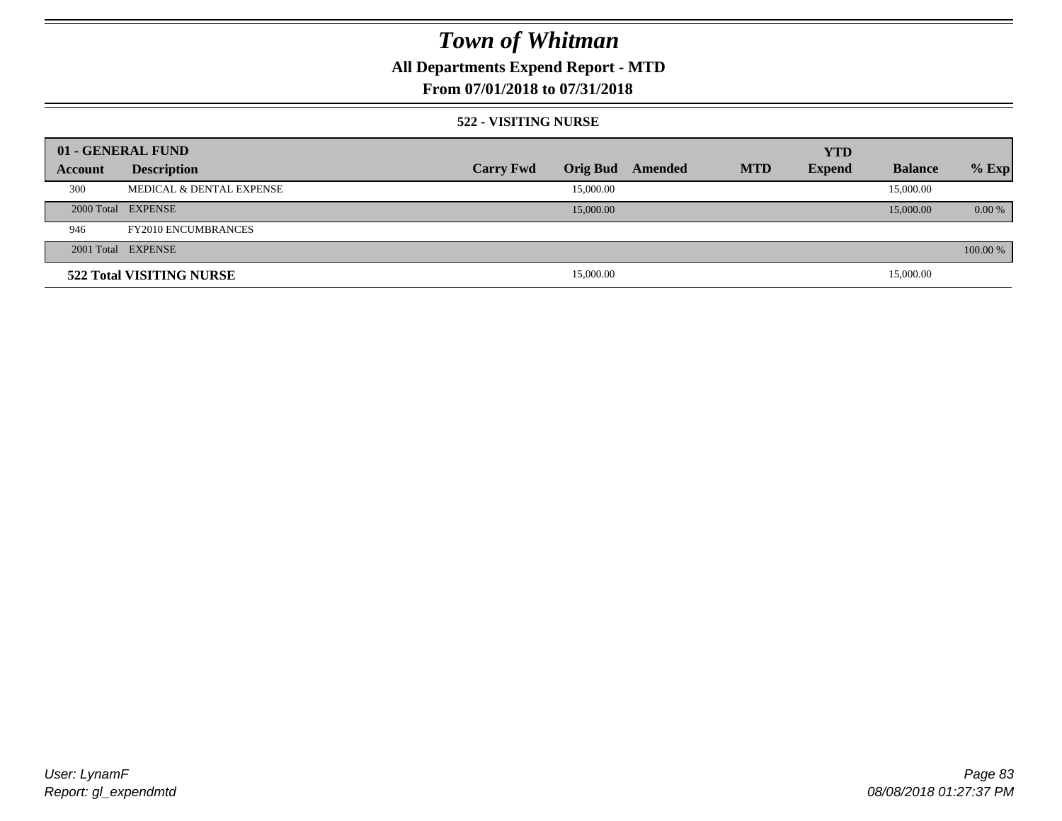# Town of Whitman

## All Departments Expend Report - MTD

### From 07/01/2018 to 07/31/2018

#### 522 - VISITING NURSE

| 01 - GENERAL FUND | | | | | | YTD | | |
|---|---|---|---|---|---|---|---|---|
| **Account** | **Description** | **Carry Fwd** | **Orig Bud** | **Amended** | **MTD** | **Expend** | **Balance** | **% Exp** |
| 300 | MEDICAL & DENTAL EXPENSE | | 15,000.00 | | | | 15,000.00 | |
| 2000 Total | EXPENSE | | 15,000.00 | | | | 15,000.00 | 0.00 % |
| 946 | FY2010 ENCUMBRANCES | | | | | | | |
| 2001 Total | EXPENSE | | | | | | | 100.00 % |
| **522 Total VISITING NURSE** | | | 15,000.00 | | | | 15,000.00 | |

User: LynamF
Report: gl_expendmtd

08/08/2018 01:27:37 PM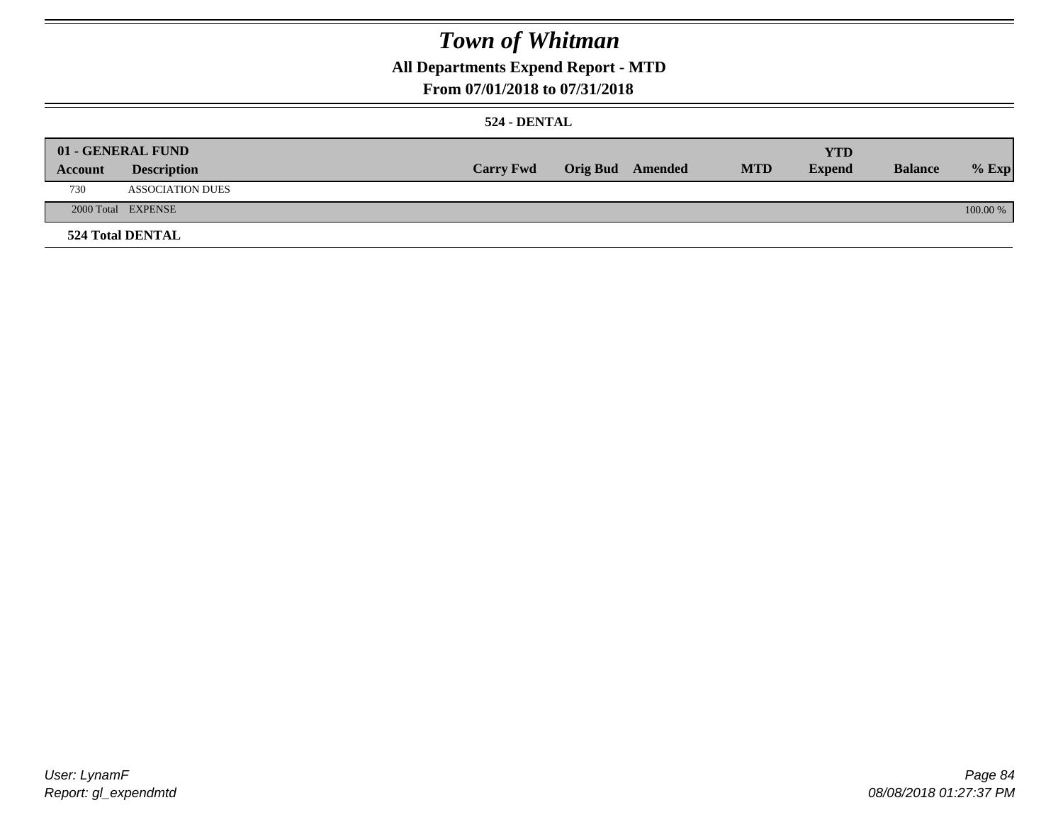# Town of Whitman

## All Departments Expend Report - MTD

### From 07/01/2018 to 07/31/2018

#### 524 - DENTAL

| 01 - GENERAL FUND | | | | | | YTD | | |
|---|---|---|---|---|---|---|---|---|
| Account | Description | Carry Fwd | Orig Bud | Amended | MTD | Expend | Balance | % Exp |
| 730 | ASSOCIATION DUES | | | | | | | |
| 2000 Total | EXPENSE | | | | | | | 100.00 % |

**524 Total DENTAL**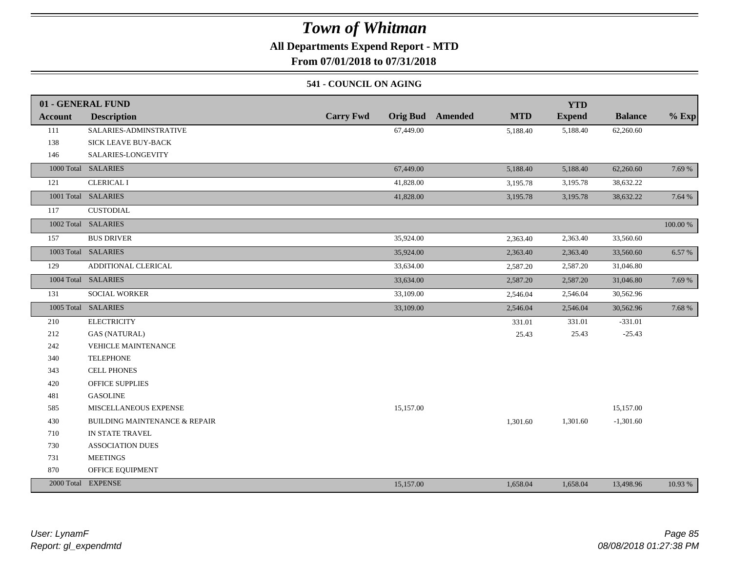# Town of Whitman

**All Departments Expend Report - MTD**

**From 07/01/2018 to 07/31/2018**

### 541 - COUNCIL ON AGING

| 01 - GENERAL FUND | | | | | | YTD | | |
|---|---|---|---|---|---|---|---|---|
| **Account** | **Description** | **Carry Fwd** | **Orig Bud** | **Amended** | **MTD** | **Expend** | **Balance** | **% Exp** |
| 111 | SALARIES-ADMINSTRATIVE | | 67,449.00 | | 5,188.40 | 5,188.40 | 62,260.60 | |
| 138 | SICK LEAVE BUY-BACK | | | | | | | |
| 146 | SALARIES-LONGEVITY | | | | | | | |
| 1000 Total | SALARIES | | 67,449.00 | | 5,188.40 | 5,188.40 | 62,260.60 | 7.69 % |
| 121 | CLERICAL I | | 41,828.00 | | 3,195.78 | 3,195.78 | 38,632.22 | |
| 1001 Total | SALARIES | | 41,828.00 | | 3,195.78 | 3,195.78 | 38,632.22 | 7.64 % |
| 117 | CUSTODIAL | | | | | | | |
| 1002 Total | SALARIES | | | | | | | 100.00 % |
| 157 | BUS DRIVER | | 35,924.00 | | 2,363.40 | 2,363.40 | 33,560.60 | |
| 1003 Total | SALARIES | | 35,924.00 | | 2,363.40 | 2,363.40 | 33,560.60 | 6.57 % |
| 129 | ADDITIONAL CLERICAL | | 33,634.00 | | 2,587.20 | 2,587.20 | 31,046.80 | |
| 1004 Total | SALARIES | | 33,634.00 | | 2,587.20 | 2,587.20 | 31,046.80 | 7.69 % |
| 131 | SOCIAL WORKER | | 33,109.00 | | 2,546.04 | 2,546.04 | 30,562.96 | |
| 1005 Total | SALARIES | | 33,109.00 | | 2,546.04 | 2,546.04 | 30,562.96 | 7.68 % |
| 210 | ELECTRICITY | | | | 331.01 | 331.01 | -331.01 | |
| 212 | GAS (NATURAL) | | | | 25.43 | 25.43 | -25.43 | |
| 242 | VEHICLE MAINTENANCE | | | | | | | |
| 340 | TELEPHONE | | | | | | | |
| 343 | CELL PHONES | | | | | | | |
| 420 | OFFICE SUPPLIES | | | | | | | |
| 481 | GASOLINE | | | | | | | |
| 585 | MISCELLANEOUS EXPENSE | | 15,157.00 | | | | 15,157.00 | |
| 430 | BUILDING MAINTENANCE & REPAIR | | | | 1,301.60 | 1,301.60 | -1,301.60 | |
| 710 | IN STATE TRAVEL | | | | | | | |
| 730 | ASSOCIATION DUES | | | | | | | |
| 731 | MEETINGS | | | | | | | |
| 870 | OFFICE EQUIPMENT | | | | | | | |
| 2000 Total | EXPENSE | | 15,157.00 | | 1,658.04 | 1,658.04 | 13,498.96 | 10.93 % |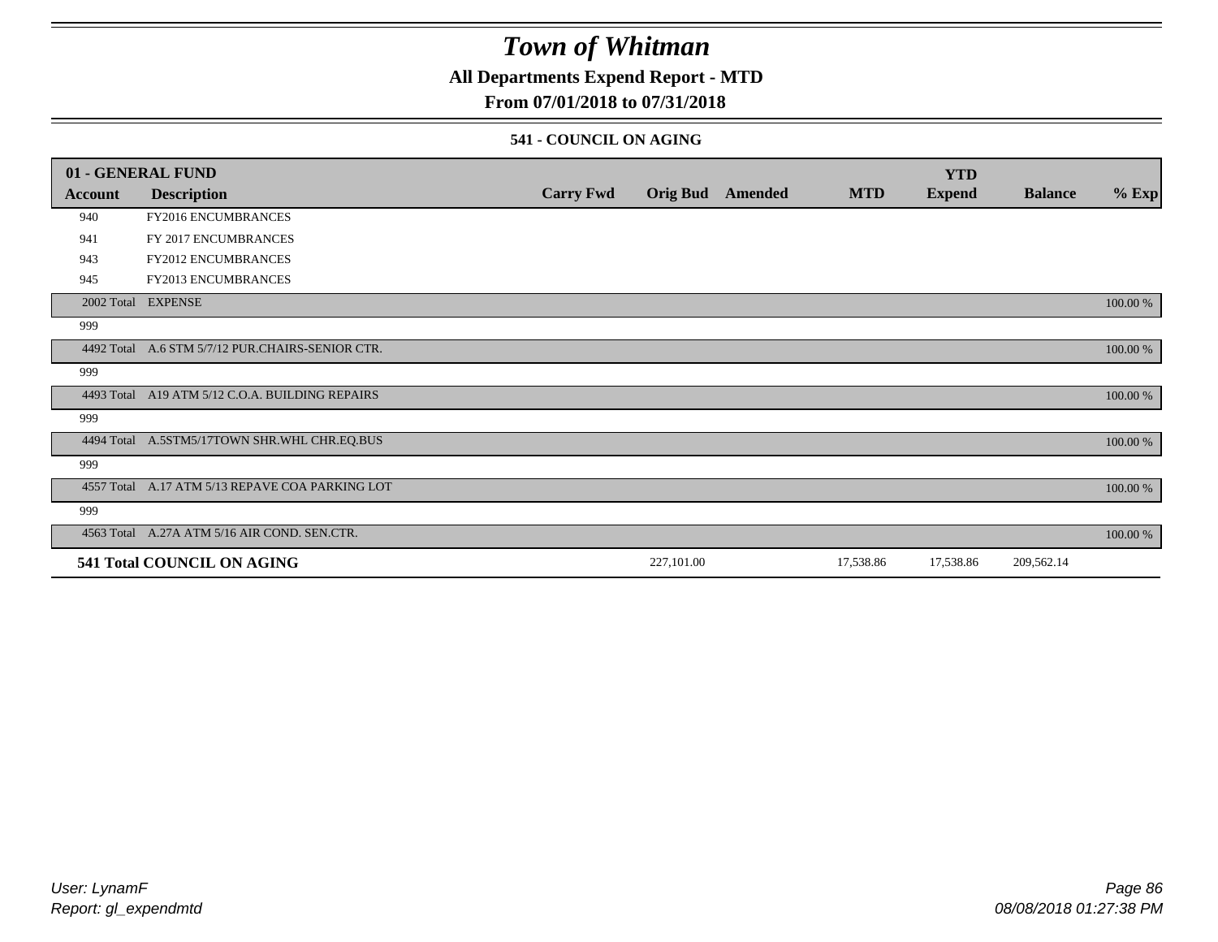# Town of Whitman

## All Departments Expend Report - MTD

### From 07/01/2018 to 07/31/2018

#### 541 - COUNCIL ON AGING

| 01 - GENERAL FUND | | | | | | YTD | | |
|---|---|---|---|---|---|---|---|---|
| Account | Description | Carry Fwd | Orig Bud | Amended | MTD | Expend | Balance | % Exp |
| 940 | FY2016 ENCUMBRANCES | | | | | | | |
| 941 | FY 2017 ENCUMBRANCES | | | | | | | |
| 943 | FY2012 ENCUMBRANCES | | | | | | | |
| 945 | FY2013 ENCUMBRANCES | | | | | | | |
| 2002 Total | EXPENSE | | | | | | | 100.00 % |
| 999 | | | | | | | | |
| 4492 Total | A.6 STM 5/7/12 PUR.CHAIRS-SENIOR CTR. | | | | | | | 100.00 % |
| 999 | | | | | | | | |
| 4493 Total | A19 ATM 5/12 C.O.A. BUILDING REPAIRS | | | | | | | 100.00 % |
| 999 | | | | | | | | |
| 4494 Total | A.5STM5/17TOWN SHR.WHL CHR.EQ.BUS | | | | | | | 100.00 % |
| 999 | | | | | | | | |
| 4557 Total | A.17 ATM 5/13 REPAVE COA PARKING LOT | | | | | | | 100.00 % |
| 999 | | | | | | | | |
| 4563 Total | A.27A ATM 5/16 AIR COND. SEN.CTR. | | | | | | | 100.00 % |
| **541 Total COUNCIL ON AGING** | | | 227,101.00 | | 17,538.86 | 17,538.86 | 209,562.14 | |

User: LynamF
Report: gl_expendmtd

08/08/2018 01:27:38 PM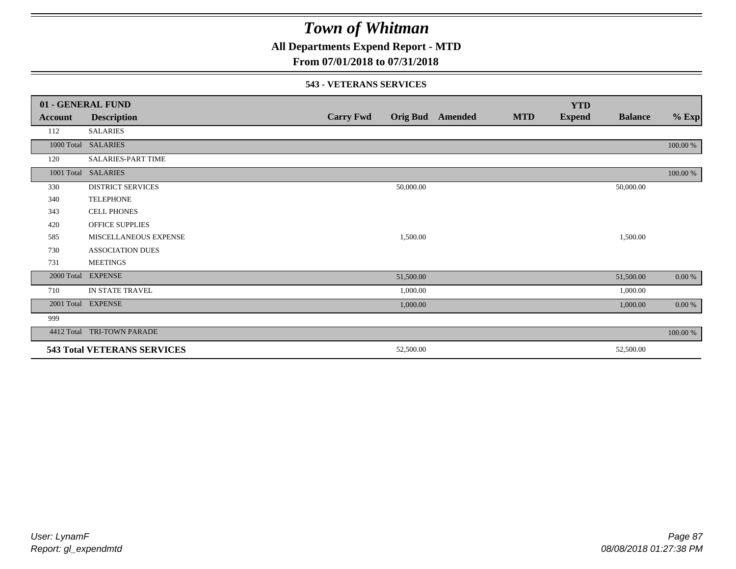# Town of Whitman

**All Departments Expend Report - MTD**

**From 07/01/2018 to 07/31/2018**

### 543 - VETERANS SERVICES

| 01 - GENERAL FUND<br>Account | Description | Carry Fwd | Orig Bud | Amended | MTD | YTD<br>Expend | Balance | % Exp |
|---|---|---|---|---|---|---|---|---|
| 112 | SALARIES | | | | | | | |
| 1000 Total | SALARIES | | | | | | | 100.00 % |
| 120 | SALARIES-PART TIME | | | | | | | |
| 1001 Total | SALARIES | | | | | | | 100.00 % |
| 330 | DISTRICT SERVICES | | 50,000.00 | | | | 50,000.00 | |
| 340 | TELEPHONE | | | | | | | |
| 343 | CELL PHONES | | | | | | | |
| 420 | OFFICE SUPPLIES | | | | | | | |
| 585 | MISCELLANEOUS EXPENSE | | 1,500.00 | | | | 1,500.00 | |
| 730 | ASSOCIATION DUES | | | | | | | |
| 731 | MEETINGS | | | | | | | |
| 2000 Total | EXPENSE | | 51,500.00 | | | | 51,500.00 | 0.00 % |
| 710 | IN STATE TRAVEL | | 1,000.00 | | | | 1,000.00 | |
| 2001 Total | EXPENSE | | 1,000.00 | | | | 1,000.00 | 0.00 % |
| 999 | | | | | | | | |
| 4412 Total | TRI-TOWN PARADE | | | | | | | 100.00 % |
| **543 Total VETERANS SERVICES** | | | 52,500.00 | | | | 52,500.00 | |

*User: LynamF*
*Report: gl_expendmtd*

*08/08/2018 01:27:38 PM*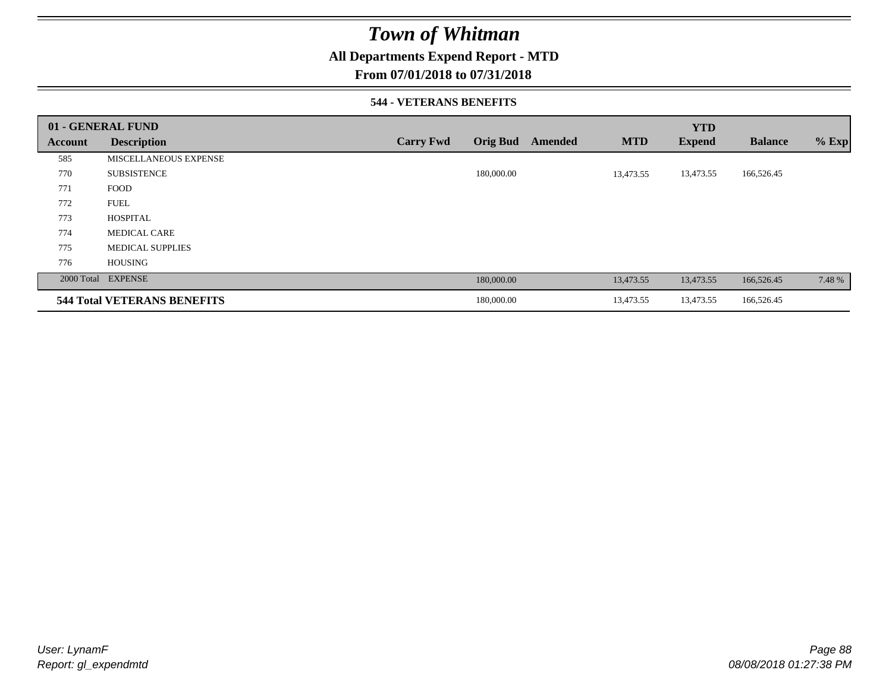# Town of Whitman

**All Departments Expend Report - MTD**

**From 07/01/2018 to 07/31/2018**

### 544 - VETERANS BENEFITS

| 01 - GENERAL FUND | | | | | | YTD | | |
|---|---|---|---|---|---|---|---|---|
| **Account** | **Description** | **Carry Fwd** | **Orig Bud** | **Amended** | **MTD** | **Expend** | **Balance** | **% Exp** |
| 585 | MISCELLANEOUS EXPENSE | | | | | | | |
| 770 | SUBSISTENCE | | 180,000.00 | | 13,473.55 | 13,473.55 | 166,526.45 | |
| 771 | FOOD | | | | | | | |
| 772 | FUEL | | | | | | | |
| 773 | HOSPITAL | | | | | | | |
| 774 | MEDICAL CARE | | | | | | | |
| 775 | MEDICAL SUPPLIES | | | | | | | |
| 776 | HOUSING | | | | | | | |
| 2000 Total | EXPENSE | | 180,000.00 | | 13,473.55 | 13,473.55 | 166,526.45 | 7.48 % |
| **544 Total VETERANS BENEFITS** | | | 180,000.00 | | 13,473.55 | 13,473.55 | 166,526.45 | |

*User: LynamF*
*Report: gl_expendmtd*

*08/08/2018 01:27:38 PM*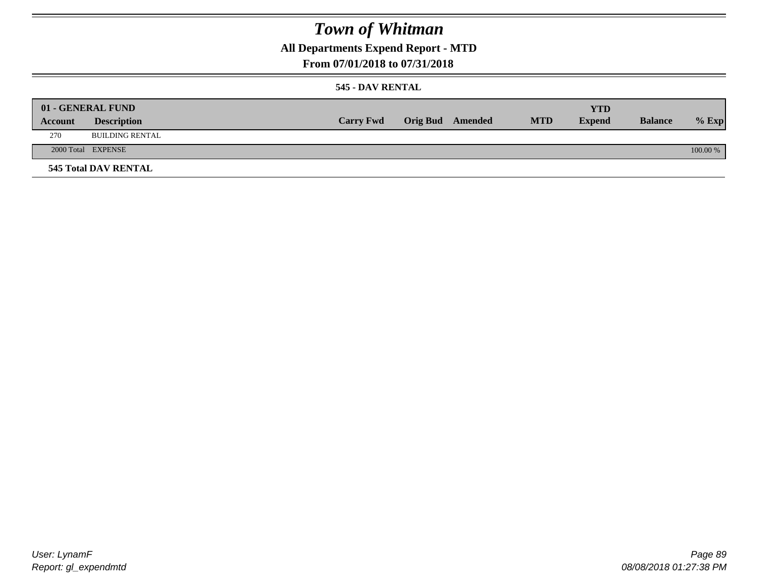# Town of Whitman

## All Departments Expend Report - MTD

## From 07/01/2018 to 07/31/2018

### 545 - DAV RENTAL

| 01 - GENERAL FUND | | | | | | YTD | | |
|---|---|---|---|---|---|---|---|---|
| Account | Description | Carry Fwd | Orig Bud | Amended | MTD | Expend | Balance | % Exp |
| 270 | BUILDING RENTAL | | | | | | | |
| 2000 Total | EXPENSE | | | | | | | 100.00 % |

**545 Total DAV RENTAL**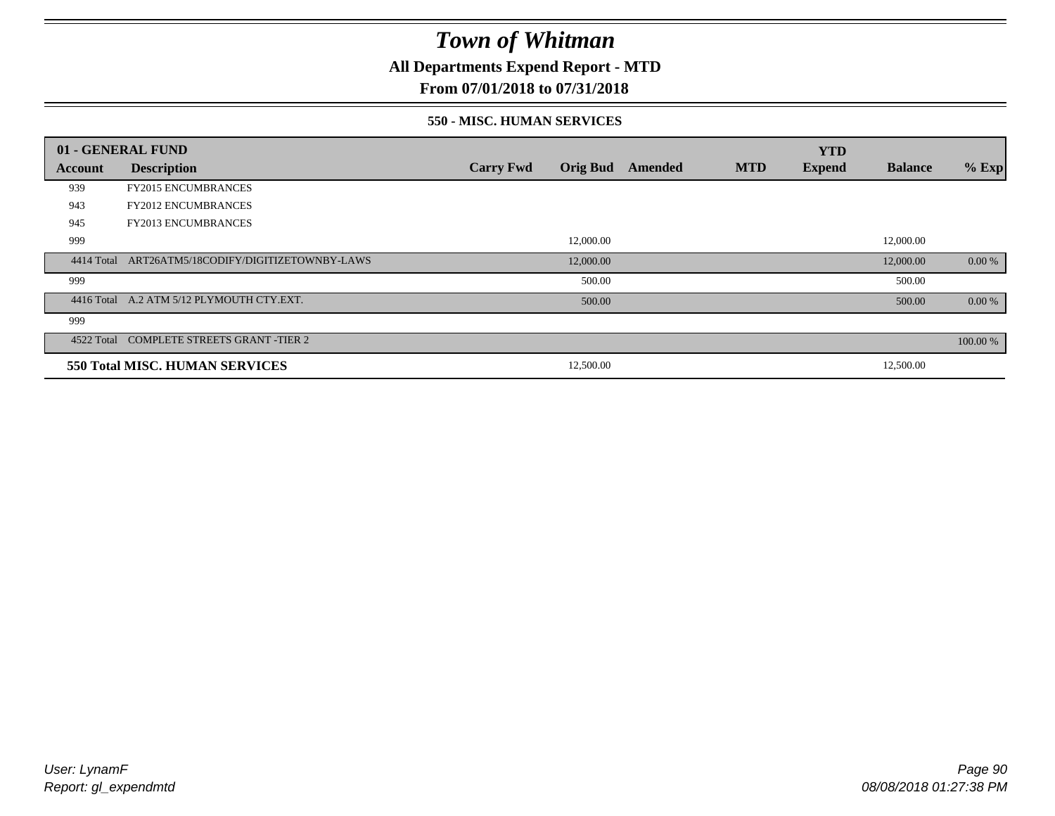# Town of Whitman

## All Departments Expend Report - MTD

### From 07/01/2018 to 07/31/2018

#### 550 - MISC. HUMAN SERVICES

| 01 - GENERAL FUND | | | | | | YTD | | |
|---|---|---|---|---|---|---|---|---|
| Account | Description | Carry Fwd | Orig Bud | Amended | MTD | Expend | Balance | % Exp |
| 939 | FY2015 ENCUMBRANCES | | | | | | | |
| 943 | FY2012 ENCUMBRANCES | | | | | | | |
| 945 | FY2013 ENCUMBRANCES | | | | | | | |
| 999 | | | 12,000.00 | | | | 12,000.00 | |
| 4414 Total | ART26ATM5/18CODIFY/DIGITIZETOWNBY-LAWS | | 12,000.00 | | | | 12,000.00 | 0.00 % |
| 999 | | | 500.00 | | | | 500.00 | |
| 4416 Total | A.2 ATM 5/12 PLYMOUTH CTY.EXT. | | 500.00 | | | | 500.00 | 0.00 % |
| 999 | | | | | | | | |
| 4522 Total | COMPLETE STREETS GRANT -TIER 2 | | | | | | | 100.00 % |
| **550 Total MISC. HUMAN SERVICES** | | | 12,500.00 | | | | 12,500.00 | |

User: LynamF
Report: gl_expendmtd

08/08/2018 01:27:38 PM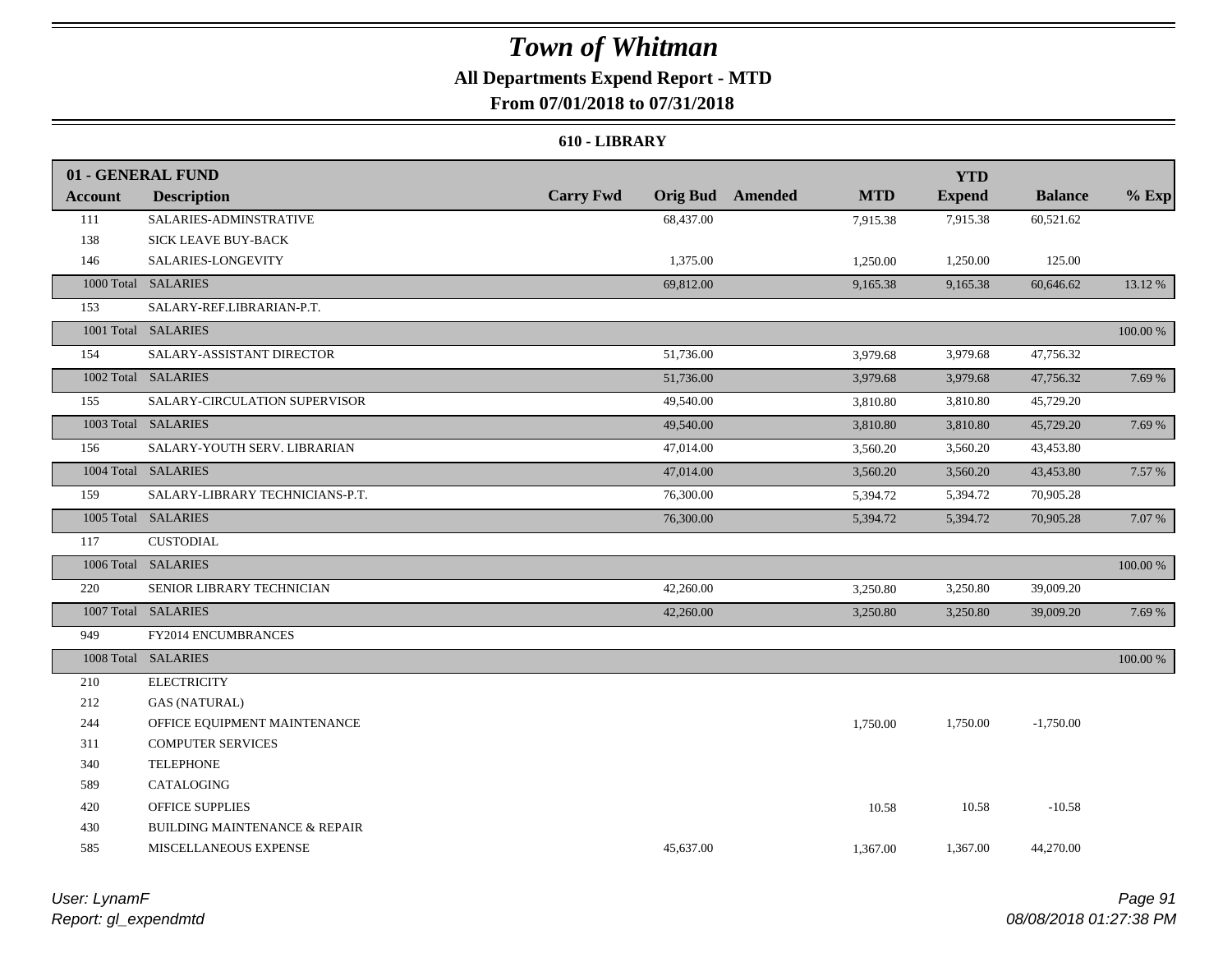# Town of Whitman

## All Departments Expend Report - MTD

### From 07/01/2018 to 07/31/2018

#### 610 - LIBRARY

| Account | Description | Carry Fwd | Orig Bud | Amended | MTD | YTD Expend | Balance | % Exp |
|---|---|---|---|---|---|---|---|---|
| **01 - GENERAL FUND** | | | | | | | | |
| 111 | SALARIES-ADMINSTRATIVE | | 68,437.00 | | 7,915.38 | 7,915.38 | 60,521.62 | |
| 138 | SICK LEAVE BUY-BACK | | | | | | | |
| 146 | SALARIES-LONGEVITY | | 1,375.00 | | 1,250.00 | 1,250.00 | 125.00 | |
| 1000 Total | SALARIES | | 69,812.00 | | 9,165.38 | 9,165.38 | 60,646.62 | 13.12 % |
| 153 | SALARY-REF.LIBRARIAN-P.T. | | | | | | | |
| 1001 Total | SALARIES | | | | | | | 100.00 % |
| 154 | SALARY-ASSISTANT DIRECTOR | | 51,736.00 | | 3,979.68 | 3,979.68 | 47,756.32 | |
| 1002 Total | SALARIES | | 51,736.00 | | 3,979.68 | 3,979.68 | 47,756.32 | 7.69 % |
| 155 | SALARY-CIRCULATION SUPERVISOR | | 49,540.00 | | 3,810.80 | 3,810.80 | 45,729.20 | |
| 1003 Total | SALARIES | | 49,540.00 | | 3,810.80 | 3,810.80 | 45,729.20 | 7.69 % |
| 156 | SALARY-YOUTH SERV. LIBRARIAN | | 47,014.00 | | 3,560.20 | 3,560.20 | 43,453.80 | |
| 1004 Total | SALARIES | | 47,014.00 | | 3,560.20 | 3,560.20 | 43,453.80 | 7.57 % |
| 159 | SALARY-LIBRARY TECHNICIANS-P.T. | | 76,300.00 | | 5,394.72 | 5,394.72 | 70,905.28 | |
| 1005 Total | SALARIES | | 76,300.00 | | 5,394.72 | 5,394.72 | 70,905.28 | 7.07 % |
| 117 | CUSTODIAL | | | | | | | |
| 1006 Total | SALARIES | | | | | | | 100.00 % |
| 220 | SENIOR LIBRARY TECHNICIAN | | 42,260.00 | | 3,250.80 | 3,250.80 | 39,009.20 | |
| 1007 Total | SALARIES | | 42,260.00 | | 3,250.80 | 3,250.80 | 39,009.20 | 7.69 % |
| 949 | FY2014 ENCUMBRANCES | | | | | | | |
| 1008 Total | SALARIES | | | | | | | 100.00 % |
| 210 | ELECTRICITY | | | | | | | |
| 212 | GAS (NATURAL) | | | | | | | |
| 244 | OFFICE EQUIPMENT MAINTENANCE | | | | 1,750.00 | 1,750.00 | -1,750.00 | |
| 311 | COMPUTER SERVICES | | | | | | | |
| 340 | TELEPHONE | | | | | | | |
| 589 | CATALOGING | | | | | | | |
| 420 | OFFICE SUPPLIES | | | | 10.58 | 10.58 | -10.58 | |
| 430 | BUILDING MAINTENANCE & REPAIR | | | | | | | |
| 585 | MISCELLANEOUS EXPENSE | | 45,637.00 | | 1,367.00 | 1,367.00 | 44,270.00 | |

User: LynamF
Report: gl_expendmtd

08/08/2018 01:27:38 PM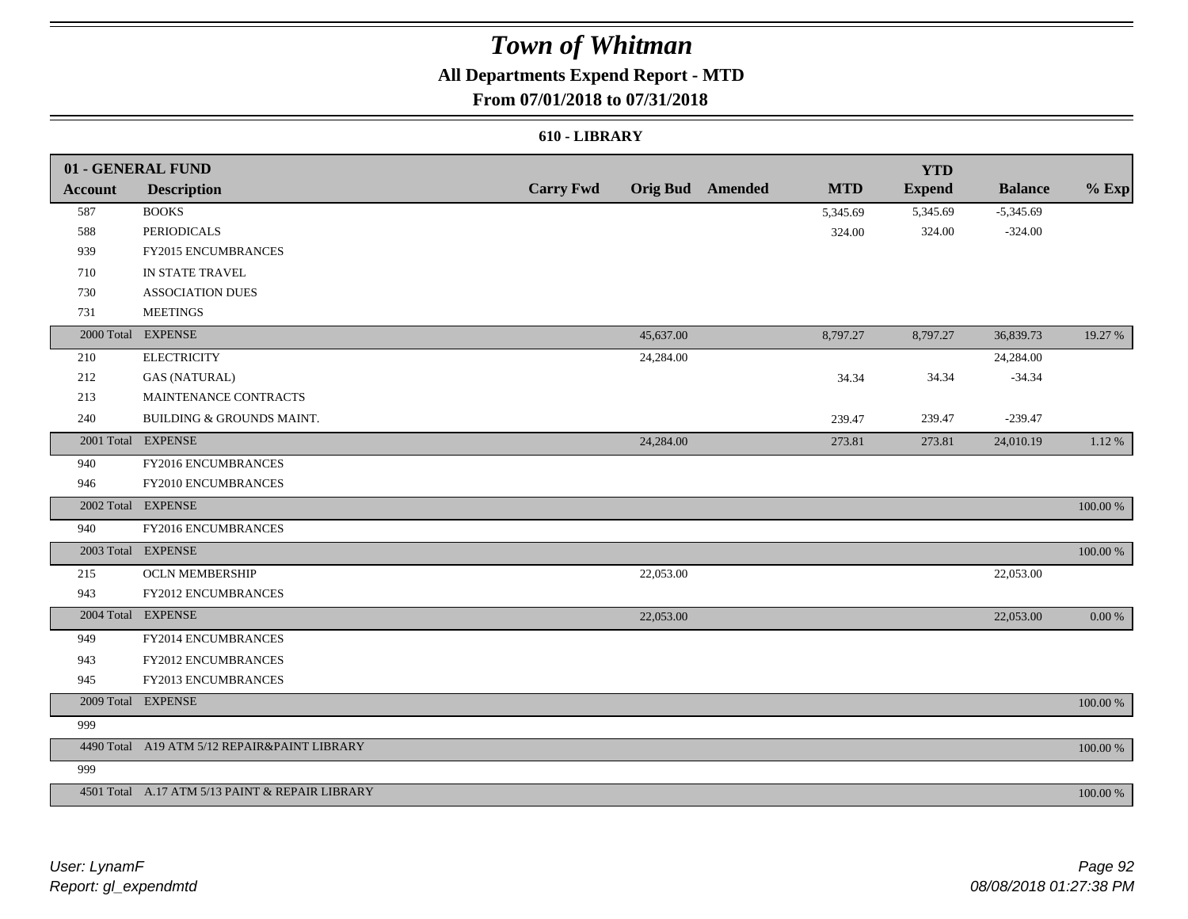# Town of Whitman

## All Departments Expend Report - MTD

### From 07/01/2018 to 07/31/2018

#### 610 - LIBRARY

| 01 - GENERAL FUND | | | | | | YTD | | |
|---|---|---|---|---|---|---|---|---|
| Account | Description | Carry Fwd | Orig Bud | Amended | MTD | Expend | Balance | % Exp |
| 587 | BOOKS | | | | 5,345.69 | 5,345.69 | -5,345.69 | |
| 588 | PERIODICALS | | | | 324.00 | 324.00 | -324.00 | |
| 939 | FY2015 ENCUMBRANCES | | | | | | | |
| 710 | IN STATE TRAVEL | | | | | | | |
| 730 | ASSOCIATION DUES | | | | | | | |
| 731 | MEETINGS | | | | | | | |
| 2000 Total | EXPENSE | | 45,637.00 | | 8,797.27 | 8,797.27 | 36,839.73 | 19.27 % |
| 210 | ELECTRICITY | | 24,284.00 | | | | 24,284.00 | |
| 212 | GAS (NATURAL) | | | | 34.34 | 34.34 | -34.34 | |
| 213 | MAINTENANCE CONTRACTS | | | | | | | |
| 240 | BUILDING & GROUNDS MAINT. | | | | 239.47 | 239.47 | -239.47 | |
| 2001 Total | EXPENSE | | 24,284.00 | | 273.81 | 273.81 | 24,010.19 | 1.12 % |
| 940 | FY2016 ENCUMBRANCES | | | | | | | |
| 946 | FY2010 ENCUMBRANCES | | | | | | | |
| 2002 Total | EXPENSE | | | | | | | 100.00 % |
| 940 | FY2016 ENCUMBRANCES | | | | | | | |
| 2003 Total | EXPENSE | | | | | | | 100.00 % |
| 215 | OCLN MEMBERSHIP | | 22,053.00 | | | | 22,053.00 | |
| 943 | FY2012 ENCUMBRANCES | | | | | | | |
| 2004 Total | EXPENSE | | 22,053.00 | | | | 22,053.00 | 0.00 % |
| 949 | FY2014 ENCUMBRANCES | | | | | | | |
| 943 | FY2012 ENCUMBRANCES | | | | | | | |
| 945 | FY2013 ENCUMBRANCES | | | | | | | |
| 2009 Total | EXPENSE | | | | | | | 100.00 % |
| 999 | | | | | | | | |
| 4490 Total | A19 ATM 5/12 REPAIR&PAINT LIBRARY | | | | | | | 100.00 % |
| 999 | | | | | | | | |
| 4501 Total | A.17 ATM 5/13 PAINT & REPAIR LIBRARY | | | | | | | 100.00 % |

*User: LynamF*
*Report: gl_expendmtd*

*08/08/2018 01:27:38 PM*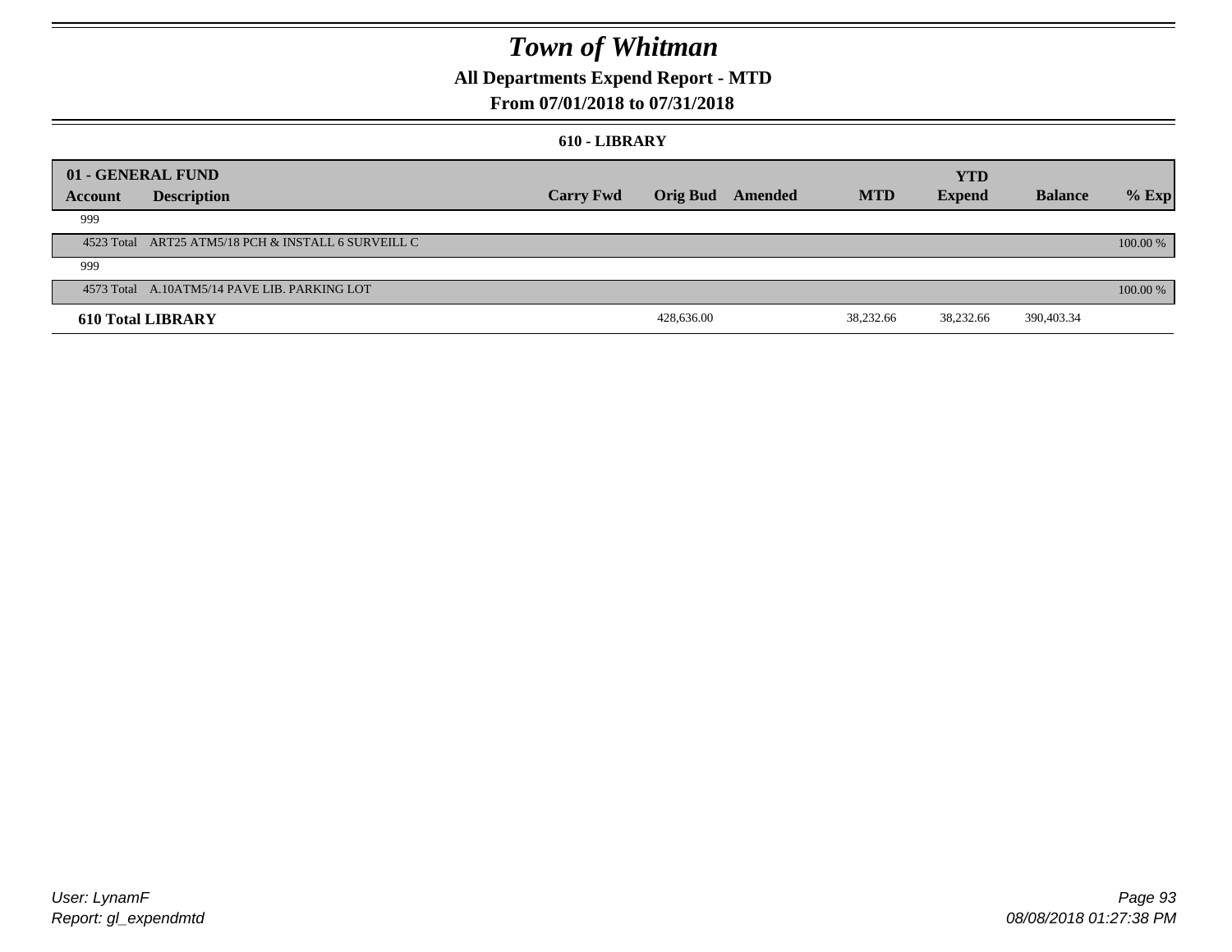# Town of Whitman

## All Departments Expend Report - MTD

## From 07/01/2018 to 07/31/2018

### 610 - LIBRARY

| 01 - GENERAL FUND | | | | | | YTD | | |
|---|---|---|---|---|---|---|---|---|
| **Account** | **Description** | **Carry Fwd** | **Orig Bud** | **Amended** | **MTD** | **Expend** | **Balance** | **% Exp** |
| 999 | | | | | | | | |
| 4523 Total | ART25 ATM5/18 PCH & INSTALL 6 SURVEILL C | | | | | | | 100.00 % |
| 999 | | | | | | | | |
| 4573 Total | A.10ATM5/14 PAVE LIB. PARKING LOT | | | | | | | 100.00 % |
| **610 Total LIBRARY** | | | 428,636.00 | | 38,232.66 | 38,232.66 | 390,403.34 | |

User: LynamF
Report: gl_expendmtd

08/08/2018 01:27:38 PM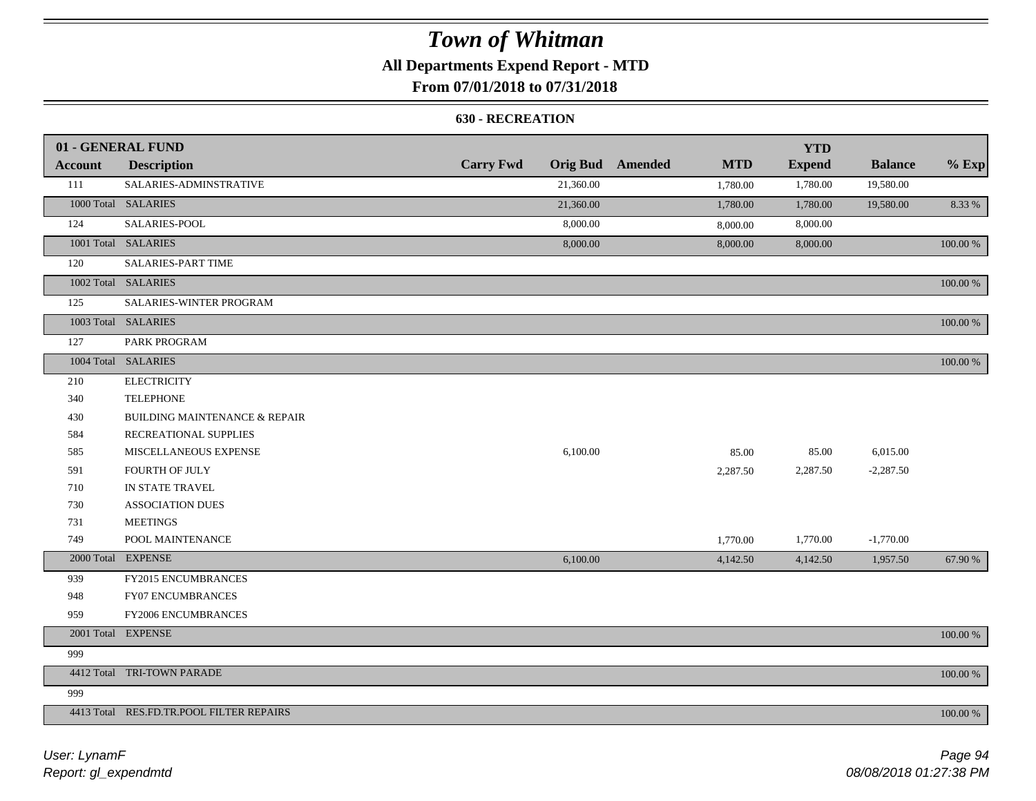# Town of Whitman

## All Departments Expend Report - MTD

### From 07/01/2018 to 07/31/2018

#### 630 - RECREATION

| 01 - GENERAL FUND | | | | | | YTD | | |
|---|---|---|---|---|---|---|---|---|
| **Account** | **Description** | **Carry Fwd** | **Orig Bud** | **Amended** | **MTD** | **Expend** | **Balance** | **% Exp** |
| 111 | SALARIES-ADMINSTRATIVE | | 21,360.00 | | 1,780.00 | 1,780.00 | 19,580.00 | |
| 1000 Total | SALARIES | | 21,360.00 | | 1,780.00 | 1,780.00 | 19,580.00 | 8.33 % |
| 124 | SALARIES-POOL | | 8,000.00 | | 8,000.00 | 8,000.00 | | |
| 1001 Total | SALARIES | | 8,000.00 | | 8,000.00 | 8,000.00 | | 100.00 % |
| 120 | SALARIES-PART TIME | | | | | | | |
| 1002 Total | SALARIES | | | | | | | 100.00 % |
| 125 | SALARIES-WINTER PROGRAM | | | | | | | |
| 1003 Total | SALARIES | | | | | | | 100.00 % |
| 127 | PARK PROGRAM | | | | | | | |
| 1004 Total | SALARIES | | | | | | | 100.00 % |
| 210 | ELECTRICITY | | | | | | | |
| 340 | TELEPHONE | | | | | | | |
| 430 | BUILDING MAINTENANCE & REPAIR | | | | | | | |
| 584 | RECREATIONAL SUPPLIES | | | | | | | |
| 585 | MISCELLANEOUS EXPENSE | | 6,100.00 | | 85.00 | 85.00 | 6,015.00 | |
| 591 | FOURTH OF JULY | | | | 2,287.50 | 2,287.50 | -2,287.50 | |
| 710 | IN STATE TRAVEL | | | | | | | |
| 730 | ASSOCIATION DUES | | | | | | | |
| 731 | MEETINGS | | | | | | | |
| 749 | POOL MAINTENANCE | | | | 1,770.00 | 1,770.00 | -1,770.00 | |
| 2000 Total | EXPENSE | | 6,100.00 | | 4,142.50 | 4,142.50 | 1,957.50 | 67.90 % |
| 939 | FY2015 ENCUMBRANCES | | | | | | | |
| 948 | FY07 ENCUMBRANCES | | | | | | | |
| 959 | FY2006 ENCUMBRANCES | | | | | | | |
| 2001 Total | EXPENSE | | | | | | | 100.00 % |
| 999 | | | | | | | | |
| 4412 Total | TRI-TOWN PARADE | | | | | | | 100.00 % |
| 999 | | | | | | | | |
| 4413 Total | RES.FD.TR.POOL FILTER REPAIRS | | | | | | | 100.00 % |

*User: LynamF*
*Report: gl_expendmtd*

*08/08/2018 01:27:38 PM*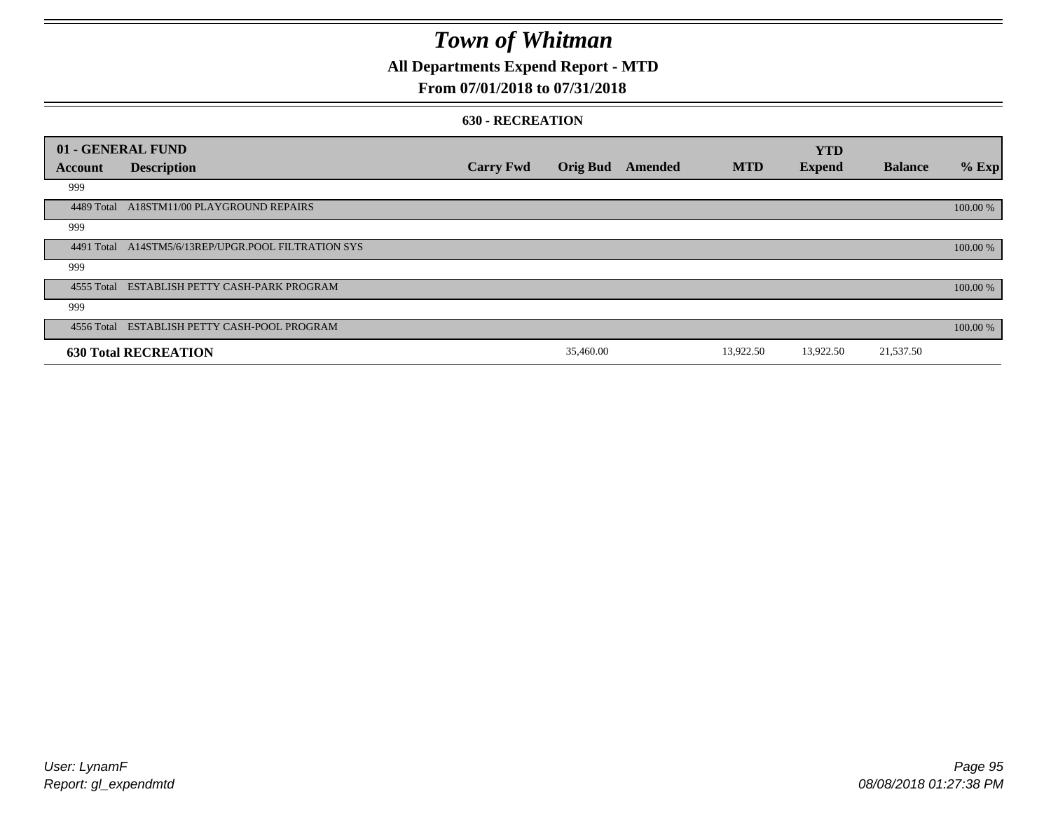# Town of Whitman

## All Departments Expend Report - MTD

## From 07/01/2018 to 07/31/2018

### 630 - RECREATION

| 01 - GENERAL FUND | | | | | | YTD | | |
|---|---|---|---|---|---|---|---|---|
| Account | Description | Carry Fwd | Orig Bud | Amended | MTD | Expend | Balance | % Exp |
| 999 | | | | | | | | |
| 4489 Total | A18STM11/00 PLAYGROUND REPAIRS | | | | | | | 100.00 % |
| 999 | | | | | | | | |
| 4491 Total | A14STM5/6/13REP/UPGR.POOL FILTRATION SYS | | | | | | | 100.00 % |
| 999 | | | | | | | | |
| 4555 Total | ESTABLISH PETTY CASH-PARK PROGRAM | | | | | | | 100.00 % |
| 999 | | | | | | | | |
| 4556 Total | ESTABLISH PETTY CASH-POOL PROGRAM | | | | | | | 100.00 % |
| **630 Total RECREATION** | | | 35,460.00 | | 13,922.50 | 13,922.50 | 21,537.50 | |

User: LynamF
Report: gl_expendmtd

08/08/2018 01:27:38 PM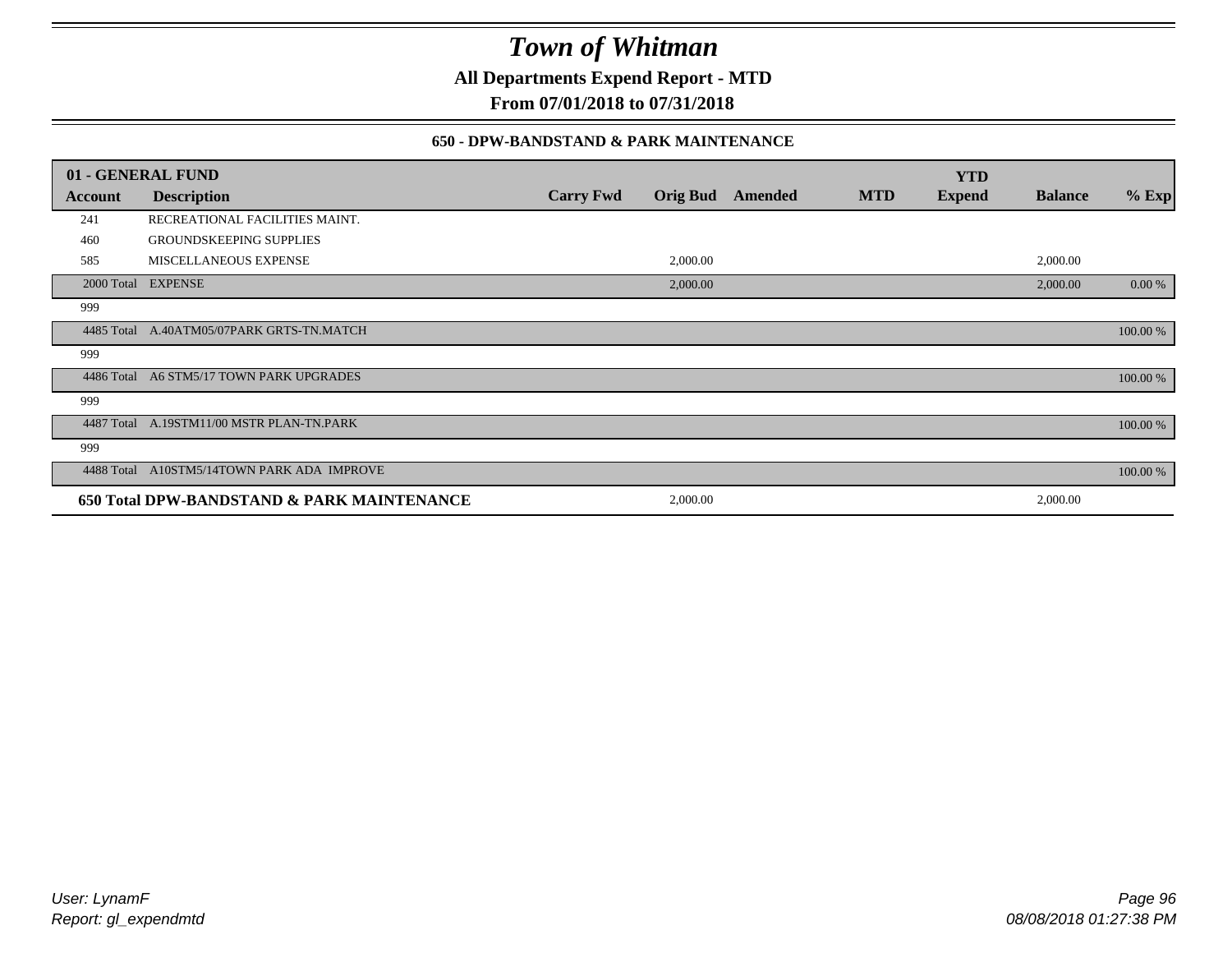# Town of Whitman

**All Departments Expend Report - MTD**

**From 07/01/2018 to 07/31/2018**

### 650 - DPW-BANDSTAND & PARK MAINTENANCE

| 01 - GENERAL FUND | | | | | | YTD | | |
|---|---|---|---|---|---|---|---|---|
| **Account** | **Description** | **Carry Fwd** | **Orig Bud** | **Amended** | **MTD** | **Expend** | **Balance** | **% Exp** |
| 241 | RECREATIONAL FACILITIES MAINT. | | | | | | | |
| 460 | GROUNDSKEEPING SUPPLIES | | | | | | | |
| 585 | MISCELLANEOUS EXPENSE | | 2,000.00 | | | | 2,000.00 | |
| 2000 Total | EXPENSE | | 2,000.00 | | | | 2,000.00 | 0.00 % |
| 999 | | | | | | | | |
| 4485 Total | A.40ATM05/07PARK GRTS-TN.MATCH | | | | | | | 100.00 % |
| 999 | | | | | | | | |
| 4486 Total | A6 STM5/17 TOWN PARK UPGRADES | | | | | | | 100.00 % |
| 999 | | | | | | | | |
| 4487 Total | A.19STM11/00 MSTR PLAN-TN.PARK | | | | | | | 100.00 % |
| 999 | | | | | | | | |
| 4488 Total | A10STM5/14TOWN PARK ADA IMPROVE | | | | | | | 100.00 % |
| **650 Total DPW-BANDSTAND & PARK MAINTENANCE** | | | 2,000.00 | | | | 2,000.00 | |

*User: LynamF*
*Report: gl_expendmtd*

*08/08/2018 01:27:38 PM*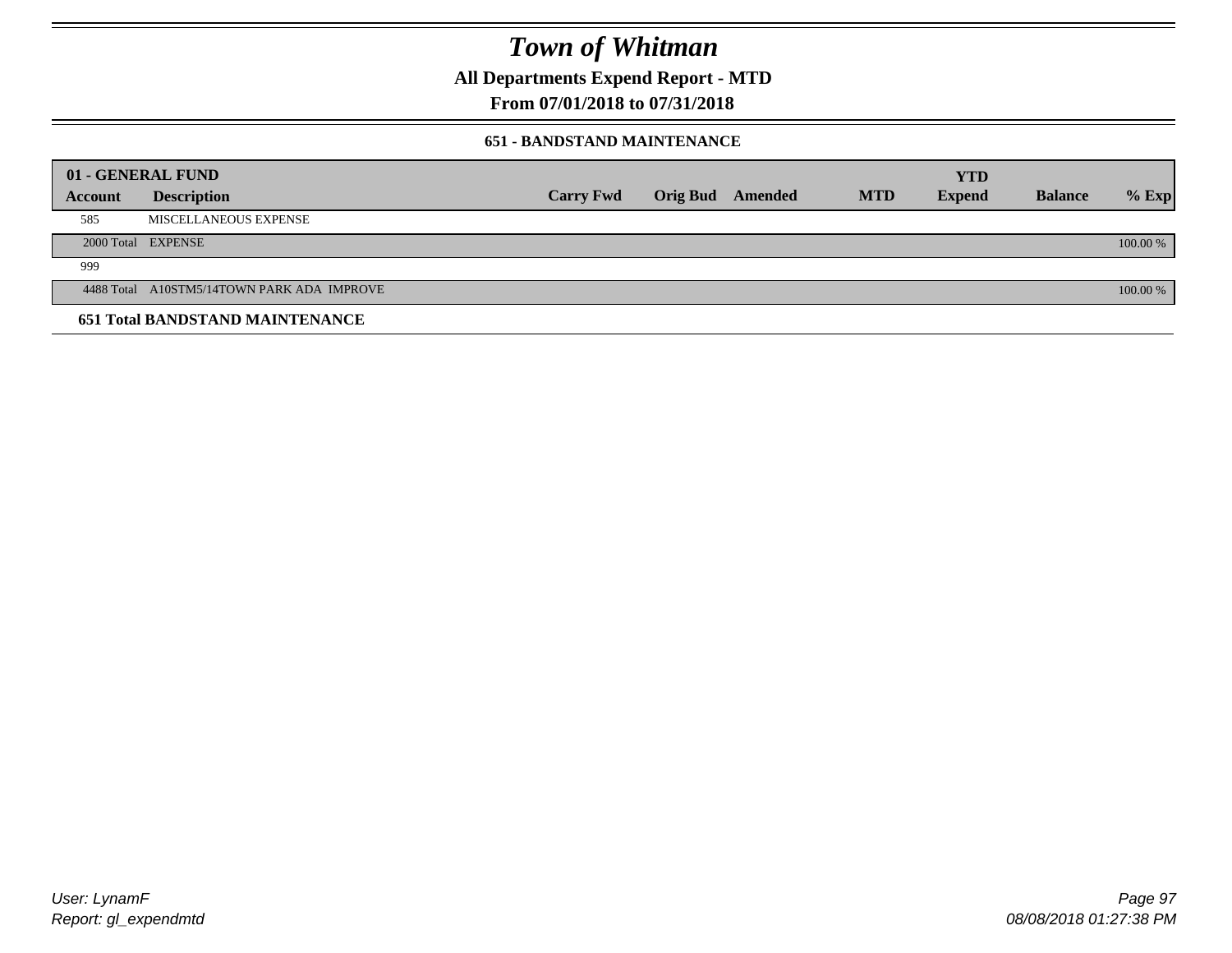# Town of Whitman

**All Departments Expend Report - MTD**

**From 07/01/2018 to 07/31/2018**

**651 - BANDSTAND MAINTENANCE**

| 01 - GENERAL FUND | | | | | | YTD | | |
|---|---|---|---|---|---|---|---|---|
| **Account** | **Description** | **Carry Fwd** | **Orig Bud** | **Amended** | **MTD** | **Expend** | **Balance** | **% Exp** |
| 585 | MISCELLANEOUS EXPENSE | | | | | | | |
| 2000 Total | EXPENSE | | | | | | | 100.00 % |
| 999 | | | | | | | | |
| 4488 Total | A10STM5/14TOWN PARK ADA IMPROVE | | | | | | | 100.00 % |
| **651 Total BANDSTAND MAINTENANCE** | | | | | | | | |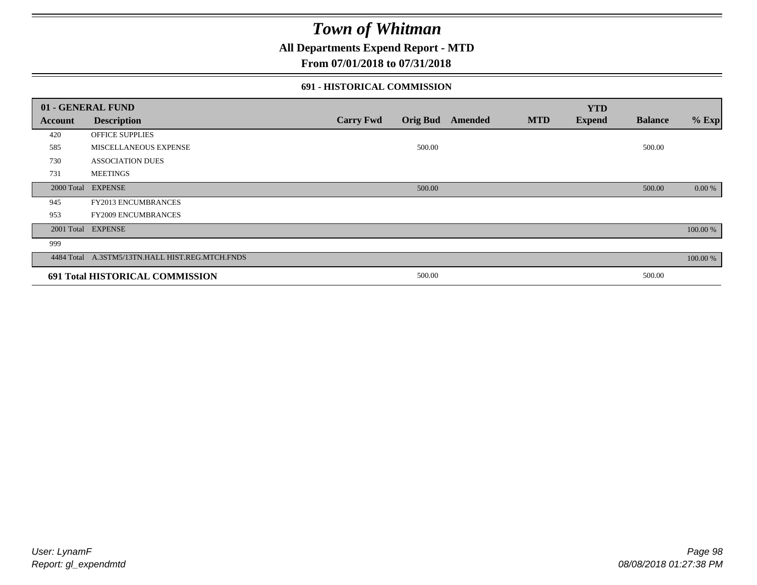# Town of Whitman

**All Departments Expend Report - MTD**

**From 07/01/2018 to 07/31/2018**

### 691 - HISTORICAL COMMISSION

| 01 - GENERAL FUND | | | | | | YTD | | |
|---|---|---|---|---|---|---|---|---|
| **Account** | **Description** | **Carry Fwd** | **Orig Bud** | **Amended** | **MTD** | **Expend** | **Balance** | **% Exp** |
| 420 | OFFICE SUPPLIES | | | | | | | |
| 585 | MISCELLANEOUS EXPENSE | | 500.00 | | | | 500.00 | |
| 730 | ASSOCIATION DUES | | | | | | | |
| 731 | MEETINGS | | | | | | | |
| 2000 Total | EXPENSE | | 500.00 | | | | 500.00 | 0.00 % |
| 945 | FY2013 ENCUMBRANCES | | | | | | | |
| 953 | FY2009 ENCUMBRANCES | | | | | | | |
| 2001 Total | EXPENSE | | | | | | | 100.00 % |
| 999 | | | | | | | | |
| 4484 Total | A.3STM5/13TN.HALL HIST.REG.MTCH.FNDS | | | | | | | 100.00 % |
| **691 Total HISTORICAL COMMISSION** | | | 500.00 | | | | 500.00 | |

*User: LynamF*
*Report: gl_expendmtd*

*08/08/2018 01:27:38 PM*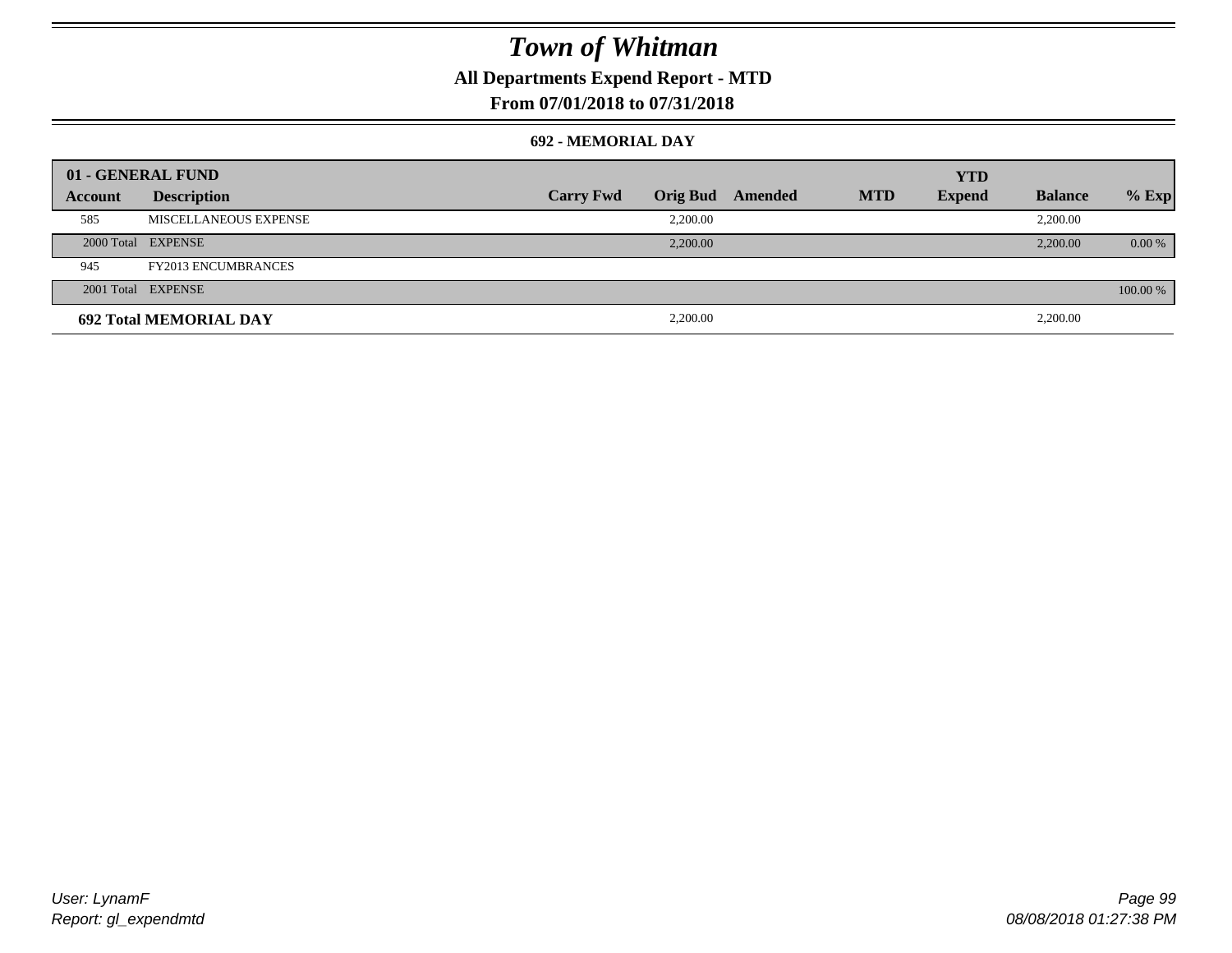# Town of Whitman

**All Departments Expend Report - MTD**

**From 07/01/2018 to 07/31/2018**

### 692 - MEMORIAL DAY

| 01 - GENERAL FUND | | | | | | | | |
|---|---|---|---|---|---|---|---|---|
| **Account** | **Description** | **Carry Fwd** | **Orig Bud** | **Amended** | **MTD** | **YTD Expend** | **Balance** | **% Exp** |
| 585 | MISCELLANEOUS EXPENSE | | 2,200.00 | | | | 2,200.00 | |
| 2000 Total | EXPENSE | | 2,200.00 | | | | 2,200.00 | 0.00 % |
| 945 | FY2013 ENCUMBRANCES | | | | | | | |
| 2001 Total | EXPENSE | | | | | | | 100.00 % |
| **692 Total MEMORIAL DAY** | | | 2,200.00 | | | | 2,200.00 | |

User: LynamF
Report: gl_expendmtd

08/08/2018 01:27:38 PM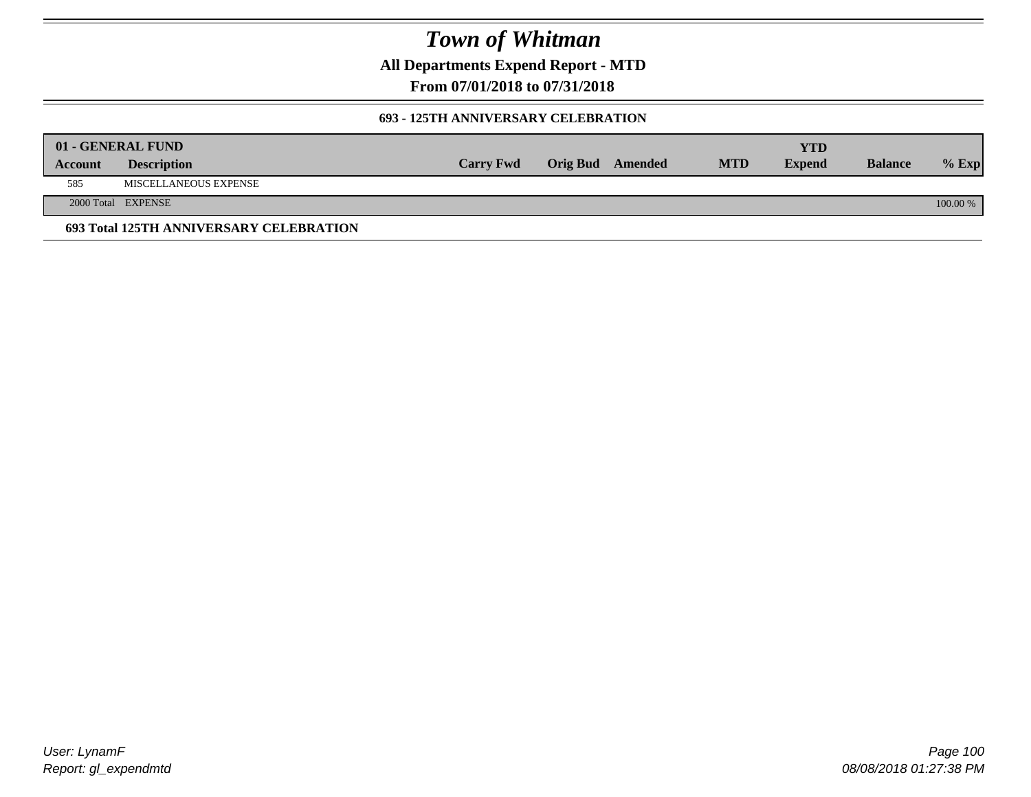# Town of Whitman

**All Departments Expend Report - MTD**

**From 07/01/2018 to 07/31/2018**

### 693 - 125TH ANNIVERSARY CELEBRATION

| 01 - GENERAL FUND | | | | | | YTD | | |
|---|---|---|---|---|---|---|---|---|
| Account | Description | Carry Fwd | Orig Bud | Amended | MTD | Expend | Balance | % Exp |
| 585 | MISCELLANEOUS EXPENSE | | | | | | | |
| 2000 Total | EXPENSE | | | | | | | 100.00 % |

**693 Total 125TH ANNIVERSARY CELEBRATION**

*User: LynamF*
*Report: gl_expendmtd*

*08/08/2018 01:27:38 PM*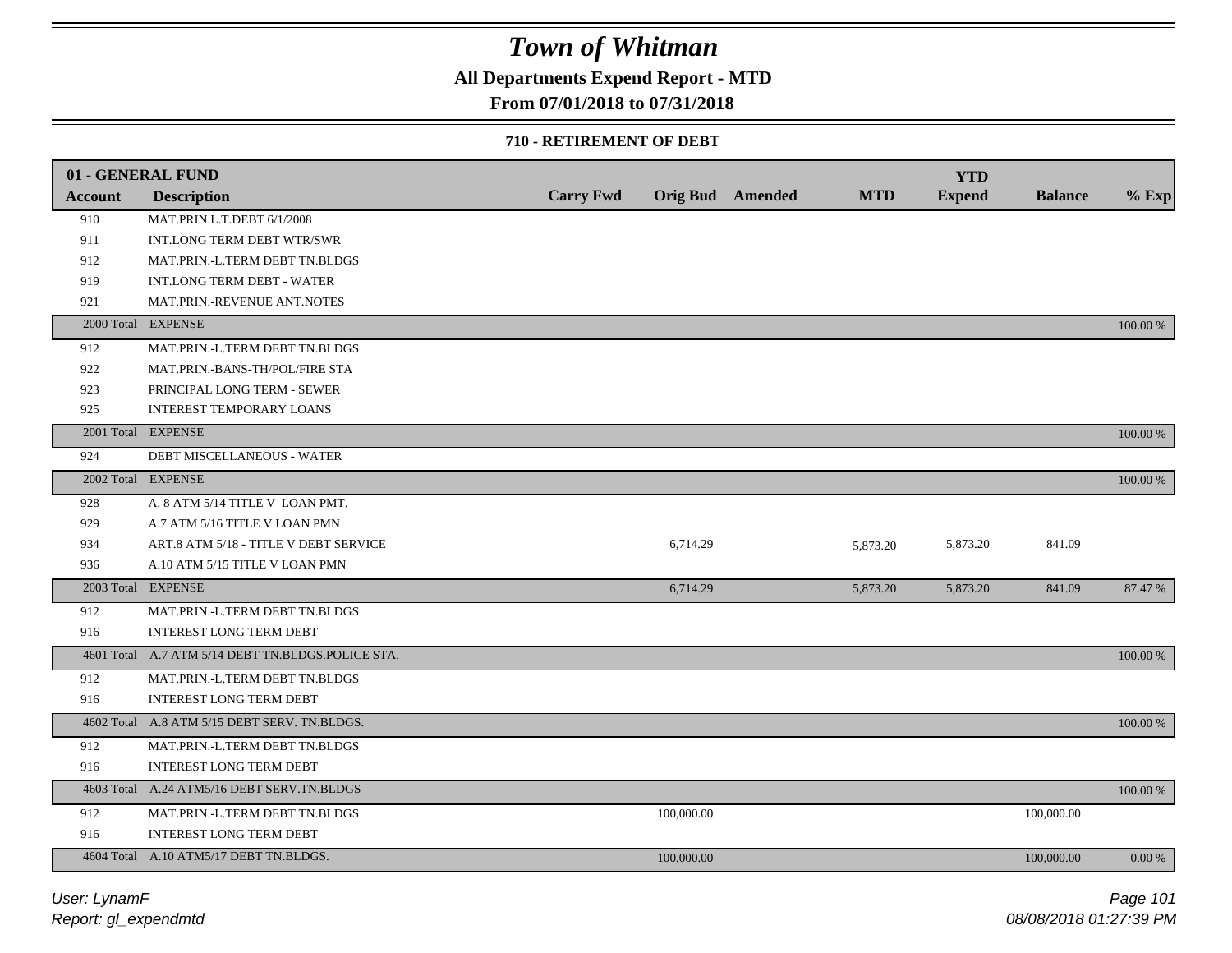# Town of Whitman

**All Departments Expend Report - MTD**

**From 07/01/2018 to 07/31/2018**

**710 - RETIREMENT OF DEBT**

| 01 - GENERAL FUND | | | | | | YTD | | |
|---|---|---|---|---|---|---|---|---|
| **Account** | **Description** | **Carry Fwd** | **Orig Bud** | **Amended** | **MTD** | **Expend** | **Balance** | **% Exp** |
| 910 | MAT.PRIN.L.T.DEBT 6/1/2008 | | | | | | | |
| 911 | INT.LONG TERM DEBT WTR/SWR | | | | | | | |
| 912 | MAT.PRIN.-L.TERM DEBT TN.BLDGS | | | | | | | |
| 919 | INT.LONG TERM DEBT - WATER | | | | | | | |
| 921 | MAT.PRIN.-REVENUE ANT.NOTES | | | | | | | |
| 2000 Total | EXPENSE | | | | | | | 100.00 % |
| 912 | MAT.PRIN.-L.TERM DEBT TN.BLDGS | | | | | | | |
| 922 | MAT.PRIN.-BANS-TH/POL/FIRE STA | | | | | | | |
| 923 | PRINCIPAL LONG TERM - SEWER | | | | | | | |
| 925 | INTEREST TEMPORARY LOANS | | | | | | | |
| 2001 Total | EXPENSE | | | | | | | 100.00 % |
| 924 | DEBT MISCELLANEOUS - WATER | | | | | | | |
| 2002 Total | EXPENSE | | | | | | | 100.00 % |
| 928 | A. 8 ATM 5/14 TITLE V LOAN PMT. | | | | | | | |
| 929 | A.7 ATM 5/16 TITLE V LOAN PMN | | | | | | | |
| 934 | ART.8 ATM 5/18 - TITLE V DEBT SERVICE | | 6,714.29 | | 5,873.20 | 5,873.20 | 841.09 | |
| 936 | A.10 ATM 5/15 TITLE V LOAN PMN | | | | | | | |
| 2003 Total | EXPENSE | | 6,714.29 | | 5,873.20 | 5,873.20 | 841.09 | 87.47 % |
| 912 | MAT.PRIN.-L.TERM DEBT TN.BLDGS | | | | | | | |
| 916 | INTEREST LONG TERM DEBT | | | | | | | |
| 4601 Total | A.7 ATM 5/14 DEBT TN.BLDGS.POLICE STA. | | | | | | | 100.00 % |
| 912 | MAT.PRIN.-L.TERM DEBT TN.BLDGS | | | | | | | |
| 916 | INTEREST LONG TERM DEBT | | | | | | | |
| 4602 Total | A.8 ATM 5/15 DEBT SERV. TN.BLDGS. | | | | | | | 100.00 % |
| 912 | MAT.PRIN.-L.TERM DEBT TN.BLDGS | | | | | | | |
| 916 | INTEREST LONG TERM DEBT | | | | | | | |
| 4603 Total | A.24 ATM5/16 DEBT SERV.TN.BLDGS | | | | | | | 100.00 % |
| 912 | MAT.PRIN.-L.TERM DEBT TN.BLDGS | | 100,000.00 | | | | 100,000.00 | |
| 916 | INTEREST LONG TERM DEBT | | | | | | | |
| 4604 Total | A.10 ATM5/17 DEBT TN.BLDGS. | | 100,000.00 | | | | 100,000.00 | 0.00 % |

*User: LynamF*
*Report: gl_expendmtd*
*08/08/2018 01:27:39 PM*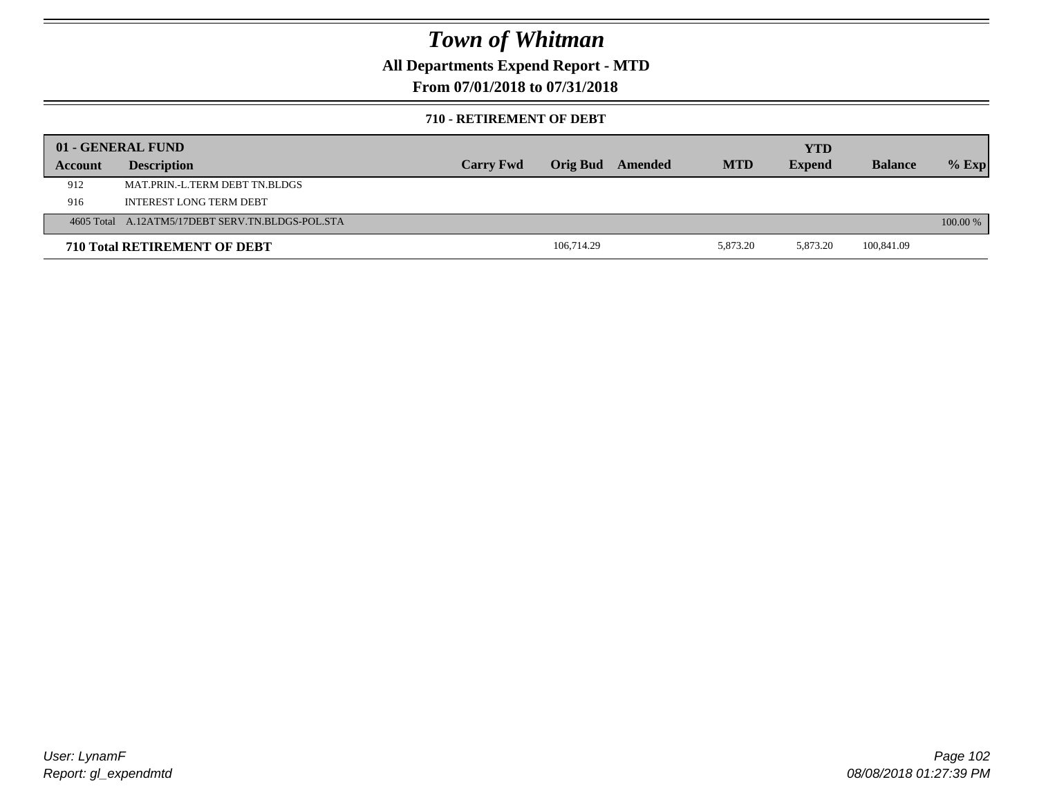# Town of Whitman

## All Departments Expend Report - MTD

## From 07/01/2018 to 07/31/2018

### 710 - RETIREMENT OF DEBT

| 01 - GENERAL FUND | | | | | | YTD | | |
|---|---|---|---|---|---|---|---|---|
| **Account** | **Description** | **Carry Fwd** | **Orig Bud** | **Amended** | **MTD** | **Expend** | **Balance** | **% Exp** |
| 912 | MAT.PRIN.-L.TERM DEBT TN.BLDGS | | | | | | | |
| 916 | INTEREST LONG TERM DEBT | | | | | | | |
| 4605 Total | A.12ATM5/17DEBT SERV.TN.BLDGS-POL.STA | | | | | | | 100.00 % |
| **710 Total RETIREMENT OF DEBT** | | | 106,714.29 | | 5,873.20 | 5,873.20 | 100,841.09 | |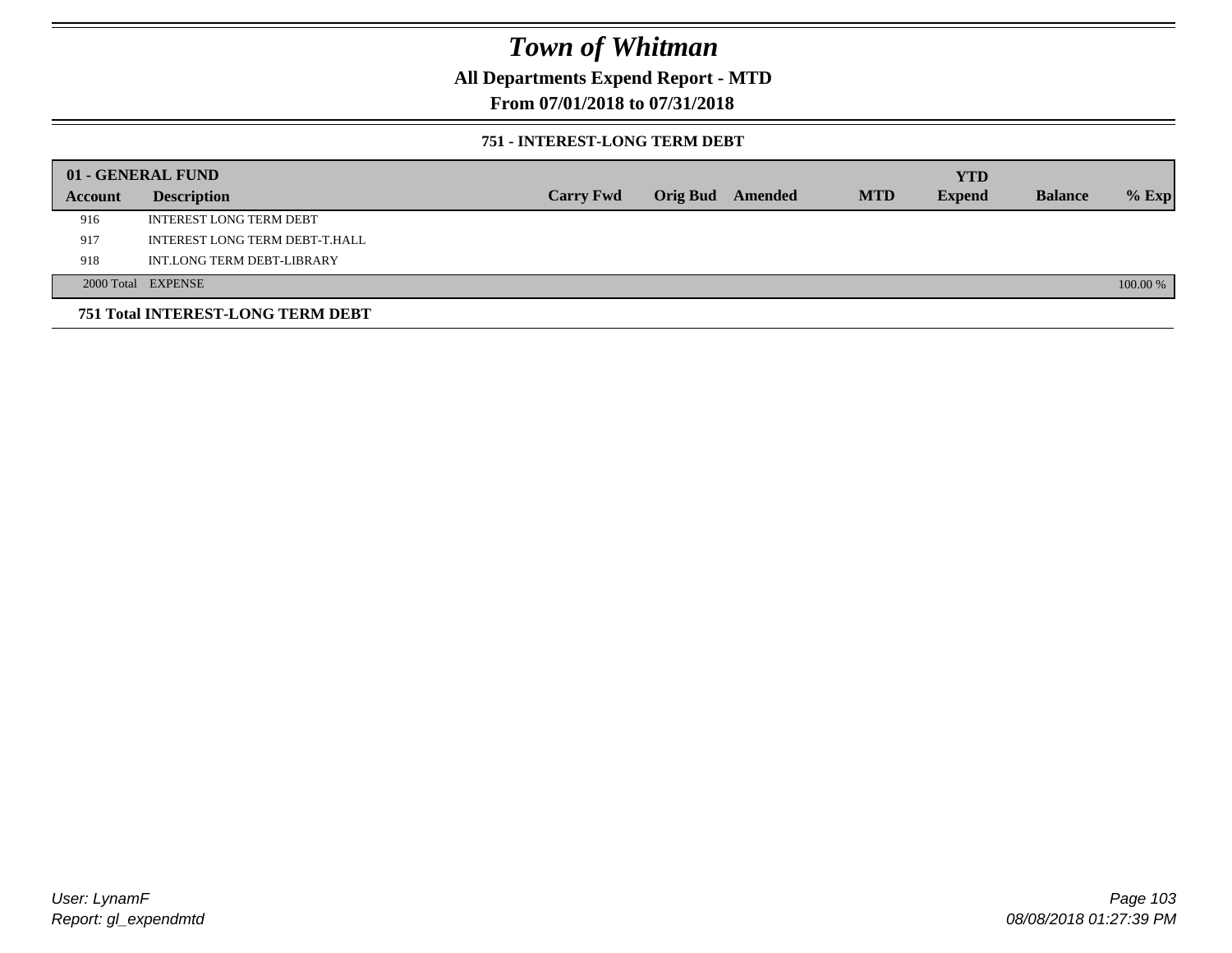# Town of Whitman

**All Departments Expend Report - MTD**

**From 07/01/2018 to 07/31/2018**

**751 - INTEREST-LONG TERM DEBT**

| 01 - GENERAL FUND | | | | | | | | |
|---|---|---|---|---|---|---|---|---|
| **Account** | **Description** | **Carry Fwd** | **Orig Bud** | **Amended** | **MTD** | **YTD Expend** | **Balance** | **% Exp** |
| 916 | INTEREST LONG TERM DEBT | | | | | | | |
| 917 | INTEREST LONG TERM DEBT-T.HALL | | | | | | | |
| 918 | INT.LONG TERM DEBT-LIBRARY | | | | | | | |
| 2000 Total | EXPENSE | | | | | | | 100.00 % |

**751 Total INTEREST-LONG TERM DEBT**

User: LynamF
Report: gl_expendmtd

08/08/2018 01:27:39 PM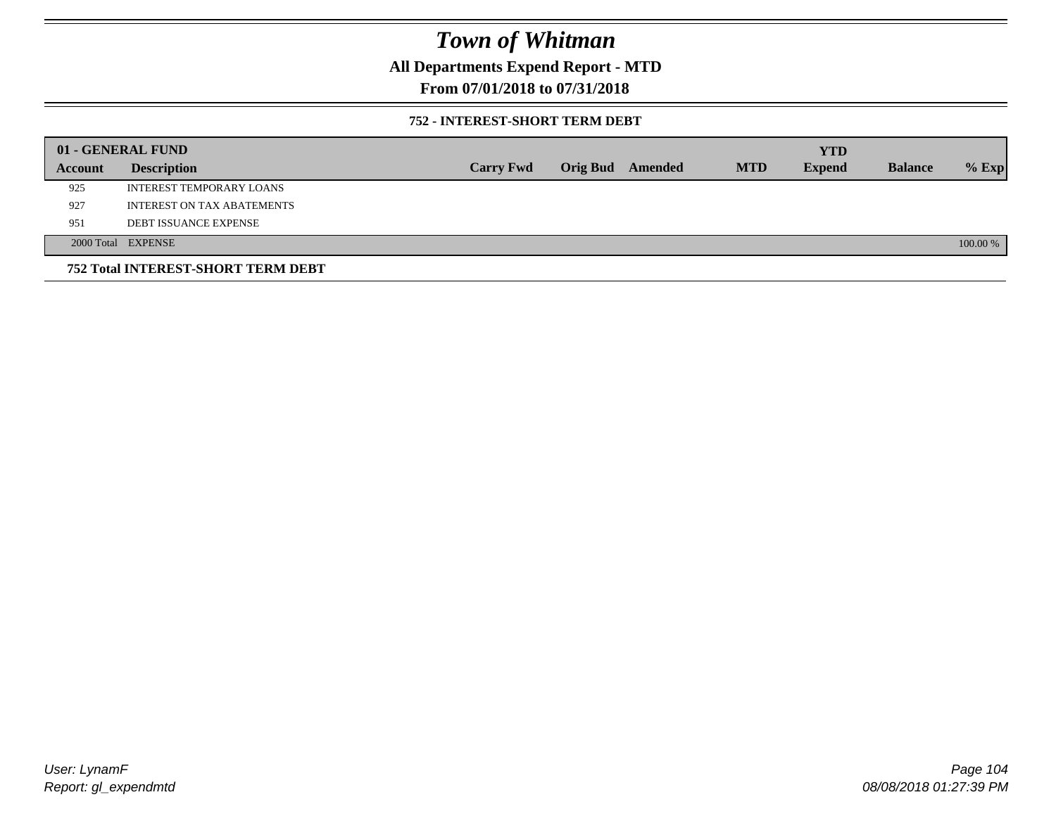# Town of Whitman

**All Departments Expend Report - MTD**

**From 07/01/2018 to 07/31/2018**

**752 - INTEREST-SHORT TERM DEBT**

| 01 - GENERAL FUND | | | | | | YTD | | |
|---|---|---|---|---|---|---|---|---|
| **Account** | **Description** | **Carry Fwd** | **Orig Bud** | **Amended** | **MTD** | **Expend** | **Balance** | **% Exp** |
| 925 | INTEREST TEMPORARY LOANS | | | | | | | |
| 927 | INTEREST ON TAX ABATEMENTS | | | | | | | |
| 951 | DEBT ISSUANCE EXPENSE | | | | | | | |
| 2000 Total | EXPENSE | | | | | | | 100.00 % |

**752 Total INTEREST-SHORT TERM DEBT**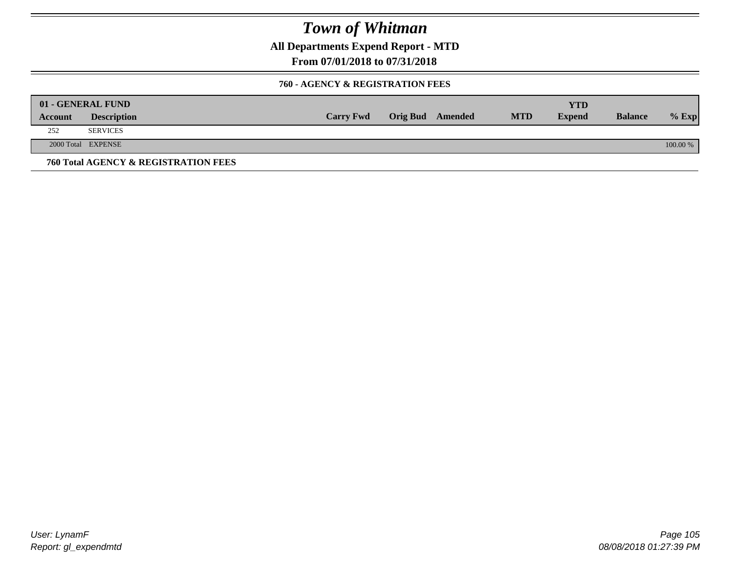# Town of Whitman

**All Departments Expend Report - MTD**

**From 07/01/2018 to 07/31/2018**

### 760 - AGENCY & REGISTRATION FEES

| 01 - GENERAL FUND | | | | | | YTD | | |
|---|---|---|---|---|---|---|---|---|
| **Account** | **Description** | **Carry Fwd** | **Orig Bud** | **Amended** | **MTD** | **Expend** | **Balance** | **% Exp** |
| 252 | SERVICES | | | | | | | |
| 2000 Total | EXPENSE | | | | | | | 100.00 % |

**760 Total AGENCY & REGISTRATION FEES**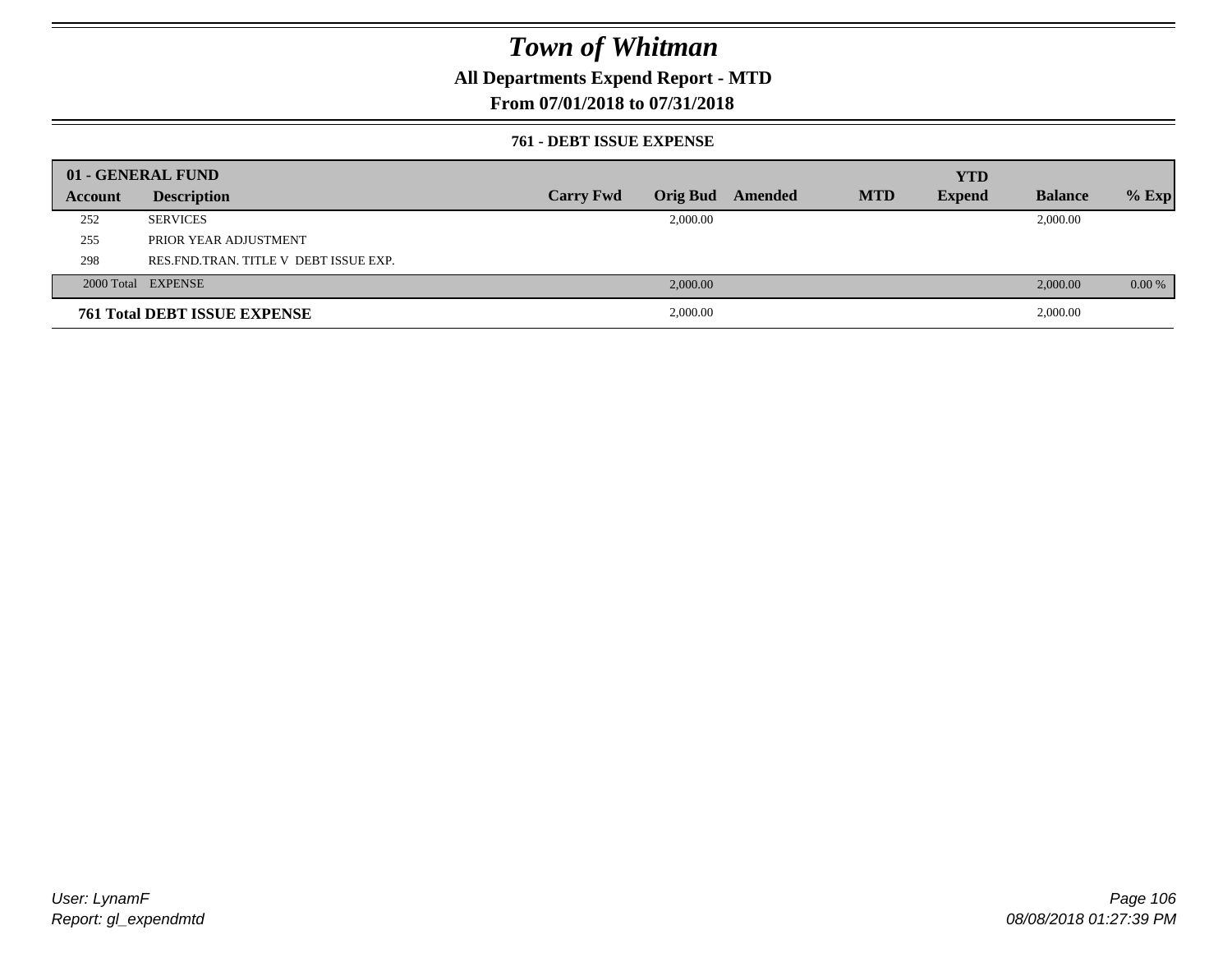# Town of Whitman

## All Departments Expend Report - MTD

## From 07/01/2018 to 07/31/2018

### 761 - DEBT ISSUE EXPENSE

| 01 - GENERAL FUND | | | | | | YTD | | |
|---|---|---|---|---|---|---|---|---|
| Account | Description | Carry Fwd | Orig Bud | Amended | MTD | Expend | Balance | % Exp |
| 252 | SERVICES | | 2,000.00 | | | | 2,000.00 | |
| 255 | PRIOR YEAR ADJUSTMENT | | | | | | | |
| 298 | RES.FND.TRAN. TITLE V DEBT ISSUE EXP. | | | | | | | |
| 2000 Total | EXPENSE | | 2,000.00 | | | | 2,000.00 | 0.00 % |
| **761 Total DEBT ISSUE EXPENSE** | | | 2,000.00 | | | | 2,000.00 | |

User: LynamF
Report: gl_expendmtd

08/08/2018 01:27:39 PM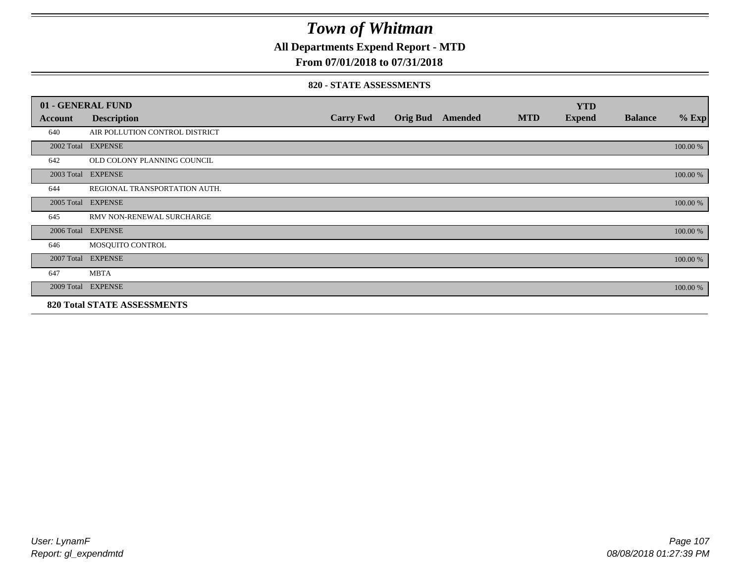# Town of Whitman

## All Departments Expend Report - MTD

### From 07/01/2018 to 07/31/2018

#### 820 - STATE ASSESSMENTS

| 01 - GENERAL FUND | | | | | | YTD | | |
|---|---|---|---|---|---|---|---|---|
| **Account** | **Description** | **Carry Fwd** | **Orig Bud** | **Amended** | **MTD** | **Expend** | **Balance** | **% Exp** |
| 640 | AIR POLLUTION CONTROL DISTRICT | | | | | | | |
| 2002 Total | EXPENSE | | | | | | | 100.00 % |
| 642 | OLD COLONY PLANNING COUNCIL | | | | | | | |
| 2003 Total | EXPENSE | | | | | | | 100.00 % |
| 644 | REGIONAL TRANSPORTATION AUTH. | | | | | | | |
| 2005 Total | EXPENSE | | | | | | | 100.00 % |
| 645 | RMV NON-RENEWAL SURCHARGE | | | | | | | |
| 2006 Total | EXPENSE | | | | | | | 100.00 % |
| 646 | MOSQUITO CONTROL | | | | | | | |
| 2007 Total | EXPENSE | | | | | | | 100.00 % |
| 647 | MBTA | | | | | | | |
| 2009 Total | EXPENSE | | | | | | | 100.00 % |
| **820 Total STATE ASSESSMENTS** | | | | | | | | |

User: LynamF
Report: gl_expendmtd

08/08/2018 01:27:39 PM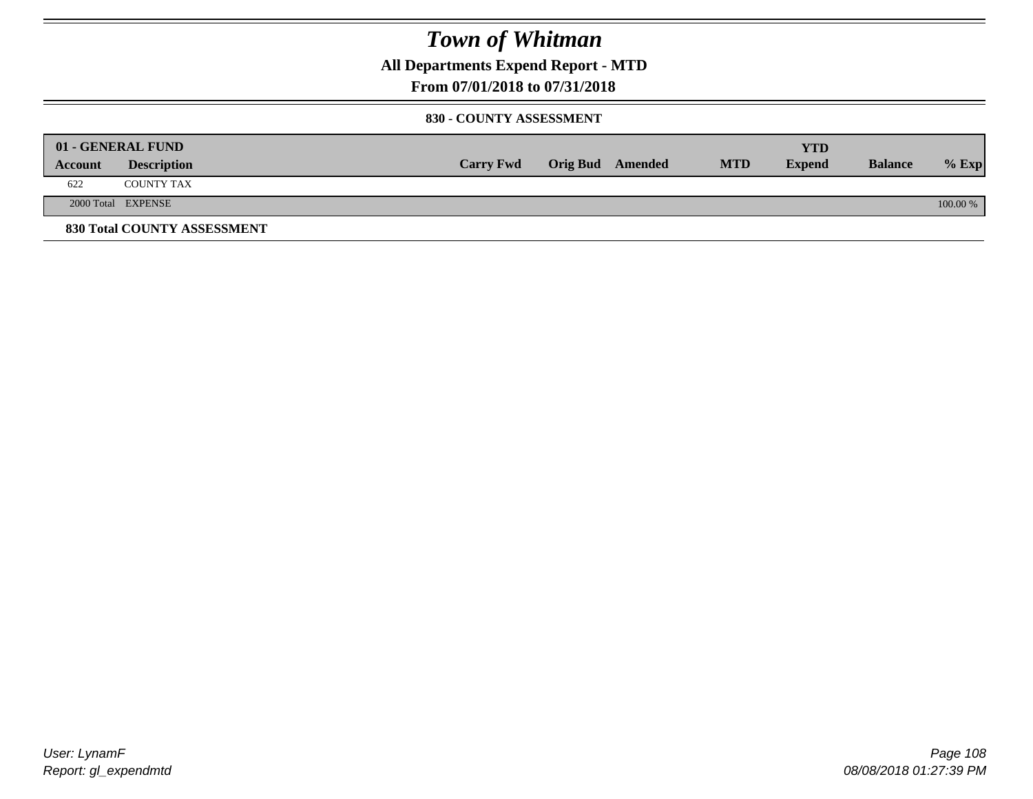# Town of Whitman

## All Departments Expend Report - MTD

### From 07/01/2018 to 07/31/2018

#### 830 - COUNTY ASSESSMENT

| 01 - GENERAL FUND | | | | | | YTD | | |
|---|---|---|---|---|---|---|---|---|
| **Account** | **Description** | **Carry Fwd** | **Orig Bud** | **Amended** | **MTD** | **Expend** | **Balance** | **% Exp** |
| 622 | COUNTY TAX | | | | | | | |
| 2000 Total | EXPENSE | | | | | | | 100.00 % |

**830 Total COUNTY ASSESSMENT**

User: LynamF
Report: gl_expendmtd

08/08/2018 01:27:39 PM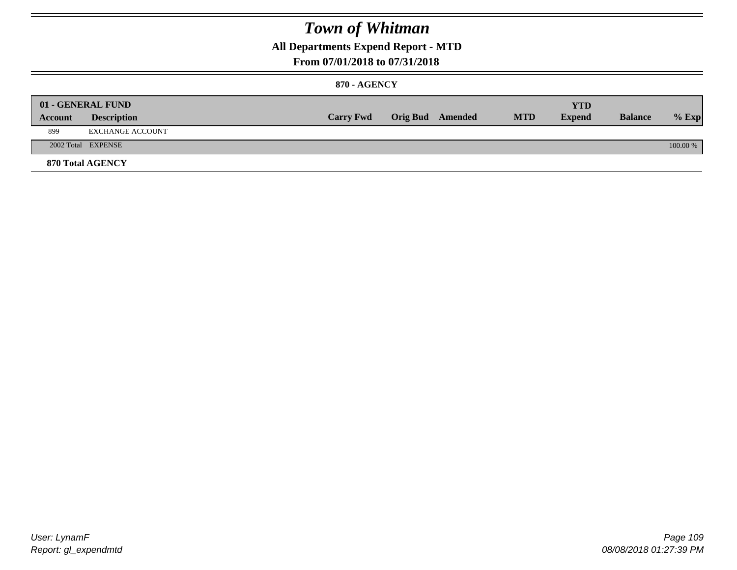# Town of Whitman

## All Departments Expend Report - MTD

### From 07/01/2018 to 07/31/2018

#### 870 - AGENCY

| 01 - GENERAL FUND | | | | | | YTD | | |
|---|---|---|---|---|---|---|---|---|
| Account | Description | Carry Fwd | Orig Bud | Amended | MTD | Expend | Balance | % Exp |
| 899 | EXCHANGE ACCOUNT | | | | | | | |
| 2002 Total | EXPENSE | | | | | | | 100.00 % |

**870 Total AGENCY**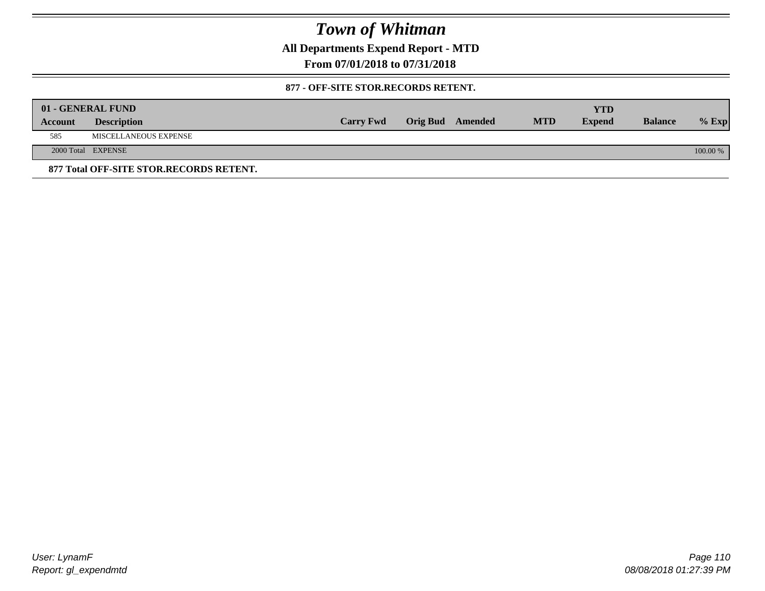# Town of Whitman

**All Departments Expend Report - MTD**

**From 07/01/2018 to 07/31/2018**

**877 - OFF-SITE STOR.RECORDS RETENT.**

| 01 - GENERAL FUND | | | | | | YTD | | |
|---|---|---|---|---|---|---|---|---|
| **Account** | **Description** | **Carry Fwd** | **Orig Bud** | **Amended** | **MTD** | **Expend** | **Balance** | **% Exp** |
| 585 | MISCELLANEOUS EXPENSE | | | | | | | |
| 2000 Total | EXPENSE | | | | | | | 100.00 % |

**877 Total OFF-SITE STOR.RECORDS RETENT.**

*User: LynamF*
*Report: gl_expendmtd*

*08/08/2018 01:27:39 PM*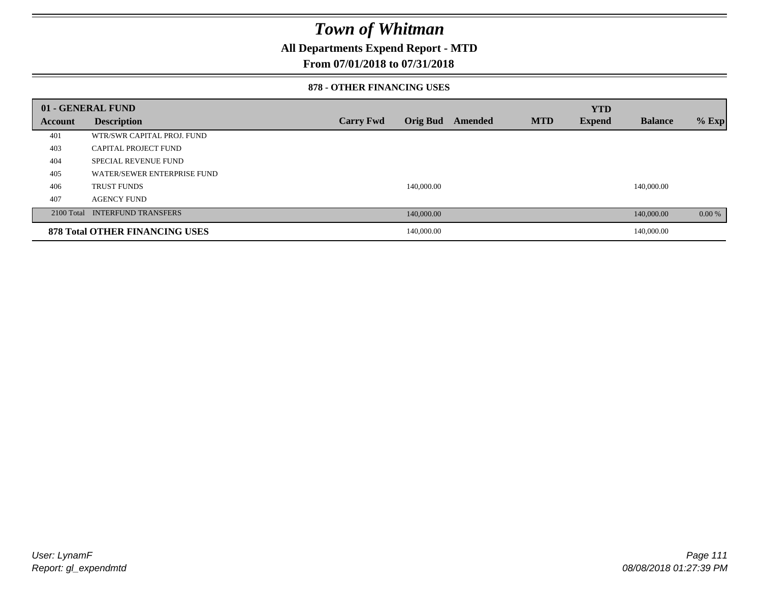# Town of Whitman

## All Departments Expend Report - MTD

### From 07/01/2018 to 07/31/2018

#### 878 - OTHER FINANCING USES

| 01 - GENERAL FUND | | | | | | YTD | | |
|---|---|---|---|---|---|---|---|---|
| **Account** | **Description** | **Carry Fwd** | **Orig Bud** | **Amended** | **MTD** | **Expend** | **Balance** | **% Exp** |
| 401 | WTR/SWR CAPITAL PROJ. FUND | | | | | | | |
| 403 | CAPITAL PROJECT FUND | | | | | | | |
| 404 | SPECIAL REVENUE FUND | | | | | | | |
| 405 | WATER/SEWER ENTERPRISE FUND | | | | | | | |
| 406 | TRUST FUNDS | | 140,000.00 | | | | 140,000.00 | |
| 407 | AGENCY FUND | | | | | | | |
| 2100 Total | INTERFUND TRANSFERS | | 140,000.00 | | | | 140,000.00 | 0.00 % |
| **878 Total OTHER FINANCING USES** | | | 140,000.00 | | | | 140,000.00 | |

User: LynamF
Report: gl_expendmtd

08/08/2018 01:27:39 PM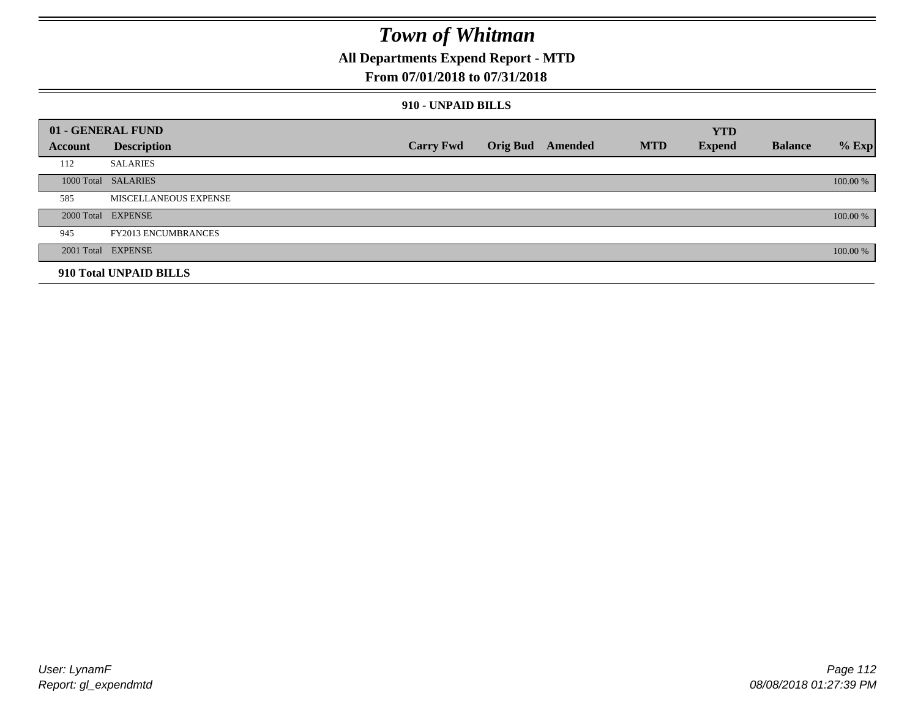# Town of Whitman

## All Departments Expend Report - MTD

### From 07/01/2018 to 07/31/2018

#### 910 - UNPAID BILLS

| 01 - GENERAL FUND | | | | | | YTD | | |
|---|---|---|---|---|---|---|---|---|
| Account | Description | Carry Fwd | Orig Bud | Amended | MTD | Expend | Balance | % Exp |
| 112 | SALARIES | | | | | | | |
| 1000 Total | SALARIES | | | | | | | 100.00 % |
| 585 | MISCELLANEOUS EXPENSE | | | | | | | |
| 2000 Total | EXPENSE | | | | | | | 100.00 % |
| 945 | FY2013 ENCUMBRANCES | | | | | | | |
| 2001 Total | EXPENSE | | | | | | | 100.00 % |
| **910 Total UNPAID BILLS** | | | | | | | | |

User: LynamF
Report: gl_expendmtd

08/08/2018 01:27:39 PM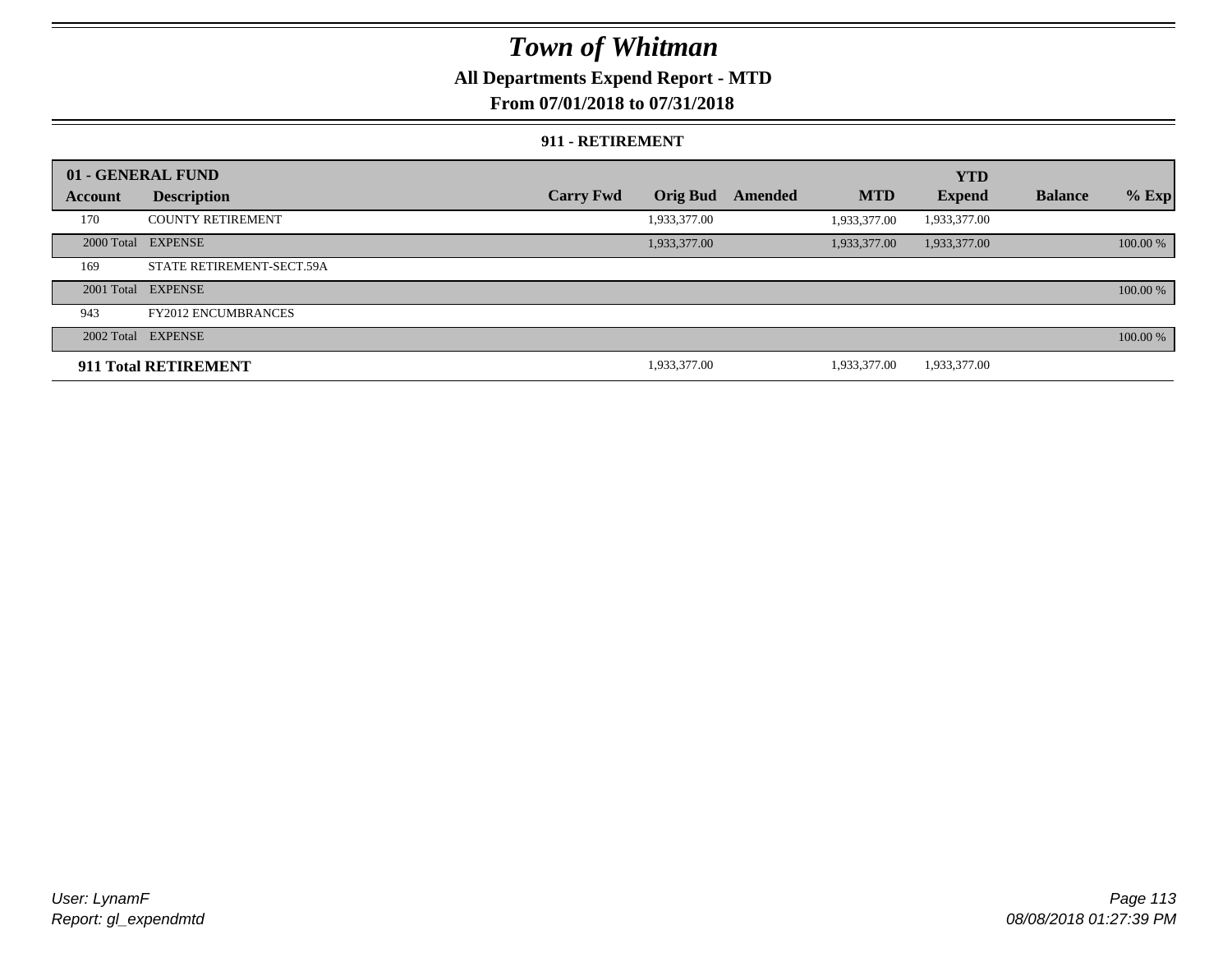# Town of Whitman

## All Departments Expend Report - MTD

### From 07/01/2018 to 07/31/2018

#### 911 - RETIREMENT

| 01 - GENERAL FUND | | | | | | YTD | | |
|---|---|---|---|---|---|---|---|---|
| **Account** | **Description** | **Carry Fwd** | **Orig Bud** | **Amended** | **MTD** | **Expend** | **Balance** | **% Exp** |
| 170 | COUNTY RETIREMENT | | 1,933,377.00 | | 1,933,377.00 | 1,933,377.00 | | |
| 2000 Total | EXPENSE | | 1,933,377.00 | | 1,933,377.00 | 1,933,377.00 | | 100.00 % |
| 169 | STATE RETIREMENT-SECT.59A | | | | | | | |
| 2001 Total | EXPENSE | | | | | | | 100.00 % |
| 943 | FY2012 ENCUMBRANCES | | | | | | | |
| 2002 Total | EXPENSE | | | | | | | 100.00 % |
| **911 Total RETIREMENT** | | | 1,933,377.00 | | 1,933,377.00 | 1,933,377.00 | | |

User: LynamF
Report: gl_expendmtd

08/08/2018 01:27:39 PM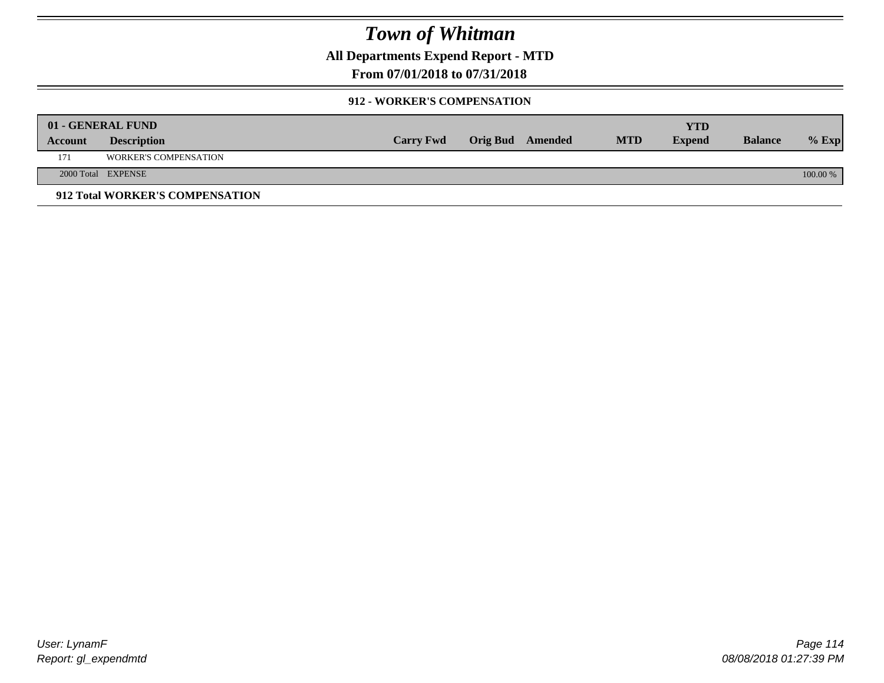# Town of Whitman

**All Departments Expend Report - MTD**

**From 07/01/2018 to 07/31/2018**

### 912 - WORKER'S COMPENSATION

| 01 - GENERAL FUND | | | | | | YTD | | |
|---|---|---|---|---|---|---|---|---|
| **Account** | **Description** | **Carry Fwd** | **Orig Bud** | **Amended** | **MTD** | **Expend** | **Balance** | **% Exp** |
| 171 | WORKER'S COMPENSATION | | | | | | | |
| 2000 Total | EXPENSE | | | | | | | 100.00 % |

**912 Total WORKER'S COMPENSATION**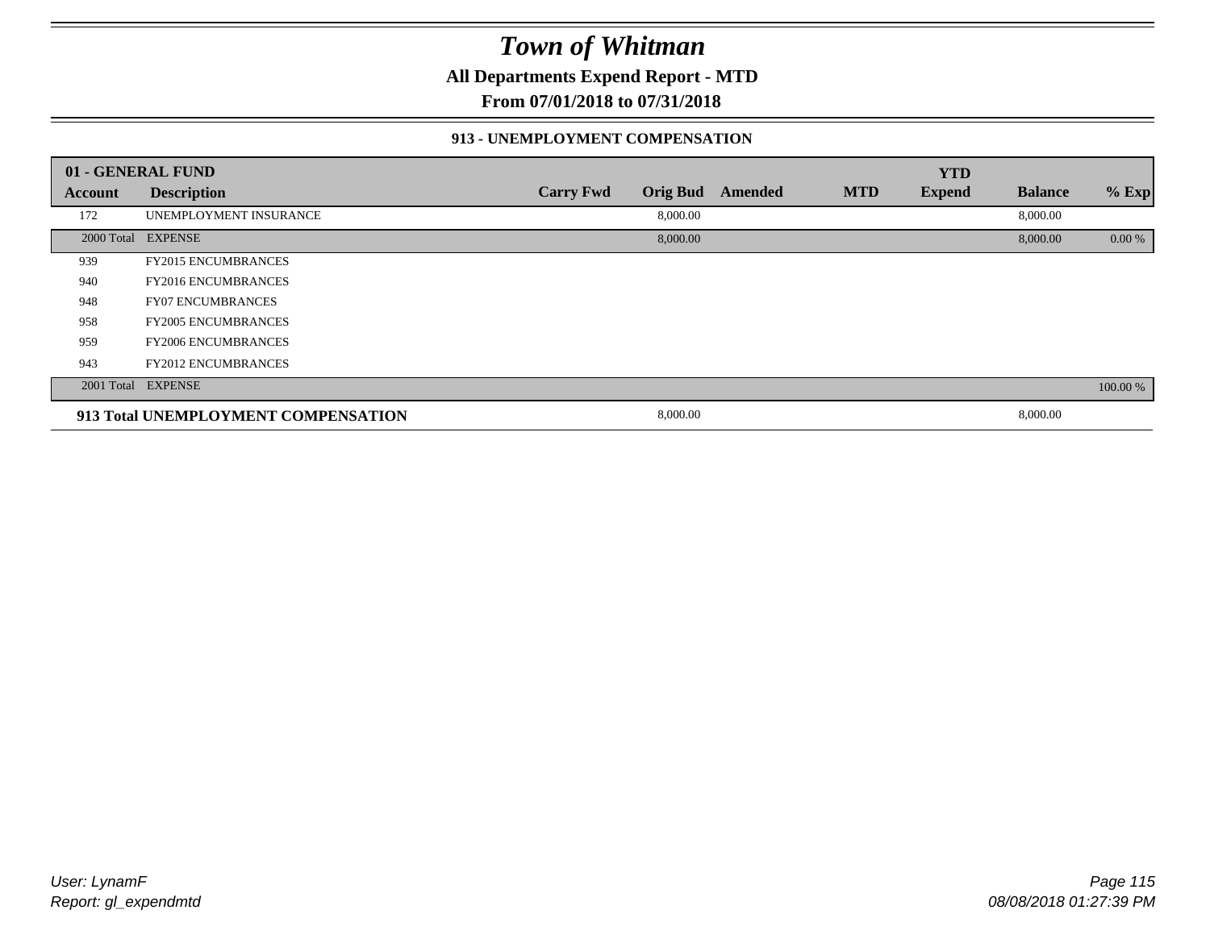# Town of Whitman

**All Departments Expend Report - MTD**

**From 07/01/2018 to 07/31/2018**

### 913 - UNEMPLOYMENT COMPENSATION

| 01 - GENERAL FUND | | | | | | YTD | | |
|---|---|---|---|---|---|---|---|---|
| **Account** | **Description** | **Carry Fwd** | **Orig Bud** | **Amended** | **MTD** | **Expend** | **Balance** | **% Exp** |
| 172 | UNEMPLOYMENT INSURANCE | | 8,000.00 | | | | 8,000.00 | |
| 2000 Total | EXPENSE | | 8,000.00 | | | | 8,000.00 | 0.00 % |
| 939 | FY2015 ENCUMBRANCES | | | | | | | |
| 940 | FY2016 ENCUMBRANCES | | | | | | | |
| 948 | FY07 ENCUMBRANCES | | | | | | | |
| 958 | FY2005 ENCUMBRANCES | | | | | | | |
| 959 | FY2006 ENCUMBRANCES | | | | | | | |
| 943 | FY2012 ENCUMBRANCES | | | | | | | |
| 2001 Total | EXPENSE | | | | | | | 100.00 % |
| **913 Total UNEMPLOYMENT COMPENSATION** | | | 8,000.00 | | | | 8,000.00 | |

*User: LynamF*
*Report: gl_expendmtd*

*08/08/2018 01:27:39 PM*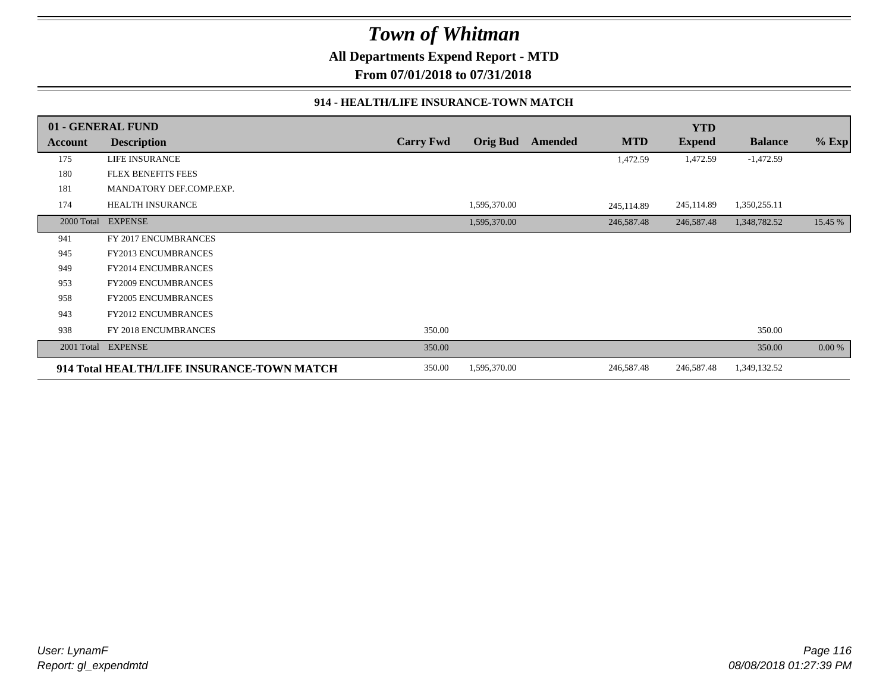# Town of Whitman

**All Departments Expend Report - MTD**

**From 07/01/2018 to 07/31/2018**

### 914 - HEALTH/LIFE INSURANCE-TOWN MATCH

| 01 - GENERAL FUND | | | | | | YTD | | |
|---|---|---|---|---|---|---|---|---|
| **Account** | **Description** | **Carry Fwd** | **Orig Bud** | **Amended** | **MTD** | **Expend** | **Balance** | **% Exp** |
| 175 | LIFE INSURANCE | | | | 1,472.59 | 1,472.59 | -1,472.59 | |
| 180 | FLEX BENEFITS FEES | | | | | | | |
| 181 | MANDATORY DEF.COMP.EXP. | | | | | | | |
| 174 | HEALTH INSURANCE | | 1,595,370.00 | | 245,114.89 | 245,114.89 | 1,350,255.11 | |
| 2000 Total | EXPENSE | | 1,595,370.00 | | 246,587.48 | 246,587.48 | 1,348,782.52 | 15.45 % |
| 941 | FY 2017 ENCUMBRANCES | | | | | | | |
| 945 | FY2013 ENCUMBRANCES | | | | | | | |
| 949 | FY2014 ENCUMBRANCES | | | | | | | |
| 953 | FY2009 ENCUMBRANCES | | | | | | | |
| 958 | FY2005 ENCUMBRANCES | | | | | | | |
| 943 | FY2012 ENCUMBRANCES | | | | | | | |
| 938 | FY 2018 ENCUMBRANCES | 350.00 | | | | | 350.00 | |
| 2001 Total | EXPENSE | 350.00 | | | | | 350.00 | 0.00 % |
| **914 Total HEALTH/LIFE INSURANCE-TOWN MATCH** | | 350.00 | 1,595,370.00 | | 246,587.48 | 246,587.48 | 1,349,132.52 | |

*User: LynamF*
*Report: gl_expendmtd*

*08/08/2018 01:27:39 PM*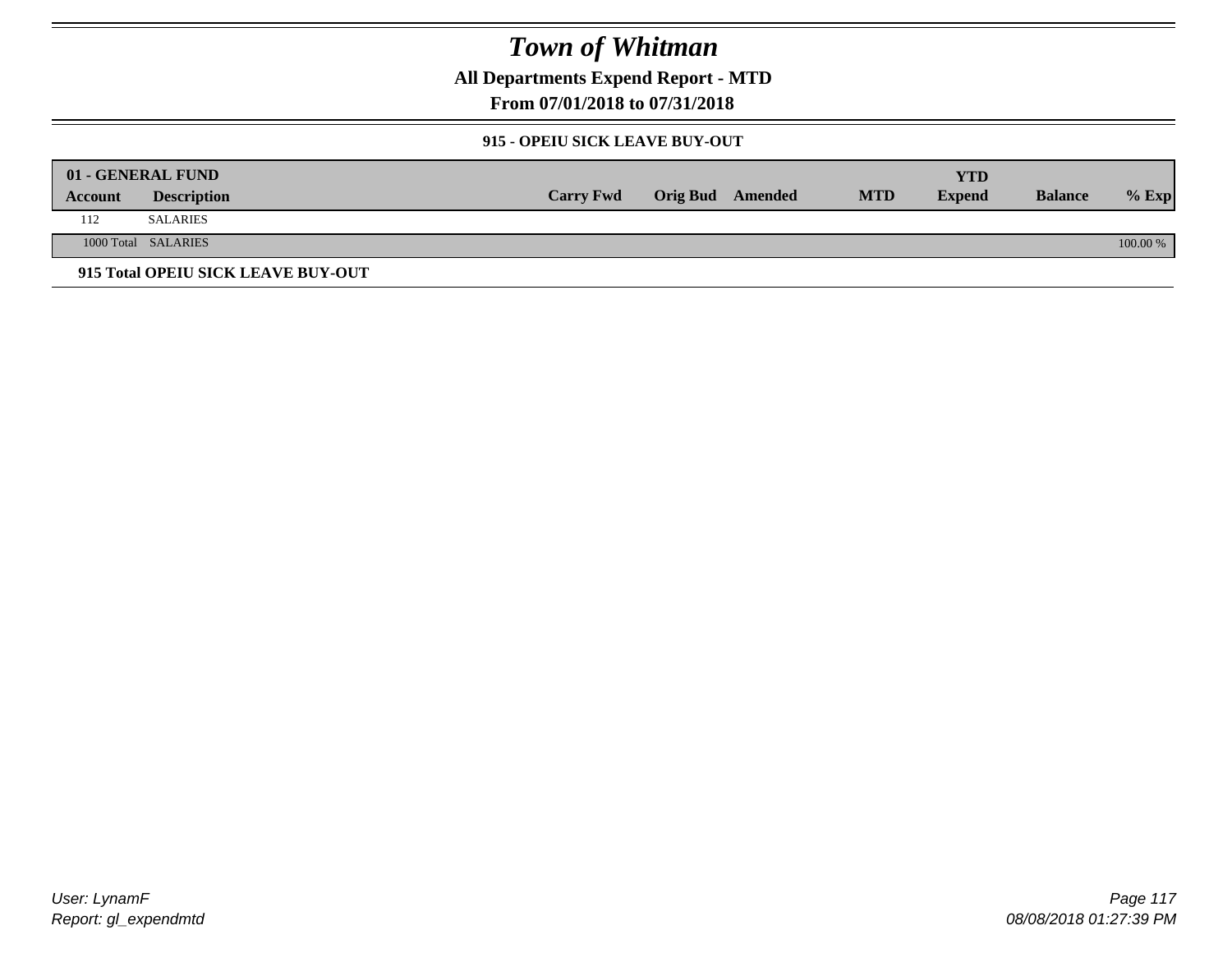# Town of Whitman

**All Departments Expend Report - MTD**

**From 07/01/2018 to 07/31/2018**

### 915 - OPEIU SICK LEAVE BUY-OUT

| 01 - GENERAL FUND | | | | | | YTD | | |
|---|---|---|---|---|---|---|---|---|
| **Account** | **Description** | **Carry Fwd** | **Orig Bud** | **Amended** | **MTD** | **Expend** | **Balance** | **% Exp** |
| 112 | SALARIES | | | | | | | |
| 1000 Total | SALARIES | | | | | | | 100.00 % |

**915 Total OPEIU SICK LEAVE BUY-OUT**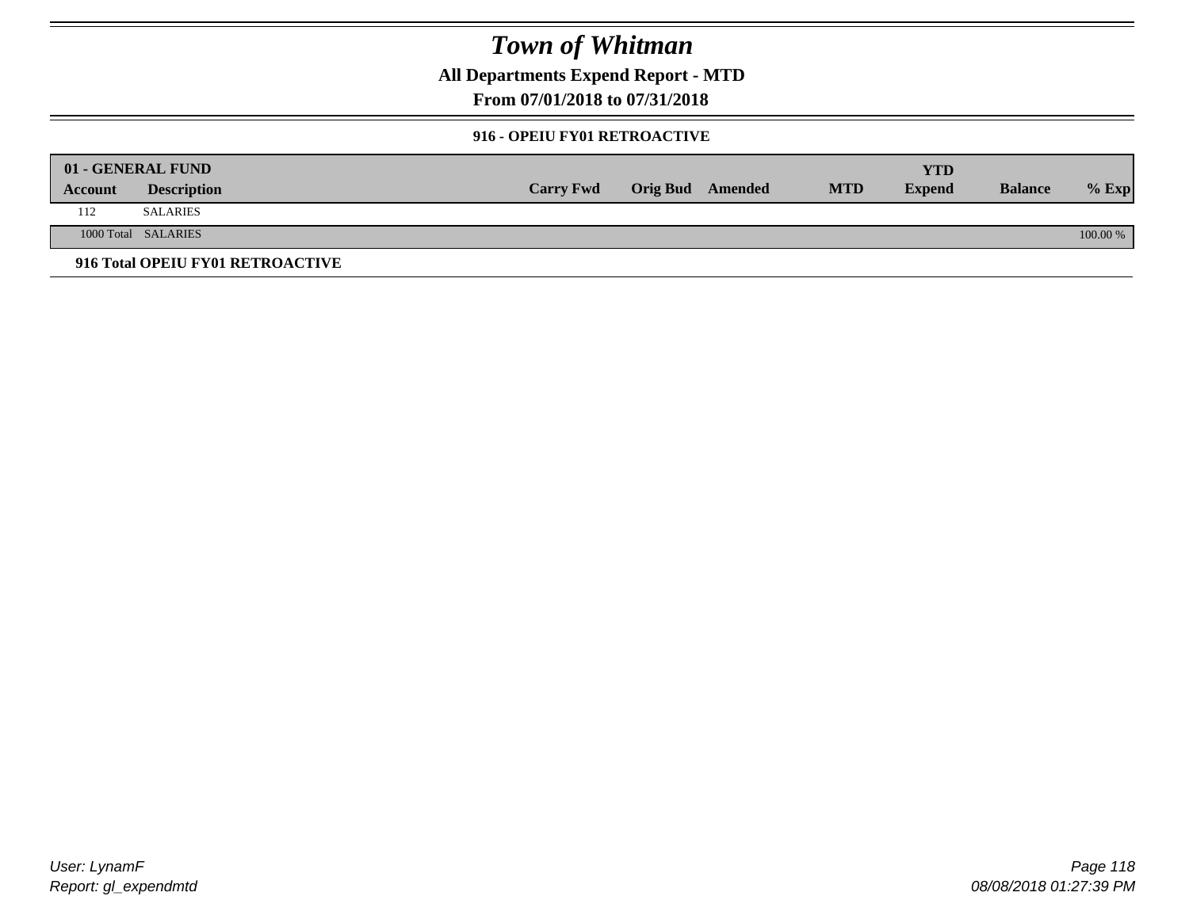# Town of Whitman

**All Departments Expend Report - MTD**

**From 07/01/2018 to 07/31/2018**

### 916 - OPEIU FY01 RETROACTIVE

| 01 - GENERAL FUND | | | | | | YTD | | |
|---|---|---|---|---|---|---|---|---|
| Account | Description | Carry Fwd | Orig Bud | Amended | MTD | Expend | Balance | % Exp |
| 112 | SALARIES | | | | | | | |
| 1000 Total | SALARIES | | | | | | | 100.00 % |

**916 Total OPEIU FY01 RETROACTIVE**

*User: LynamF*
*Report: gl_expendmtd*

*08/08/2018 01:27:39 PM*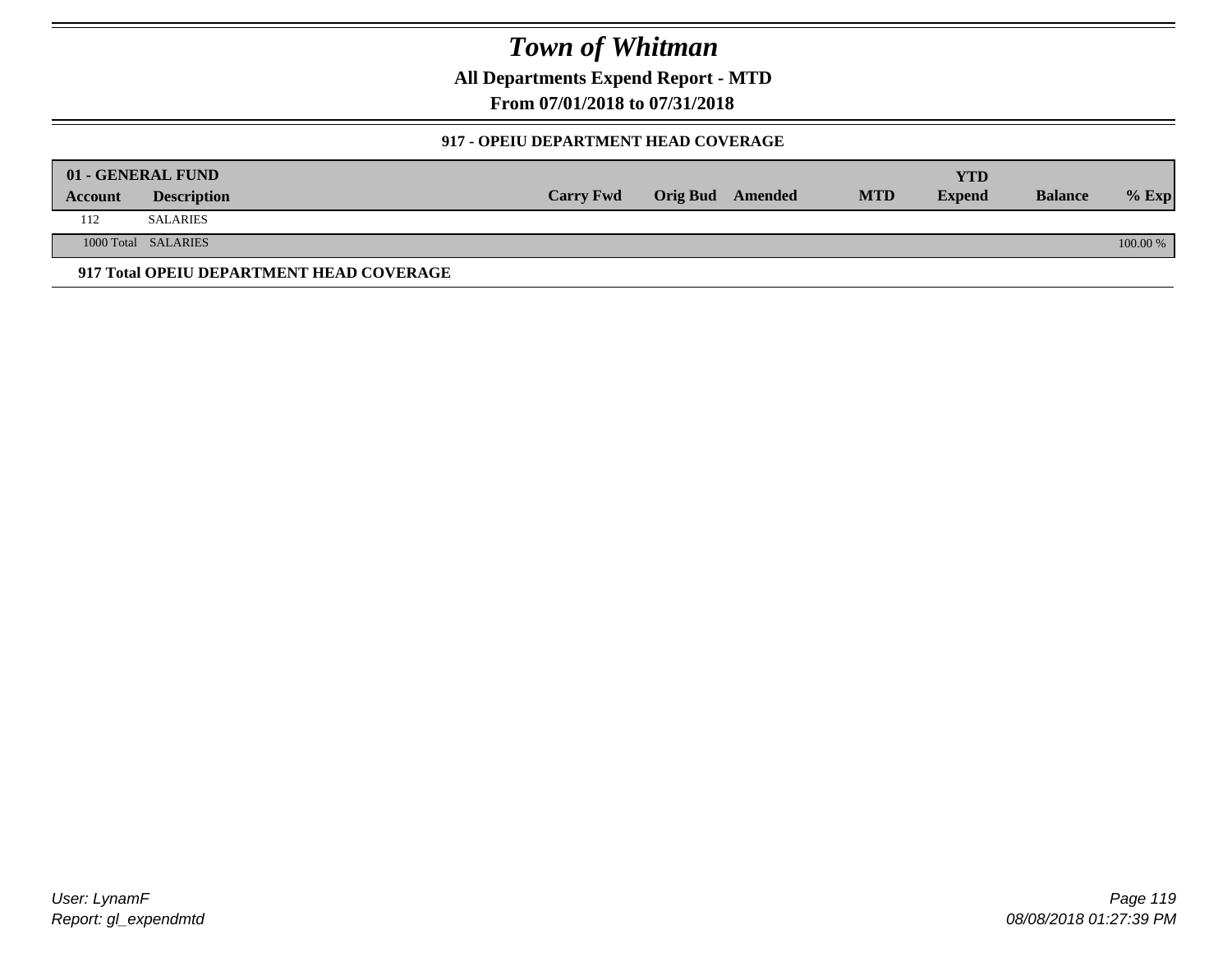# Town of Whitman

**All Departments Expend Report - MTD**

**From 07/01/2018 to 07/31/2018**

### 917 - OPEIU DEPARTMENT HEAD COVERAGE

| 01 - GENERAL FUND | | | | | | YTD | | |
|---|---|---|---|---|---|---|---|---|
| **Account** | **Description** | **Carry Fwd** | **Orig Bud** | **Amended** | **MTD** | **Expend** | **Balance** | **% Exp** |
| 112 | SALARIES | | | | | | | |
| 1000 Total | SALARIES | | | | | | | 100.00 % |

**917 Total OPEIU DEPARTMENT HEAD COVERAGE**

*User: LynamF*
*Report: gl_expendmtd*

*08/08/2018 01:27:39 PM*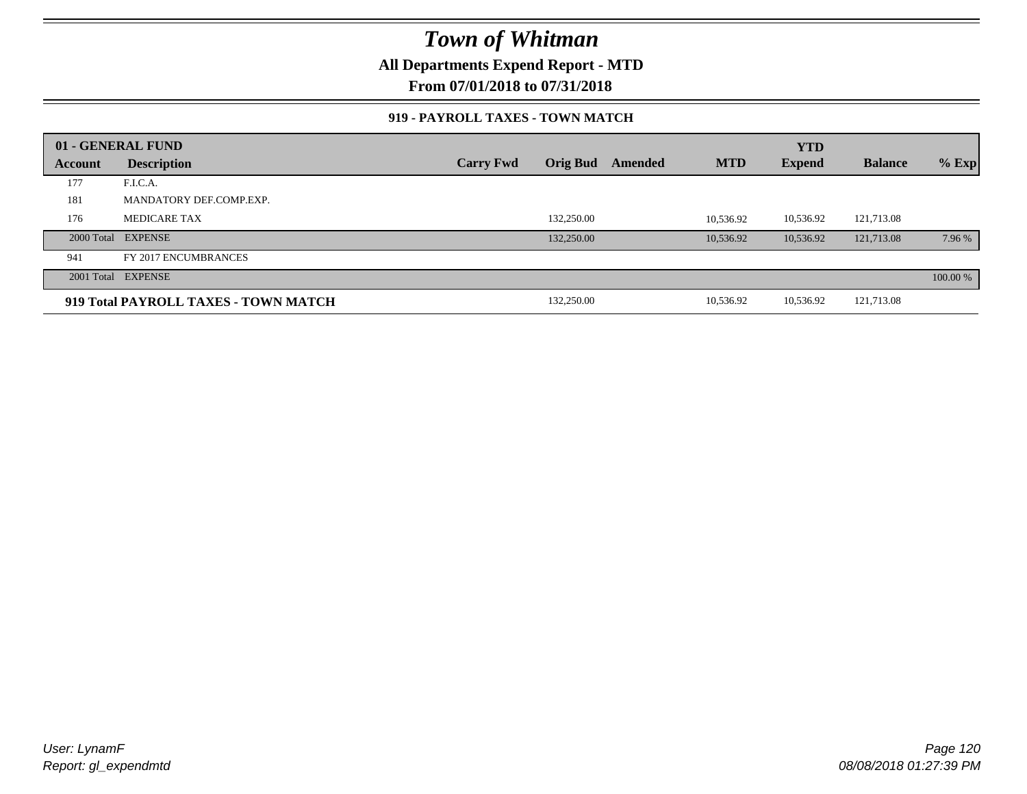# Town of Whitman

**All Departments Expend Report - MTD**

**From 07/01/2018 to 07/31/2018**

### 919 - PAYROLL TAXES - TOWN MATCH

| 01 - GENERAL FUND | | | | | | YTD | | |
|---|---|---|---|---|---|---|---|---|
| **Account** | **Description** | **Carry Fwd** | **Orig Bud** | **Amended** | **MTD** | **Expend** | **Balance** | **% Exp** |
| 177 | F.I.C.A. | | | | | | | |
| 181 | MANDATORY DEF.COMP.EXP. | | | | | | | |
| 176 | MEDICARE TAX | | 132,250.00 | | 10,536.92 | 10,536.92 | 121,713.08 | |
| 2000 Total | EXPENSE | | 132,250.00 | | 10,536.92 | 10,536.92 | 121,713.08 | 7.96 % |
| 941 | FY 2017 ENCUMBRANCES | | | | | | | |
| 2001 Total | EXPENSE | | | | | | | 100.00 % |
| **919 Total PAYROLL TAXES - TOWN MATCH** | | | 132,250.00 | | 10,536.92 | 10,536.92 | 121,713.08 | |

User: LynamF
Report: gl_expendmtd

08/08/2018 01:27:39 PM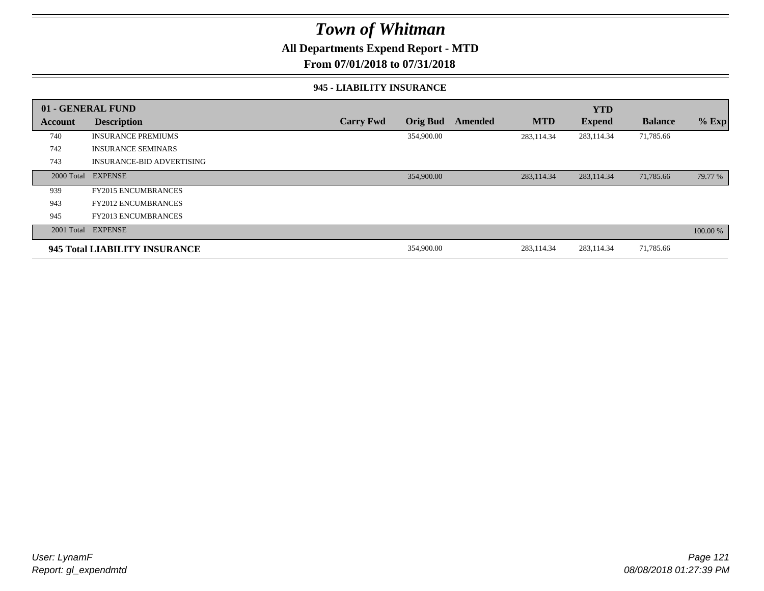# Town of Whitman

**All Departments Expend Report - MTD**

**From 07/01/2018 to 07/31/2018**

### 945 - LIABILITY INSURANCE

| 01 - GENERAL FUND | | | | | | YTD | | |
|---|---|---|---|---|---|---|---|---|
| **Account** | **Description** | **Carry Fwd** | **Orig Bud** | **Amended** | **MTD** | **Expend** | **Balance** | **% Exp** |
| 740 | INSURANCE PREMIUMS | | 354,900.00 | | 283,114.34 | 283,114.34 | 71,785.66 | |
| 742 | INSURANCE SEMINARS | | | | | | | |
| 743 | INSURANCE-BID ADVERTISING | | | | | | | |
| 2000 Total | EXPENSE | | 354,900.00 | | 283,114.34 | 283,114.34 | 71,785.66 | 79.77 % |
| 939 | FY2015 ENCUMBRANCES | | | | | | | |
| 943 | FY2012 ENCUMBRANCES | | | | | | | |
| 945 | FY2013 ENCUMBRANCES | | | | | | | |
| 2001 Total | EXPENSE | | | | | | | 100.00 % |
| **945 Total LIABILITY INSURANCE** | | | 354,900.00 | | 283,114.34 | 283,114.34 | 71,785.66 | |

*User: LynamF*
*Report: gl_expendmtd*

*08/08/2018 01:27:39 PM*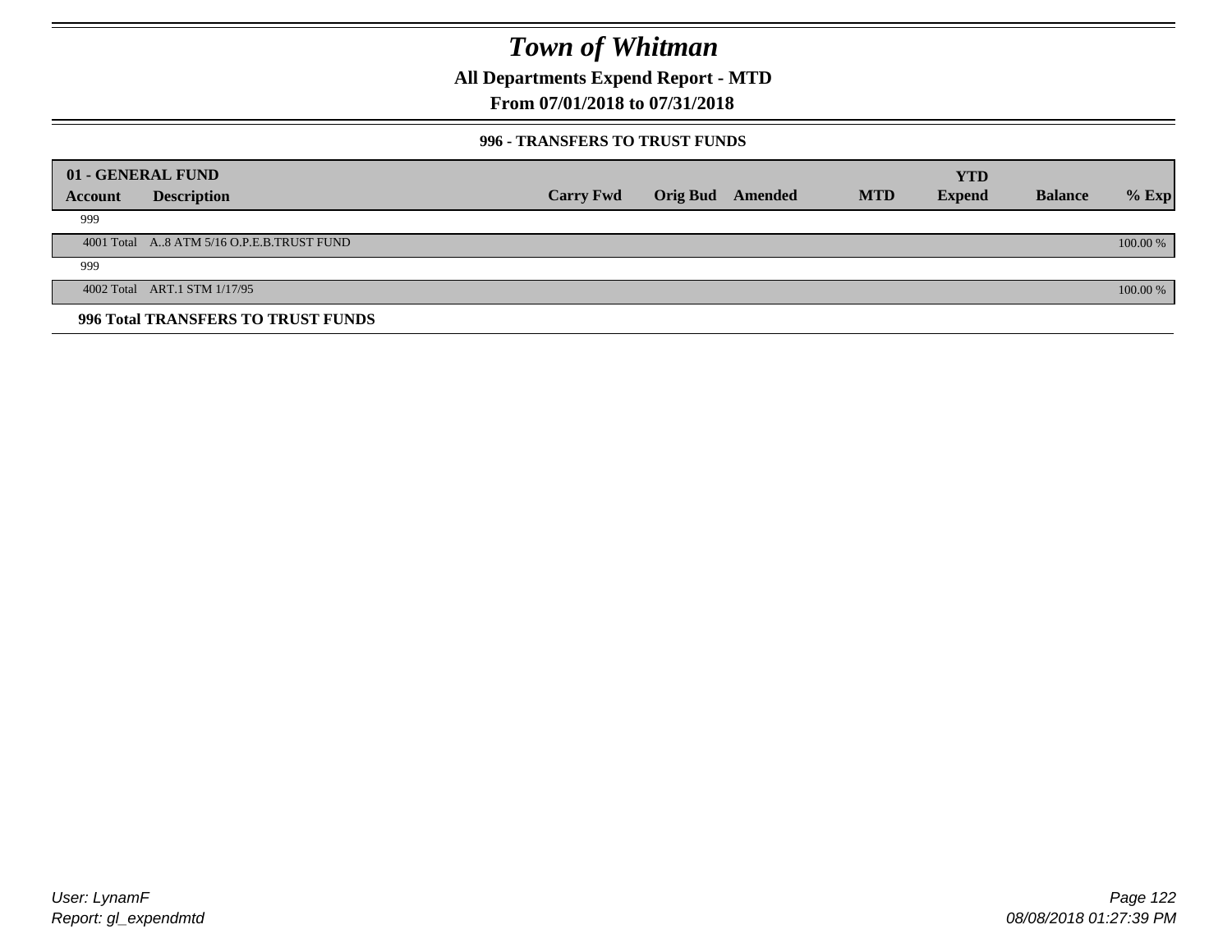# Town of Whitman

**All Departments Expend Report - MTD**

**From 07/01/2018 to 07/31/2018**

### 996 - TRANSFERS TO TRUST FUNDS

| 01 - GENERAL FUND<br>Account | Description | Carry Fwd | Orig Bud | Amended | MTD | YTD Expend | Balance | % Exp |
|---|---|---|---|---|---|---|---|---|
| 999 | | | | | | | | |
| 4001 Total | A..8 ATM 5/16 O.P.E.B.TRUST FUND | | | | | | | 100.00 % |
| 999 | | | | | | | | |
| 4002 Total | ART.1 STM 1/17/95 | | | | | | | 100.00 % |
| **996 Total TRANSFERS TO TRUST FUNDS** | | | | | | | | |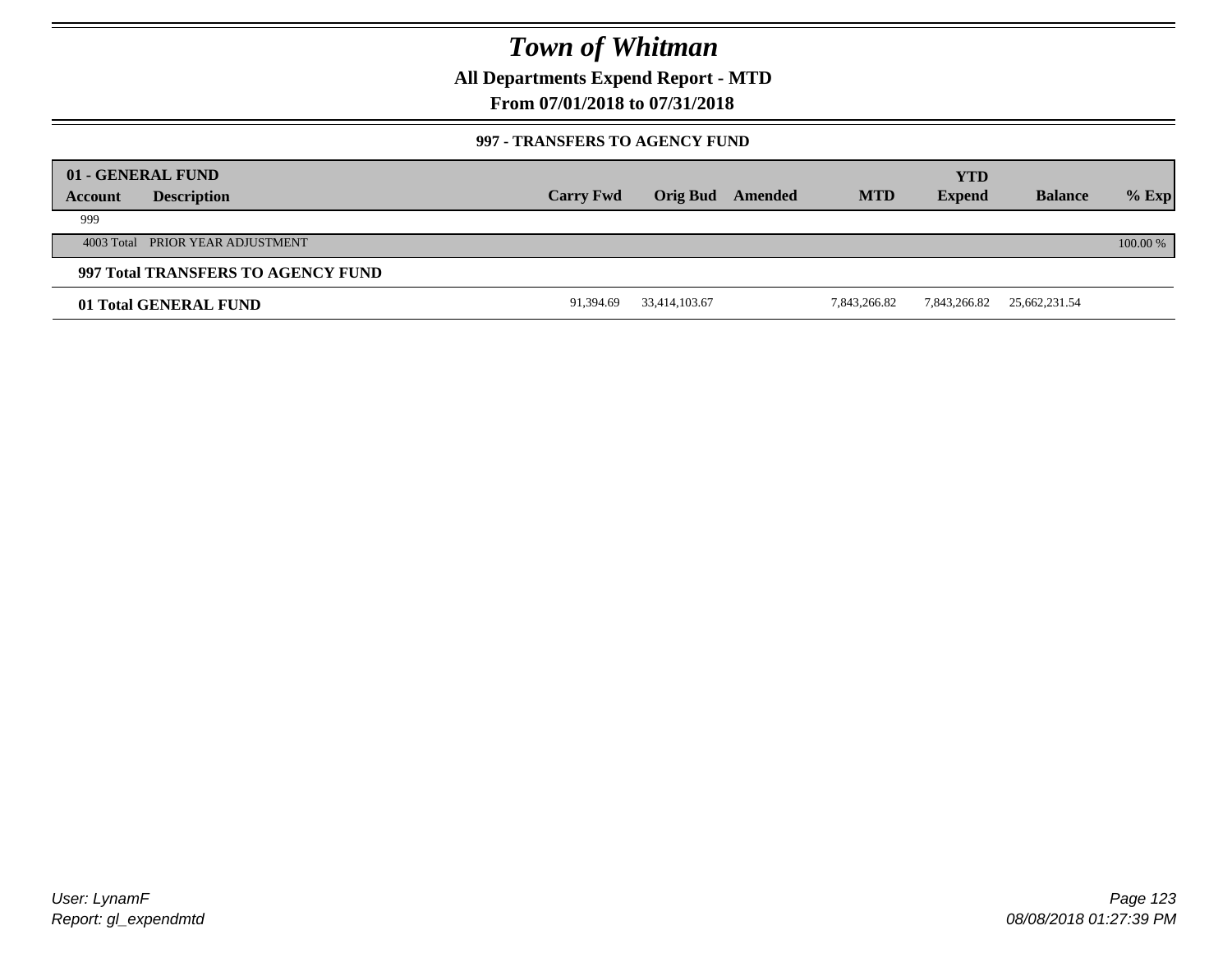# Town of Whitman

**All Departments Expend Report - MTD**

**From 07/01/2018 to 07/31/2018**

### 997 - TRANSFERS TO AGENCY FUND

| 01 - GENERAL FUND | | | | | | | | |
|---|---|---|---|---|---|---|---|---|
| **Account** | **Description** | **Carry Fwd** | **Orig Bud** | **Amended** | **MTD** | **YTD Expend** | **Balance** | **% Exp** |
| 999 | | | | | | | | |
| 4003 Total | PRIOR YEAR ADJUSTMENT | | | | | | | 100.00 % |
| **997 Total TRANSFERS TO AGENCY FUND** | | | | | | | | |
| **01 Total GENERAL FUND** | | 91,394.69 | 33,414,103.67 | | 7,843,266.82 | 7,843,266.82 | 25,662,231.54 | |

*User: LynamF*
*Report: gl_expendmtd*

*08/08/2018 01:27:39 PM*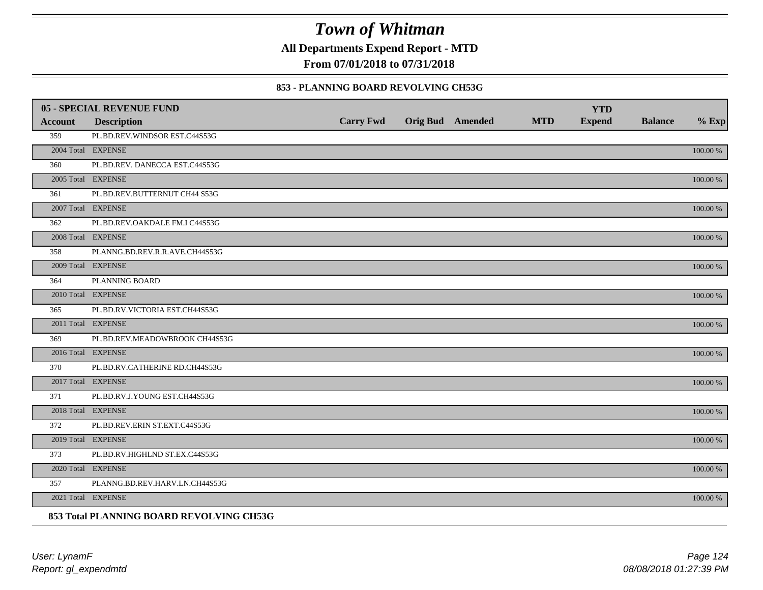# Town of Whitman

**All Departments Expend Report - MTD**

**From 07/01/2018 to 07/31/2018**

### 853 - PLANNING BOARD REVOLVING CH53G

| 05 - SPECIAL REVENUE FUND | | | | | | | | | |
|---|---|---|---|---|---|---|---|---|---|
| **Account** | **Description** | **Carry Fwd** | **Orig Bud** | **Amended** | **MTD** | **YTD Expend** | **Balance** | **% Exp** |
| 359 | PL.BD.REV.WINDSOR EST.C44S53G | | | | | | | |
| 2004 Total | EXPENSE | | | | | | | 100.00 % |
| 360 | PL.BD.REV. DANECCA EST.C44S53G | | | | | | | |
| 2005 Total | EXPENSE | | | | | | | 100.00 % |
| 361 | PL.BD.REV.BUTTERNUT CH44 S53G | | | | | | | |
| 2007 Total | EXPENSE | | | | | | | 100.00 % |
| 362 | PL.BD.REV.OAKDALE FM.I C44S53G | | | | | | | |
| 2008 Total | EXPENSE | | | | | | | 100.00 % |
| 358 | PLANNG.BD.REV.R.R.AVE.CH44S53G | | | | | | | |
| 2009 Total | EXPENSE | | | | | | | 100.00 % |
| 364 | PLANNING BOARD | | | | | | | |
| 2010 Total | EXPENSE | | | | | | | 100.00 % |
| 365 | PL.BD.RV.VICTORIA EST.CH44S53G | | | | | | | |
| 2011 Total | EXPENSE | | | | | | | 100.00 % |
| 369 | PL.BD.REV.MEADOWBROOK CH44S53G | | | | | | | |
| 2016 Total | EXPENSE | | | | | | | 100.00 % |
| 370 | PL.BD.RV.CATHERINE RD.CH44S53G | | | | | | | |
| 2017 Total | EXPENSE | | | | | | | 100.00 % |
| 371 | PL.BD.RV.J.YOUNG EST.CH44S53G | | | | | | | |
| 2018 Total | EXPENSE | | | | | | | 100.00 % |
| 372 | PL.BD.REV.ERIN ST.EXT.C44S53G | | | | | | | |
| 2019 Total | EXPENSE | | | | | | | 100.00 % |
| 373 | PL.BD.RV.HIGHLND ST.EX.C44S53G | | | | | | | |
| 2020 Total | EXPENSE | | | | | | | 100.00 % |
| 357 | PLANNG.BD.REV.HARV.LN.CH44S53G | | | | | | | |
| 2021 Total | EXPENSE | | | | | | | 100.00 % |

**853 Total PLANNING BOARD REVOLVING CH53G**

*User: LynamF*
*Report: gl_expendmtd*

*08/08/2018 01:27:39 PM*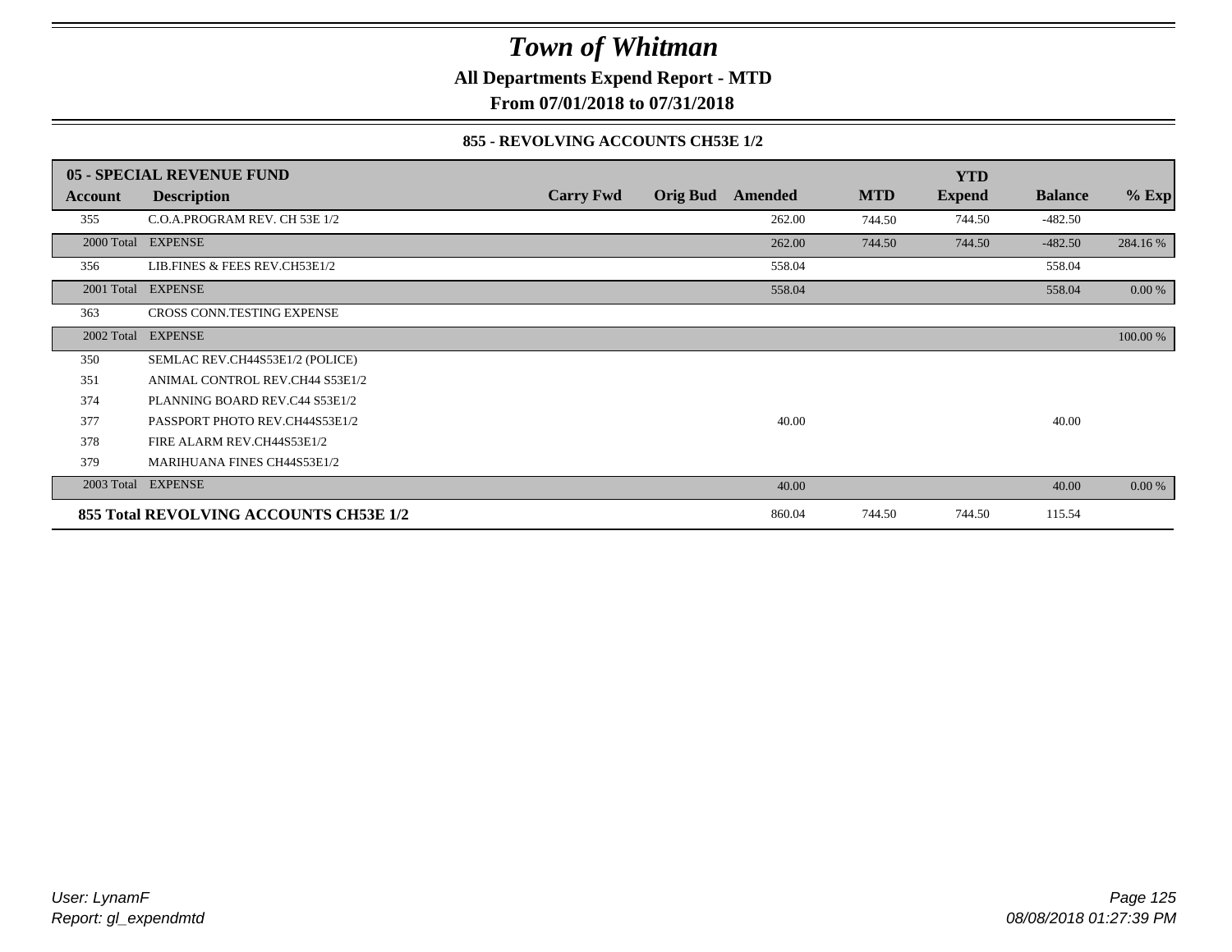# Town of Whitman

**All Departments Expend Report - MTD**

**From 07/01/2018 to 07/31/2018**

**855 - REVOLVING ACCOUNTS CH53E 1/2**

| 05 - SPECIAL REVENUE FUND | | | | | | YTD | | |
|---|---|---|---|---|---|---|---|---|
| **Account** | **Description** | **Carry Fwd** | **Orig Bud** | **Amended** | **MTD** | **Expend** | **Balance** | **% Exp** |
| 355 | C.O.A.PROGRAM REV. CH 53E 1/2 | | | 262.00 | 744.50 | 744.50 | -482.50 | |
| 2000 Total | EXPENSE | | | 262.00 | 744.50 | 744.50 | -482.50 | 284.16 % |
| 356 | LIB.FINES & FEES REV.CH53E1/2 | | | 558.04 | | | 558.04 | |
| 2001 Total | EXPENSE | | | 558.04 | | | 558.04 | 0.00 % |
| 363 | CROSS CONN.TESTING EXPENSE | | | | | | | |
| 2002 Total | EXPENSE | | | | | | | 100.00 % |
| 350 | SEMLAC REV.CH44S53E1/2 (POLICE) | | | | | | | |
| 351 | ANIMAL CONTROL REV.CH44 S53E1/2 | | | | | | | |
| 374 | PLANNING BOARD REV.C44 S53E1/2 | | | | | | | |
| 377 | PASSPORT PHOTO REV.CH44S53E1/2 | | | 40.00 | | | 40.00 | |
| 378 | FIRE ALARM REV.CH44S53E1/2 | | | | | | | |
| 379 | MARIHUANA FINES CH44S53E1/2 | | | | | | | |
| 2003 Total | EXPENSE | | | 40.00 | | | 40.00 | 0.00 % |
| **855 Total REVOLVING ACCOUNTS CH53E 1/2** | | | | 860.04 | 744.50 | 744.50 | 115.54 | |

*User: LynamF*
*Report: gl_expendmtd*

*08/08/2018 01:27:39 PM*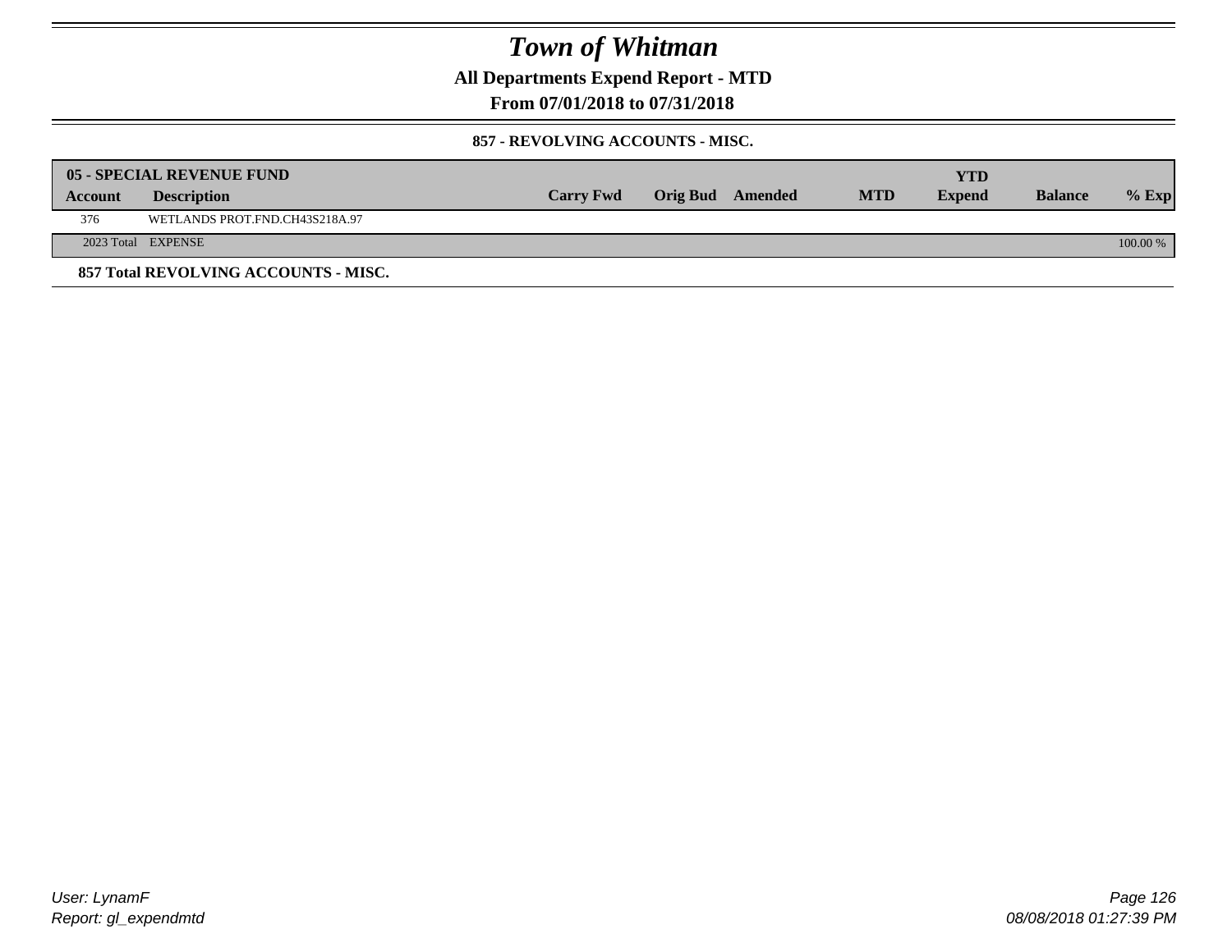# Town of Whitman

## All Departments Expend Report - MTD

### From 07/01/2018 to 07/31/2018

#### 857 - REVOLVING ACCOUNTS - MISC.

| 05 - SPECIAL REVENUE FUND | | | | | | YTD | | |
|---|---|---|---|---|---|---|---|---|
| Account | Description | Carry Fwd | Orig Bud | Amended | MTD | Expend | Balance | % Exp |
| 376 | WETLANDS PROT.FND.CH43S218A.97 | | | | | | | |
| 2023 Total | EXPENSE | | | | | | | 100.00 % |

**857 Total REVOLVING ACCOUNTS - MISC.**

User: LynamF
Report: gl_expendmtd

08/08/2018 01:27:39 PM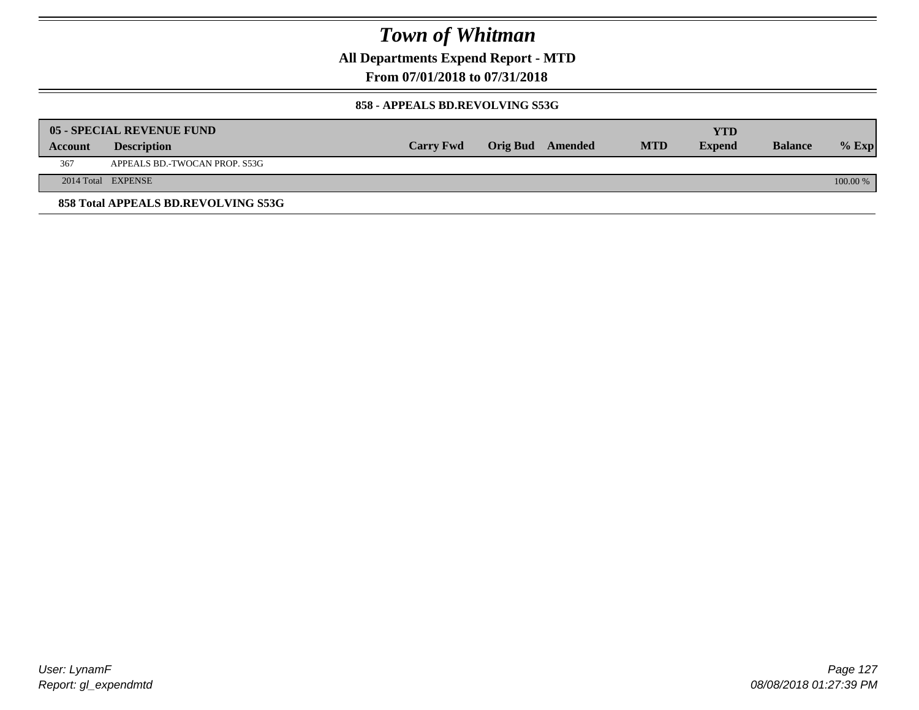# Town of Whitman

**All Departments Expend Report - MTD**

**From 07/01/2018 to 07/31/2018**

**858 - APPEALS BD.REVOLVING S53G**

| 05 - SPECIAL REVENUE FUND | | | | | | YTD | | |
|---|---|---|---|---|---|---|---|---|
| **Account** | **Description** | **Carry Fwd** | **Orig Bud** | **Amended** | **MTD** | **Expend** | **Balance** | **% Exp** |
| 367 | APPEALS BD.-TWOCAN PROP. S53G | | | | | | | |
| 2014 Total | EXPENSE | | | | | | | 100.00 % |

**858 Total APPEALS BD.REVOLVING S53G**

*User: LynamF*
*Report: gl_expendmtd*

*08/08/2018 01:27:39 PM*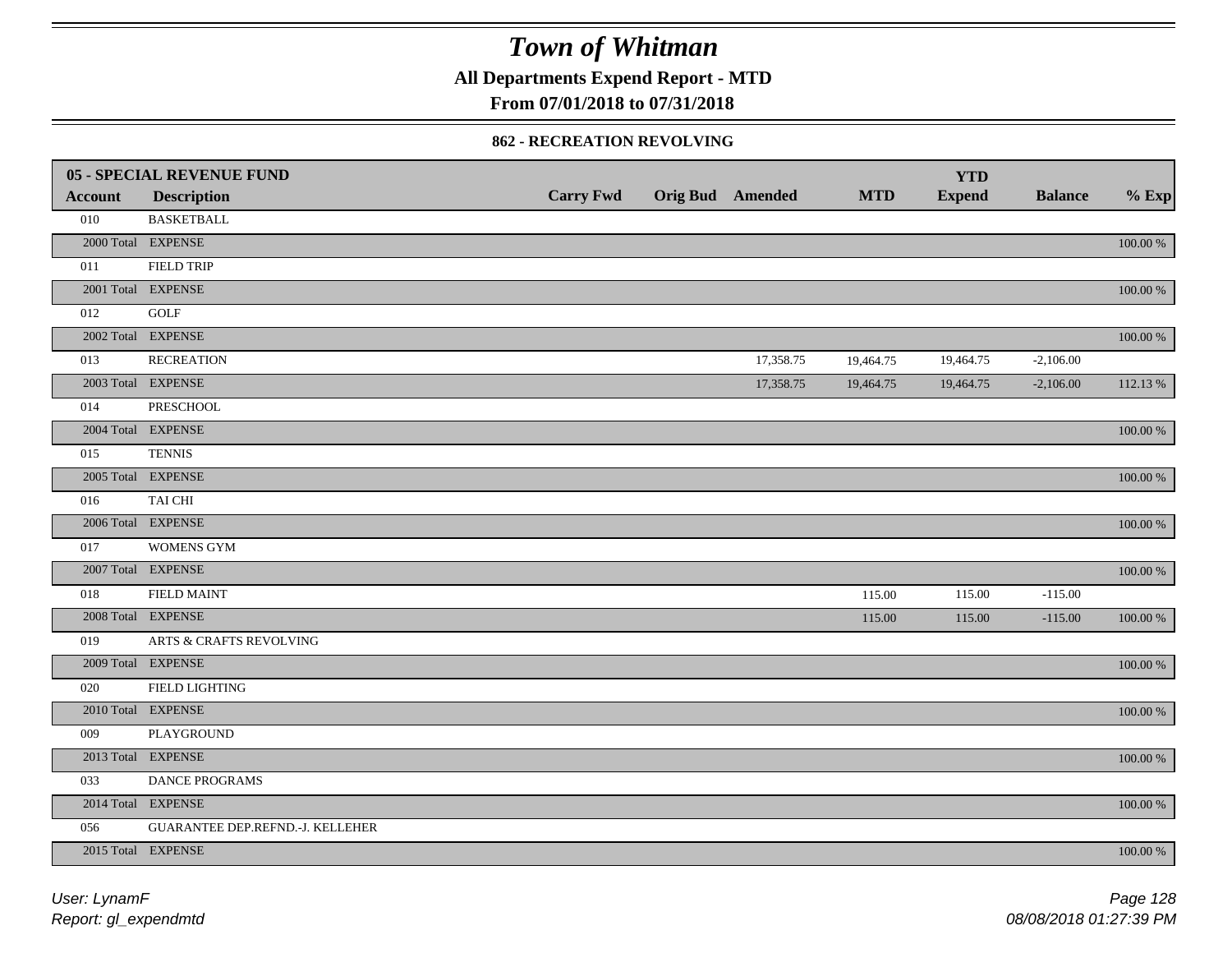# Town of Whitman

**All Departments Expend Report - MTD**

**From 07/01/2018 to 07/31/2018**

### 862 - RECREATION REVOLVING

| 05 - SPECIAL REVENUE FUND | | | | | | YTD | | |
|---|---|---|---|---|---|---|---|---|
| **Account** | **Description** | **Carry Fwd** | **Orig Bud** | **Amended** | **MTD** | **Expend** | **Balance** | **% Exp** |
| 010 | BASKETBALL | | | | | | | |
| 2000 Total | EXPENSE | | | | | | | 100.00 % |
| 011 | FIELD TRIP | | | | | | | |
| 2001 Total | EXPENSE | | | | | | | 100.00 % |
| 012 | GOLF | | | | | | | |
| 2002 Total | EXPENSE | | | | | | | 100.00 % |
| 013 | RECREATION | | | 17,358.75 | 19,464.75 | 19,464.75 | -2,106.00 | |
| 2003 Total | EXPENSE | | | 17,358.75 | 19,464.75 | 19,464.75 | -2,106.00 | 112.13 % |
| 014 | PRESCHOOL | | | | | | | |
| 2004 Total | EXPENSE | | | | | | | 100.00 % |
| 015 | TENNIS | | | | | | | |
| 2005 Total | EXPENSE | | | | | | | 100.00 % |
| 016 | TAI CHI | | | | | | | |
| 2006 Total | EXPENSE | | | | | | | 100.00 % |
| 017 | WOMENS GYM | | | | | | | |
| 2007 Total | EXPENSE | | | | | | | 100.00 % |
| 018 | FIELD MAINT | | | | 115.00 | 115.00 | -115.00 | |
| 2008 Total | EXPENSE | | | | 115.00 | 115.00 | -115.00 | 100.00 % |
| 019 | ARTS & CRAFTS REVOLVING | | | | | | | |
| 2009 Total | EXPENSE | | | | | | | 100.00 % |
| 020 | FIELD LIGHTING | | | | | | | |
| 2010 Total | EXPENSE | | | | | | | 100.00 % |
| 009 | PLAYGROUND | | | | | | | |
| 2013 Total | EXPENSE | | | | | | | 100.00 % |
| 033 | DANCE PROGRAMS | | | | | | | |
| 2014 Total | EXPENSE | | | | | | | 100.00 % |
| 056 | GUARANTEE DEP.REFND.-J. KELLEHER | | | | | | | |
| 2015 Total | EXPENSE | | | | | | | 100.00 % |

*User: LynamF*
*Report: gl_expendmtd*

*08/08/2018 01:27:39 PM*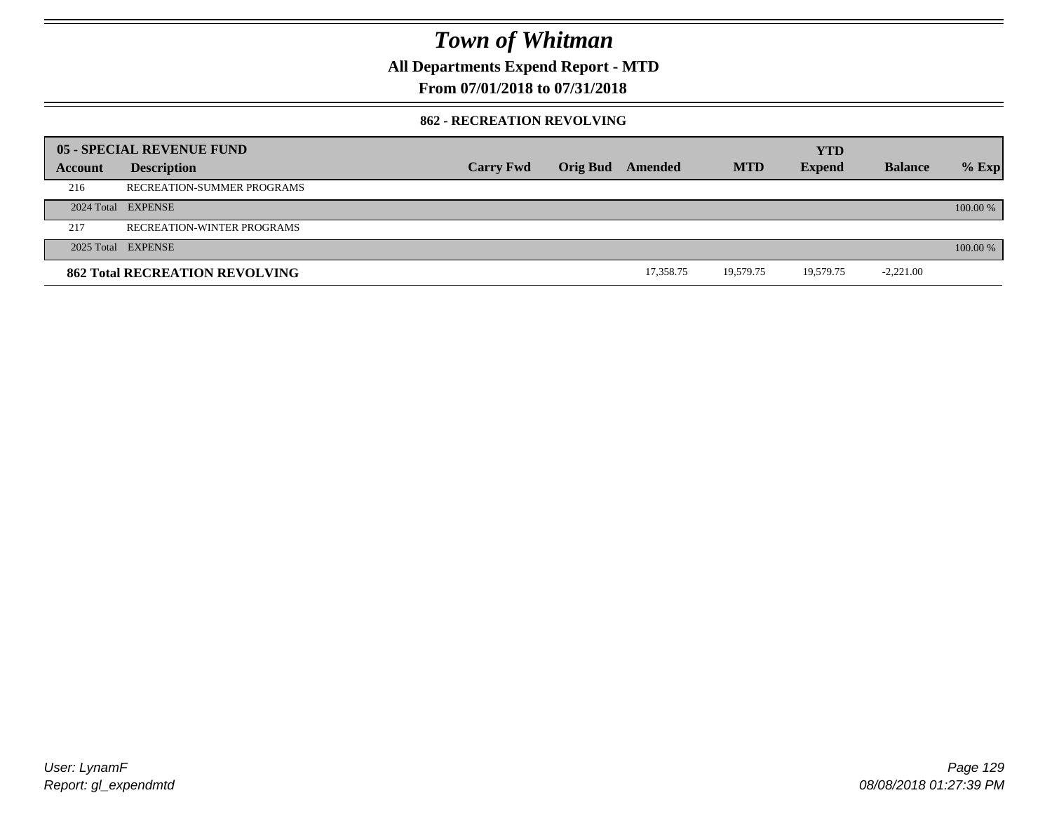# Town of Whitman

**All Departments Expend Report - MTD**

**From 07/01/2018 to 07/31/2018**

**862 - RECREATION REVOLVING**

| **05 - SPECIAL REVENUE FUND** | | | | | | **YTD** | | |
|---|---|---|---|---|---|---|---|---|
| **Account** | **Description** | **Carry Fwd** | **Orig Bud** | **Amended** | **MTD** | **Expend** | **Balance** | **% Exp** |
| 216 | RECREATION-SUMMER PROGRAMS | | | | | | | |
| 2024 Total | EXPENSE | | | | | | | 100.00 % |
| 217 | RECREATION-WINTER PROGRAMS | | | | | | | |
| 2025 Total | EXPENSE | | | | | | | 100.00 % |
| **862 Total RECREATION REVOLVING** | | | | 17,358.75 | 19,579.75 | 19,579.75 | -2,221.00 | |

*User: LynamF*
*Report: gl_expendmtd*

*08/08/2018 01:27:39 PM*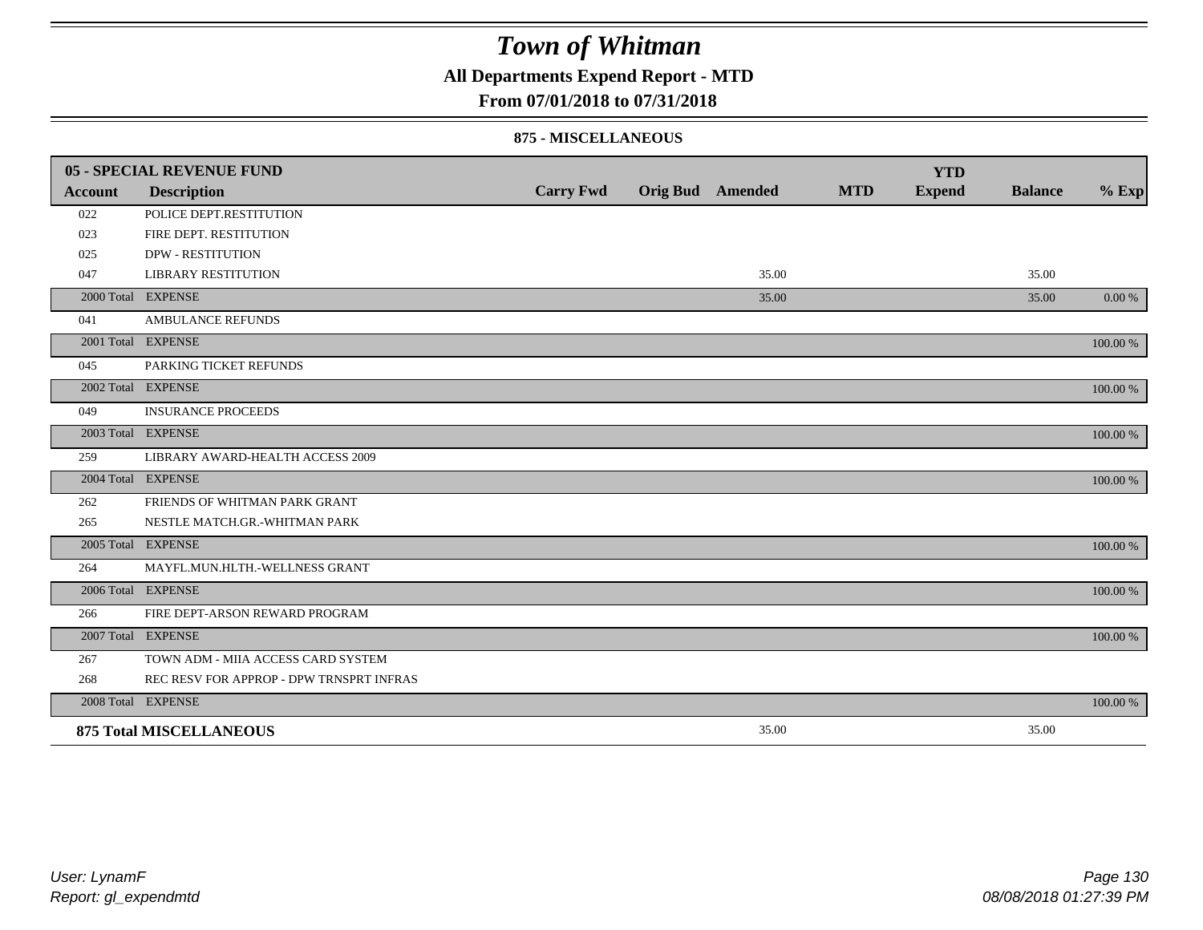# Town of Whitman

## All Departments Expend Report - MTD

### From 07/01/2018 to 07/31/2018

#### 875 - MISCELLANEOUS

| 05 - SPECIAL REVENUE FUND | | | | | | YTD | | |
|---|---|---|---|---|---|---|---|---|
| **Account** | **Description** | **Carry Fwd** | **Orig Bud** | **Amended** | **MTD** | **Expend** | **Balance** | **% Exp** |
| 022 | POLICE DEPT.RESTITUTION | | | | | | | |
| 023 | FIRE DEPT. RESTITUTION | | | | | | | |
| 025 | DPW - RESTITUTION | | | | | | | |
| 047 | LIBRARY RESTITUTION | | | 35.00 | | | 35.00 | |
| 2000 Total | EXPENSE | | | 35.00 | | | 35.00 | 0.00 % |
| 041 | AMBULANCE REFUNDS | | | | | | | |
| 2001 Total | EXPENSE | | | | | | | 100.00 % |
| 045 | PARKING TICKET REFUNDS | | | | | | | |
| 2002 Total | EXPENSE | | | | | | | 100.00 % |
| 049 | INSURANCE PROCEEDS | | | | | | | |
| 2003 Total | EXPENSE | | | | | | | 100.00 % |
| 259 | LIBRARY AWARD-HEALTH ACCESS 2009 | | | | | | | |
| 2004 Total | EXPENSE | | | | | | | 100.00 % |
| 262 | FRIENDS OF WHITMAN PARK GRANT | | | | | | | |
| 265 | NESTLE MATCH.GR.-WHITMAN PARK | | | | | | | |
| 2005 Total | EXPENSE | | | | | | | 100.00 % |
| 264 | MAYFL.MUN.HLTH.-WELLNESS GRANT | | | | | | | |
| 2006 Total | EXPENSE | | | | | | | 100.00 % |
| 266 | FIRE DEPT-ARSON REWARD PROGRAM | | | | | | | |
| 2007 Total | EXPENSE | | | | | | | 100.00 % |
| 267 | TOWN ADM - MIIA ACCESS CARD SYSTEM | | | | | | | |
| 268 | REC RESV FOR APPROP - DPW TRNSPRT INFRAS | | | | | | | |
| 2008 Total | EXPENSE | | | | | | | 100.00 % |
| **875 Total MISCELLANEOUS** | | | | 35.00 | | | 35.00 | |

User: LynamF
Report: gl_expendmtd

08/08/2018 01:27:39 PM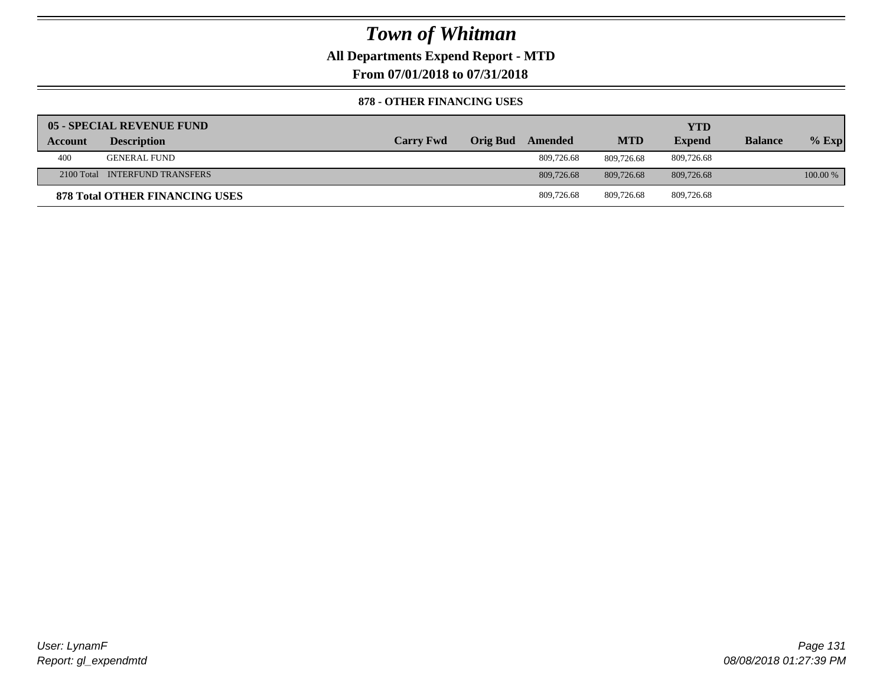# Town of Whitman

## All Departments Expend Report - MTD

### From 07/01/2018 to 07/31/2018

#### 878 - OTHER FINANCING USES

| 05 - SPECIAL REVENUE FUND | | | | | | | | |
|---|---|---|---|---|---|---|---|---|
| **Account** | **Description** | **Carry Fwd** | **Orig Bud** | **Amended** | **MTD** | **YTD Expend** | **Balance** | **% Exp** |
| 400 | GENERAL FUND | | | 809,726.68 | 809,726.68 | 809,726.68 | | |
| 2100 Total | INTERFUND TRANSFERS | | | 809,726.68 | 809,726.68 | 809,726.68 | | 100.00 % |
| **878 Total OTHER FINANCING USES** | | | | 809,726.68 | 809,726.68 | 809,726.68 | | |

User: LynamF
Report: gl_expendmtd

08/08/2018 01:27:39 PM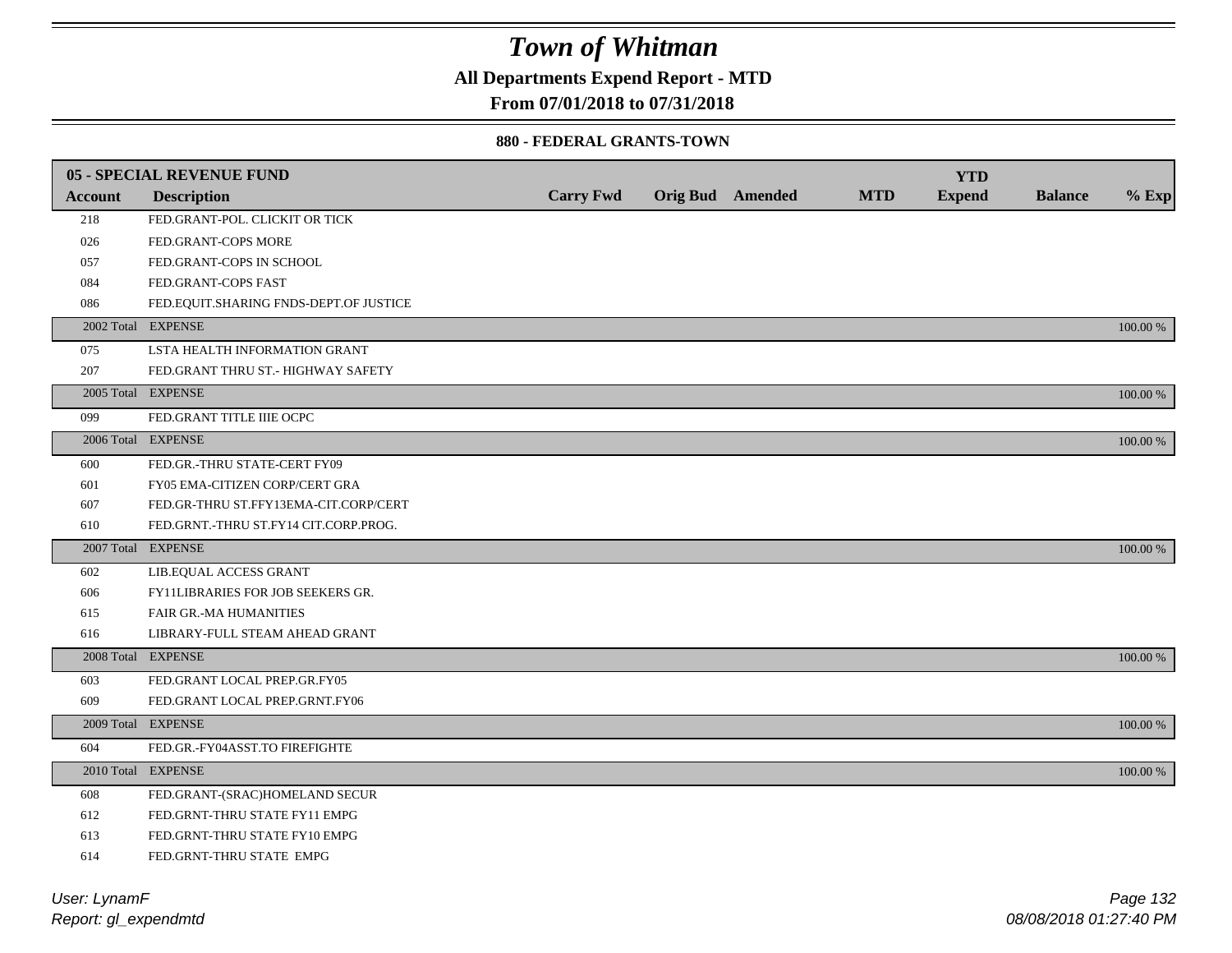# Town of Whitman

**All Departments Expend Report - MTD**

**From 07/01/2018 to 07/31/2018**

**880 - FEDERAL GRANTS-TOWN**

| 05 - SPECIAL REVENUE FUND | | | | | | | | | |
|---|---|---|---|---|---|---|---|---|---|
| **Account** | **Description** | **Carry Fwd** | **Orig Bud** | **Amended** | **MTD** | **YTD Expend** | **Balance** | **% Exp** |
| 218 | FED.GRANT-POL. CLICKIT OR TICK | | | | | | | |
| 026 | FED.GRANT-COPS MORE | | | | | | | |
| 057 | FED.GRANT-COPS IN SCHOOL | | | | | | | |
| 084 | FED.GRANT-COPS FAST | | | | | | | |
| 086 | FED.EQUIT.SHARING FNDS-DEPT.OF JUSTICE | | | | | | | |
| 2002 Total | EXPENSE | | | | | | | 100.00 % |
| 075 | LSTA HEALTH INFORMATION GRANT | | | | | | | |
| 207 | FED.GRANT THRU ST.- HIGHWAY SAFETY | | | | | | | |
| 2005 Total | EXPENSE | | | | | | | 100.00 % |
| 099 | FED.GRANT TITLE IIIE OCPC | | | | | | | |
| 2006 Total | EXPENSE | | | | | | | 100.00 % |
| 600 | FED.GR.-THRU STATE-CERT FY09 | | | | | | | |
| 601 | FY05 EMA-CITIZEN CORP/CERT GRA | | | | | | | |
| 607 | FED.GR-THRU ST.FFY13EMA-CIT.CORP/CERT | | | | | | | |
| 610 | FED.GRNT.-THRU ST.FY14 CIT.CORP.PROG. | | | | | | | |
| 2007 Total | EXPENSE | | | | | | | 100.00 % |
| 602 | LIB.EQUAL ACCESS GRANT | | | | | | | |
| 606 | FY11LIBRARIES FOR JOB SEEKERS GR. | | | | | | | |
| 615 | FAIR GR.-MA HUMANITIES | | | | | | | |
| 616 | LIBRARY-FULL STEAM AHEAD GRANT | | | | | | | |
| 2008 Total | EXPENSE | | | | | | | 100.00 % |
| 603 | FED.GRANT LOCAL PREP.GR.FY05 | | | | | | | |
| 609 | FED.GRANT LOCAL PREP.GRNT.FY06 | | | | | | | |
| 2009 Total | EXPENSE | | | | | | | 100.00 % |
| 604 | FED.GR.-FY04ASST.TO FIREFIGHTE | | | | | | | |
| 2010 Total | EXPENSE | | | | | | | 100.00 % |
| 608 | FED.GRANT-(SRAC)HOMELAND SECUR | | | | | | | |
| 612 | FED.GRNT-THRU STATE FY11 EMPG | | | | | | | |
| 613 | FED.GRNT-THRU STATE FY10 EMPG | | | | | | | |
| 614 | FED.GRNT-THRU STATE EMPG | | | | | | | |

*User: LynamF*
*Report: gl_expendmtd*

*08/08/2018 01:27:40 PM*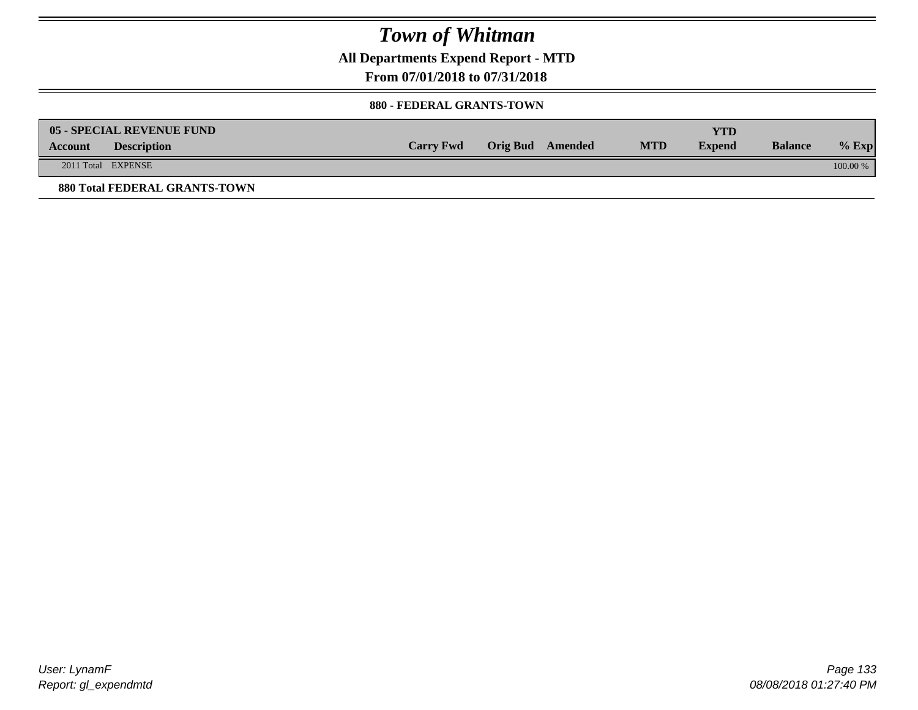# Town of Whitman

## All Departments Expend Report - MTD

### From 07/01/2018 to 07/31/2018

#### 880 - FEDERAL GRANTS-TOWN

| 05 - SPECIAL REVENUE FUND | | | | | | | | |
|---|---|---|---|---|---|---|---|---|
| **Account** | **Description** | **Carry Fwd** | **Orig Bud** | **Amended** | **MTD** | **YTD Expend** | **Balance** | **% Exp** |
| 2011 Total | EXPENSE | | | | | | | 100.00 % |

**880 Total FEDERAL GRANTS-TOWN**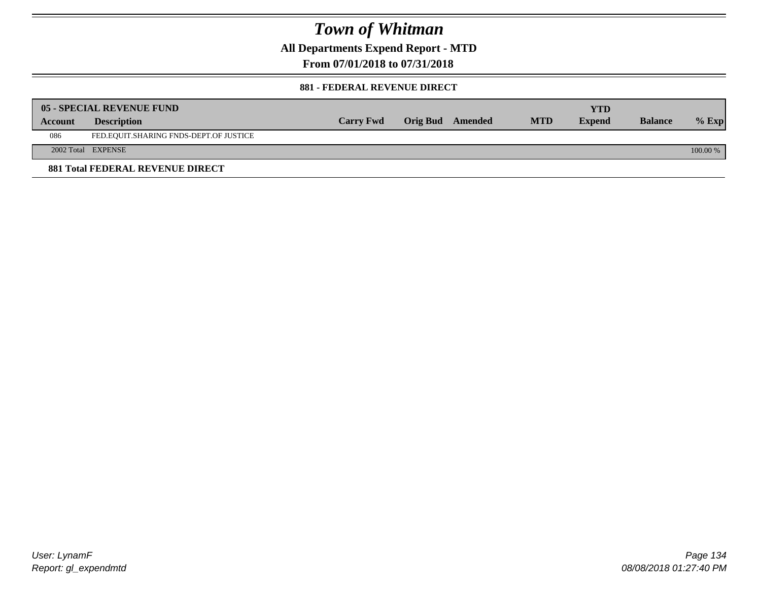# Town of Whitman

## All Departments Expend Report - MTD

### From 07/01/2018 to 07/31/2018

#### 881 - FEDERAL REVENUE DIRECT

| 05 - SPECIAL REVENUE FUND | | | | | | | | |
|---|---|---|---|---|---|---|---|---|
| **Account** | **Description** | **Carry Fwd** | **Orig Bud** | **Amended** | **MTD** | **YTD Expend** | **Balance** | **% Exp** |
| 086 | FED.EQUIT.SHARING FNDS-DEPT.OF JUSTICE | | | | | | | |
| 2002 Total | EXPENSE | | | | | | | 100.00 % |

**881 Total FEDERAL REVENUE DIRECT**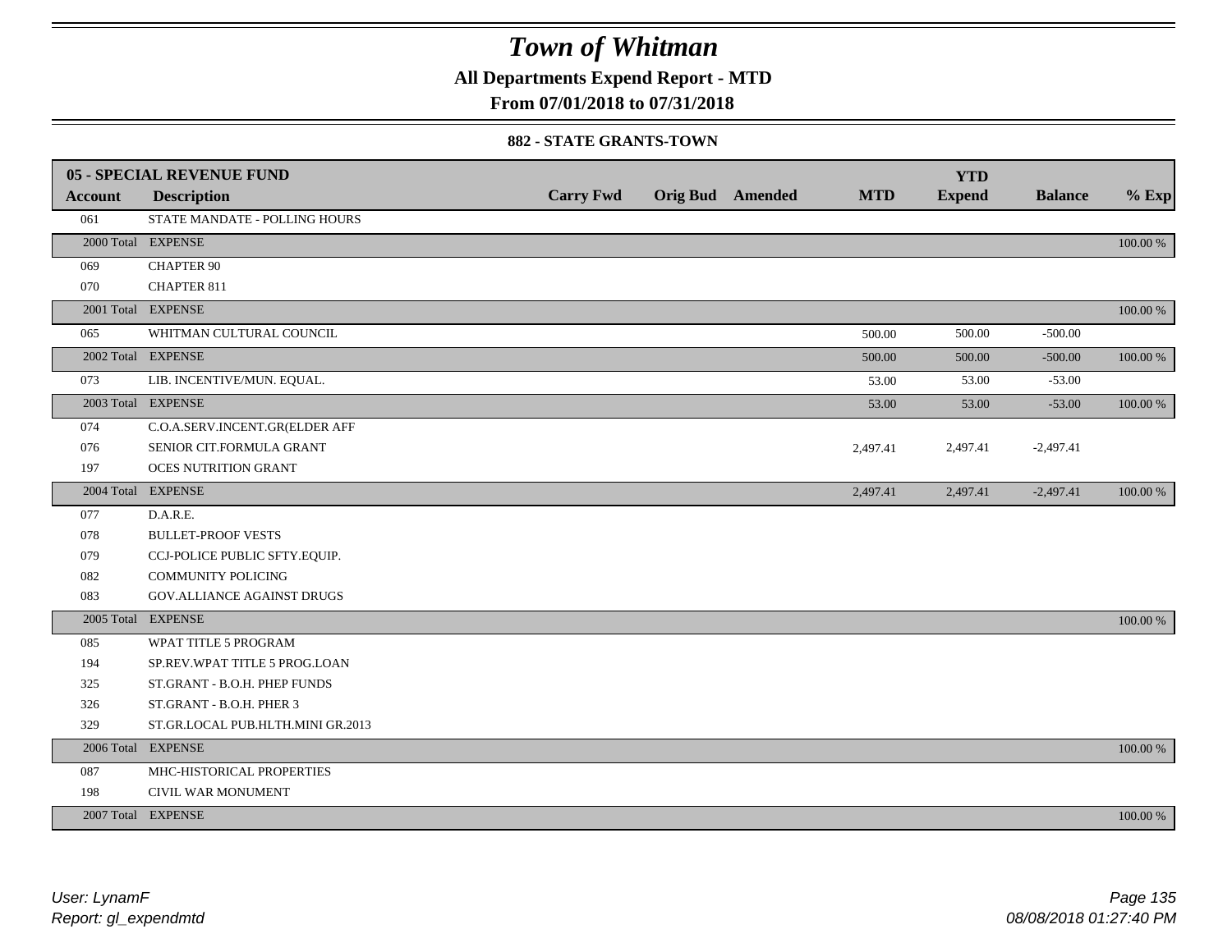# Town of Whitman

**All Departments Expend Report - MTD**

**From 07/01/2018 to 07/31/2018**

**882 - STATE GRANTS-TOWN**

| **05 - SPECIAL REVENUE FUND** | | | | | | | | |
|---|---|---|---|---|---|---|---|---|
| **Account** | **Description** | **Carry Fwd** | **Orig Bud** | **Amended** | **MTD** | **YTD Expend** | **Balance** | **% Exp** |
| 061 | STATE MANDATE - POLLING HOURS | | | | | | | |
| 2000 Total | EXPENSE | | | | | | | 100.00 % |
| 069 | CHAPTER 90 | | | | | | | |
| 070 | CHAPTER 811 | | | | | | | |
| 2001 Total | EXPENSE | | | | | | | 100.00 % |
| 065 | WHITMAN CULTURAL COUNCIL | | | | 500.00 | 500.00 | -500.00 | |
| 2002 Total | EXPENSE | | | | 500.00 | 500.00 | -500.00 | 100.00 % |
| 073 | LIB. INCENTIVE/MUN. EQUAL. | | | | 53.00 | 53.00 | -53.00 | |
| 2003 Total | EXPENSE | | | | 53.00 | 53.00 | -53.00 | 100.00 % |
| 074 | C.O.A.SERV.INCENT.GR(ELDER AFF | | | | | | | |
| 076 | SENIOR CIT.FORMULA GRANT | | | | 2,497.41 | 2,497.41 | -2,497.41 | |
| 197 | OCES NUTRITION GRANT | | | | | | | |
| 2004 Total | EXPENSE | | | | 2,497.41 | 2,497.41 | -2,497.41 | 100.00 % |
| 077 | D.A.R.E. | | | | | | | |
| 078 | BULLET-PROOF VESTS | | | | | | | |
| 079 | CCJ-POLICE PUBLIC SFTY.EQUIP. | | | | | | | |
| 082 | COMMUNITY POLICING | | | | | | | |
| 083 | GOV.ALLIANCE AGAINST DRUGS | | | | | | | |
| 2005 Total | EXPENSE | | | | | | | 100.00 % |
| 085 | WPAT TITLE 5 PROGRAM | | | | | | | |
| 194 | SP.REV.WPAT TITLE 5 PROG.LOAN | | | | | | | |
| 325 | ST.GRANT - B.O.H. PHEP FUNDS | | | | | | | |
| 326 | ST.GRANT - B.O.H. PHER 3 | | | | | | | |
| 329 | ST.GR.LOCAL PUB.HLTH.MINI GR.2013 | | | | | | | |
| 2006 Total | EXPENSE | | | | | | | 100.00 % |
| 087 | MHC-HISTORICAL PROPERTIES | | | | | | | |
| 198 | CIVIL WAR MONUMENT | | | | | | | |
| 2007 Total | EXPENSE | | | | | | | 100.00 % |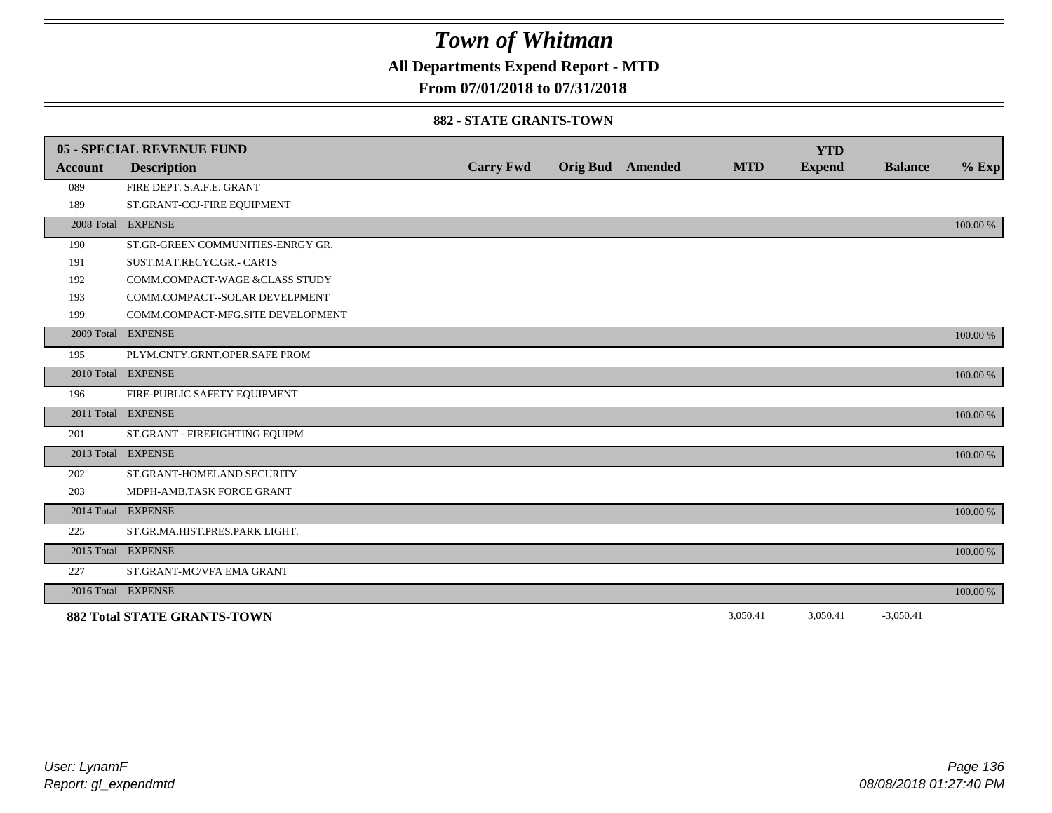# Town of Whitman

## All Departments Expend Report - MTD

### From 07/01/2018 to 07/31/2018

#### 882 - STATE GRANTS-TOWN

| 05 - SPECIAL REVENUE FUND | | | | | | YTD | | |
|---|---|---|---|---|---|---|---|---|
| **Account** | **Description** | **Carry Fwd** | **Orig Bud** | **Amended** | **MTD** | **Expend** | **Balance** | **% Exp** |
| 089 | FIRE DEPT. S.A.F.E. GRANT | | | | | | | |
| 189 | ST.GRANT-CCJ-FIRE EQUIPMENT | | | | | | | |
| 2008 Total | EXPENSE | | | | | | | 100.00 % |
| 190 | ST.GR-GREEN COMMUNITIES-ENRGY GR. | | | | | | | |
| 191 | SUST.MAT.RECYC.GR.- CARTS | | | | | | | |
| 192 | COMM.COMPACT-WAGE &CLASS STUDY | | | | | | | |
| 193 | COMM.COMPACT--SOLAR DEVELPMENT | | | | | | | |
| 199 | COMM.COMPACT-MFG.SITE DEVELOPMENT | | | | | | | |
| 2009 Total | EXPENSE | | | | | | | 100.00 % |
| 195 | PLYM.CNTY.GRNT.OPER.SAFE PROM | | | | | | | |
| 2010 Total | EXPENSE | | | | | | | 100.00 % |
| 196 | FIRE-PUBLIC SAFETY EQUIPMENT | | | | | | | |
| 2011 Total | EXPENSE | | | | | | | 100.00 % |
| 201 | ST.GRANT - FIREFIGHTING EQUIPM | | | | | | | |
| 2013 Total | EXPENSE | | | | | | | 100.00 % |
| 202 | ST.GRANT-HOMELAND SECURITY | | | | | | | |
| 203 | MDPH-AMB.TASK FORCE GRANT | | | | | | | |
| 2014 Total | EXPENSE | | | | | | | 100.00 % |
| 225 | ST.GR.MA.HIST.PRES.PARK LIGHT. | | | | | | | |
| 2015 Total | EXPENSE | | | | | | | 100.00 % |
| 227 | ST.GRANT-MC/VFA EMA GRANT | | | | | | | |
| 2016 Total | EXPENSE | | | | | | | 100.00 % |
| **882 Total STATE GRANTS-TOWN** | | | | | 3,050.41 | 3,050.41 | -3,050.41 | |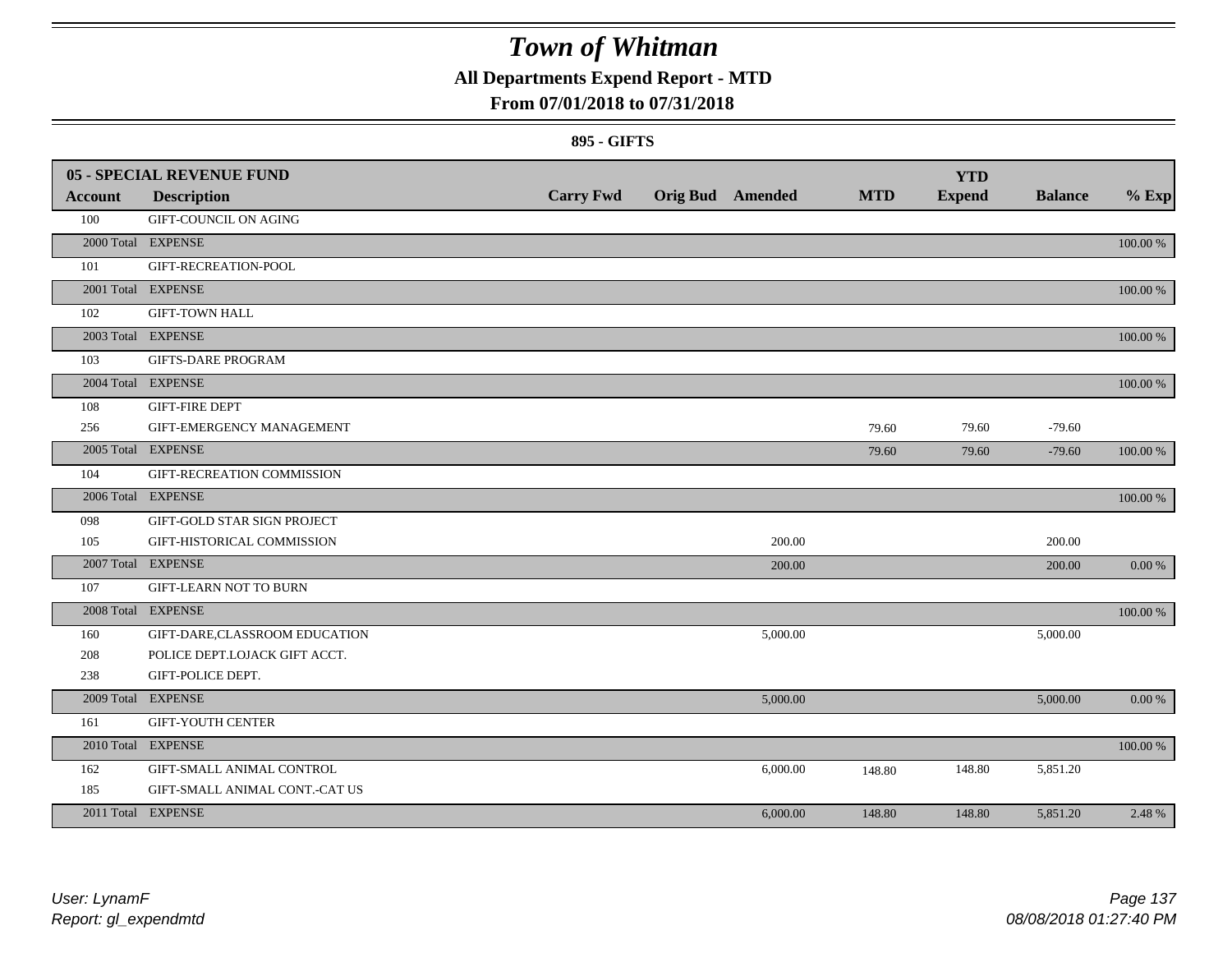# Town of Whitman

**All Departments Expend Report - MTD**

**From 07/01/2018 to 07/31/2018**

**895 - GIFTS**

| 05 - SPECIAL REVENUE FUND | | | | | | YTD | | |
|---|---|---|---|---|---|---|---|---|
| **Account** | **Description** | **Carry Fwd** | **Orig Bud** | **Amended** | **MTD** | **Expend** | **Balance** | **% Exp** |
| 100 | GIFT-COUNCIL ON AGING | | | | | | | |
| 2000 Total | EXPENSE | | | | | | | 100.00 % |
| 101 | GIFT-RECREATION-POOL | | | | | | | |
| 2001 Total | EXPENSE | | | | | | | 100.00 % |
| 102 | GIFT-TOWN HALL | | | | | | | |
| 2003 Total | EXPENSE | | | | | | | 100.00 % |
| 103 | GIFTS-DARE PROGRAM | | | | | | | |
| 2004 Total | EXPENSE | | | | | | | 100.00 % |
| 108 | GIFT-FIRE DEPT | | | | | | | |
| 256 | GIFT-EMERGENCY MANAGEMENT | | | | 79.60 | 79.60 | -79.60 | |
| 2005 Total | EXPENSE | | | | 79.60 | 79.60 | -79.60 | 100.00 % |
| 104 | GIFT-RECREATION COMMISSION | | | | | | | |
| 2006 Total | EXPENSE | | | | | | | 100.00 % |
| 098 | GIFT-GOLD STAR SIGN PROJECT | | | | | | | |
| 105 | GIFT-HISTORICAL COMMISSION | | | 200.00 | | | 200.00 | |
| 2007 Total | EXPENSE | | | 200.00 | | | 200.00 | 0.00 % |
| 107 | GIFT-LEARN NOT TO BURN | | | | | | | |
| 2008 Total | EXPENSE | | | | | | | 100.00 % |
| 160 | GIFT-DARE,CLASSROOM EDUCATION | | | 5,000.00 | | | 5,000.00 | |
| 208 | POLICE DEPT.LOJACK GIFT ACCT. | | | | | | | |
| 238 | GIFT-POLICE DEPT. | | | | | | | |
| 2009 Total | EXPENSE | | | 5,000.00 | | | 5,000.00 | 0.00 % |
| 161 | GIFT-YOUTH CENTER | | | | | | | |
| 2010 Total | EXPENSE | | | | | | | 100.00 % |
| 162 | GIFT-SMALL ANIMAL CONTROL | | | 6,000.00 | 148.80 | 148.80 | 5,851.20 | |
| 185 | GIFT-SMALL ANIMAL CONT.-CAT US | | | | | | | |
| 2011 Total | EXPENSE | | | 6,000.00 | 148.80 | 148.80 | 5,851.20 | 2.48 % |

*User: LynamF*
*Report: gl_expendmtd*

*08/08/2018 01:27:40 PM*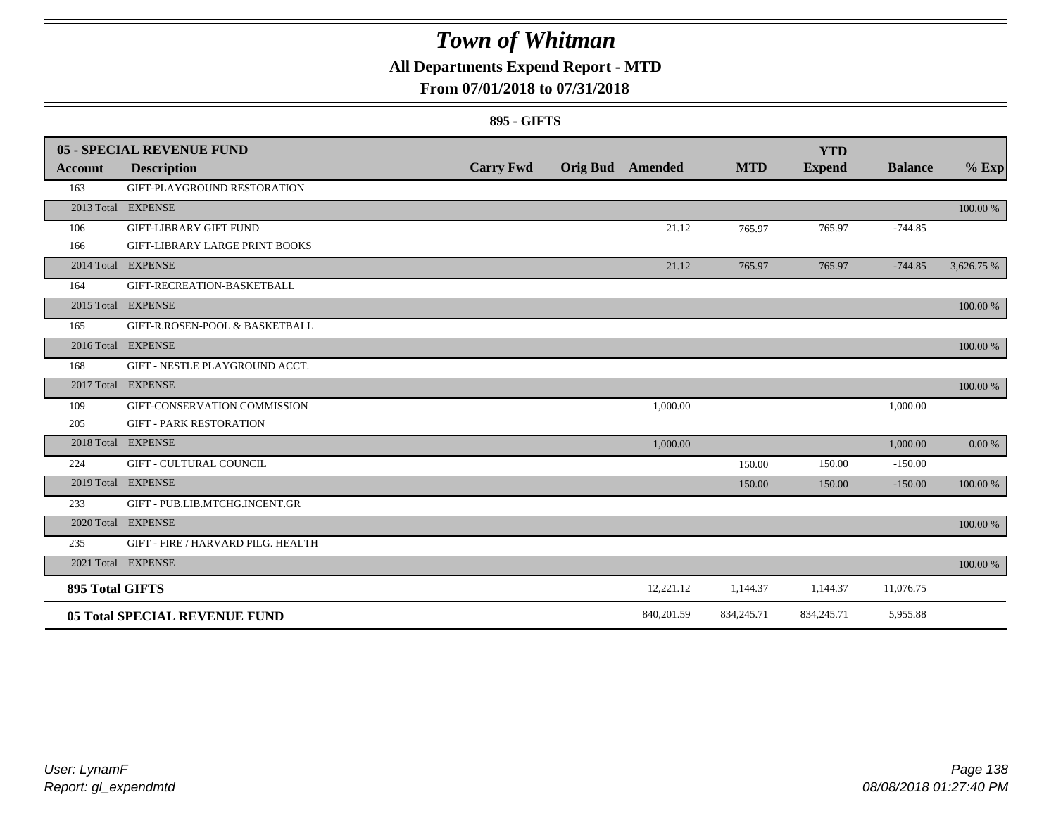# *Town of Whitman*

**All Departments Expend Report - MTD**

**From 07/01/2018 to 07/31/2018**

**895 - GIFTS**

| 05 - SPECIAL REVENUE FUND | | | | | | YTD | | |
|---|---|---|---|---|---|---|---|---|
| **Account** | **Description** | **Carry Fwd** | **Orig Bud** | **Amended** | **MTD** | **Expend** | **Balance** | **% Exp** |
| 163 | GIFT-PLAYGROUND RESTORATION | | | | | | | |
| 2013 Total | EXPENSE | | | | | | | 100.00 % |
| 106 | GIFT-LIBRARY GIFT FUND | | | 21.12 | 765.97 | 765.97 | -744.85 | |
| 166 | GIFT-LIBRARY LARGE PRINT BOOKS | | | | | | | |
| 2014 Total | EXPENSE | | | 21.12 | 765.97 | 765.97 | -744.85 | 3,626.75 % |
| 164 | GIFT-RECREATION-BASKETBALL | | | | | | | |
| 2015 Total | EXPENSE | | | | | | | 100.00 % |
| 165 | GIFT-R.ROSEN-POOL & BASKETBALL | | | | | | | |
| 2016 Total | EXPENSE | | | | | | | 100.00 % |
| 168 | GIFT - NESTLE PLAYGROUND ACCT. | | | | | | | |
| 2017 Total | EXPENSE | | | | | | | 100.00 % |
| 109 | GIFT-CONSERVATION COMMISSION | | | 1,000.00 | | | 1,000.00 | |
| 205 | GIFT - PARK RESTORATION | | | | | | | |
| 2018 Total | EXPENSE | | | 1,000.00 | | | 1,000.00 | 0.00 % |
| 224 | GIFT - CULTURAL COUNCIL | | | | 150.00 | 150.00 | -150.00 | |
| 2019 Total | EXPENSE | | | | 150.00 | 150.00 | -150.00 | 100.00 % |
| 233 | GIFT - PUB.LIB.MTCHG.INCENT.GR | | | | | | | |
| 2020 Total | EXPENSE | | | | | | | 100.00 % |
| 235 | GIFT - FIRE / HARVARD PILG. HEALTH | | | | | | | |
| 2021 Total | EXPENSE | | | | | | | 100.00 % |
| **895 Total GIFTS** | | | | 12,221.12 | 1,144.37 | 1,144.37 | 11,076.75 | |
| **05 Total SPECIAL REVENUE FUND** | | | | 840,201.59 | 834,245.71 | 834,245.71 | 5,955.88 | |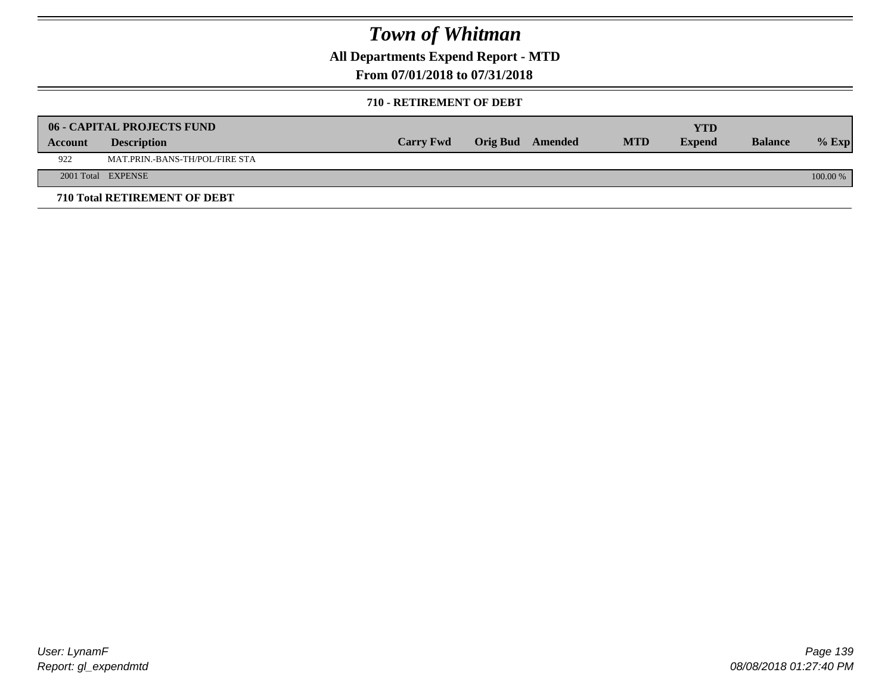# Town of Whitman

## All Departments Expend Report - MTD

## From 07/01/2018 to 07/31/2018

### 710 - RETIREMENT OF DEBT

| 06 - CAPITAL PROJECTS FUND | | | | | | YTD | | |
|---|---|---|---|---|---|---|---|---|
| Account | Description | Carry Fwd | Orig Bud | Amended | MTD | Expend | Balance | % Exp |
| 922 | MAT.PRIN.-BANS-TH/POL/FIRE STA | | | | | | | |
| 2001 Total | EXPENSE | | | | | | | 100.00 % |

**710 Total RETIREMENT OF DEBT**

User: LynamF
Report: gl_expendmtd

08/08/2018 01:27:40 PM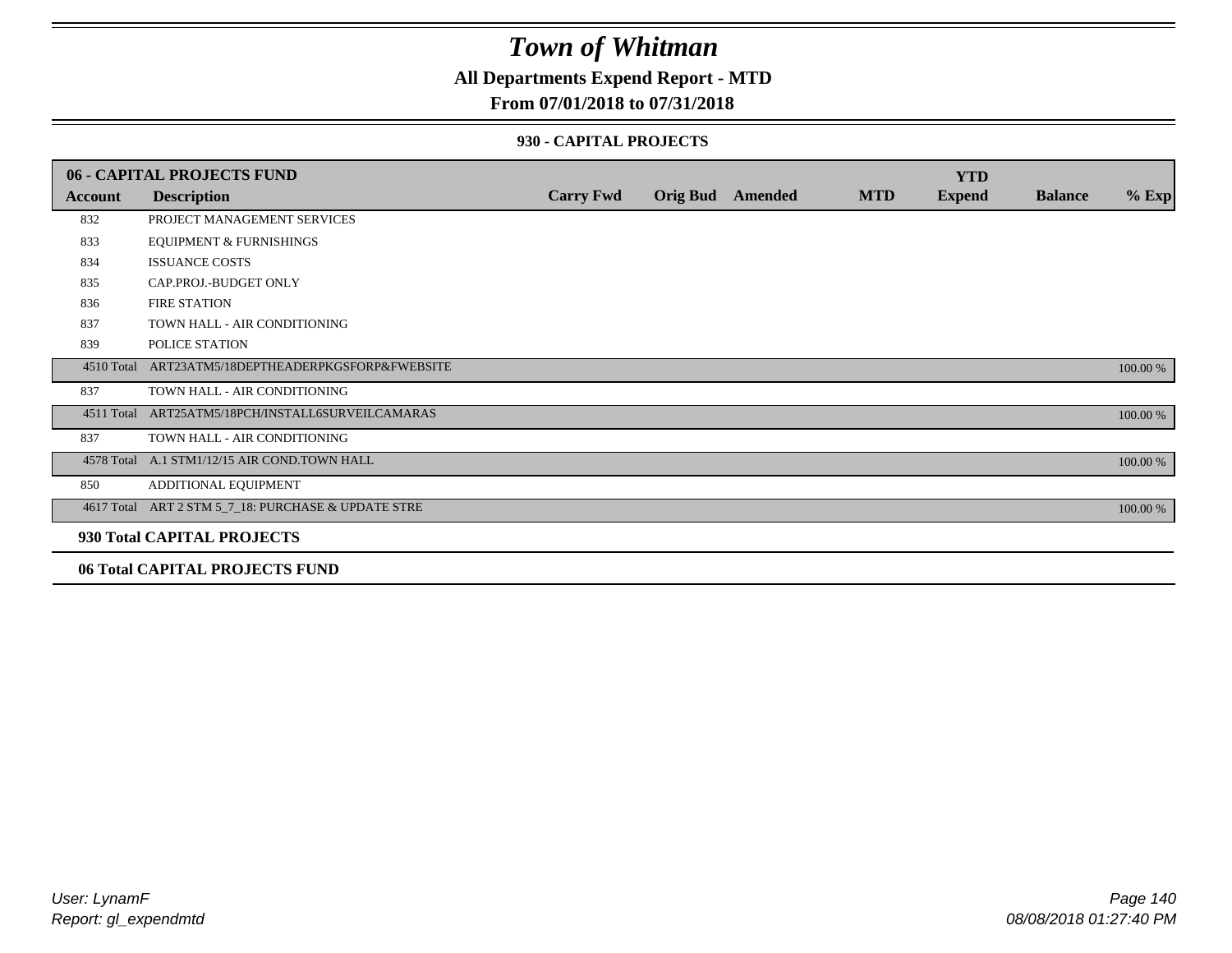# Town of Whitman

## All Departments Expend Report - MTD

### From 07/01/2018 to 07/31/2018

#### 930 - CAPITAL PROJECTS

| 06 - CAPITAL PROJECTS FUND | | | | | | YTD | | |
|---|---|---|---|---|---|---|---|---|
| **Account** | **Description** | **Carry Fwd** | **Orig Bud** | **Amended** | **MTD** | **Expend** | **Balance** | **% Exp** |
| 832 | PROJECT MANAGEMENT SERVICES | | | | | | | |
| 833 | EQUIPMENT & FURNISHINGS | | | | | | | |
| 834 | ISSUANCE COSTS | | | | | | | |
| 835 | CAP.PROJ.-BUDGET ONLY | | | | | | | |
| 836 | FIRE STATION | | | | | | | |
| 837 | TOWN HALL - AIR CONDITIONING | | | | | | | |
| 839 | POLICE STATION | | | | | | | |
| 4510 Total | ART23ATM5/18DEPTHEADERPKGSFORP&FWEBSITE | | | | | | | 100.00 % |
| 837 | TOWN HALL - AIR CONDITIONING | | | | | | | |
| 4511 Total | ART25ATM5/18PCH/INSTALL6SURVEILCAMARAS | | | | | | | 100.00 % |
| 837 | TOWN HALL - AIR CONDITIONING | | | | | | | |
| 4578 Total | A.1 STM1/12/15 AIR COND.TOWN HALL | | | | | | | 100.00 % |
| 850 | ADDITIONAL EQUIPMENT | | | | | | | |
| 4617 Total | ART 2 STM 5_7_18: PURCHASE & UPDATE STRE | | | | | | | 100.00 % |
| **930 Total CAPITAL PROJECTS** | | | | | | | | |
| **06 Total CAPITAL PROJECTS FUND** | | | | | | | | |

User: LynamF
Report: gl_expendmtd

08/08/2018 01:27:40 PM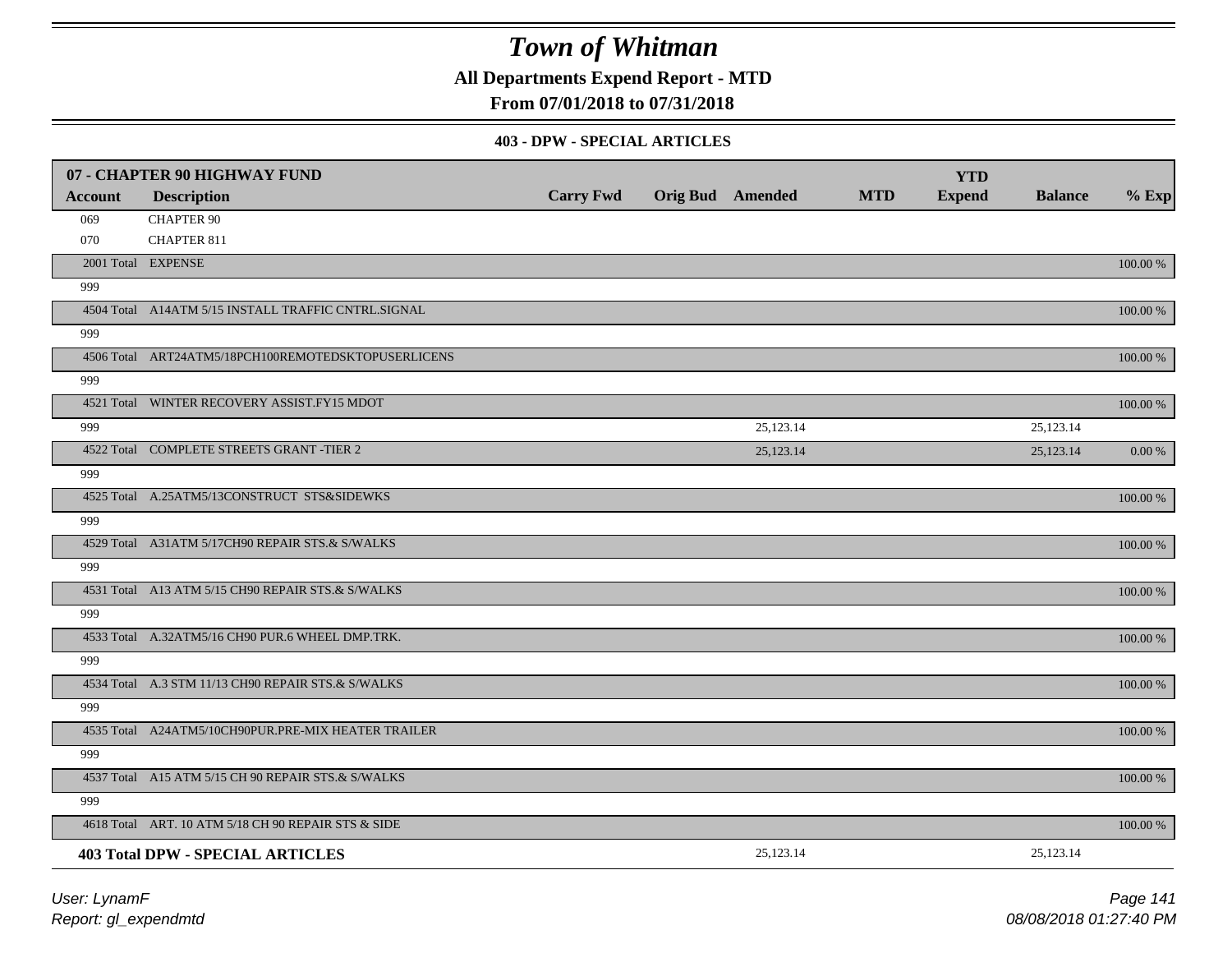# Town of Whitman

**All Departments Expend Report - MTD**

**From 07/01/2018 to 07/31/2018**

**403 - DPW - SPECIAL ARTICLES**

| Account | Description | Carry Fwd | Orig Bud | Amended | MTD | YTD Expend | Balance | % Exp |
|---|---|---|---|---|---|---|---|---|
| **07 - CHAPTER 90 HIGHWAY FUND** | | | | | | | | |
| 069 | CHAPTER 90 | | | | | | | |
| 070 | CHAPTER 811 | | | | | | | |
| 2001 Total | EXPENSE | | | | | | | 100.00 % |
| 999 | | | | | | | | |
| 4504 Total | A14ATM 5/15 INSTALL TRAFFIC CNTRL.SIGNAL | | | | | | | 100.00 % |
| 999 | | | | | | | | |
| 4506 Total | ART24ATM5/18PCH100REMOTEDSKTOPUSERLICENS | | | | | | | 100.00 % |
| 999 | | | | | | | | |
| 4521 Total | WINTER RECOVERY ASSIST.FY15 MDOT | | | | | | | 100.00 % |
| 999 | | | | 25,123.14 | | | 25,123.14 | |
| 4522 Total | COMPLETE STREETS GRANT -TIER 2 | | | 25,123.14 | | | 25,123.14 | 0.00 % |
| 999 | | | | | | | | |
| 4525 Total | A.25ATM5/13CONSTRUCT STS&SIDEWKS | | | | | | | 100.00 % |
| 999 | | | | | | | | |
| 4529 Total | A31ATM 5/17CH90 REPAIR STS.& S/WALKS | | | | | | | 100.00 % |
| 999 | | | | | | | | |
| 4531 Total | A13 ATM 5/15 CH90 REPAIR STS.& S/WALKS | | | | | | | 100.00 % |
| 999 | | | | | | | | |
| 4533 Total | A.32ATM5/16 CH90 PUR.6 WHEEL DMP.TRK. | | | | | | | 100.00 % |
| 999 | | | | | | | | |
| 4534 Total | A.3 STM 11/13 CH90 REPAIR STS.& S/WALKS | | | | | | | 100.00 % |
| 999 | | | | | | | | |
| 4535 Total | A24ATM5/10CH90PUR.PRE-MIX HEATER TRAILER | | | | | | | 100.00 % |
| 999 | | | | | | | | |
| 4537 Total | A15 ATM 5/15 CH 90 REPAIR STS.& S/WALKS | | | | | | | 100.00 % |
| 999 | | | | | | | | |
| 4618 Total | ART. 10 ATM 5/18 CH 90 REPAIR STS & SIDE | | | | | | | 100.00 % |
| **403 Total DPW - SPECIAL ARTICLES** | | | | 25,123.14 | | | 25,123.14 | |

*User: LynamF*

*Report: gl_expendmtd*

*08/08/2018 01:27:40 PM*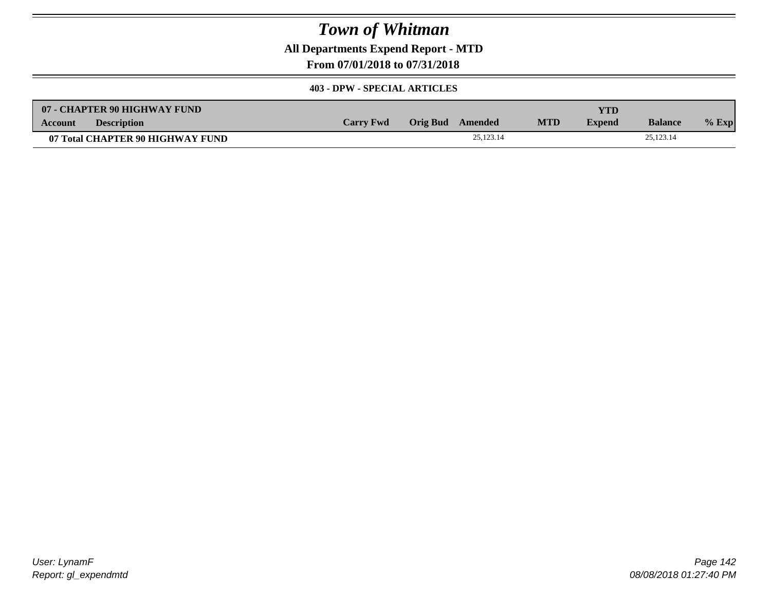# Town of Whitman

## All Departments Expend Report - MTD

### From 07/01/2018 to 07/31/2018

#### 403 - DPW - SPECIAL ARTICLES

| 07 - CHAPTER 90 HIGHWAY FUND | | | | | | | | |
|---|---|---|---|---|---|---|---|---|
| **Account** | **Description** | **Carry Fwd** | **Orig Bud** | **Amended** | **MTD** | **YTD Expend** | **Balance** | **% Exp** |
| **07 Total CHAPTER 90 HIGHWAY FUND** | | | | 25,123.14 | | | 25,123.14 | |

User: LynamF
Report: gl_expendmtd

08/08/2018 01:27:40 PM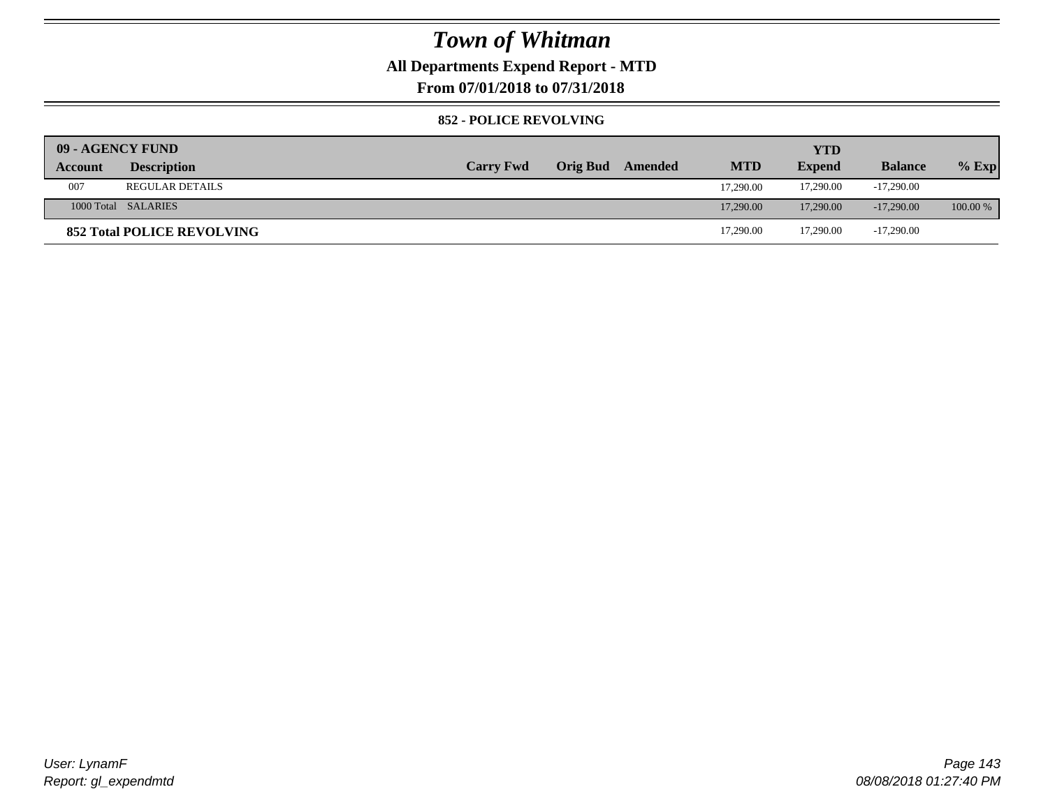# Town of Whitman

**All Departments Expend Report - MTD**

**From 07/01/2018 to 07/31/2018**

### 852 - POLICE REVOLVING

| 09 - AGENCY FUND Account | Description | Carry Fwd | Orig Bud | Amended | MTD | YTD Expend | Balance | % Exp |
|---|---|---|---|---|---|---|---|---|
| 007 | REGULAR DETAILS | | | | 17,290.00 | 17,290.00 | -17,290.00 | |
| 1000 Total | SALARIES | | | | 17,290.00 | 17,290.00 | -17,290.00 | 100.00 % |
| **852 Total POLICE REVOLVING** | | | | | 17,290.00 | 17,290.00 | -17,290.00 | |

*User: LynamF*
*Report: gl_expendmtd*

*08/08/2018 01:27:40 PM*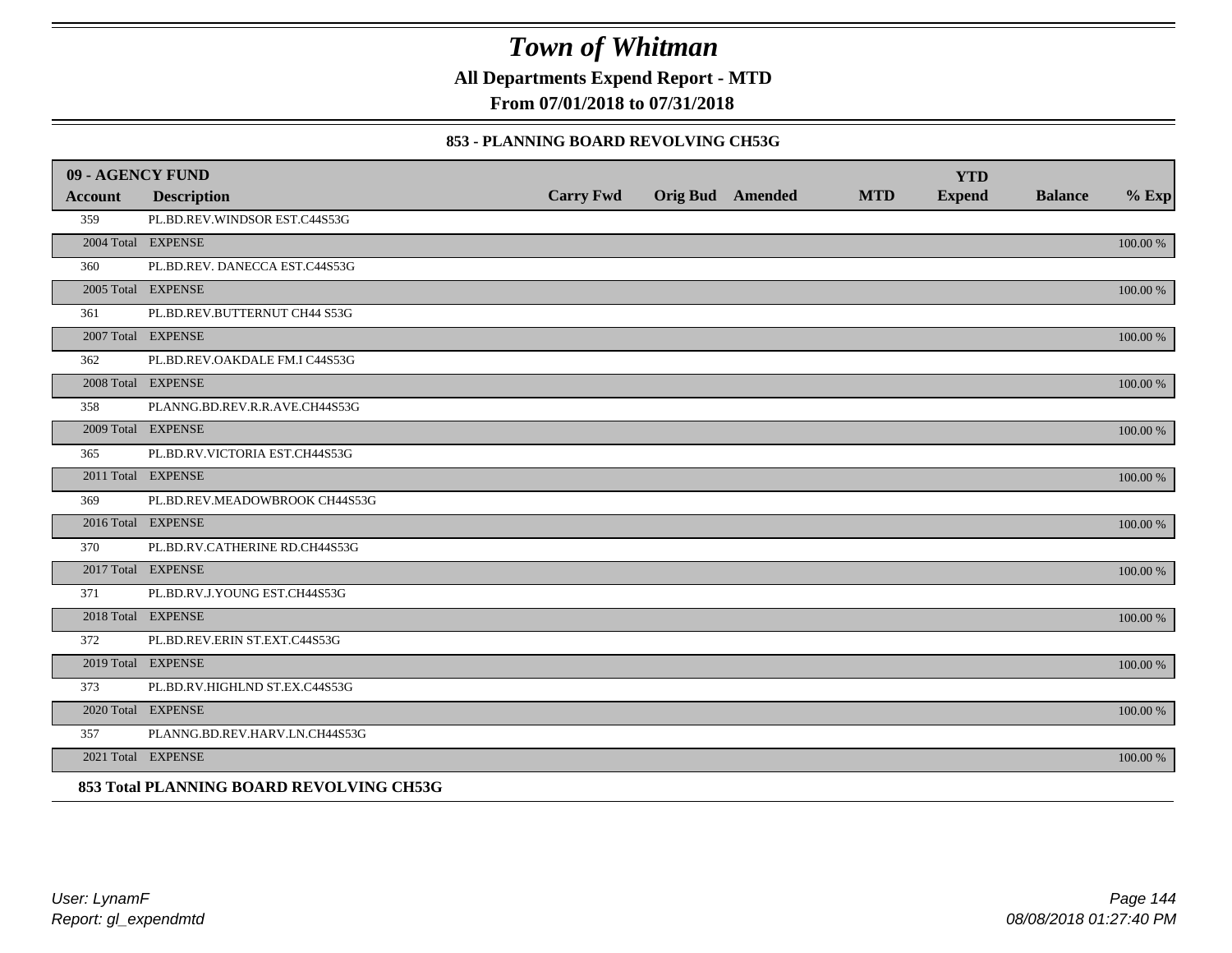# Town of Whitman

**All Departments Expend Report - MTD**

**From 07/01/2018 to 07/31/2018**

**853 - PLANNING BOARD REVOLVING CH53G**

| 09 - AGENCY FUND | | | | | | YTD | | |
|---|---|---|---|---|---|---|---|---|
| **Account** | **Description** | **Carry Fwd** | **Orig Bud** | **Amended** | **MTD** | **Expend** | **Balance** | **% Exp** |
| 359 | PL.BD.REV.WINDSOR EST.C44S53G | | | | | | | |
| 2004 Total | EXPENSE | | | | | | | 100.00 % |
| 360 | PL.BD.REV. DANECCA EST.C44S53G | | | | | | | |
| 2005 Total | EXPENSE | | | | | | | 100.00 % |
| 361 | PL.BD.REV.BUTTERNUT CH44 S53G | | | | | | | |
| 2007 Total | EXPENSE | | | | | | | 100.00 % |
| 362 | PL.BD.REV.OAKDALE FM.I C44S53G | | | | | | | |
| 2008 Total | EXPENSE | | | | | | | 100.00 % |
| 358 | PLANNG.BD.REV.R.R.AVE.CH44S53G | | | | | | | |
| 2009 Total | EXPENSE | | | | | | | 100.00 % |
| 365 | PL.BD.RV.VICTORIA EST.CH44S53G | | | | | | | |
| 2011 Total | EXPENSE | | | | | | | 100.00 % |
| 369 | PL.BD.REV.MEADOWBROOK CH44S53G | | | | | | | |
| 2016 Total | EXPENSE | | | | | | | 100.00 % |
| 370 | PL.BD.RV.CATHERINE RD.CH44S53G | | | | | | | |
| 2017 Total | EXPENSE | | | | | | | 100.00 % |
| 371 | PL.BD.RV.J.YOUNG EST.CH44S53G | | | | | | | |
| 2018 Total | EXPENSE | | | | | | | 100.00 % |
| 372 | PL.BD.REV.ERIN ST.EXT.C44S53G | | | | | | | |
| 2019 Total | EXPENSE | | | | | | | 100.00 % |
| 373 | PL.BD.RV.HIGHLND ST.EX.C44S53G | | | | | | | |
| 2020 Total | EXPENSE | | | | | | | 100.00 % |
| 357 | PLANNG.BD.REV.HARV.LN.CH44S53G | | | | | | | |
| 2021 Total | EXPENSE | | | | | | | 100.00 % |

**853 Total PLANNING BOARD REVOLVING CH53G**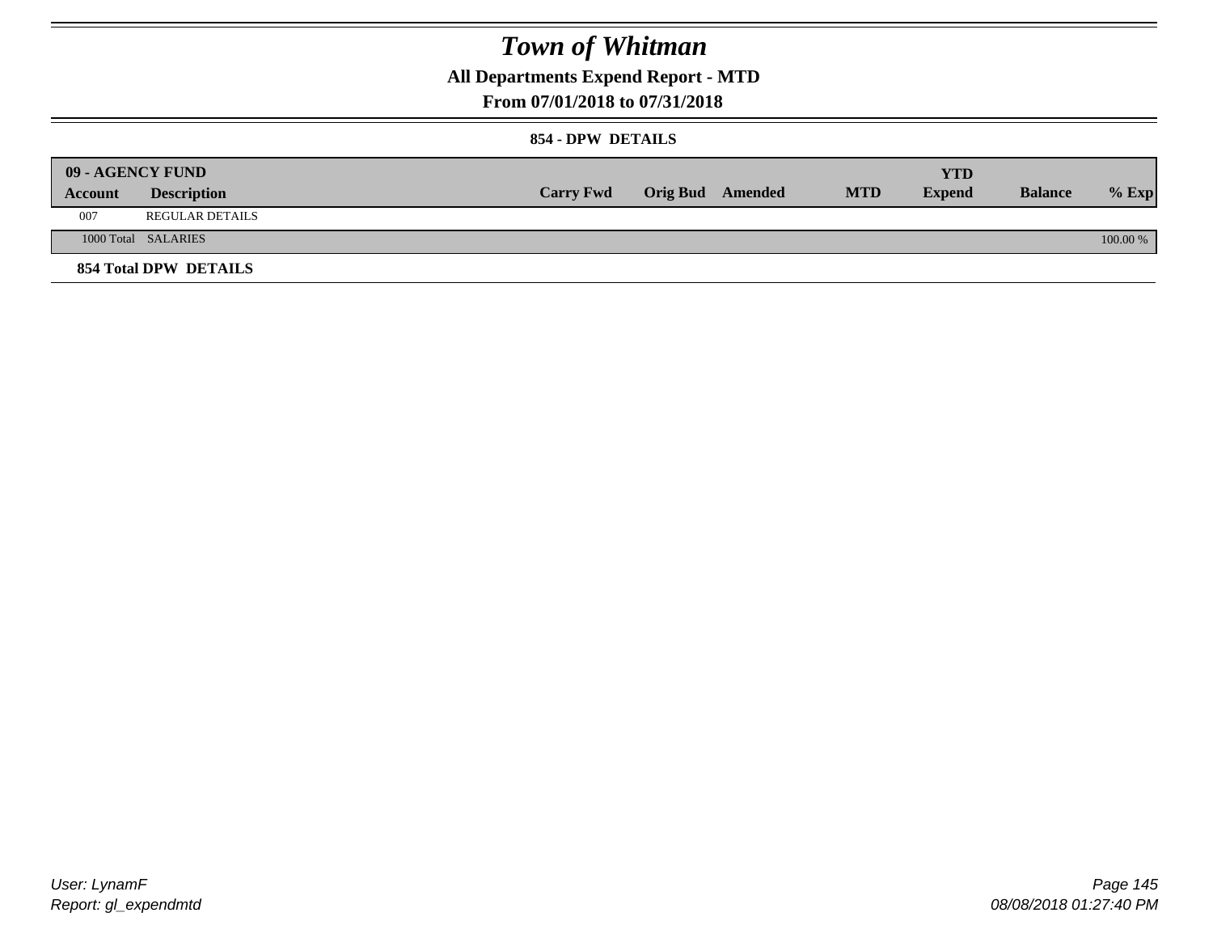# Town of Whitman

## All Departments Expend Report - MTD

### From 07/01/2018 to 07/31/2018

#### 854 - DPW DETAILS

| 09 - AGENCY FUND | | | | | | YTD | | |
|---|---|---|---|---|---|---|---|---|
| **Account** | **Description** | **Carry Fwd** | **Orig Bud** | **Amended** | **MTD** | **Expend** | **Balance** | **% Exp** |
| 007 | REGULAR DETAILS | | | | | | | |
| 1000 Total | SALARIES | | | | | | | 100.00 % |

**854 Total DPW DETAILS**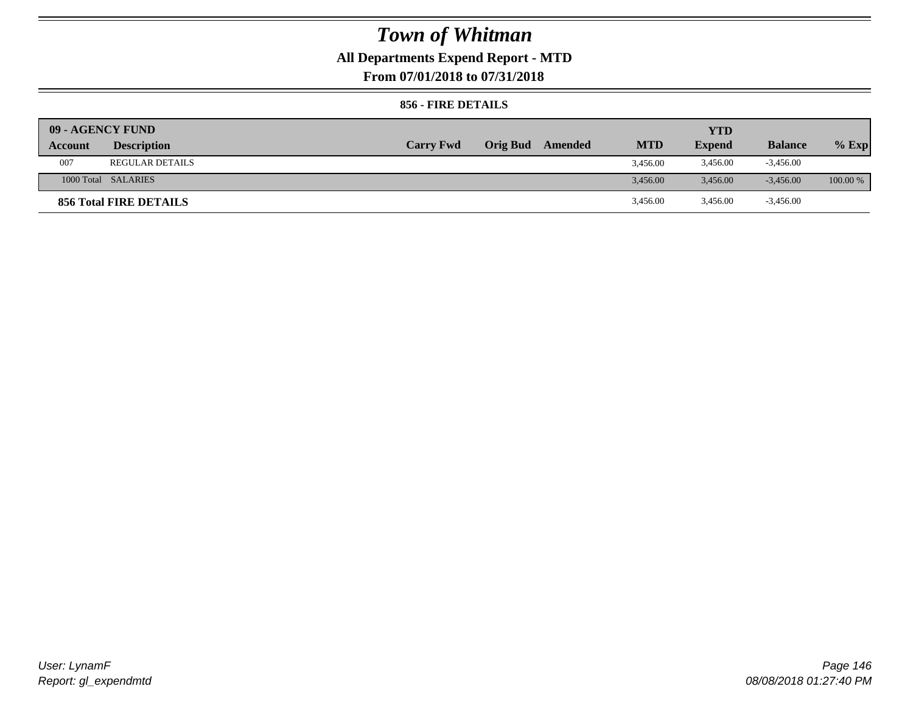# Town of Whitman

## All Departments Expend Report - MTD

### From 07/01/2018 to 07/31/2018

#### 856 - FIRE DETAILS

| 09 - AGENCY FUND | | | | | | YTD | | |
|---|---|---|---|---|---|---|---|---|
| **Account** | **Description** | **Carry Fwd** | **Orig Bud** | **Amended** | **MTD** | **Expend** | **Balance** | **% Exp** |
| 007 | REGULAR DETAILS | | | | 3,456.00 | 3,456.00 | -3,456.00 | |
| 1000 Total | SALARIES | | | | 3,456.00 | 3,456.00 | -3,456.00 | 100.00 % |
| **856 Total FIRE DETAILS** | | | | | 3,456.00 | 3,456.00 | -3,456.00 | |

*User: LynamF*
*Report: gl_expendmtd*

*08/08/2018 01:27:40 PM*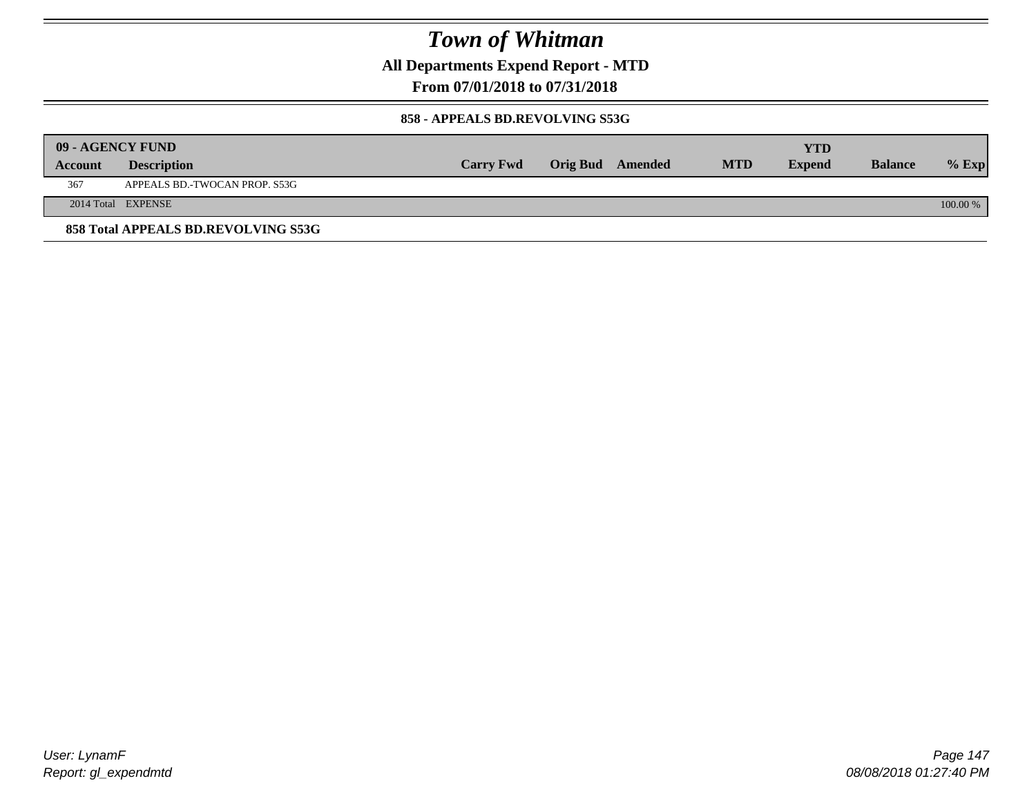# Town of Whitman

**All Departments Expend Report - MTD**

**From 07/01/2018 to 07/31/2018**

**858 - APPEALS BD.REVOLVING S53G**

| 09 - AGENCY FUND | | | | | | YTD | | |
|---|---|---|---|---|---|---|---|---|
| Account | Description | Carry Fwd | Orig Bud | Amended | MTD | Expend | Balance | % Exp |
| 367 | APPEALS BD.-TWOCAN PROP. S53G | | | | | | | |
| 2014 Total | EXPENSE | | | | | | | 100.00 % |

**858 Total APPEALS BD.REVOLVING S53G**

User: LynamF
Report: gl_expendmtd

08/08/2018 01:27:40 PM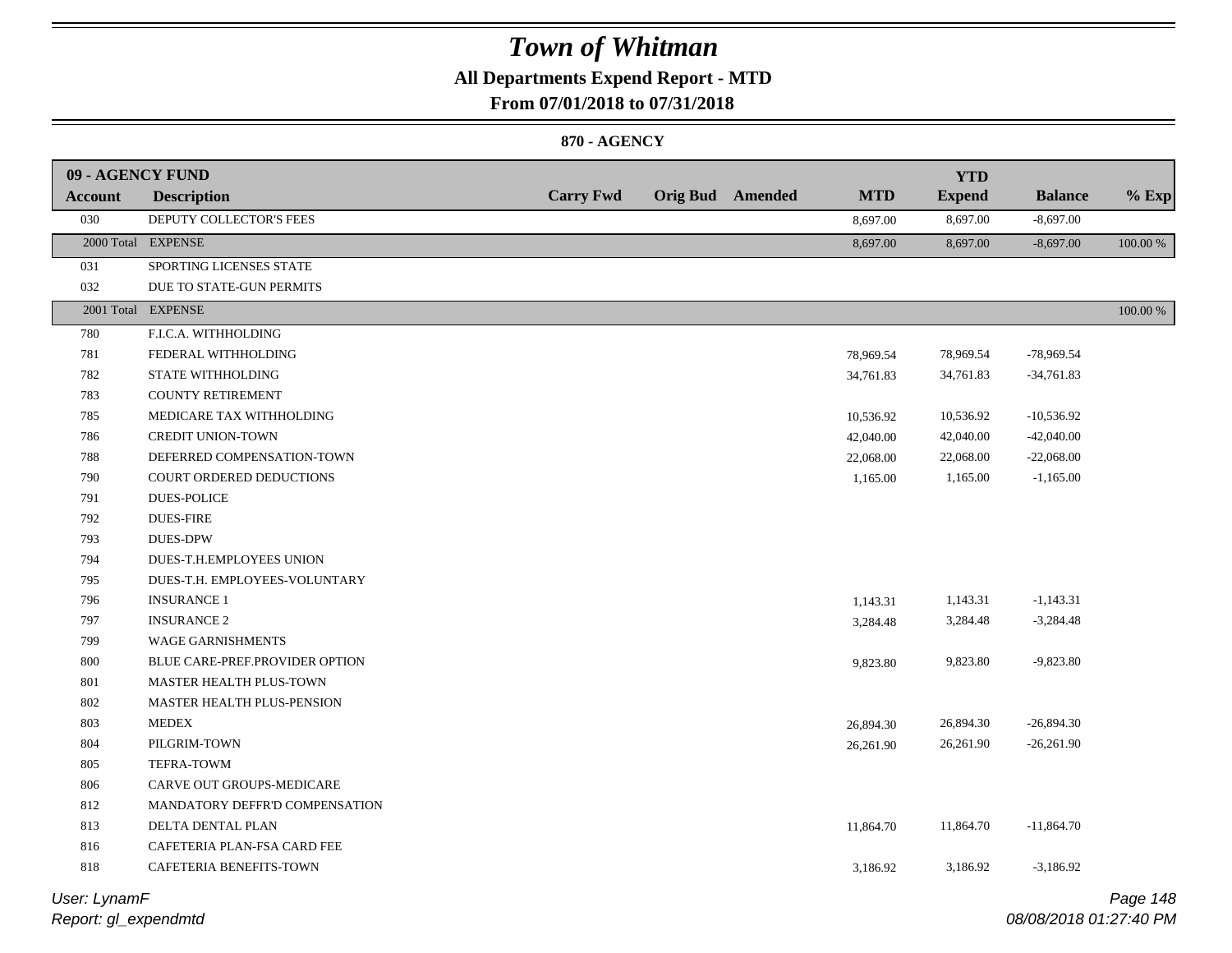# Town of Whitman

## All Departments Expend Report - MTD

### From 07/01/2018 to 07/31/2018

#### 870 - AGENCY

| 09 - AGENCY FUND<br>Account | Description | Carry Fwd | Orig Bud | Amended | MTD | YTD Expend | Balance | % Exp |
|---|---|---|---|---|---|---|---|---|
| 030 | DEPUTY COLLECTOR'S FEES | | | | 8,697.00 | 8,697.00 | -8,697.00 | |
| 2000 Total | EXPENSE | | | | 8,697.00 | 8,697.00 | -8,697.00 | 100.00 % |
| 031 | SPORTING LICENSES STATE | | | | | | | |
| 032 | DUE TO STATE-GUN PERMITS | | | | | | | |
| 2001 Total | EXPENSE | | | | | | | 100.00 % |
| 780 | F.I.C.A. WITHHOLDING | | | | | | | |
| 781 | FEDERAL WITHHOLDING | | | | 78,969.54 | 78,969.54 | -78,969.54 | |
| 782 | STATE WITHHOLDING | | | | 34,761.83 | 34,761.83 | -34,761.83 | |
| 783 | COUNTY RETIREMENT | | | | | | | |
| 785 | MEDICARE TAX WITHHOLDING | | | | 10,536.92 | 10,536.92 | -10,536.92 | |
| 786 | CREDIT UNION-TOWN | | | | 42,040.00 | 42,040.00 | -42,040.00 | |
| 788 | DEFERRED COMPENSATION-TOWN | | | | 22,068.00 | 22,068.00 | -22,068.00 | |
| 790 | COURT ORDERED DEDUCTIONS | | | | 1,165.00 | 1,165.00 | -1,165.00 | |
| 791 | DUES-POLICE | | | | | | | |
| 792 | DUES-FIRE | | | | | | | |
| 793 | DUES-DPW | | | | | | | |
| 794 | DUES-T.H.EMPLOYEES UNION | | | | | | | |
| 795 | DUES-T.H. EMPLOYEES-VOLUNTARY | | | | | | | |
| 796 | INSURANCE 1 | | | | 1,143.31 | 1,143.31 | -1,143.31 | |
| 797 | INSURANCE 2 | | | | 3,284.48 | 3,284.48 | -3,284.48 | |
| 799 | WAGE GARNISHMENTS | | | | | | | |
| 800 | BLUE CARE-PREF.PROVIDER OPTION | | | | 9,823.80 | 9,823.80 | -9,823.80 | |
| 801 | MASTER HEALTH PLUS-TOWN | | | | | | | |
| 802 | MASTER HEALTH PLUS-PENSION | | | | | | | |
| 803 | MEDEX | | | | 26,894.30 | 26,894.30 | -26,894.30 | |
| 804 | PILGRIM-TOWN | | | | 26,261.90 | 26,261.90 | -26,261.90 | |
| 805 | TEFRA-TOWM | | | | | | | |
| 806 | CARVE OUT GROUPS-MEDICARE | | | | | | | |
| 812 | MANDATORY DEFFR'D COMPENSATION | | | | | | | |
| 813 | DELTA DENTAL PLAN | | | | 11,864.70 | 11,864.70 | -11,864.70 | |
| 816 | CAFETERIA PLAN-FSA CARD FEE | | | | | | | |
| 818 | CAFETERIA BENEFITS-TOWN | | | | 3,186.92 | 3,186.92 | -3,186.92 | |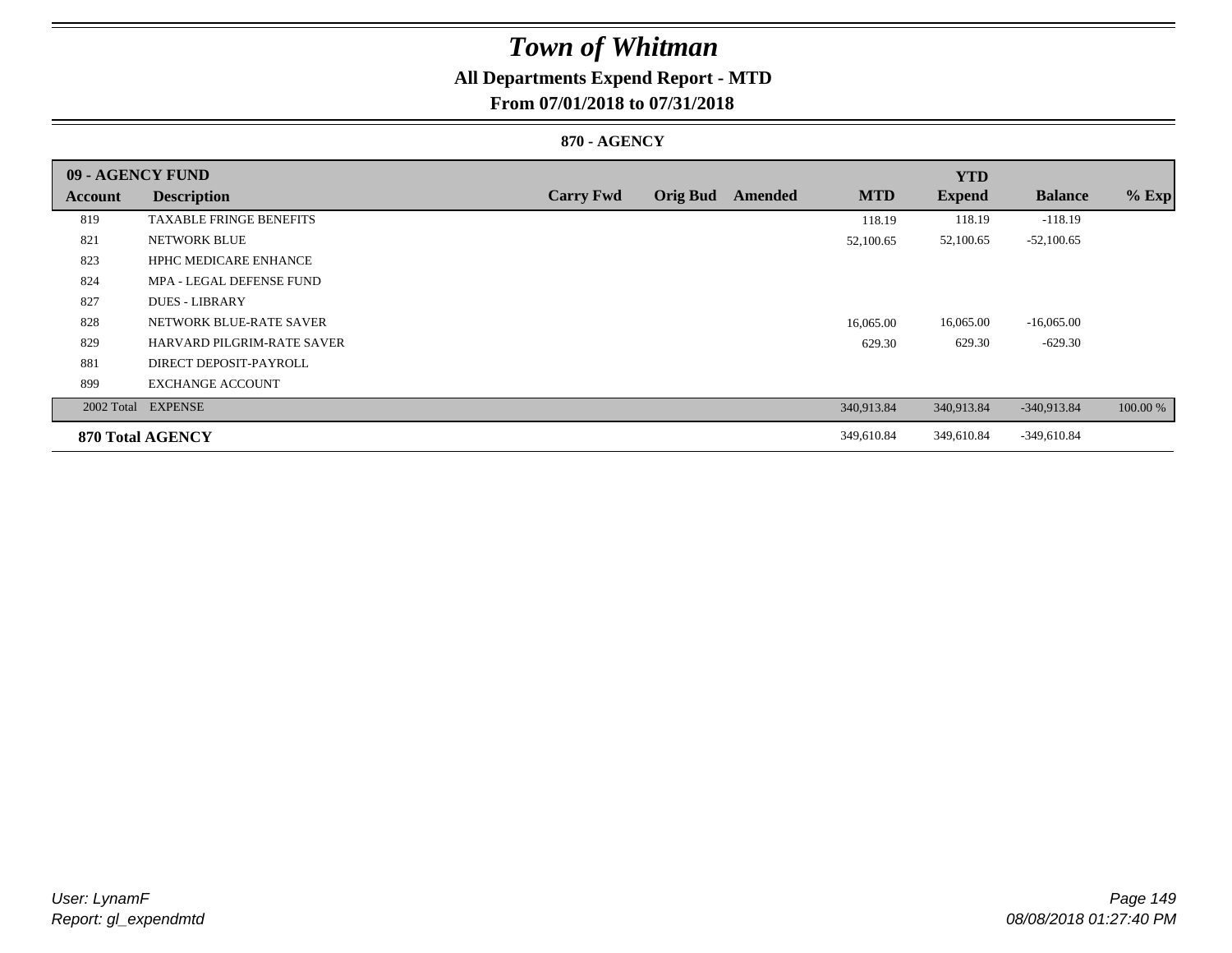# Town of Whitman

## All Departments Expend Report - MTD

### From 07/01/2018 to 07/31/2018

**870 - AGENCY**

| 09 - AGENCY FUND | | | | | | YTD | | |
|---|---|---|---|---|---|---|---|---|
| Account | Description | Carry Fwd | Orig Bud | Amended | MTD | Expend | Balance | % Exp |
| 819 | TAXABLE FRINGE BENEFITS | | | | 118.19 | 118.19 | -118.19 | |
| 821 | NETWORK BLUE | | | | 52,100.65 | 52,100.65 | -52,100.65 | |
| 823 | HPHC MEDICARE ENHANCE | | | | | | | |
| 824 | MPA - LEGAL DEFENSE FUND | | | | | | | |
| 827 | DUES - LIBRARY | | | | | | | |
| 828 | NETWORK BLUE-RATE SAVER | | | | 16,065.00 | 16,065.00 | -16,065.00 | |
| 829 | HARVARD PILGRIM-RATE SAVER | | | | 629.30 | 629.30 | -629.30 | |
| 881 | DIRECT DEPOSIT-PAYROLL | | | | | | | |
| 899 | EXCHANGE ACCOUNT | | | | | | | |
| 2002 Total | EXPENSE | | | | 340,913.84 | 340,913.84 | -340,913.84 | 100.00 % |
| **870 Total AGENCY** | | | | | 349,610.84 | 349,610.84 | -349,610.84 | |

User: LynamF
Report: gl_expendmtd

08/08/2018 01:27:40 PM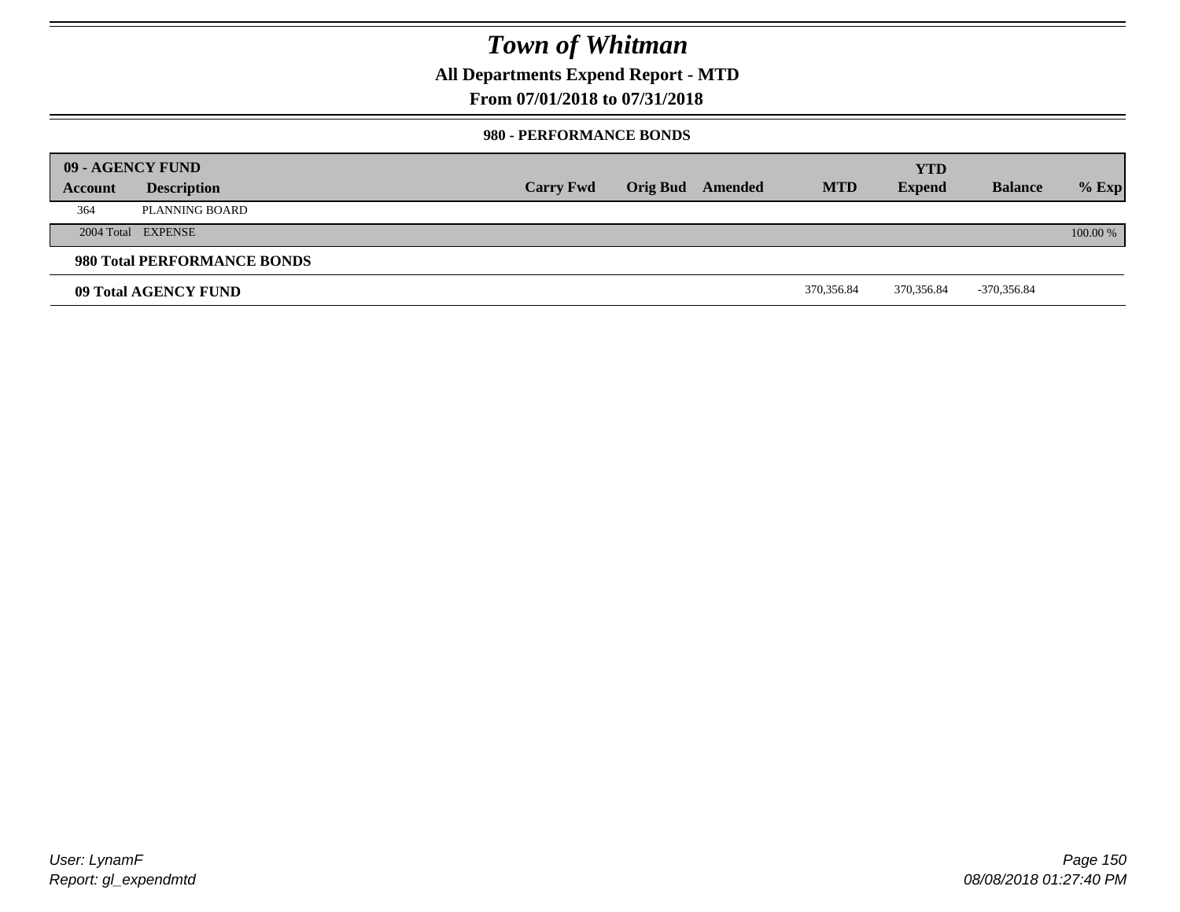# Town of Whitman

## All Departments Expend Report - MTD

## From 07/01/2018 to 07/31/2018

### 980 - PERFORMANCE BONDS

| 09 - AGENCY FUND | | | | | | YTD | | |
|---|---|---|---|---|---|---|---|---|
| Account | Description | Carry Fwd | Orig Bud | Amended | MTD | Expend | Balance | % Exp |
| 364 | PLANNING BOARD | | | | | | | |
| 2004 Total | EXPENSE | | | | | | | 100.00 % |
| **980 Total PERFORMANCE BONDS** | | | | | | | | |
| **09 Total AGENCY FUND** | | | | | 370,356.84 | 370,356.84 | -370,356.84 | |

*User: LynamF*
*Report: gl_expendmtd*
*08/08/2018 01:27:40 PM*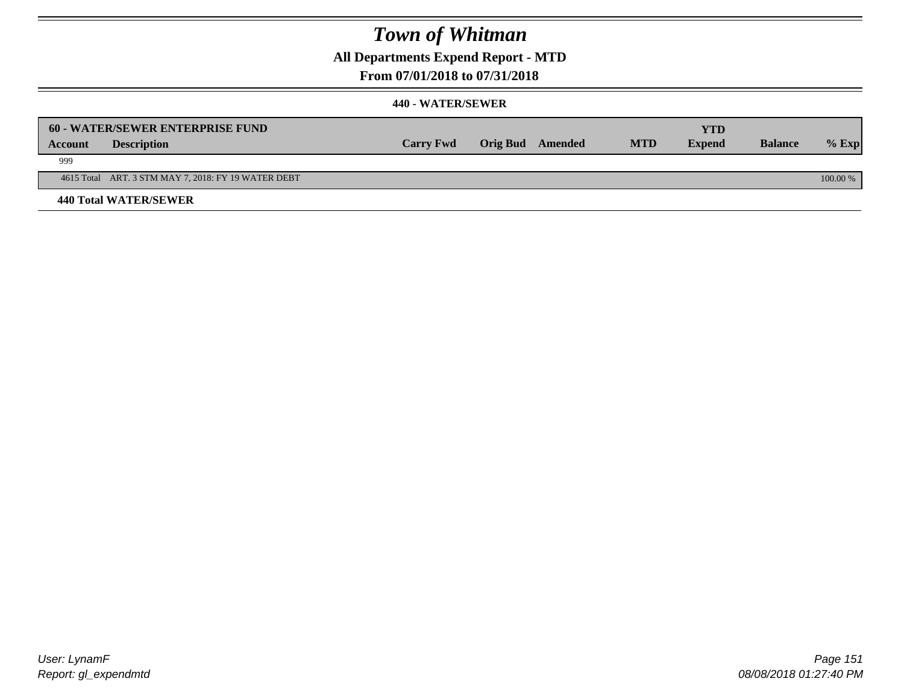# Town of Whitman

## All Departments Expend Report - MTD

### From 07/01/2018 to 07/31/2018

#### 440 - WATER/SEWER

| 60 - WATER/SEWER ENTERPRISE FUND | | | | | | YTD | | |
|---|---|---|---|---|---|---|---|---|
| **Account** | **Description** | **Carry Fwd** | **Orig Bud** | **Amended** | **MTD** | **Expend** | **Balance** | **% Exp** |
| 999 | | | | | | | | |
| 4615 Total | ART. 3 STM MAY 7, 2018: FY 19 WATER DEBT | | | | | | | 100.00 % |

**440 Total WATER/SEWER**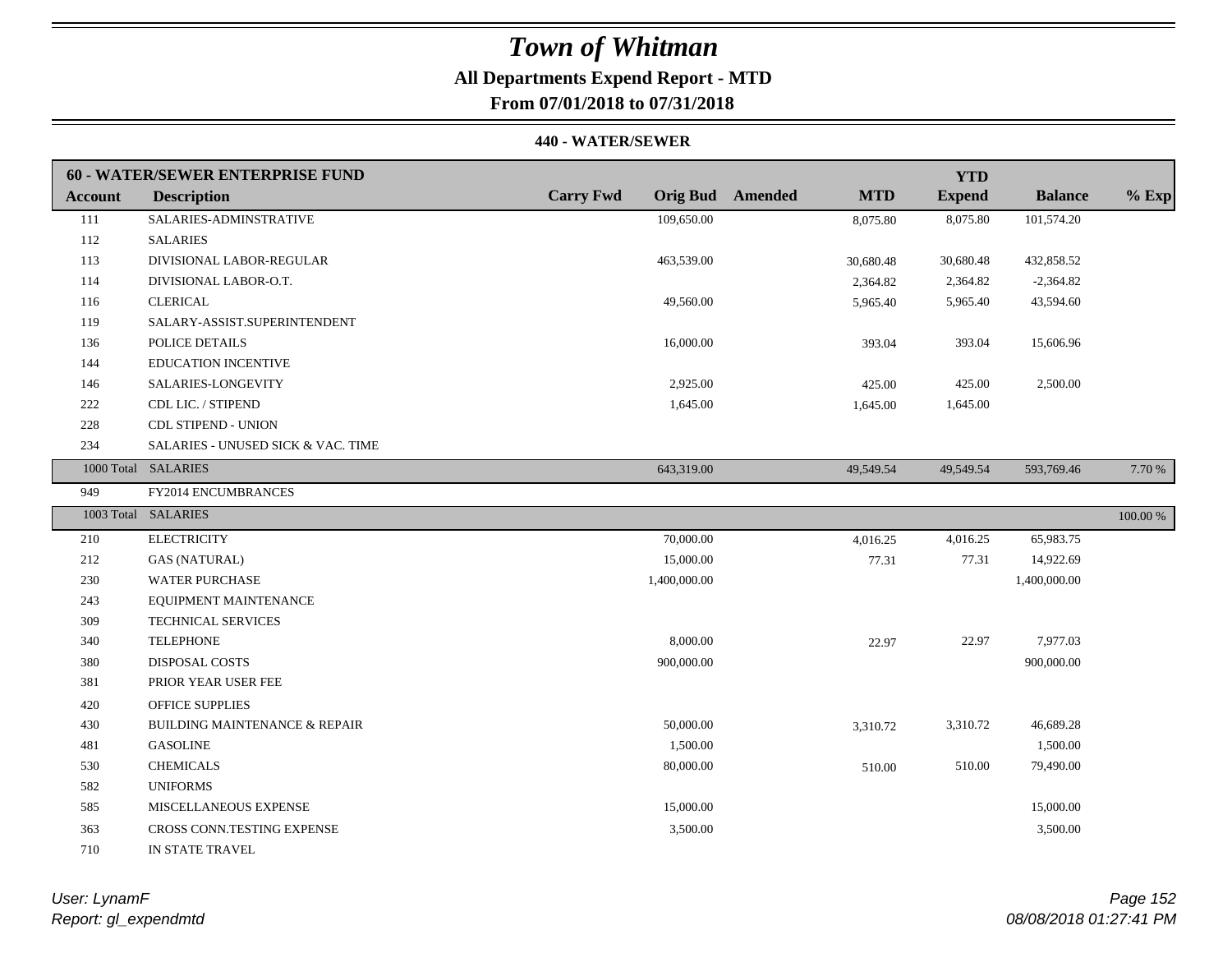# Town of Whitman

**All Departments Expend Report - MTD**

**From 07/01/2018 to 07/31/2018**

**440 - WATER/SEWER**

| **60 - WATER/SEWER ENTERPRISE FUND** | | | | | | | | |
|---|---|---|---|---|---|---|---|---|
| **Account** | **Description** | **Carry Fwd** | **Orig Bud** | **Amended** | **MTD** | **YTD Expend** | **Balance** | **% Exp** |
| 111 | SALARIES-ADMINSTRATIVE | | 109,650.00 | | 8,075.80 | 8,075.80 | 101,574.20 | |
| 112 | SALARIES | | | | | | | |
| 113 | DIVISIONAL LABOR-REGULAR | | 463,539.00 | | 30,680.48 | 30,680.48 | 432,858.52 | |
| 114 | DIVISIONAL LABOR-O.T. | | | | 2,364.82 | 2,364.82 | -2,364.82 | |
| 116 | CLERICAL | | 49,560.00 | | 5,965.40 | 5,965.40 | 43,594.60 | |
| 119 | SALARY-ASSIST.SUPERINTENDENT | | | | | | | |
| 136 | POLICE DETAILS | | 16,000.00 | | 393.04 | 393.04 | 15,606.96 | |
| 144 | EDUCATION INCENTIVE | | | | | | | |
| 146 | SALARIES-LONGEVITY | | 2,925.00 | | 425.00 | 425.00 | 2,500.00 | |
| 222 | CDL LIC. / STIPEND | | 1,645.00 | | 1,645.00 | 1,645.00 | | |
| 228 | CDL STIPEND - UNION | | | | | | | |
| 234 | SALARIES - UNUSED SICK & VAC. TIME | | | | | | | |
| 1000 Total | SALARIES | | 643,319.00 | | 49,549.54 | 49,549.54 | 593,769.46 | 7.70 % |
| 949 | FY2014 ENCUMBRANCES | | | | | | | |
| 1003 Total | SALARIES | | | | | | | 100.00 % |
| 210 | ELECTRICITY | | 70,000.00 | | 4,016.25 | 4,016.25 | 65,983.75 | |
| 212 | GAS (NATURAL) | | 15,000.00 | | 77.31 | 77.31 | 14,922.69 | |
| 230 | WATER PURCHASE | | 1,400,000.00 | | | | 1,400,000.00 | |
| 243 | EQUIPMENT MAINTENANCE | | | | | | | |
| 309 | TECHNICAL SERVICES | | | | | | | |
| 340 | TELEPHONE | | 8,000.00 | | 22.97 | 22.97 | 7,977.03 | |
| 380 | DISPOSAL COSTS | | 900,000.00 | | | | 900,000.00 | |
| 381 | PRIOR YEAR USER FEE | | | | | | | |
| 420 | OFFICE SUPPLIES | | | | | | | |
| 430 | BUILDING MAINTENANCE & REPAIR | | 50,000.00 | | 3,310.72 | 3,310.72 | 46,689.28 | |
| 481 | GASOLINE | | 1,500.00 | | | | 1,500.00 | |
| 530 | CHEMICALS | | 80,000.00 | | 510.00 | 510.00 | 79,490.00 | |
| 582 | UNIFORMS | | | | | | | |
| 585 | MISCELLANEOUS EXPENSE | | 15,000.00 | | | | 15,000.00 | |
| 363 | CROSS CONN.TESTING EXPENSE | | 3,500.00 | | | | 3,500.00 | |
| 710 | IN STATE TRAVEL | | | | | | | |

*User: LynamF*
*Report: gl_expendmtd*

*08/08/2018 01:27:41 PM*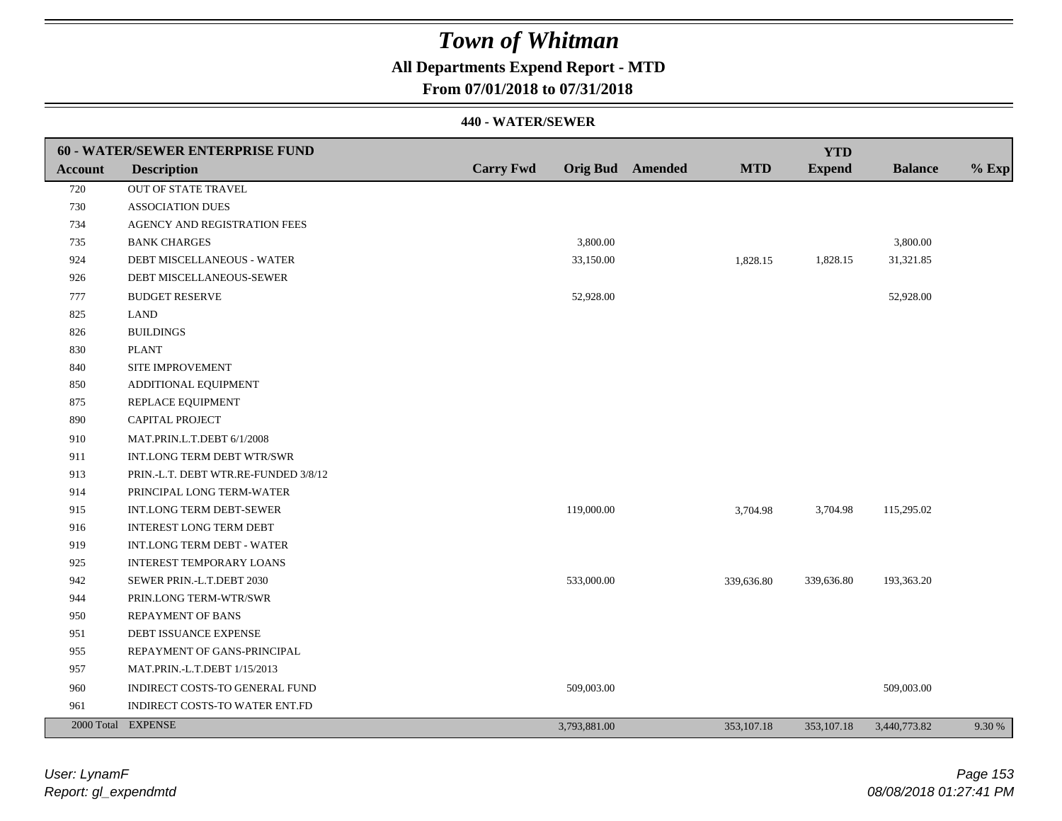# Town of Whitman

## All Departments Expend Report - MTD

### From 07/01/2018 to 07/31/2018

#### 440 - WATER/SEWER

| 60 - WATER/SEWER ENTERPRISE FUND | | | | | | YTD | | |
|---|---|---|---|---|---|---|---|---|
| **Account** | **Description** | **Carry Fwd** | **Orig Bud** | **Amended** | **MTD** | **Expend** | **Balance** | **% Exp** |
| 720 | OUT OF STATE TRAVEL | | | | | | | |
| 730 | ASSOCIATION DUES | | | | | | | |
| 734 | AGENCY AND REGISTRATION FEES | | | | | | | |
| 735 | BANK CHARGES | | 3,800.00 | | | | 3,800.00 | |
| 924 | DEBT MISCELLANEOUS - WATER | | 33,150.00 | | 1,828.15 | 1,828.15 | 31,321.85 | |
| 926 | DEBT MISCELLANEOUS-SEWER | | | | | | | |
| 777 | BUDGET RESERVE | | 52,928.00 | | | | 52,928.00 | |
| 825 | LAND | | | | | | | |
| 826 | BUILDINGS | | | | | | | |
| 830 | PLANT | | | | | | | |
| 840 | SITE IMPROVEMENT | | | | | | | |
| 850 | ADDITIONAL EQUIPMENT | | | | | | | |
| 875 | REPLACE EQUIPMENT | | | | | | | |
| 890 | CAPITAL PROJECT | | | | | | | |
| 910 | MAT.PRIN.L.T.DEBT 6/1/2008 | | | | | | | |
| 911 | INT.LONG TERM DEBT WTR/SWR | | | | | | | |
| 913 | PRIN.-L.T. DEBT WTR.RE-FUNDED 3/8/12 | | | | | | | |
| 914 | PRINCIPAL LONG TERM-WATER | | | | | | | |
| 915 | INT.LONG TERM DEBT-SEWER | | 119,000.00 | | 3,704.98 | 3,704.98 | 115,295.02 | |
| 916 | INTEREST LONG TERM DEBT | | | | | | | |
| 919 | INT.LONG TERM DEBT - WATER | | | | | | | |
| 925 | INTEREST TEMPORARY LOANS | | | | | | | |
| 942 | SEWER PRIN.-L.T.DEBT 2030 | | 533,000.00 | | 339,636.80 | 339,636.80 | 193,363.20 | |
| 944 | PRIN.LONG TERM-WTR/SWR | | | | | | | |
| 950 | REPAYMENT OF BANS | | | | | | | |
| 951 | DEBT ISSUANCE EXPENSE | | | | | | | |
| 955 | REPAYMENT OF GANS-PRINCIPAL | | | | | | | |
| 957 | MAT.PRIN.-L.T.DEBT 1/15/2013 | | | | | | | |
| 960 | INDIRECT COSTS-TO GENERAL FUND | | 509,003.00 | | | | 509,003.00 | |
| 961 | INDIRECT COSTS-TO WATER ENT.FD | | | | | | | |
| 2000 Total | EXPENSE | | 3,793,881.00 | | 353,107.18 | 353,107.18 | 3,440,773.82 | 9.30 % |

*User: LynamF*
*Report: gl_expendmtd*

*08/08/2018 01:27:41 PM*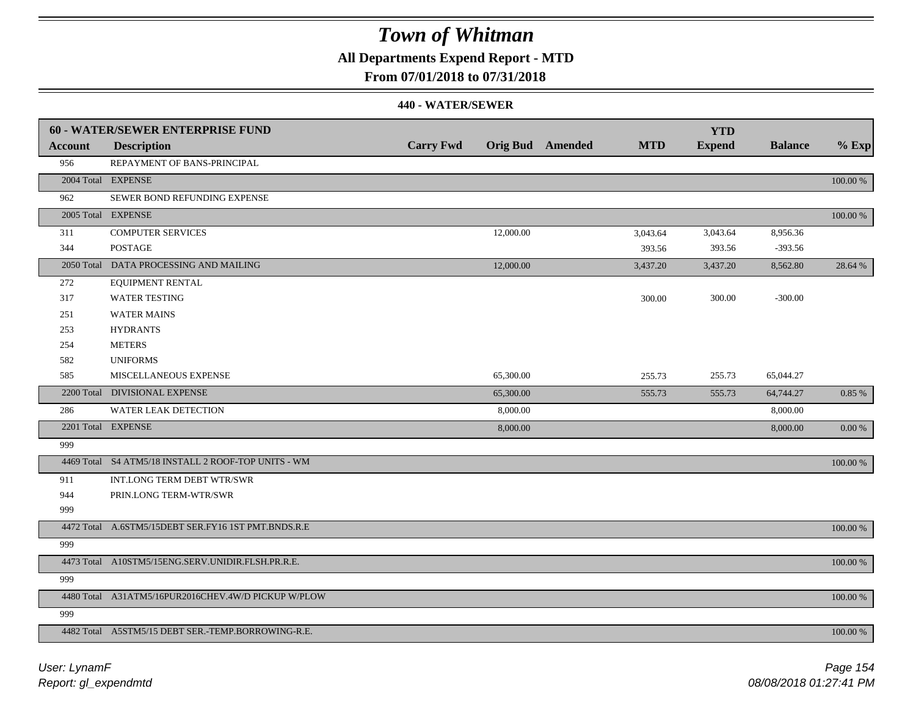# Town of Whitman

**All Departments Expend Report - MTD**

**From 07/01/2018 to 07/31/2018**

**440 - WATER/SEWER**

| 60 - WATER/SEWER ENTERPRISE FUND | | | | | | | | |
|---|---|---|---|---|---|---|---|---|
| **Account** | **Description** | **Carry Fwd** | **Orig Bud** | **Amended** | **MTD** | **YTD Expend** | **Balance** | **% Exp** |
| 956 | REPAYMENT OF BANS-PRINCIPAL | | | | | | | |
| 2004 Total | EXPENSE | | | | | | | 100.00 % |
| 962 | SEWER BOND REFUNDING EXPENSE | | | | | | | |
| 2005 Total | EXPENSE | | | | | | | 100.00 % |
| 311 | COMPUTER SERVICES | | 12,000.00 | | 3,043.64 | 3,043.64 | 8,956.36 | |
| 344 | POSTAGE | | | | 393.56 | 393.56 | -393.56 | |
| 2050 Total | DATA PROCESSING AND MAILING | | 12,000.00 | | 3,437.20 | 3,437.20 | 8,562.80 | 28.64 % |
| 272 | EQUIPMENT RENTAL | | | | | | | |
| 317 | WATER TESTING | | | | 300.00 | 300.00 | -300.00 | |
| 251 | WATER MAINS | | | | | | | |
| 253 | HYDRANTS | | | | | | | |
| 254 | METERS | | | | | | | |
| 582 | UNIFORMS | | | | | | | |
| 585 | MISCELLANEOUS EXPENSE | | 65,300.00 | | 255.73 | 255.73 | 65,044.27 | |
| 2200 Total | DIVISIONAL EXPENSE | | 65,300.00 | | 555.73 | 555.73 | 64,744.27 | 0.85 % |
| 286 | WATER LEAK DETECTION | | 8,000.00 | | | | 8,000.00 | |
| 2201 Total | EXPENSE | | 8,000.00 | | | | 8,000.00 | 0.00 % |
| 999 | | | | | | | | |
| 4469 Total | S4 ATM5/18 INSTALL 2 ROOF-TOP UNITS - WM | | | | | | | 100.00 % |
| 911 | INT.LONG TERM DEBT WTR/SWR | | | | | | | |
| 944 | PRIN.LONG TERM-WTR/SWR | | | | | | | |
| 999 | | | | | | | | |
| 4472 Total | A.6STM5/15DEBT SER.FY16 1ST PMT.BNDS.R.E | | | | | | | 100.00 % |
| 999 | | | | | | | | |
| 4473 Total | A10STM5/15ENG.SERV.UNIDIR.FLSH.PR.R.E. | | | | | | | 100.00 % |
| 999 | | | | | | | | |
| 4480 Total | A31ATM5/16PUR2016CHEV.4W/D PICKUP W/PLOW | | | | | | | 100.00 % |
| 999 | | | | | | | | |
| 4482 Total | A5STM5/15 DEBT SER.-TEMP.BORROWING-R.E. | | | | | | | 100.00 % |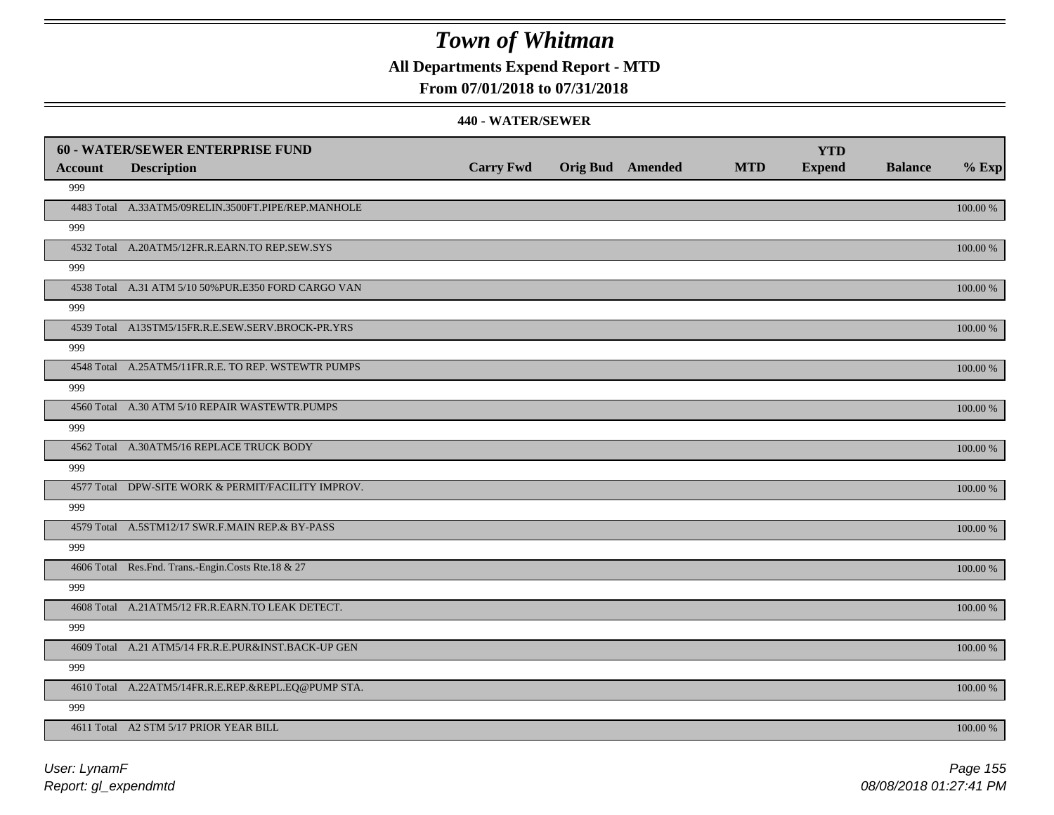# Town of Whitman

**All Departments Expend Report - MTD**

**From 07/01/2018 to 07/31/2018**

**440 - WATER/SEWER**

| **60 - WATER/SEWER ENTERPRISE FUND** | | | | | | | | |
|---|---|---|---|---|---|---|---|---|
| **Account** | **Description** | **Carry Fwd** | **Orig Bud** | **Amended** | **MTD** | **YTD Expend** | **Balance** | **% Exp** |
| 999 | | | | | | | | |
| 4483 Total | A.33ATM5/09RELIN.3500FT.PIPE/REP.MANHOLE | | | | | | | 100.00 % |
| 999 | | | | | | | | |
| 4532 Total | A.20ATM5/12FR.R.EARN.TO REP.SEW.SYS | | | | | | | 100.00 % |
| 999 | | | | | | | | |
| 4538 Total | A.31 ATM 5/10 50%PUR.E350 FORD CARGO VAN | | | | | | | 100.00 % |
| 999 | | | | | | | | |
| 4539 Total | A13STM5/15FR.R.E.SEW.SERV.BROCK-PR.YRS | | | | | | | 100.00 % |
| 999 | | | | | | | | |
| 4548 Total | A.25ATM5/11FR.R.E. TO REP. WSTEWTR PUMPS | | | | | | | 100.00 % |
| 999 | | | | | | | | |
| 4560 Total | A.30 ATM 5/10 REPAIR WASTEWTR.PUMPS | | | | | | | 100.00 % |
| 999 | | | | | | | | |
| 4562 Total | A.30ATM5/16 REPLACE TRUCK BODY | | | | | | | 100.00 % |
| 999 | | | | | | | | |
| 4577 Total | DPW-SITE WORK & PERMIT/FACILITY IMPROV. | | | | | | | 100.00 % |
| 999 | | | | | | | | |
| 4579 Total | A.5STM12/17 SWR.F.MAIN REP.& BY-PASS | | | | | | | 100.00 % |
| 999 | | | | | | | | |
| 4606 Total | Res.Fnd. Trans.-Engin.Costs Rte.18 & 27 | | | | | | | 100.00 % |
| 999 | | | | | | | | |
| 4608 Total | A.21ATM5/12 FR.R.EARN.TO LEAK DETECT. | | | | | | | 100.00 % |
| 999 | | | | | | | | |
| 4609 Total | A.21 ATM5/14 FR.R.E.PUR&INST.BACK-UP GEN | | | | | | | 100.00 % |
| 999 | | | | | | | | |
| 4610 Total | A.22ATM5/14FR.R.E.REP.&REPL.EQ@PUMP STA. | | | | | | | 100.00 % |
| 999 | | | | | | | | |
| 4611 Total | A2 STM 5/17 PRIOR YEAR BILL | | | | | | | 100.00 % |

*User: LynamF*

*Report: gl_expendmtd*

*08/08/2018 01:27:41 PM*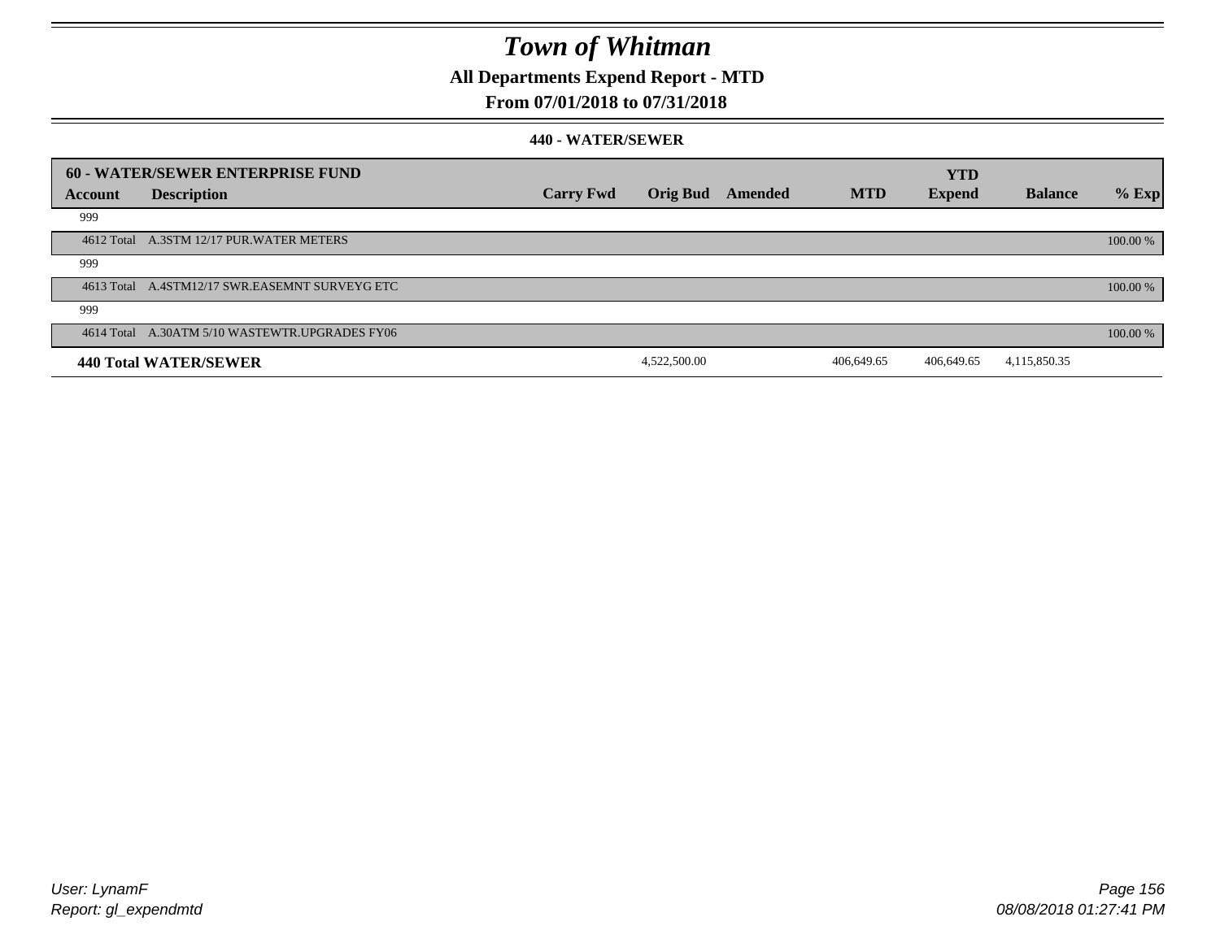# Town of Whitman

## All Departments Expend Report - MTD

## From 07/01/2018 to 07/31/2018

### 440 - WATER/SEWER

| 60 - WATER/SEWER ENTERPRISE FUND | | | | | | YTD | | |
|---|---|---|---|---|---|---|---|---|
| Account | Description | Carry Fwd | Orig Bud | Amended | MTD | Expend | Balance | % Exp |
| 999 | | | | | | | | |
| 4612 Total | A.3STM 12/17 PUR.WATER METERS | | | | | | | 100.00 % |
| 999 | | | | | | | | |
| 4613 Total | A.4STM12/17 SWR.EASEMNT SURVEYG ETC | | | | | | | 100.00 % |
| 999 | | | | | | | | |
| 4614 Total | A.30ATM 5/10 WASTEWTR.UPGRADES FY06 | | | | | | | 100.00 % |
| **440 Total WATER/SEWER** | | | 4,522,500.00 | | 406,649.65 | 406,649.65 | 4,115,850.35 | |

User: LynamF
Report: gl_expendmtd

08/08/2018 01:27:41 PM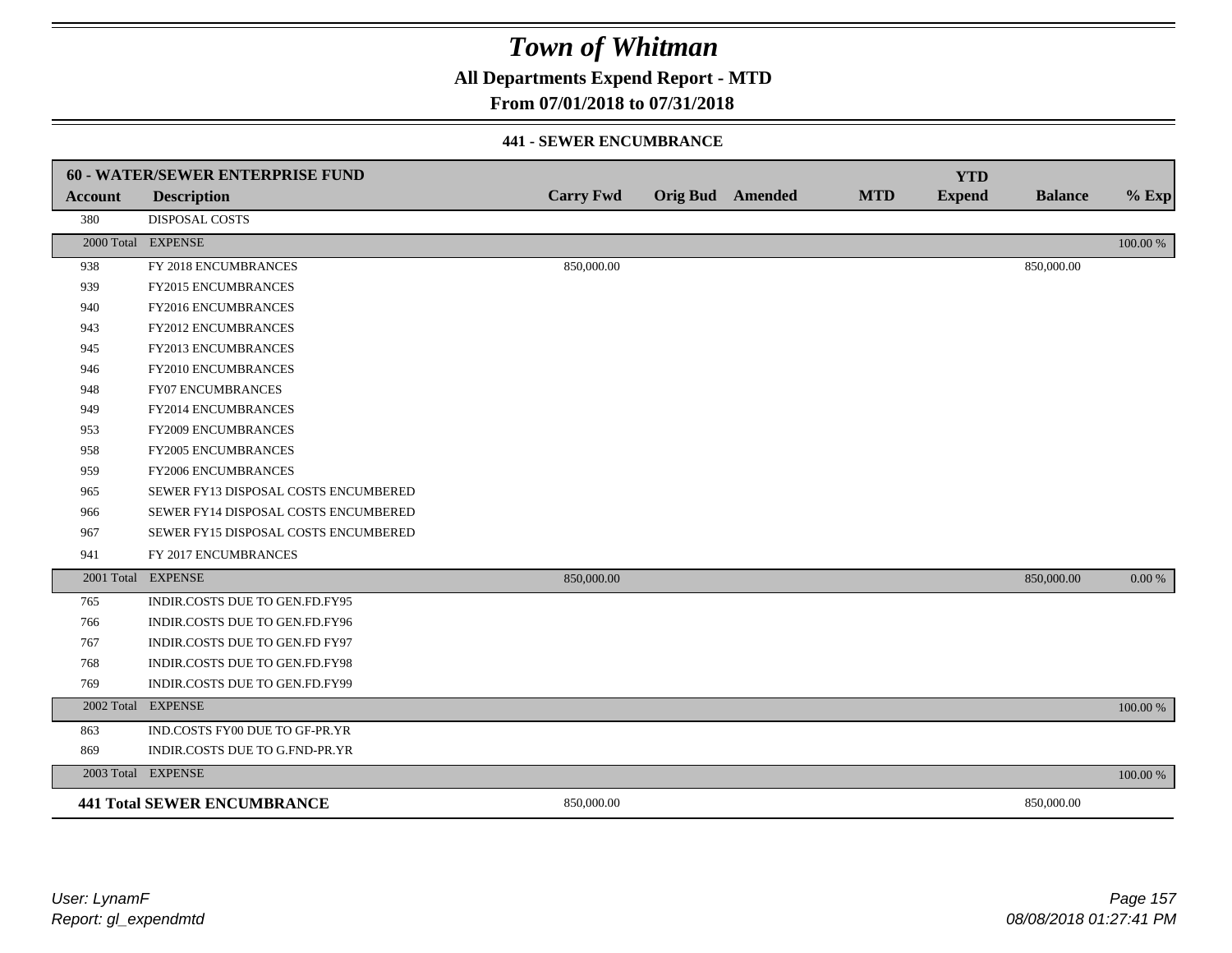# Town of Whitman

## All Departments Expend Report - MTD

## From 07/01/2018 to 07/31/2018

### 441 - SEWER ENCUMBRANCE

| 60 - WATER/SEWER ENTERPRISE FUND | | | | | | YTD | | |
|---|---|---|---|---|---|---|---|---|
| **Account** | **Description** | **Carry Fwd** | **Orig Bud** | **Amended** | **MTD** | **Expend** | **Balance** | **% Exp** |
| 380 | DISPOSAL COSTS | | | | | | | |
| 2000 Total | EXPENSE | | | | | | | 100.00 % |
| 938 | FY 2018 ENCUMBRANCES | 850,000.00 | | | | | 850,000.00 | |
| 939 | FY2015 ENCUMBRANCES | | | | | | | |
| 940 | FY2016 ENCUMBRANCES | | | | | | | |
| 943 | FY2012 ENCUMBRANCES | | | | | | | |
| 945 | FY2013 ENCUMBRANCES | | | | | | | |
| 946 | FY2010 ENCUMBRANCES | | | | | | | |
| 948 | FY07 ENCUMBRANCES | | | | | | | |
| 949 | FY2014 ENCUMBRANCES | | | | | | | |
| 953 | FY2009 ENCUMBRANCES | | | | | | | |
| 958 | FY2005 ENCUMBRANCES | | | | | | | |
| 959 | FY2006 ENCUMBRANCES | | | | | | | |
| 965 | SEWER FY13 DISPOSAL COSTS ENCUMBERED | | | | | | | |
| 966 | SEWER FY14 DISPOSAL COSTS ENCUMBERED | | | | | | | |
| 967 | SEWER FY15 DISPOSAL COSTS ENCUMBERED | | | | | | | |
| 941 | FY 2017 ENCUMBRANCES | | | | | | | |
| 2001 Total | EXPENSE | 850,000.00 | | | | | 850,000.00 | 0.00 % |
| 765 | INDIR.COSTS DUE TO GEN.FD.FY95 | | | | | | | |
| 766 | INDIR.COSTS DUE TO GEN.FD.FY96 | | | | | | | |
| 767 | INDIR.COSTS DUE TO GEN.FD FY97 | | | | | | | |
| 768 | INDIR.COSTS DUE TO GEN.FD.FY98 | | | | | | | |
| 769 | INDIR.COSTS DUE TO GEN.FD.FY99 | | | | | | | |
| 2002 Total | EXPENSE | | | | | | | 100.00 % |
| 863 | IND.COSTS FY00 DUE TO GF-PR.YR | | | | | | | |
| 869 | INDIR.COSTS DUE TO G.FND-PR.YR | | | | | | | |
| 2003 Total | EXPENSE | | | | | | | 100.00 % |
| **441 Total SEWER ENCUMBRANCE** | | 850,000.00 | | | | | 850,000.00 | |

*User: LynamF*
*Report: gl_expendmtd*
*08/08/2018 01:27:41 PM*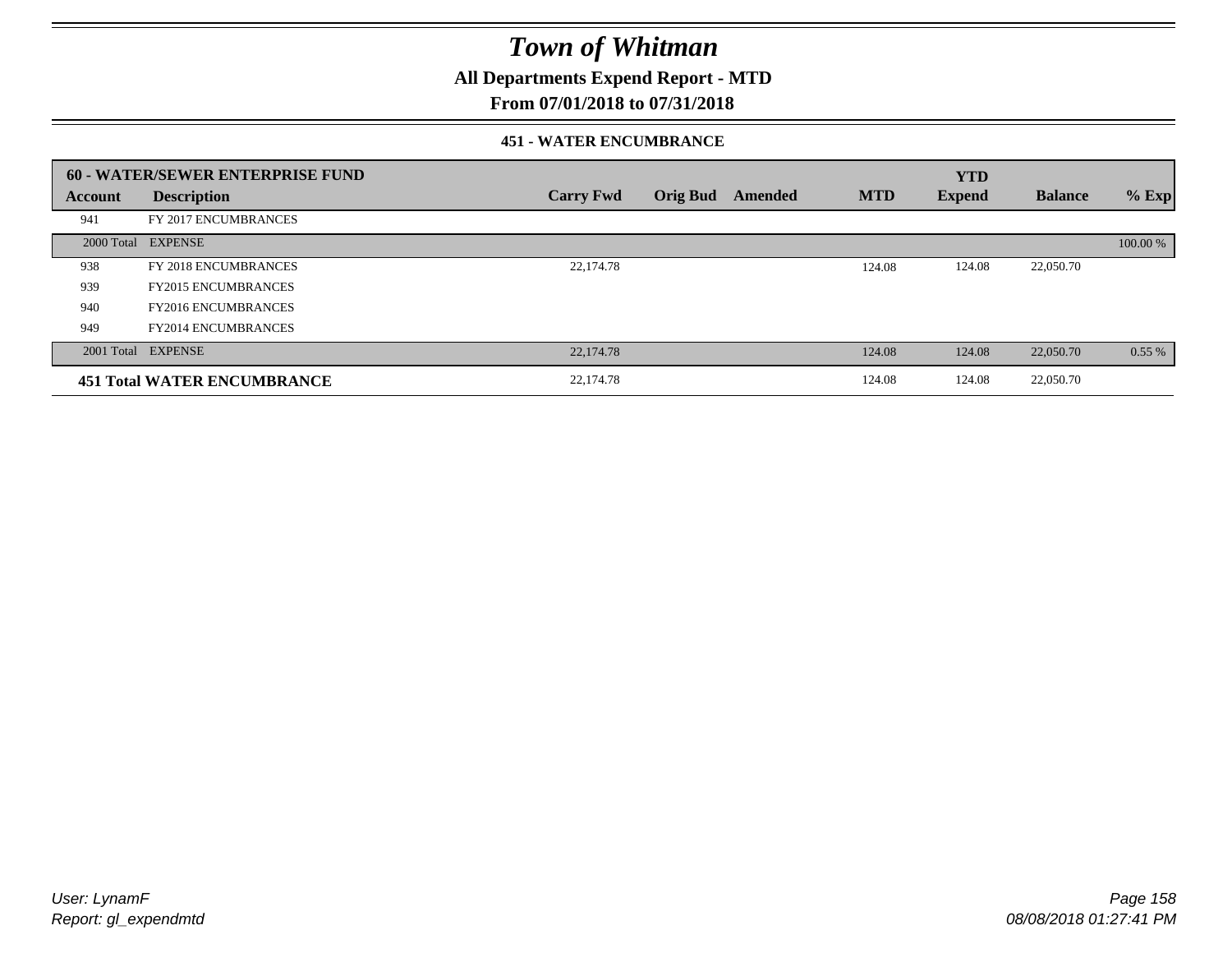# Town of Whitman

## All Departments Expend Report - MTD

### From 07/01/2018 to 07/31/2018

#### 451 - WATER ENCUMBRANCE

| 60 - WATER/SEWER ENTERPRISE FUND | | | | | | | | |
|---|---|---|---|---|---|---|---|---|
| **Account** | **Description** | **Carry Fwd** | **Orig Bud** | **Amended** | **MTD** | **YTD Expend** | **Balance** | **% Exp** |
| 941 | FY 2017 ENCUMBRANCES | | | | | | | |
| 2000 Total | EXPENSE | | | | | | | 100.00 % |
| 938 | FY 2018 ENCUMBRANCES | 22,174.78 | | | 124.08 | 124.08 | 22,050.70 | |
| 939 | FY2015 ENCUMBRANCES | | | | | | | |
| 940 | FY2016 ENCUMBRANCES | | | | | | | |
| 949 | FY2014 ENCUMBRANCES | | | | | | | |
| 2001 Total | EXPENSE | 22,174.78 | | | 124.08 | 124.08 | 22,050.70 | 0.55 % |
| **451 Total WATER ENCUMBRANCE** | | 22,174.78 | | | 124.08 | 124.08 | 22,050.70 | |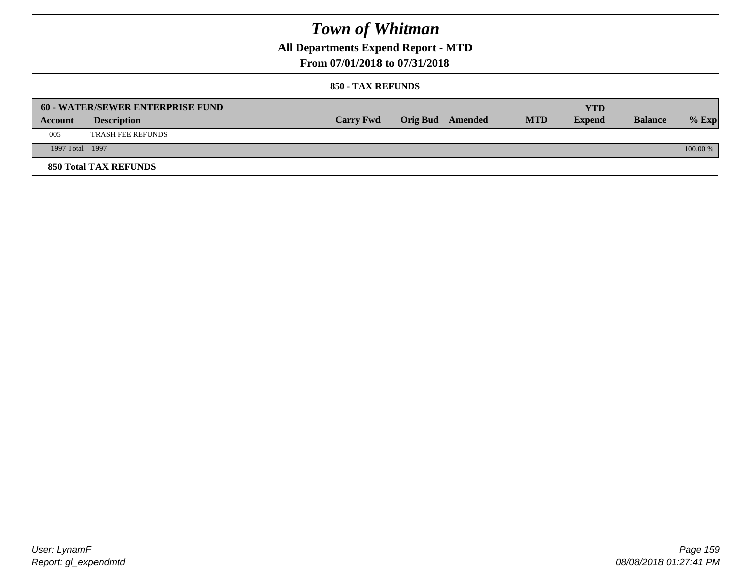# Town of Whitman

## All Departments Expend Report - MTD

### From 07/01/2018 to 07/31/2018

#### 850 - TAX REFUNDS

| 60 - WATER/SEWER ENTERPRISE FUND | | | | | | YTD | | |
|---|---|---|---|---|---|---|---|---|
| Account | Description | Carry Fwd | Orig Bud | Amended | MTD | Expend | Balance | % Exp |
| 005 | TRASH FEE REFUNDS | | | | | | | |
| 1997 Total | 1997 | | | | | | | 100.00 % |

**850 Total TAX REFUNDS**

User: LynamF
Report: gl_expendmtd

08/08/2018 01:27:41 PM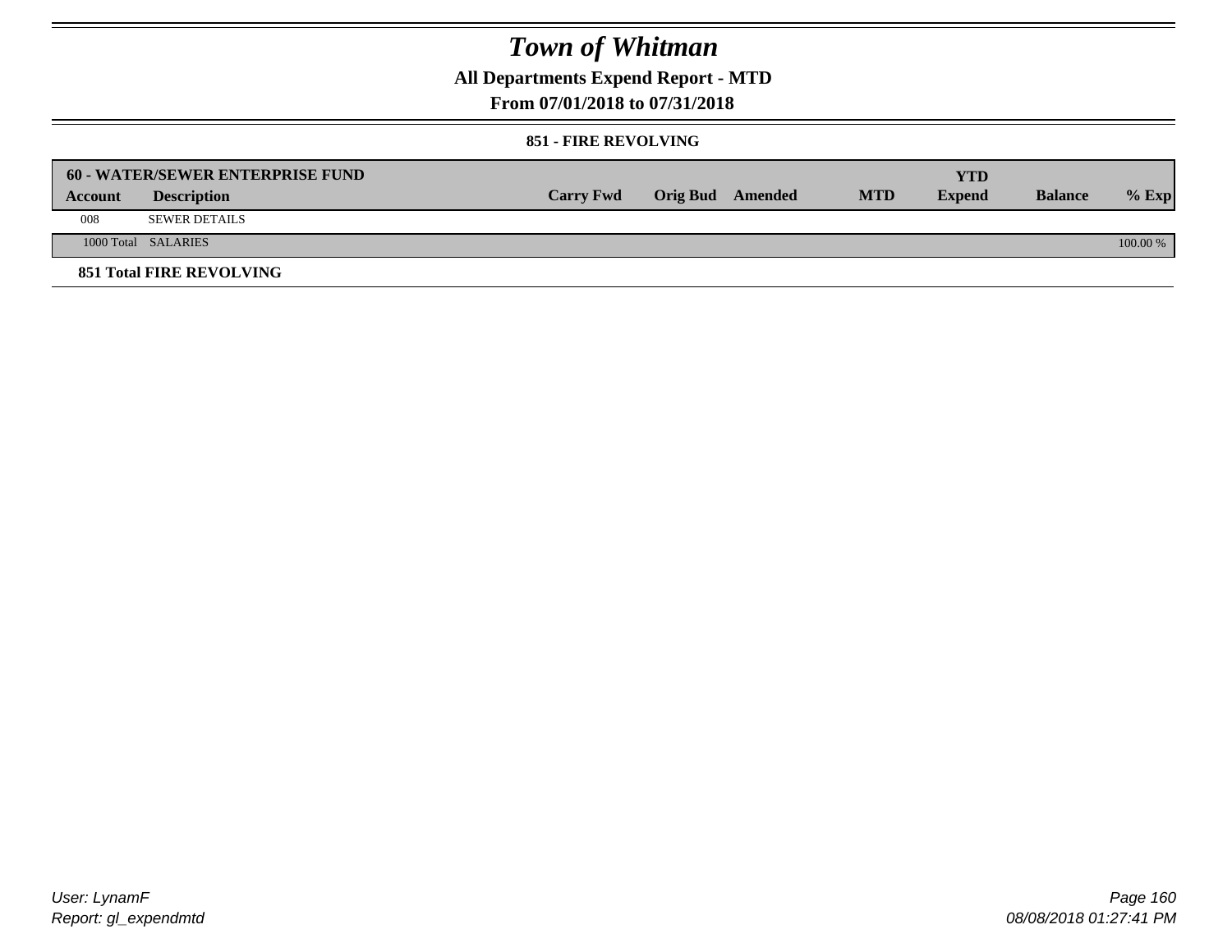# Town of Whitman

## All Departments Expend Report - MTD

### From 07/01/2018 to 07/31/2018

#### 851 - FIRE REVOLVING

| 60 - WATER/SEWER ENTERPRISE FUND | | | | | | YTD | | |
|---|---|---|---|---|---|---|---|---|
| **Account** | **Description** | **Carry Fwd** | **Orig Bud** | **Amended** | **MTD** | **Expend** | **Balance** | **% Exp** |
| 008 | SEWER DETAILS | | | | | | | |
| 1000 Total | SALARIES | | | | | | | 100.00 % |

**851 Total FIRE REVOLVING**

User: LynamF
Report: gl_expendmtd

08/08/2018 01:27:41 PM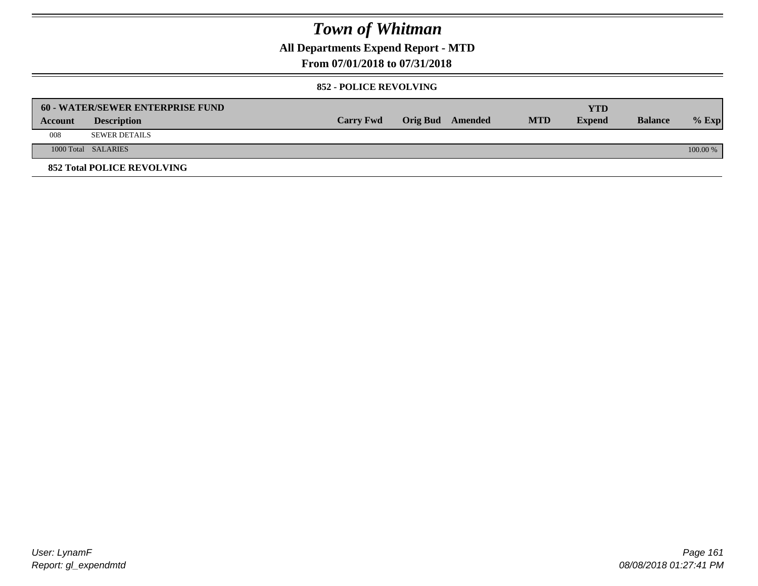# Town of Whitman

## All Departments Expend Report - MTD

### From 07/01/2018 to 07/31/2018

#### 852 - POLICE REVOLVING

| 60 - WATER/SEWER ENTERPRISE FUND | | | | | | YTD | | |
|---|---|---|---|---|---|---|---|---|
| Account | Description | Carry Fwd | Orig Bud | Amended | MTD | Expend | Balance | % Exp |
| 008 | SEWER DETAILS | | | | | | | |
| 1000 Total | SALARIES | | | | | | | 100.00 % |

**852 Total POLICE REVOLVING**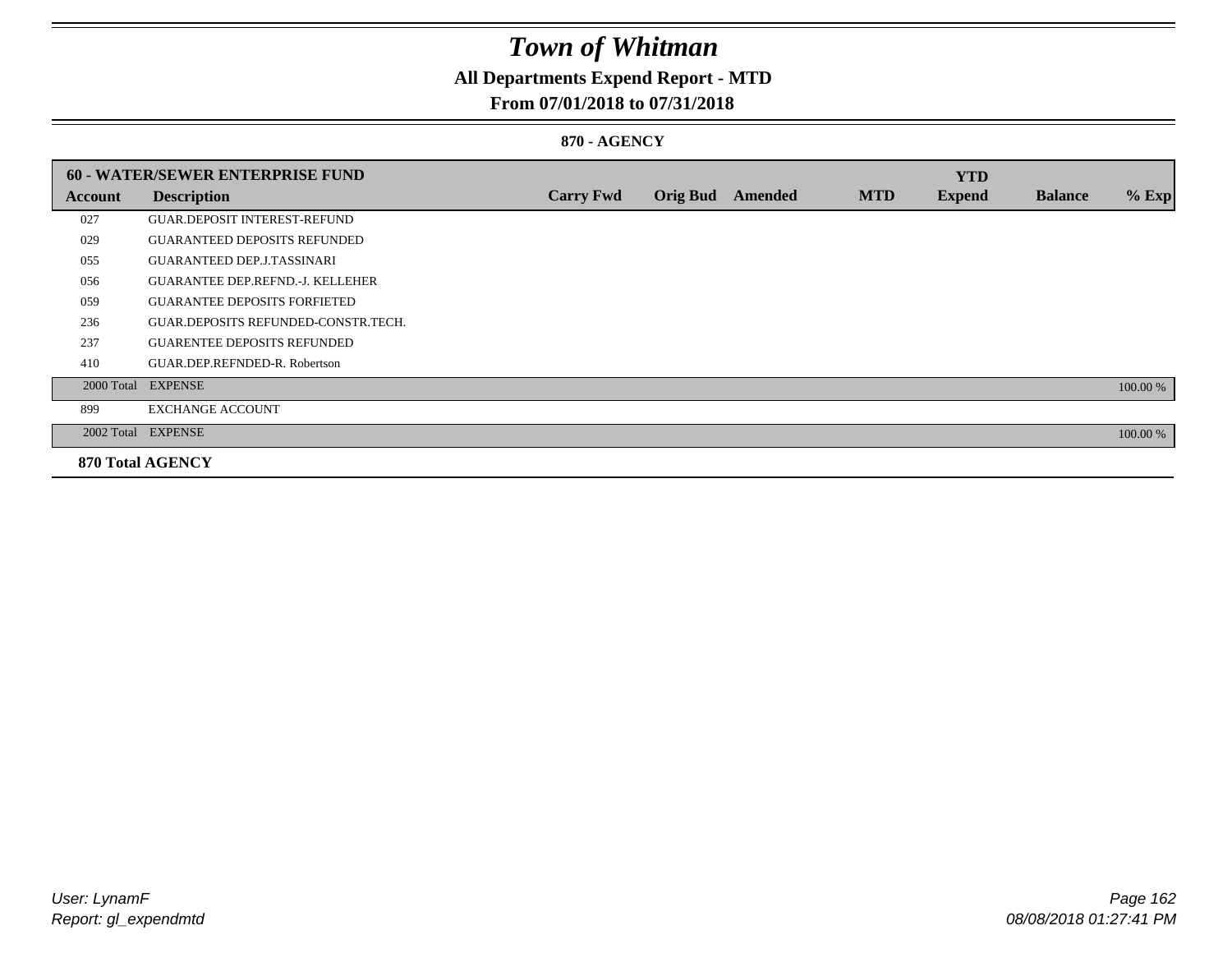# Town of Whitman

## All Departments Expend Report - MTD

### From 07/01/2018 to 07/31/2018

#### 870 - AGENCY

| 60 - WATER/SEWER ENTERPRISE FUND | | | | | | YTD | | |
|---|---|---|---|---|---|---|---|---|
| **Account** | **Description** | **Carry Fwd** | **Orig Bud** | **Amended** | **MTD** | **Expend** | **Balance** | **% Exp** |
| 027 | GUAR.DEPOSIT INTEREST-REFUND | | | | | | | |
| 029 | GUARANTEED DEPOSITS REFUNDED | | | | | | | |
| 055 | GUARANTEED DEP.J.TASSINARI | | | | | | | |
| 056 | GUARANTEE DEP.REFND.-J. KELLEHER | | | | | | | |
| 059 | GUARANTEE DEPOSITS FORFIETED | | | | | | | |
| 236 | GUAR.DEPOSITS REFUNDED-CONSTR.TECH. | | | | | | | |
| 237 | GUARENTEE DEPOSITS REFUNDED | | | | | | | |
| 410 | GUAR.DEP.REFNDED-R. Robertson | | | | | | | |
| 2000 Total | EXPENSE | | | | | | | 100.00 % |
| 899 | EXCHANGE ACCOUNT | | | | | | | |
| 2002 Total | EXPENSE | | | | | | | 100.00 % |
| **870 Total AGENCY** | | | | | | | | |

User: LynamF
Report: gl_expendmtd

08/08/2018 01:27:41 PM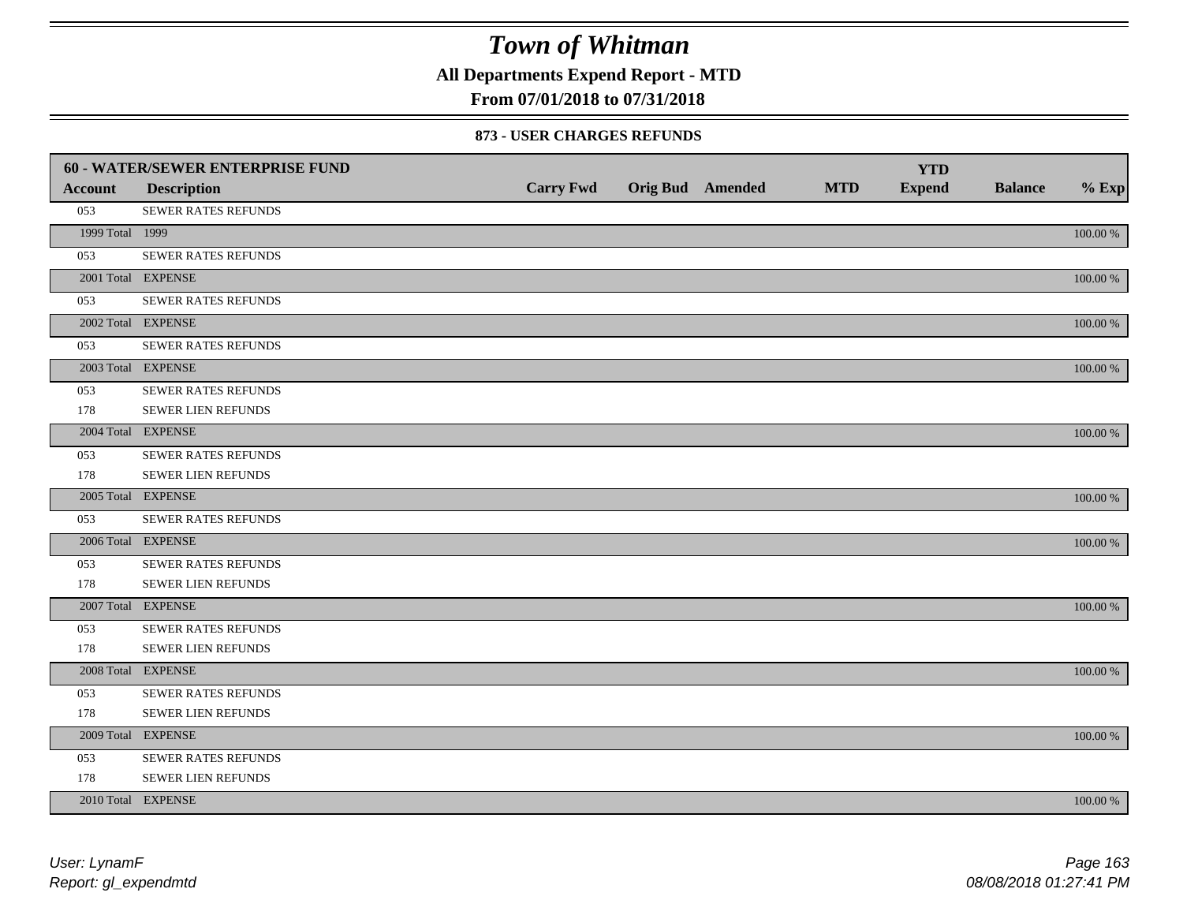# Town of Whitman

**All Departments Expend Report - MTD**

**From 07/01/2018 to 07/31/2018**

**873 - USER CHARGES REFUNDS**

| 60 - WATER/SEWER ENTERPRISE FUND | | | | | | | | |
|---|---|---|---|---|---|---|---|---|
| **Account** | **Description** | **Carry Fwd** | **Orig Bud** | **Amended** | **MTD** | **YTD Expend** | **Balance** | **% Exp** |
| 053 | SEWER RATES REFUNDS | | | | | | | |
| 1999 Total | 1999 | | | | | | | 100.00 % |
| 053 | SEWER RATES REFUNDS | | | | | | | |
| 2001 Total | EXPENSE | | | | | | | 100.00 % |
| 053 | SEWER RATES REFUNDS | | | | | | | |
| 2002 Total | EXPENSE | | | | | | | 100.00 % |
| 053 | SEWER RATES REFUNDS | | | | | | | |
| 2003 Total | EXPENSE | | | | | | | 100.00 % |
| 053 | SEWER RATES REFUNDS | | | | | | | |
| 178 | SEWER LIEN REFUNDS | | | | | | | |
| 2004 Total | EXPENSE | | | | | | | 100.00 % |
| 053 | SEWER RATES REFUNDS | | | | | | | |
| 178 | SEWER LIEN REFUNDS | | | | | | | |
| 2005 Total | EXPENSE | | | | | | | 100.00 % |
| 053 | SEWER RATES REFUNDS | | | | | | | |
| 2006 Total | EXPENSE | | | | | | | 100.00 % |
| 053 | SEWER RATES REFUNDS | | | | | | | |
| 178 | SEWER LIEN REFUNDS | | | | | | | |
| 2007 Total | EXPENSE | | | | | | | 100.00 % |
| 053 | SEWER RATES REFUNDS | | | | | | | |
| 178 | SEWER LIEN REFUNDS | | | | | | | |
| 2008 Total | EXPENSE | | | | | | | 100.00 % |
| 053 | SEWER RATES REFUNDS | | | | | | | |
| 178 | SEWER LIEN REFUNDS | | | | | | | |
| 2009 Total | EXPENSE | | | | | | | 100.00 % |
| 053 | SEWER RATES REFUNDS | | | | | | | |
| 178 | SEWER LIEN REFUNDS | | | | | | | |
| 2010 Total | EXPENSE | | | | | | | 100.00 % |

*User: LynamF*
*Report: gl_expendmtd*

*08/08/2018 01:27:41 PM*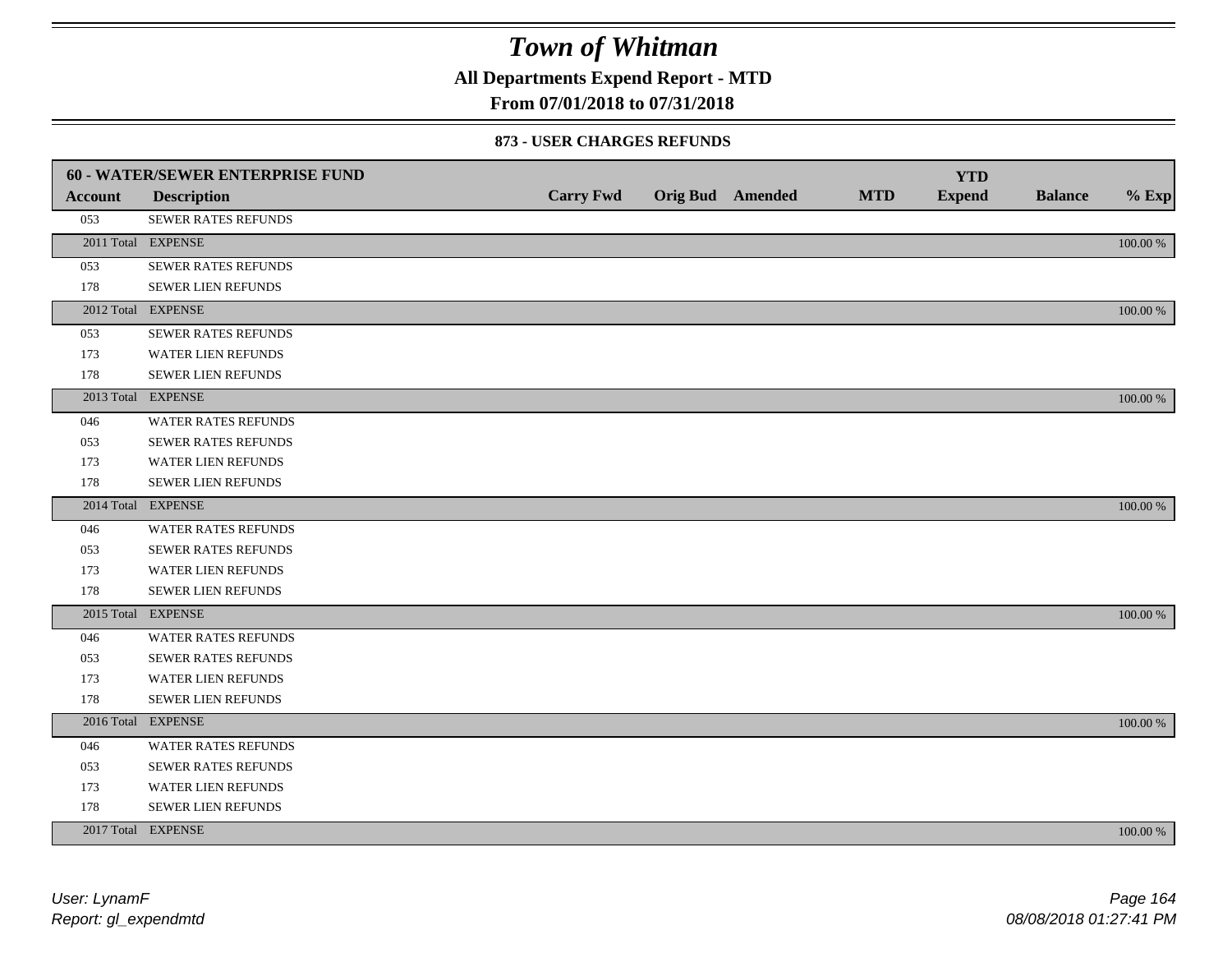# Town of Whitman

**All Departments Expend Report - MTD**

**From 07/01/2018 to 07/31/2018**

**873 - USER CHARGES REFUNDS**

| 60 - WATER/SEWER ENTERPRISE FUND | | | | | | YTD | | |
|---|---|---|---|---|---|---|---|---|
| **Account** | **Description** | **Carry Fwd** | **Orig Bud** | **Amended** | **MTD** | **Expend** | **Balance** | **% Exp** |
| 053 | SEWER RATES REFUNDS | | | | | | | |
| 2011 Total | EXPENSE | | | | | | | 100.00 % |
| 053 | SEWER RATES REFUNDS | | | | | | | |
| 178 | SEWER LIEN REFUNDS | | | | | | | |
| 2012 Total | EXPENSE | | | | | | | 100.00 % |
| 053 | SEWER RATES REFUNDS | | | | | | | |
| 173 | WATER LIEN REFUNDS | | | | | | | |
| 178 | SEWER LIEN REFUNDS | | | | | | | |
| 2013 Total | EXPENSE | | | | | | | 100.00 % |
| 046 | WATER RATES REFUNDS | | | | | | | |
| 053 | SEWER RATES REFUNDS | | | | | | | |
| 173 | WATER LIEN REFUNDS | | | | | | | |
| 178 | SEWER LIEN REFUNDS | | | | | | | |
| 2014 Total | EXPENSE | | | | | | | 100.00 % |
| 046 | WATER RATES REFUNDS | | | | | | | |
| 053 | SEWER RATES REFUNDS | | | | | | | |
| 173 | WATER LIEN REFUNDS | | | | | | | |
| 178 | SEWER LIEN REFUNDS | | | | | | | |
| 2015 Total | EXPENSE | | | | | | | 100.00 % |
| 046 | WATER RATES REFUNDS | | | | | | | |
| 053 | SEWER RATES REFUNDS | | | | | | | |
| 173 | WATER LIEN REFUNDS | | | | | | | |
| 178 | SEWER LIEN REFUNDS | | | | | | | |
| 2016 Total | EXPENSE | | | | | | | 100.00 % |
| 046 | WATER RATES REFUNDS | | | | | | | |
| 053 | SEWER RATES REFUNDS | | | | | | | |
| 173 | WATER LIEN REFUNDS | | | | | | | |
| 178 | SEWER LIEN REFUNDS | | | | | | | |
| 2017 Total | EXPENSE | | | | | | | 100.00 % |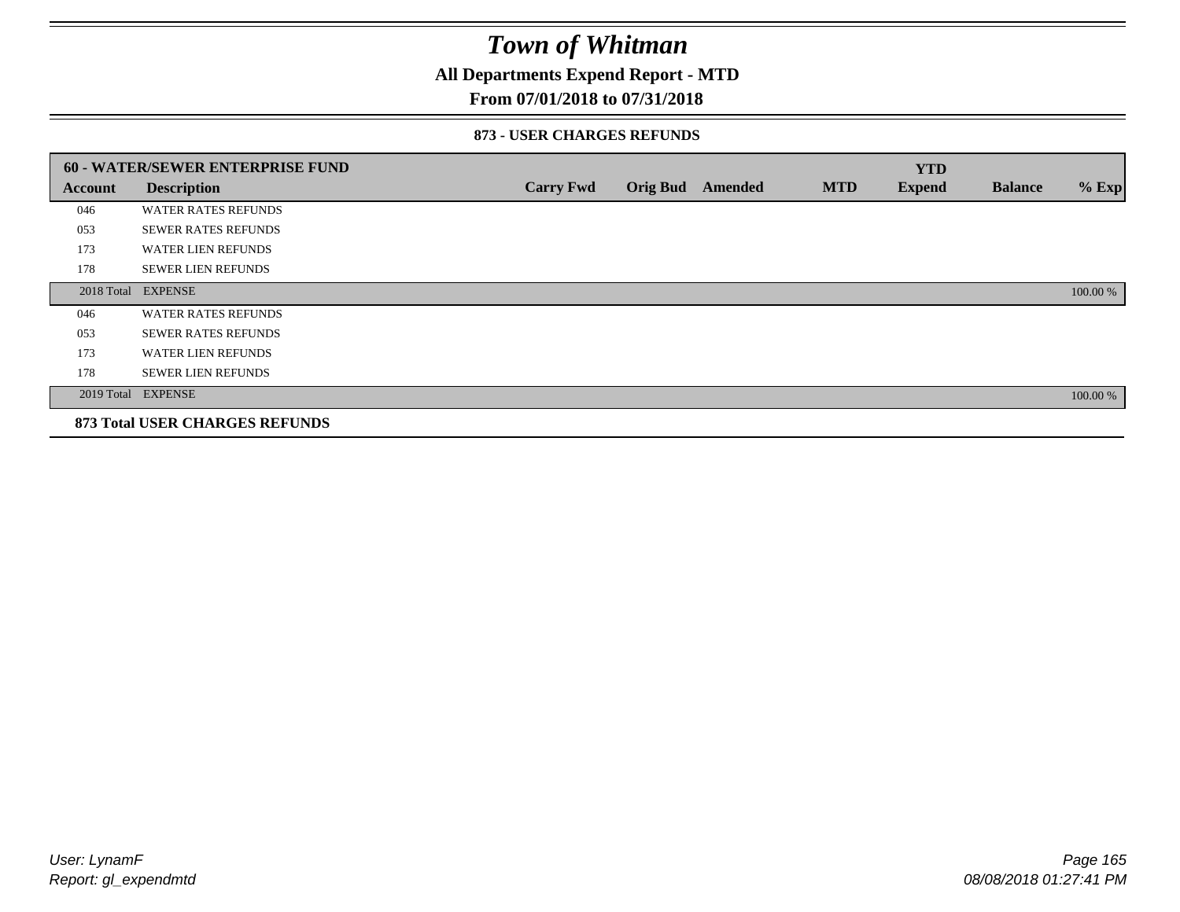# Town of Whitman

**All Departments Expend Report - MTD**

**From 07/01/2018 to 07/31/2018**

### 873 - USER CHARGES REFUNDS

| 60 - WATER/SEWER ENTERPRISE FUND | | | | | | YTD | | |
|---|---|---|---|---|---|---|---|---|
| **Account** | **Description** | **Carry Fwd** | **Orig Bud** | **Amended** | **MTD** | **Expend** | **Balance** | **% Exp** |
| 046 | WATER RATES REFUNDS | | | | | | | |
| 053 | SEWER RATES REFUNDS | | | | | | | |
| 173 | WATER LIEN REFUNDS | | | | | | | |
| 178 | SEWER LIEN REFUNDS | | | | | | | |
| 2018 Total | EXPENSE | | | | | | | 100.00 % |
| 046 | WATER RATES REFUNDS | | | | | | | |
| 053 | SEWER RATES REFUNDS | | | | | | | |
| 173 | WATER LIEN REFUNDS | | | | | | | |
| 178 | SEWER LIEN REFUNDS | | | | | | | |
| 2019 Total | EXPENSE | | | | | | | 100.00 % |
| **873 Total USER CHARGES REFUNDS** | | | | | | | | |

User: LynamF
Report: gl_expendmtd

08/08/2018 01:27:41 PM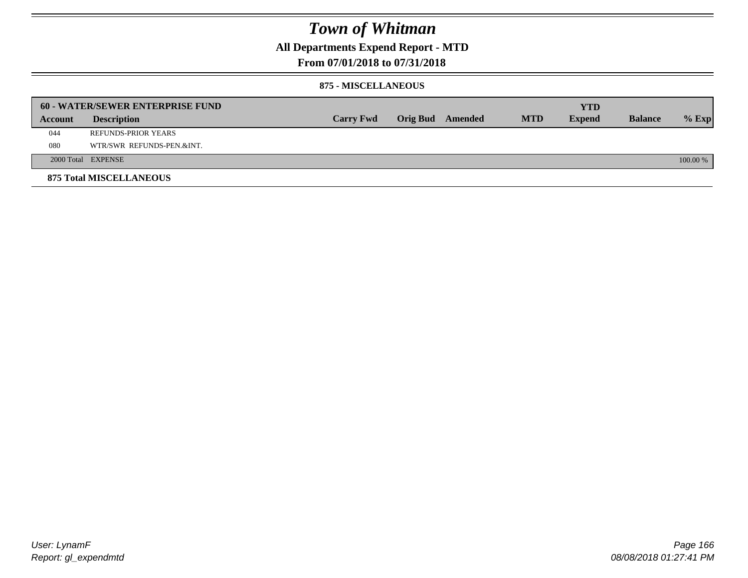# Town of Whitman

## All Departments Expend Report - MTD

## From 07/01/2018 to 07/31/2018

### 875 - MISCELLANEOUS

| 60 - WATER/SEWER ENTERPRISE FUND | | | | | | YTD | | |
|---|---|---|---|---|---|---|---|---|
| **Account** | **Description** | **Carry Fwd** | **Orig Bud** | **Amended** | **MTD** | **Expend** | **Balance** | **% Exp** |
| 044 | REFUNDS-PRIOR YEARS | | | | | | | |
| 080 | WTR/SWR REFUNDS-PEN.&INT. | | | | | | | |
| 2000 Total | EXPENSE | | | | | | | 100.00 % |

**875 Total MISCELLANEOUS**

User: LynamF
Report: gl_expendmtd

08/08/2018 01:27:41 PM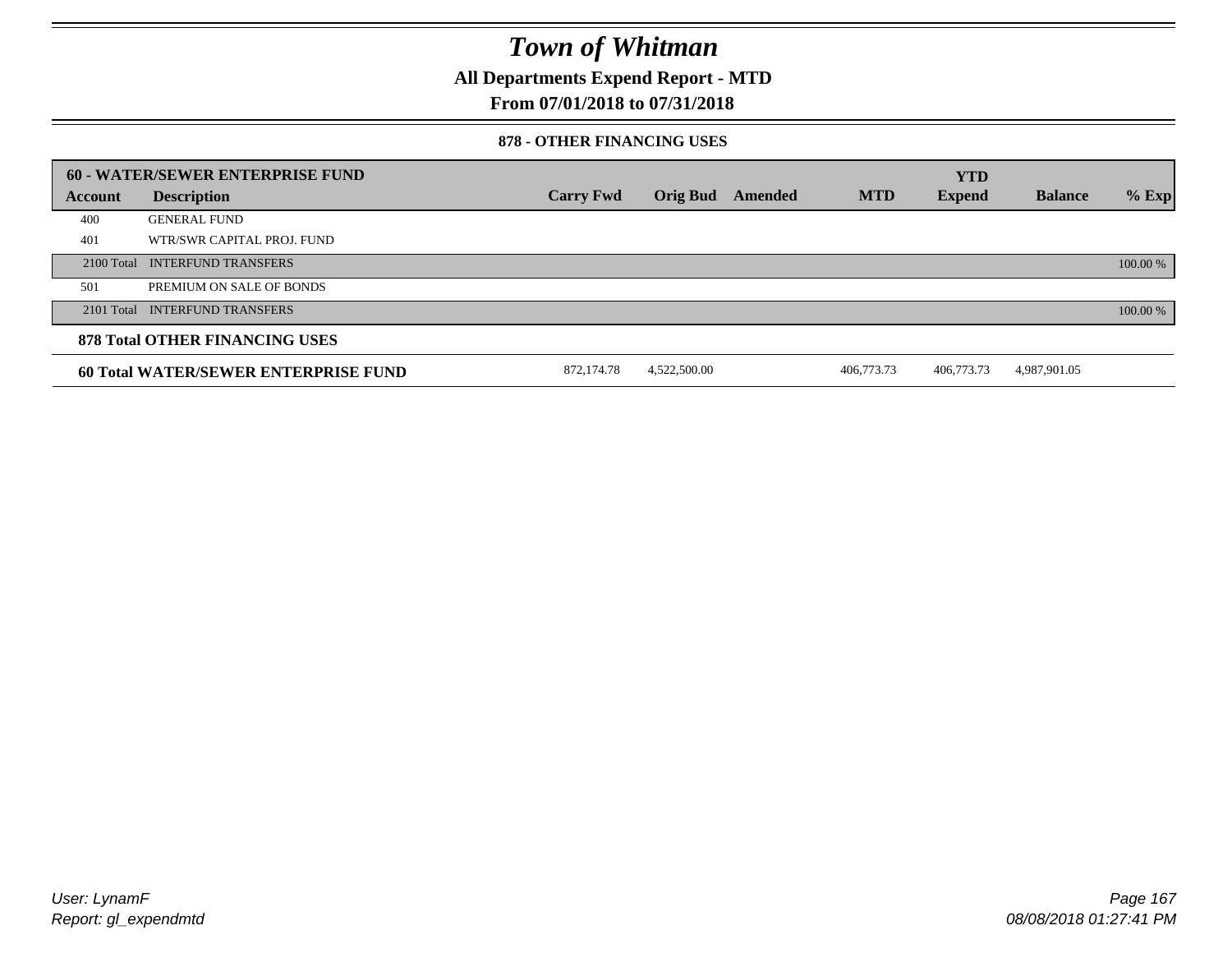# Town of Whitman

## All Departments Expend Report - MTD

### From 07/01/2018 to 07/31/2018

#### 878 - OTHER FINANCING USES

| 60 - WATER/SEWER ENTERPRISE FUND | | | | | | YTD | | |
|---|---|---|---|---|---|---|---|---|
| **Account** | **Description** | **Carry Fwd** | **Orig Bud** | **Amended** | **MTD** | **Expend** | **Balance** | **% Exp** |
| 400 | GENERAL FUND | | | | | | | |
| 401 | WTR/SWR CAPITAL PROJ. FUND | | | | | | | |
| 2100 Total | INTERFUND TRANSFERS | | | | | | | 100.00 % |
| 501 | PREMIUM ON SALE OF BONDS | | | | | | | |
| 2101 Total | INTERFUND TRANSFERS | | | | | | | 100.00 % |
| **878 Total OTHER FINANCING USES** | | | | | | | | |
| **60 Total WATER/SEWER ENTERPRISE FUND** | | 872,174.78 | 4,522,500.00 | | 406,773.73 | 406,773.73 | 4,987,901.05 | |

User: LynamF
Report: gl_expendmtd

08/08/2018 01:27:41 PM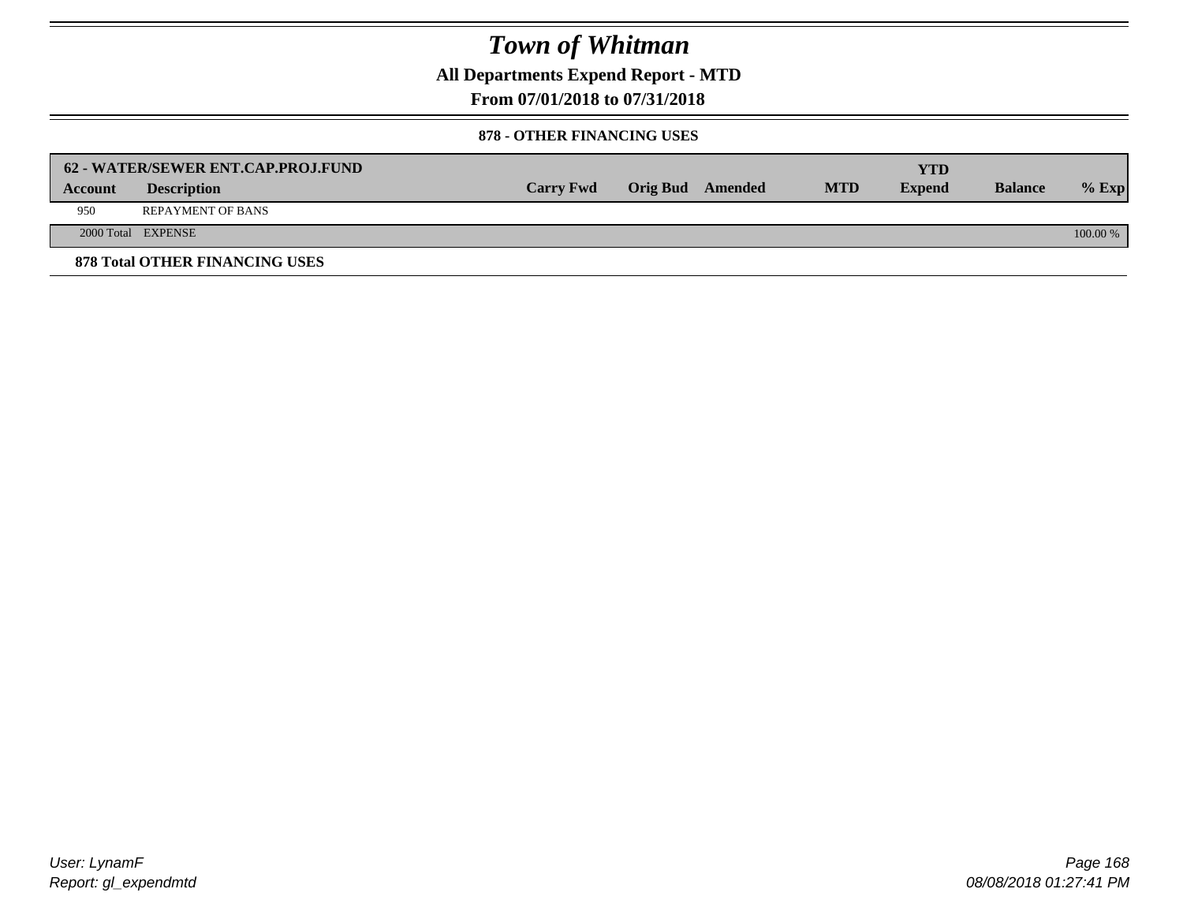# *Town of Whitman*

**All Departments Expend Report - MTD**

**From 07/01/2018 to 07/31/2018**

**878 - OTHER FINANCING USES**

| **62 - WATER/SEWER ENT.CAP.PROJ.FUND** | | | | | | | | |
|---|---|---|---|---|---|---|---|---|
| **Account** | **Description** | **Carry Fwd** | **Orig Bud** | **Amended** | **MTD** | **YTD Expend** | **Balance** | **% Exp** |
| 950 | REPAYMENT OF BANS | | | | | | | |
| 2000 Total | EXPENSE | | | | | | | 100.00 % |

**878 Total OTHER FINANCING USES**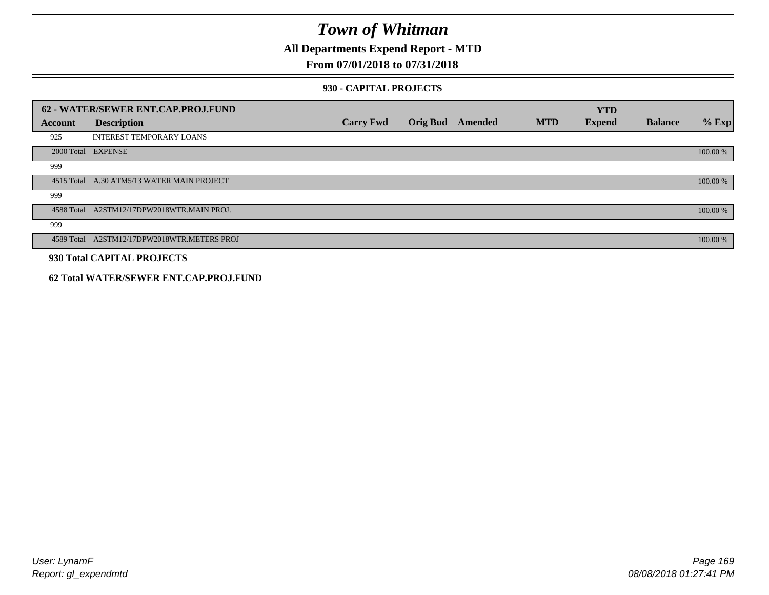# Town of Whitman

## All Departments Expend Report - MTD

### From 07/01/2018 to 07/31/2018

#### 930 - CAPITAL PROJECTS

| 62 - WATER/SEWER ENT.CAP.PROJ.FUND | | | | | | YTD | | |
|---|---|---|---|---|---|---|---|---|
| **Account** | **Description** | **Carry Fwd** | **Orig Bud** | **Amended** | **MTD** | **Expend** | **Balance** | **% Exp** |
| 925 | INTEREST TEMPORARY LOANS | | | | | | | |
| 2000 Total | EXPENSE | | | | | | | 100.00 % |
| 999 | | | | | | | | |
| 4515 Total | A.30 ATM5/13 WATER MAIN PROJECT | | | | | | | 100.00 % |
| 999 | | | | | | | | |
| 4588 Total | A2STM12/17DPW2018WTR.MAIN PROJ. | | | | | | | 100.00 % |
| 999 | | | | | | | | |
| 4589 Total | A2STM12/17DPW2018WTR.METERS PROJ | | | | | | | 100.00 % |
| **930 Total CAPITAL PROJECTS** | | | | | | | | |
| **62 Total WATER/SEWER ENT.CAP.PROJ.FUND** | | | | | | | | |

User: LynamF
Report: gl_expendmtd

08/08/2018 01:27:41 PM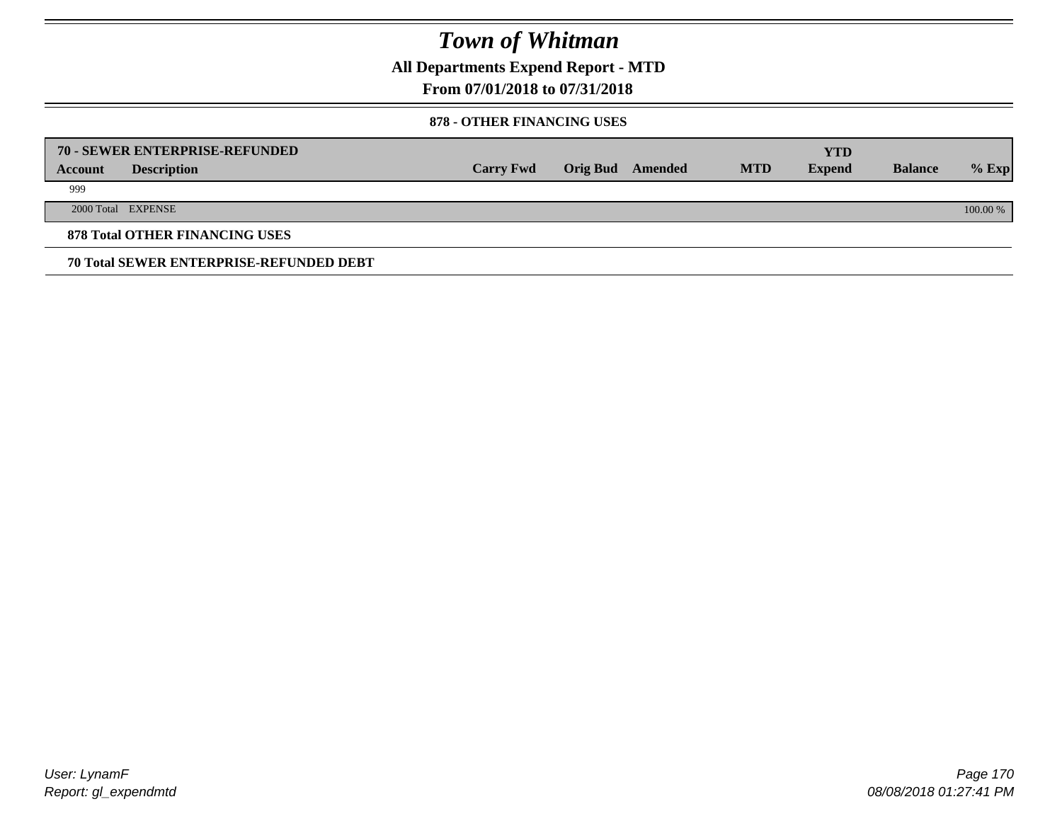# Town of Whitman

## All Departments Expend Report - MTD

### From 07/01/2018 to 07/31/2018

#### 878 - OTHER FINANCING USES

| 70 - SEWER ENTERPRISE-REFUNDED | | | | | | YTD | | |
|---|---|---|---|---|---|---|---|---|
| **Account** | **Description** | **Carry Fwd** | **Orig Bud** | **Amended** | **MTD** | **Expend** | **Balance** | **% Exp** |
| 999 | | | | | | | | |
| 2000 Total | EXPENSE | | | | | | | 100.00 % |

**878 Total OTHER FINANCING USES**

**70 Total SEWER ENTERPRISE-REFUNDED DEBT**

User: LynamF
Report: gl_expendmtd

08/08/2018 01:27:41 PM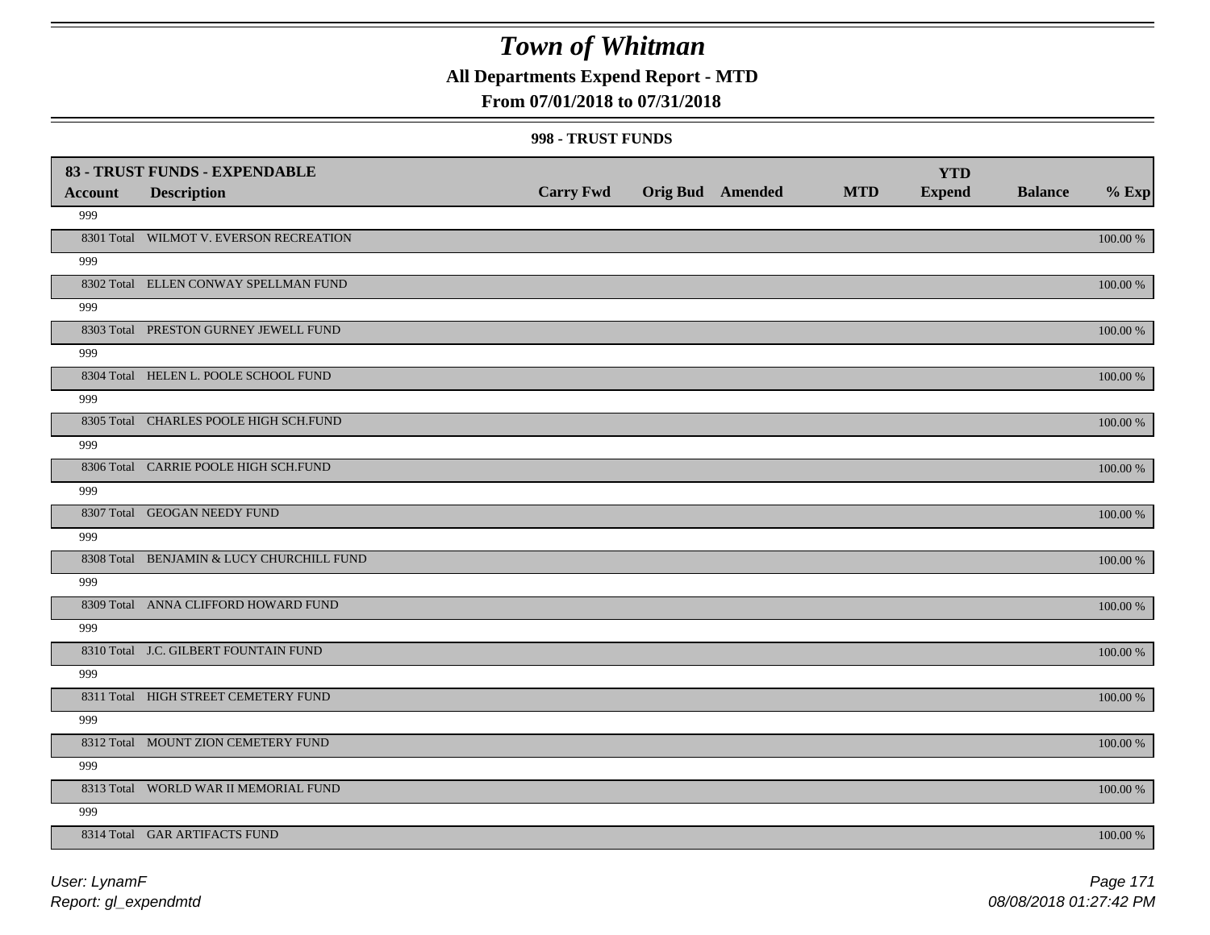# Town of Whitman

**All Departments Expend Report - MTD**

**From 07/01/2018 to 07/31/2018**

**998 - TRUST FUNDS**

| 83 - TRUST FUNDS - EXPENDABLE | | | | | | YTD | | |
|---|---|---|---|---|---|---|---|---|
| **Account** | **Description** | **Carry Fwd** | **Orig Bud** | **Amended** | **MTD** | **Expend** | **Balance** | **% Exp** |
| 999 | | | | | | | | |
| 8301 Total | WILMOT V. EVERSON RECREATION | | | | | | | 100.00 % |
| 999 | | | | | | | | |
| 8302 Total | ELLEN CONWAY SPELLMAN FUND | | | | | | | 100.00 % |
| 999 | | | | | | | | |
| 8303 Total | PRESTON GURNEY JEWELL FUND | | | | | | | 100.00 % |
| 999 | | | | | | | | |
| 8304 Total | HELEN L. POOLE SCHOOL FUND | | | | | | | 100.00 % |
| 999 | | | | | | | | |
| 8305 Total | CHARLES POOLE HIGH SCH.FUND | | | | | | | 100.00 % |
| 999 | | | | | | | | |
| 8306 Total | CARRIE POOLE HIGH SCH.FUND | | | | | | | 100.00 % |
| 999 | | | | | | | | |
| 8307 Total | GEOGAN NEEDY FUND | | | | | | | 100.00 % |
| 999 | | | | | | | | |
| 8308 Total | BENJAMIN & LUCY CHURCHILL FUND | | | | | | | 100.00 % |
| 999 | | | | | | | | |
| 8309 Total | ANNA CLIFFORD HOWARD FUND | | | | | | | 100.00 % |
| 999 | | | | | | | | |
| 8310 Total | J.C. GILBERT FOUNTAIN FUND | | | | | | | 100.00 % |
| 999 | | | | | | | | |
| 8311 Total | HIGH STREET CEMETERY FUND | | | | | | | 100.00 % |
| 999 | | | | | | | | |
| 8312 Total | MOUNT ZION CEMETERY FUND | | | | | | | 100.00 % |
| 999 | | | | | | | | |
| 8313 Total | WORLD WAR II MEMORIAL FUND | | | | | | | 100.00 % |
| 999 | | | | | | | | |
| 8314 Total | GAR ARTIFACTS FUND | | | | | | | 100.00 % |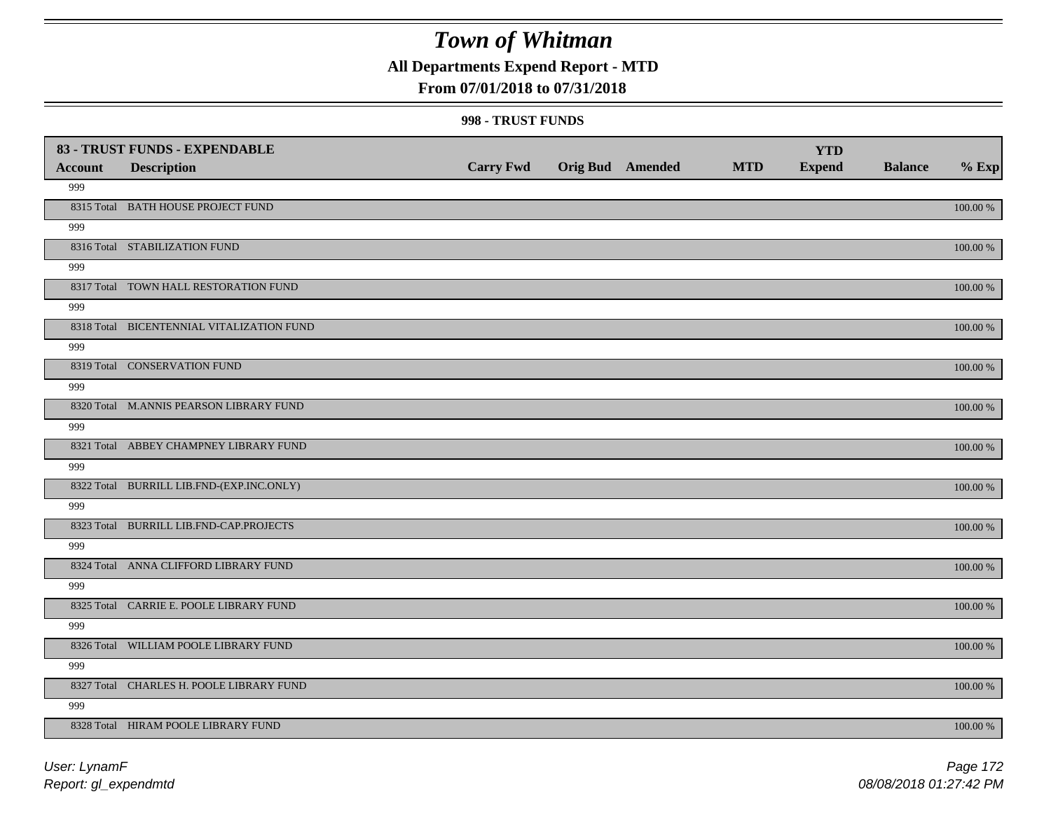# Town of Whitman

## All Departments Expend Report - MTD

### From 07/01/2018 to 07/31/2018

#### 998 - TRUST FUNDS

| 83 - TRUST FUNDS - EXPENDABLE | | | | | | YTD | | |
|---|---|---|---|---|---|---|---|---|
| Account | Description | Carry Fwd | Orig Bud | Amended | MTD | Expend | Balance | % Exp |
| 999 | | | | | | | | |
| 8315 Total | BATH HOUSE PROJECT FUND | | | | | | | 100.00 % |
| 999 | | | | | | | | |
| 8316 Total | STABILIZATION FUND | | | | | | | 100.00 % |
| 999 | | | | | | | | |
| 8317 Total | TOWN HALL RESTORATION FUND | | | | | | | 100.00 % |
| 999 | | | | | | | | |
| 8318 Total | BICENTENNIAL VITALIZATION FUND | | | | | | | 100.00 % |
| 999 | | | | | | | | |
| 8319 Total | CONSERVATION FUND | | | | | | | 100.00 % |
| 999 | | | | | | | | |
| 8320 Total | M.ANNIS PEARSON LIBRARY FUND | | | | | | | 100.00 % |
| 999 | | | | | | | | |
| 8321 Total | ABBEY CHAMPNEY LIBRARY FUND | | | | | | | 100.00 % |
| 999 | | | | | | | | |
| 8322 Total | BURRILL LIB.FND-(EXP.INC.ONLY) | | | | | | | 100.00 % |
| 999 | | | | | | | | |
| 8323 Total | BURRILL LIB.FND-CAP.PROJECTS | | | | | | | 100.00 % |
| 999 | | | | | | | | |
| 8324 Total | ANNA CLIFFORD LIBRARY FUND | | | | | | | 100.00 % |
| 999 | | | | | | | | |
| 8325 Total | CARRIE E. POOLE LIBRARY FUND | | | | | | | 100.00 % |
| 999 | | | | | | | | |
| 8326 Total | WILLIAM POOLE LIBRARY FUND | | | | | | | 100.00 % |
| 999 | | | | | | | | |
| 8327 Total | CHARLES H. POOLE LIBRARY FUND | | | | | | | 100.00 % |
| 999 | | | | | | | | |
| 8328 Total | HIRAM POOLE LIBRARY FUND | | | | | | | 100.00 % |

User: LynamF
Report: gl_expendmtd

08/08/2018 01:27:42 PM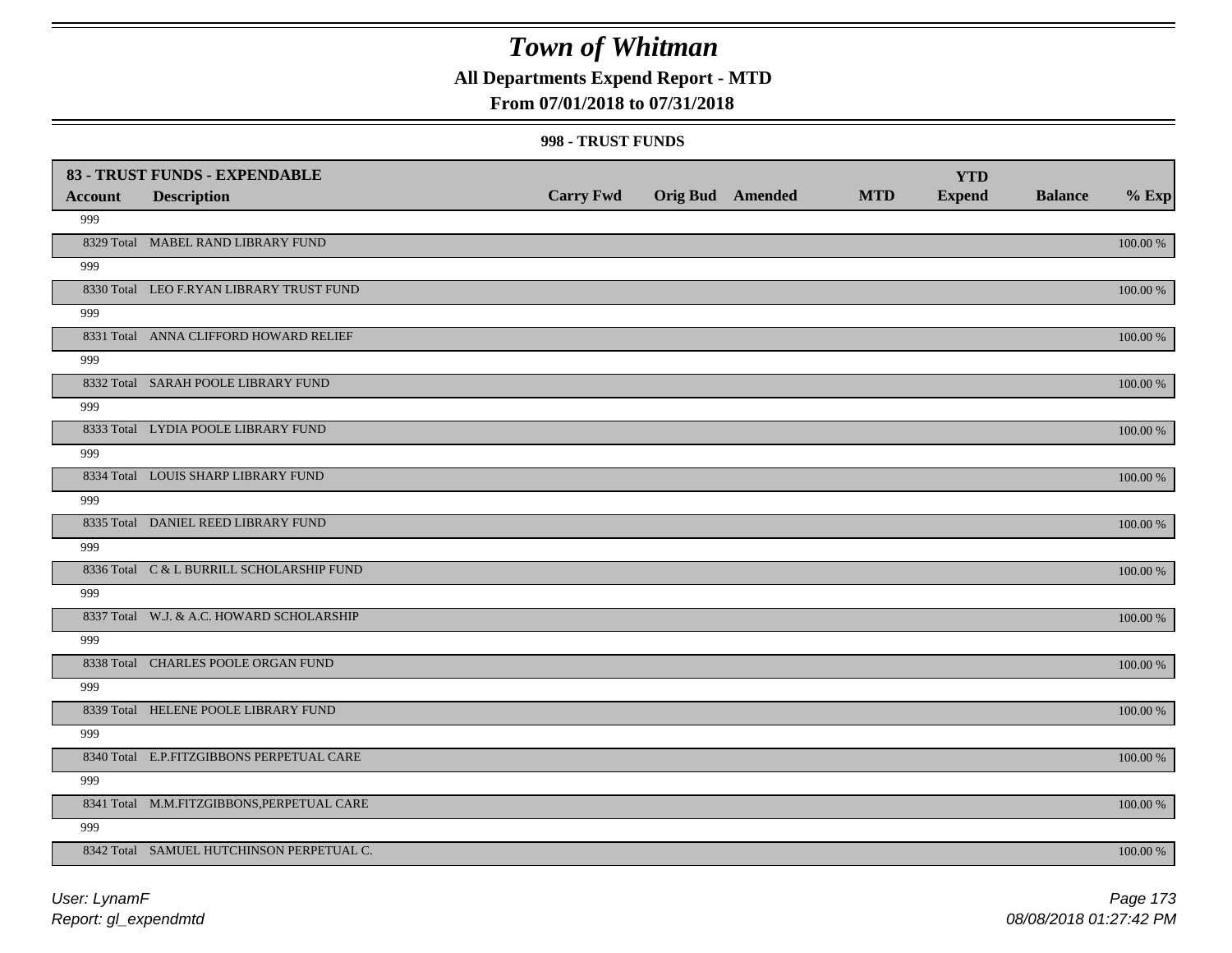# Town of Whitman

**All Departments Expend Report - MTD**

**From 07/01/2018 to 07/31/2018**

**998 - TRUST FUNDS**

| Account | Description | Carry Fwd | Orig Bud | Amended | MTD | YTD Expend | Balance | % Exp |
|---|---|---|---|---|---|---|---|---|
| **83 - TRUST FUNDS - EXPENDABLE** | | | | | | | | |
| 999 | | | | | | | | |
| 8329 Total | MABEL RAND LIBRARY FUND | | | | | | | 100.00 % |
| 999 | | | | | | | | |
| 8330 Total | LEO F.RYAN LIBRARY TRUST FUND | | | | | | | 100.00 % |
| 999 | | | | | | | | |
| 8331 Total | ANNA CLIFFORD HOWARD RELIEF | | | | | | | 100.00 % |
| 999 | | | | | | | | |
| 8332 Total | SARAH POOLE LIBRARY FUND | | | | | | | 100.00 % |
| 999 | | | | | | | | |
| 8333 Total | LYDIA POOLE LIBRARY FUND | | | | | | | 100.00 % |
| 999 | | | | | | | | |
| 8334 Total | LOUIS SHARP LIBRARY FUND | | | | | | | 100.00 % |
| 999 | | | | | | | | |
| 8335 Total | DANIEL REED LIBRARY FUND | | | | | | | 100.00 % |
| 999 | | | | | | | | |
| 8336 Total | C & L BURRILL SCHOLARSHIP FUND | | | | | | | 100.00 % |
| 999 | | | | | | | | |
| 8337 Total | W.J. & A.C. HOWARD SCHOLARSHIP | | | | | | | 100.00 % |
| 999 | | | | | | | | |
| 8338 Total | CHARLES POOLE ORGAN FUND | | | | | | | 100.00 % |
| 999 | | | | | | | | |
| 8339 Total | HELENE POOLE LIBRARY FUND | | | | | | | 100.00 % |
| 999 | | | | | | | | |
| 8340 Total | E.P.FITZGIBBONS PERPETUAL CARE | | | | | | | 100.00 % |
| 999 | | | | | | | | |
| 8341 Total | M.M.FITZGIBBONS,PERPETUAL CARE | | | | | | | 100.00 % |
| 999 | | | | | | | | |
| 8342 Total | SAMUEL HUTCHINSON PERPETUAL C. | | | | | | | 100.00 % |

*User: LynamF*
*Report: gl_expendmtd*

*08/08/2018 01:27:42 PM*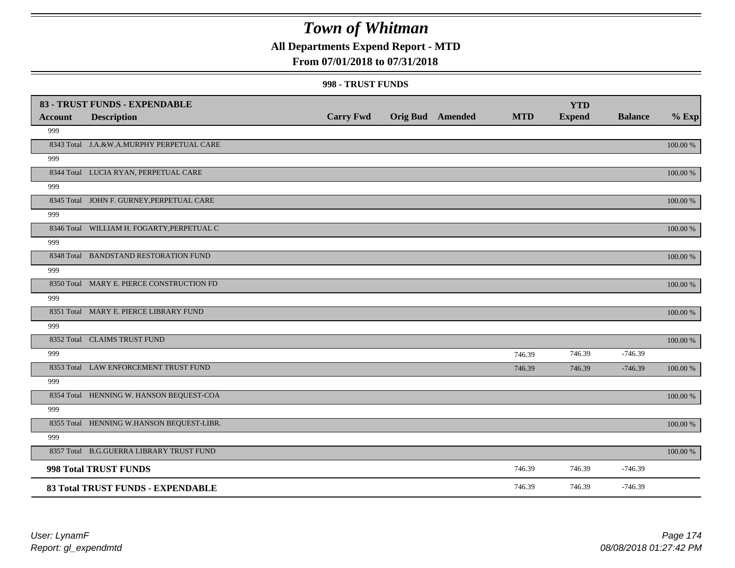# Town of Whitman

## All Departments Expend Report - MTD

### From 07/01/2018 to 07/31/2018

#### 998 - TRUST FUNDS

| 83 - TRUST FUNDS - EXPENDABLE | | | | | | YTD | | |
|---|---|---|---|---|---|---|---|---|
| **Account** | **Description** | **Carry Fwd** | **Orig Bud** | **Amended** | **MTD** | **Expend** | **Balance** | **% Exp** |
| 999 | | | | | | | | |
| 8343 Total | J.A.&W.A.MURPHY PERPETUAL CARE | | | | | | | 100.00 % |
| 999 | | | | | | | | |
| 8344 Total | LUCIA RYAN, PERPETUAL CARE | | | | | | | 100.00 % |
| 999 | | | | | | | | |
| 8345 Total | JOHN F. GURNEY,PERPETUAL CARE | | | | | | | 100.00 % |
| 999 | | | | | | | | |
| 8346 Total | WILLIAM H. FOGARTY,PERPETUAL C | | | | | | | 100.00 % |
| 999 | | | | | | | | |
| 8348 Total | BANDSTAND RESTORATION FUND | | | | | | | 100.00 % |
| 999 | | | | | | | | |
| 8350 Total | MARY E. PIERCE CONSTRUCTION FD | | | | | | | 100.00 % |
| 999 | | | | | | | | |
| 8351 Total | MARY E. PIERCE LIBRARY FUND | | | | | | | 100.00 % |
| 999 | | | | | | | | |
| 8352 Total | CLAIMS TRUST FUND | | | | | | | 100.00 % |
| 999 | | | | | 746.39 | 746.39 | -746.39 | |
| 8353 Total | LAW ENFORCEMENT TRUST FUND | | | | 746.39 | 746.39 | -746.39 | 100.00 % |
| 999 | | | | | | | | |
| 8354 Total | HENNING W. HANSON BEQUEST-COA | | | | | | | 100.00 % |
| 999 | | | | | | | | |
| 8355 Total | HENNING W.HANSON BEQUEST-LIBR. | | | | | | | 100.00 % |
| 999 | | | | | | | | |
| 8357 Total | B.G.GUERRA LIBRARY TRUST FUND | | | | | | | 100.00 % |
| **998 Total TRUST FUNDS** | | | | | 746.39 | 746.39 | -746.39 | |
| **83 Total TRUST FUNDS - EXPENDABLE** | | | | | 746.39 | 746.39 | -746.39 | |

*User: LynamF*
*Report: gl_expendmtd*
*08/08/2018 01:27:42 PM*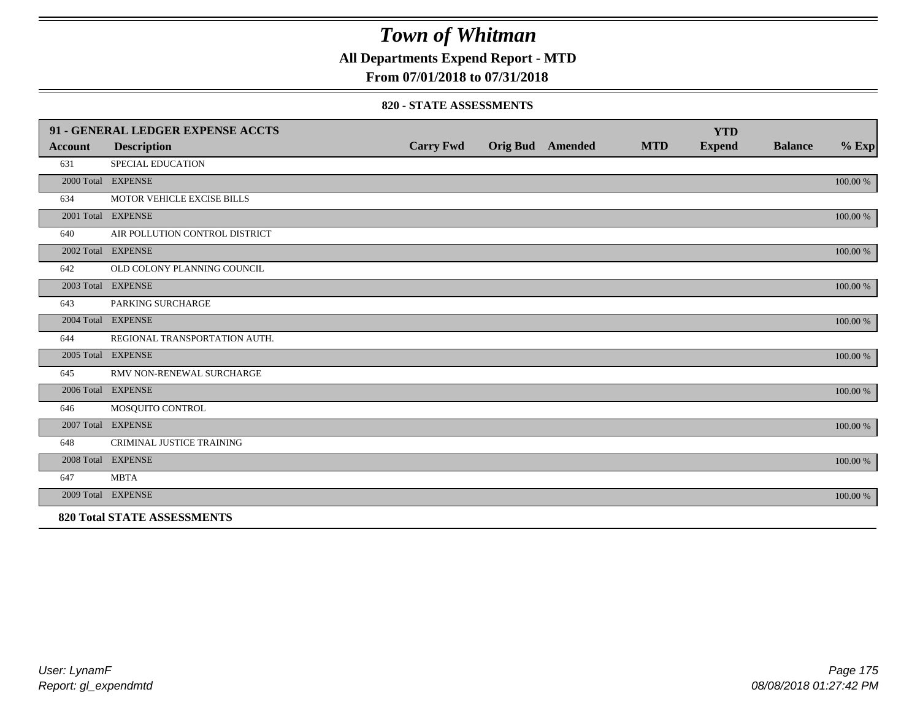# Town of Whitman

**All Departments Expend Report - MTD**

**From 07/01/2018 to 07/31/2018**

**820 - STATE ASSESSMENTS**

| 91 - GENERAL LEDGER EXPENSE ACCTS | | | | | | YTD | | |
|---|---|---|---|---|---|---|---|---|
| **Account** | **Description** | **Carry Fwd** | **Orig Bud** | **Amended** | **MTD** | **Expend** | **Balance** | **% Exp** |
| 631 | SPECIAL EDUCATION | | | | | | | |
| 2000 Total | EXPENSE | | | | | | | 100.00 % |
| 634 | MOTOR VEHICLE EXCISE BILLS | | | | | | | |
| 2001 Total | EXPENSE | | | | | | | 100.00 % |
| 640 | AIR POLLUTION CONTROL DISTRICT | | | | | | | |
| 2002 Total | EXPENSE | | | | | | | 100.00 % |
| 642 | OLD COLONY PLANNING COUNCIL | | | | | | | |
| 2003 Total | EXPENSE | | | | | | | 100.00 % |
| 643 | PARKING SURCHARGE | | | | | | | |
| 2004 Total | EXPENSE | | | | | | | 100.00 % |
| 644 | REGIONAL TRANSPORTATION AUTH. | | | | | | | |
| 2005 Total | EXPENSE | | | | | | | 100.00 % |
| 645 | RMV NON-RENEWAL SURCHARGE | | | | | | | |
| 2006 Total | EXPENSE | | | | | | | 100.00 % |
| 646 | MOSQUITO CONTROL | | | | | | | |
| 2007 Total | EXPENSE | | | | | | | 100.00 % |
| 648 | CRIMINAL JUSTICE TRAINING | | | | | | | |
| 2008 Total | EXPENSE | | | | | | | 100.00 % |
| 647 | MBTA | | | | | | | |
| 2009 Total | EXPENSE | | | | | | | 100.00 % |

**820 Total STATE ASSESSMENTS**

User: LynamF
Report: gl_expendmtd

08/08/2018 01:27:42 PM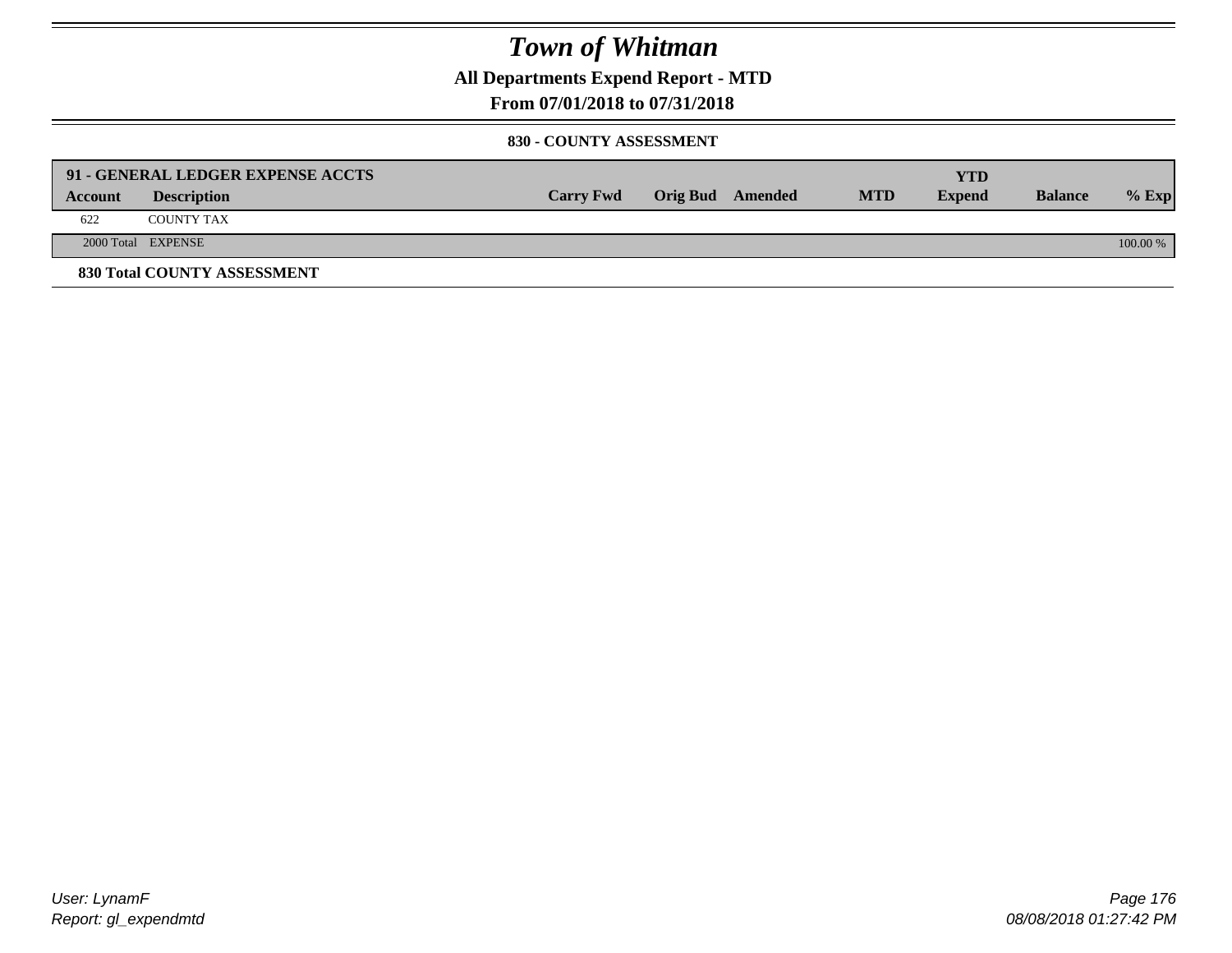# Town of Whitman

**All Departments Expend Report - MTD**

**From 07/01/2018 to 07/31/2018**

**830 - COUNTY ASSESSMENT**

| 91 - GENERAL LEDGER EXPENSE ACCTS | | | | | | | YTD | | |
|---|---|---|---|---|---|---|---|---|---|
| **Account** | **Description** | **Carry Fwd** | **Orig Bud** | **Amended** | **MTD** | | **Expend** | **Balance** | **% Exp** |
| 622 | COUNTY TAX | | | | | | | | |
| 2000 Total | EXPENSE | | | | | | | | 100.00 % |

**830 Total COUNTY ASSESSMENT**

User: LynamF
Report: gl_expendmtd

08/08/2018 01:27:42 PM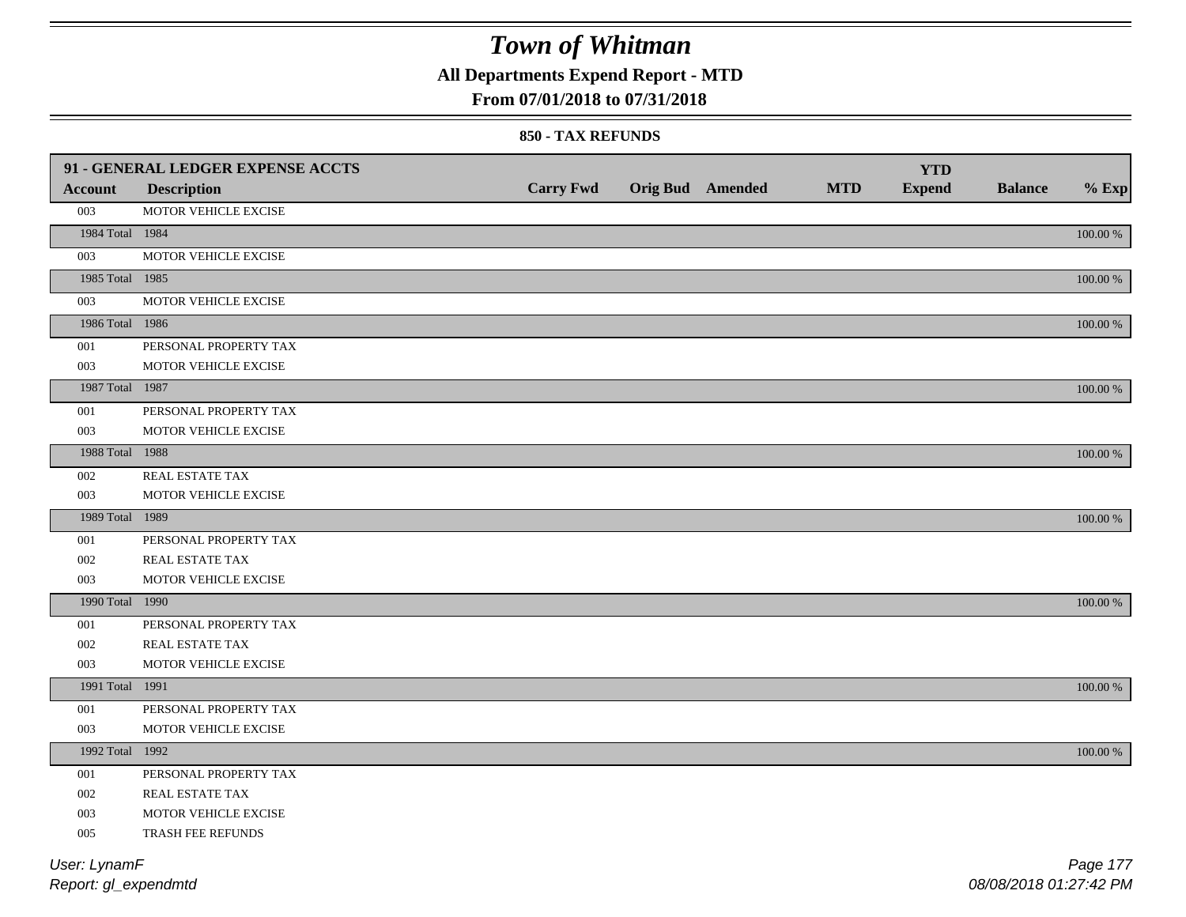# Town of Whitman

## All Departments Expend Report - MTD

### From 07/01/2018 to 07/31/2018

#### 850 - TAX REFUNDS

| 91 - GENERAL LEDGER EXPENSE ACCTS | | | | | | | | |
|---|---|---|---|---|---|---|---|---|
| **Account** | **Description** | **Carry Fwd** | **Orig Bud** | **Amended** | **MTD** | **YTD Expend** | **Balance** | **% Exp** |
| 003 | MOTOR VEHICLE EXCISE | | | | | | | |
| 1984 Total | 1984 | | | | | | | 100.00 % |
| 003 | MOTOR VEHICLE EXCISE | | | | | | | |
| 1985 Total | 1985 | | | | | | | 100.00 % |
| 003 | MOTOR VEHICLE EXCISE | | | | | | | |
| 1986 Total | 1986 | | | | | | | 100.00 % |
| 001 | PERSONAL PROPERTY TAX | | | | | | | |
| 003 | MOTOR VEHICLE EXCISE | | | | | | | |
| 1987 Total | 1987 | | | | | | | 100.00 % |
| 001 | PERSONAL PROPERTY TAX | | | | | | | |
| 003 | MOTOR VEHICLE EXCISE | | | | | | | |
| 1988 Total | 1988 | | | | | | | 100.00 % |
| 002 | REAL ESTATE TAX | | | | | | | |
| 003 | MOTOR VEHICLE EXCISE | | | | | | | |
| 1989 Total | 1989 | | | | | | | 100.00 % |
| 001 | PERSONAL PROPERTY TAX | | | | | | | |
| 002 | REAL ESTATE TAX | | | | | | | |
| 003 | MOTOR VEHICLE EXCISE | | | | | | | |
| 1990 Total | 1990 | | | | | | | 100.00 % |
| 001 | PERSONAL PROPERTY TAX | | | | | | | |
| 002 | REAL ESTATE TAX | | | | | | | |
| 003 | MOTOR VEHICLE EXCISE | | | | | | | |
| 1991 Total | 1991 | | | | | | | 100.00 % |
| 001 | PERSONAL PROPERTY TAX | | | | | | | |
| 003 | MOTOR VEHICLE EXCISE | | | | | | | |
| 1992 Total | 1992 | | | | | | | 100.00 % |
| 001 | PERSONAL PROPERTY TAX | | | | | | | |
| 002 | REAL ESTATE TAX | | | | | | | |
| 003 | MOTOR VEHICLE EXCISE | | | | | | | |
| 005 | TRASH FEE REFUNDS | | | | | | | |

*User: LynamF*

*Report: gl_expendmtd*

*08/08/2018 01:27:42 PM*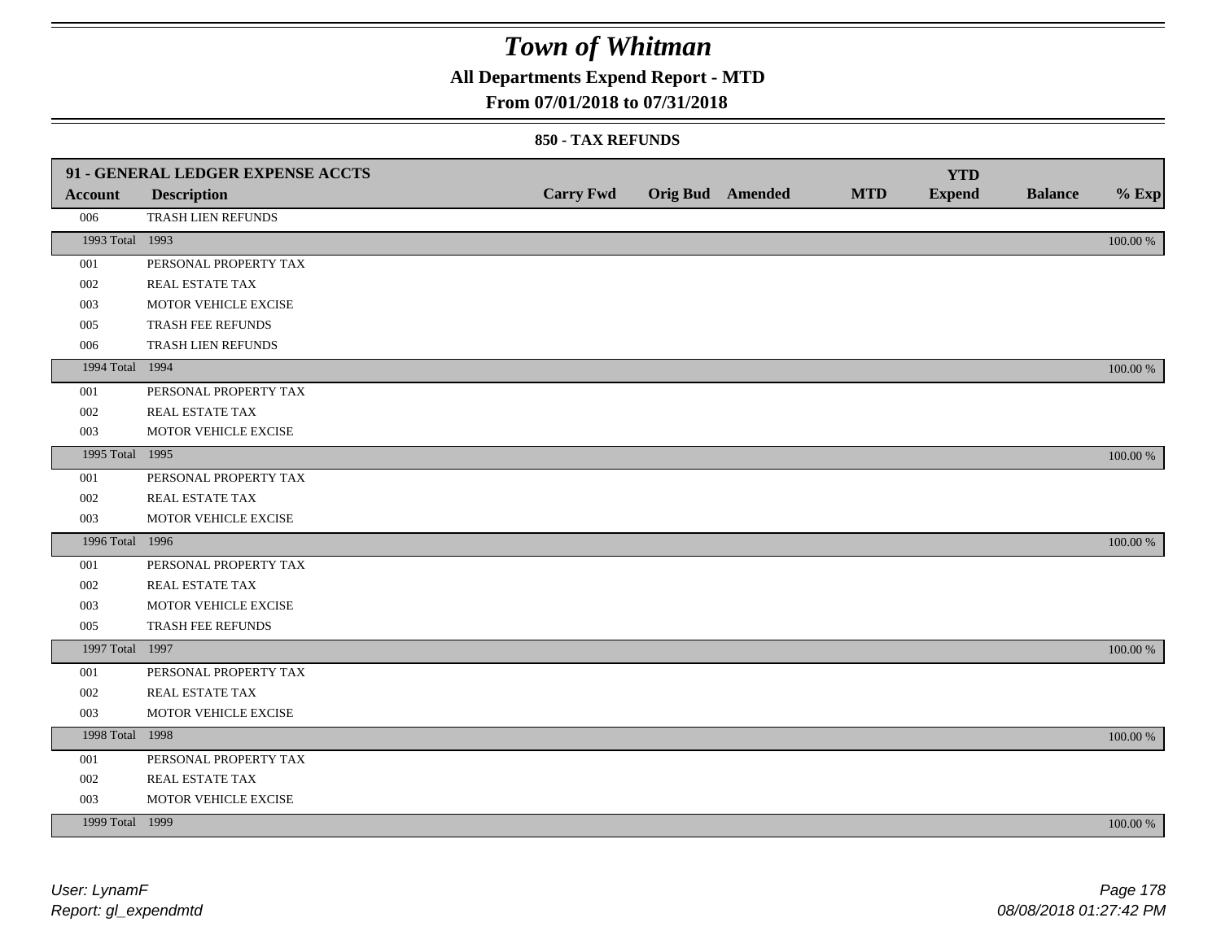# Town of Whitman

**All Departments Expend Report - MTD**

**From 07/01/2018 to 07/31/2018**

**850 - TAX REFUNDS**

| 91 - GENERAL LEDGER EXPENSE ACCTS | | | | | | YTD | | |
|---|---|---|---|---|---|---|---|---|
| **Account** | **Description** | **Carry Fwd** | **Orig Bud** | **Amended** | **MTD** | **Expend** | **Balance** | **% Exp** |
| 006 | TRASH LIEN REFUNDS | | | | | | | |
| 1993 Total | 1993 | | | | | | | 100.00 % |
| 001 | PERSONAL PROPERTY TAX | | | | | | | |
| 002 | REAL ESTATE TAX | | | | | | | |
| 003 | MOTOR VEHICLE EXCISE | | | | | | | |
| 005 | TRASH FEE REFUNDS | | | | | | | |
| 006 | TRASH LIEN REFUNDS | | | | | | | |
| 1994 Total | 1994 | | | | | | | 100.00 % |
| 001 | PERSONAL PROPERTY TAX | | | | | | | |
| 002 | REAL ESTATE TAX | | | | | | | |
| 003 | MOTOR VEHICLE EXCISE | | | | | | | |
| 1995 Total | 1995 | | | | | | | 100.00 % |
| 001 | PERSONAL PROPERTY TAX | | | | | | | |
| 002 | REAL ESTATE TAX | | | | | | | |
| 003 | MOTOR VEHICLE EXCISE | | | | | | | |
| 1996 Total | 1996 | | | | | | | 100.00 % |
| 001 | PERSONAL PROPERTY TAX | | | | | | | |
| 002 | REAL ESTATE TAX | | | | | | | |
| 003 | MOTOR VEHICLE EXCISE | | | | | | | |
| 005 | TRASH FEE REFUNDS | | | | | | | |
| 1997 Total | 1997 | | | | | | | 100.00 % |
| 001 | PERSONAL PROPERTY TAX | | | | | | | |
| 002 | REAL ESTATE TAX | | | | | | | |
| 003 | MOTOR VEHICLE EXCISE | | | | | | | |
| 1998 Total | 1998 | | | | | | | 100.00 % |
| 001 | PERSONAL PROPERTY TAX | | | | | | | |
| 002 | REAL ESTATE TAX | | | | | | | |
| 003 | MOTOR VEHICLE EXCISE | | | | | | | |
| 1999 Total | 1999 | | | | | | | 100.00 % |

*User: LynamF*
*Report: gl_expendmtd*

*08/08/2018 01:27:42 PM*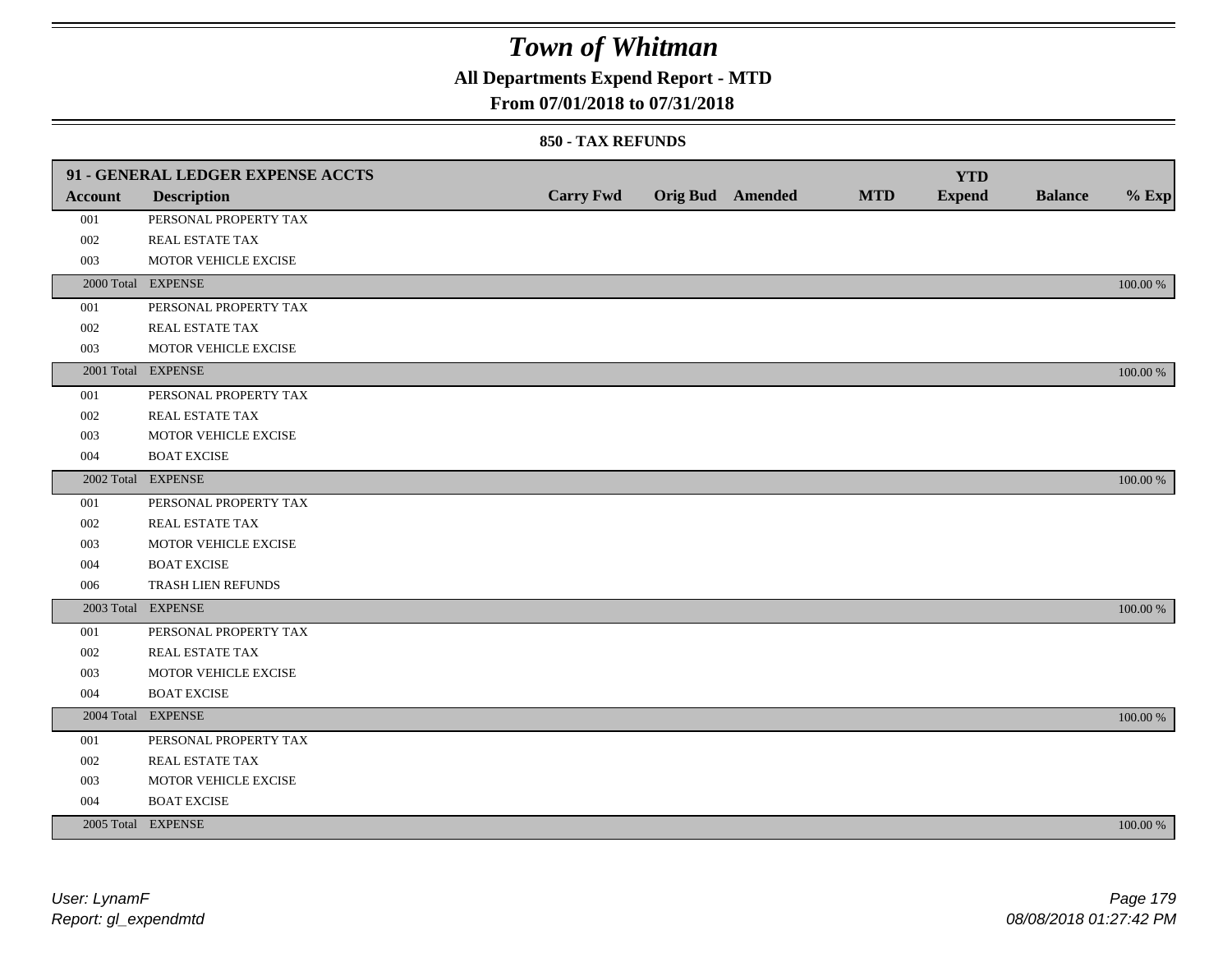# Town of Whitman

## All Departments Expend Report - MTD

### From 07/01/2018 to 07/31/2018

#### 850 - TAX REFUNDS

| 91 - GENERAL LEDGER EXPENSE ACCTS | | | | | | YTD | | |
|---|---|---|---|---|---|---|---|---|
| **Account** | **Description** | **Carry Fwd** | **Orig Bud** | **Amended** | **MTD** | **Expend** | **Balance** | **% Exp** |
| 001 | PERSONAL PROPERTY TAX | | | | | | | |
| 002 | REAL ESTATE TAX | | | | | | | |
| 003 | MOTOR VEHICLE EXCISE | | | | | | | |
| 2000 Total | EXPENSE | | | | | | | 100.00 % |
| 001 | PERSONAL PROPERTY TAX | | | | | | | |
| 002 | REAL ESTATE TAX | | | | | | | |
| 003 | MOTOR VEHICLE EXCISE | | | | | | | |
| 2001 Total | EXPENSE | | | | | | | 100.00 % |
| 001 | PERSONAL PROPERTY TAX | | | | | | | |
| 002 | REAL ESTATE TAX | | | | | | | |
| 003 | MOTOR VEHICLE EXCISE | | | | | | | |
| 004 | BOAT EXCISE | | | | | | | |
| 2002 Total | EXPENSE | | | | | | | 100.00 % |
| 001 | PERSONAL PROPERTY TAX | | | | | | | |
| 002 | REAL ESTATE TAX | | | | | | | |
| 003 | MOTOR VEHICLE EXCISE | | | | | | | |
| 004 | BOAT EXCISE | | | | | | | |
| 006 | TRASH LIEN REFUNDS | | | | | | | |
| 2003 Total | EXPENSE | | | | | | | 100.00 % |
| 001 | PERSONAL PROPERTY TAX | | | | | | | |
| 002 | REAL ESTATE TAX | | | | | | | |
| 003 | MOTOR VEHICLE EXCISE | | | | | | | |
| 004 | BOAT EXCISE | | | | | | | |
| 2004 Total | EXPENSE | | | | | | | 100.00 % |
| 001 | PERSONAL PROPERTY TAX | | | | | | | |
| 002 | REAL ESTATE TAX | | | | | | | |
| 003 | MOTOR VEHICLE EXCISE | | | | | | | |
| 004 | BOAT EXCISE | | | | | | | |
| 2005 Total | EXPENSE | | | | | | | 100.00 % |

*User: LynamF*
*Report: gl_expendmtd*

*08/08/2018 01:27:42 PM*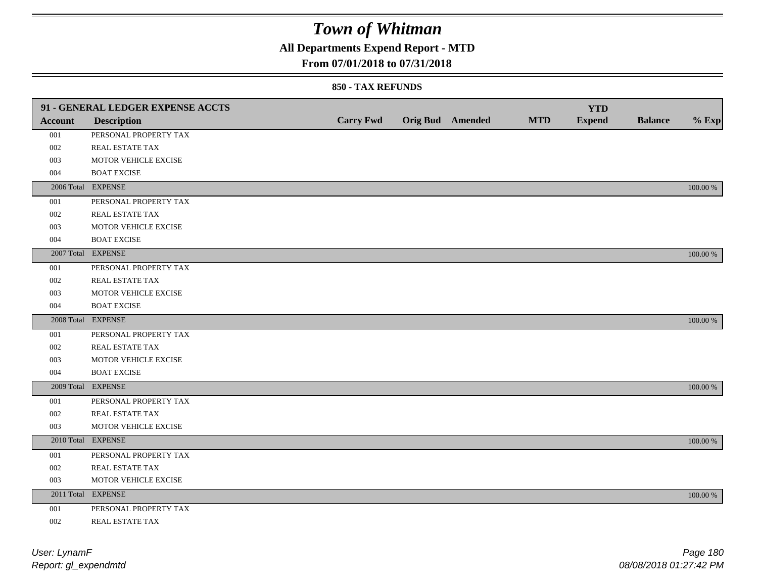# Town of Whitman

**All Departments Expend Report - MTD**

**From 07/01/2018 to 07/31/2018**

**850 - TAX REFUNDS**

| 91 - GENERAL LEDGER EXPENSE ACCTS | | | | | | | | |
|---|---|---|---|---|---|---|---|---|
| **Account** | **Description** | **Carry Fwd** | **Orig Bud** | **Amended** | **MTD** | **YTD Expend** | **Balance** | **% Exp** |
| 001 | PERSONAL PROPERTY TAX | | | | | | | |
| 002 | REAL ESTATE TAX | | | | | | | |
| 003 | MOTOR VEHICLE EXCISE | | | | | | | |
| 004 | BOAT EXCISE | | | | | | | |
| 2006 Total | EXPENSE | | | | | | | 100.00 % |
| 001 | PERSONAL PROPERTY TAX | | | | | | | |
| 002 | REAL ESTATE TAX | | | | | | | |
| 003 | MOTOR VEHICLE EXCISE | | | | | | | |
| 004 | BOAT EXCISE | | | | | | | |
| 2007 Total | EXPENSE | | | | | | | 100.00 % |
| 001 | PERSONAL PROPERTY TAX | | | | | | | |
| 002 | REAL ESTATE TAX | | | | | | | |
| 003 | MOTOR VEHICLE EXCISE | | | | | | | |
| 004 | BOAT EXCISE | | | | | | | |
| 2008 Total | EXPENSE | | | | | | | 100.00 % |
| 001 | PERSONAL PROPERTY TAX | | | | | | | |
| 002 | REAL ESTATE TAX | | | | | | | |
| 003 | MOTOR VEHICLE EXCISE | | | | | | | |
| 004 | BOAT EXCISE | | | | | | | |
| 2009 Total | EXPENSE | | | | | | | 100.00 % |
| 001 | PERSONAL PROPERTY TAX | | | | | | | |
| 002 | REAL ESTATE TAX | | | | | | | |
| 003 | MOTOR VEHICLE EXCISE | | | | | | | |
| 2010 Total | EXPENSE | | | | | | | 100.00 % |
| 001 | PERSONAL PROPERTY TAX | | | | | | | |
| 002 | REAL ESTATE TAX | | | | | | | |
| 003 | MOTOR VEHICLE EXCISE | | | | | | | |
| 2011 Total | EXPENSE | | | | | | | 100.00 % |
| 001 | PERSONAL PROPERTY TAX | | | | | | | |
| 002 | REAL ESTATE TAX | | | | | | | |

*User: LynamF*
*Report: gl_expendmtd*

*08/08/2018 01:27:42 PM*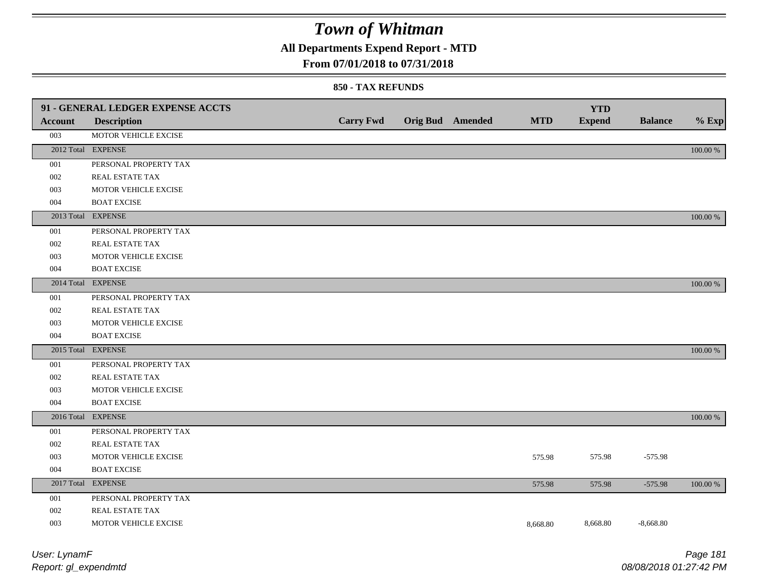# Town of Whitman

**All Departments Expend Report - MTD**

**From 07/01/2018 to 07/31/2018**

**850 - TAX REFUNDS**

| 91 - GENERAL LEDGER EXPENSE ACCTS | | | | | | YTD | | |
|---|---|---|---|---|---|---|---|---|
| **Account** | **Description** | **Carry Fwd** | **Orig Bud** | **Amended** | **MTD** | **Expend** | **Balance** | **% Exp** |
| 003 | MOTOR VEHICLE EXCISE | | | | | | | |
| 2012 Total | EXPENSE | | | | | | | 100.00 % |
| 001 | PERSONAL PROPERTY TAX | | | | | | | |
| 002 | REAL ESTATE TAX | | | | | | | |
| 003 | MOTOR VEHICLE EXCISE | | | | | | | |
| 004 | BOAT EXCISE | | | | | | | |
| 2013 Total | EXPENSE | | | | | | | 100.00 % |
| 001 | PERSONAL PROPERTY TAX | | | | | | | |
| 002 | REAL ESTATE TAX | | | | | | | |
| 003 | MOTOR VEHICLE EXCISE | | | | | | | |
| 004 | BOAT EXCISE | | | | | | | |
| 2014 Total | EXPENSE | | | | | | | 100.00 % |
| 001 | PERSONAL PROPERTY TAX | | | | | | | |
| 002 | REAL ESTATE TAX | | | | | | | |
| 003 | MOTOR VEHICLE EXCISE | | | | | | | |
| 004 | BOAT EXCISE | | | | | | | |
| 2015 Total | EXPENSE | | | | | | | 100.00 % |
| 001 | PERSONAL PROPERTY TAX | | | | | | | |
| 002 | REAL ESTATE TAX | | | | | | | |
| 003 | MOTOR VEHICLE EXCISE | | | | | | | |
| 004 | BOAT EXCISE | | | | | | | |
| 2016 Total | EXPENSE | | | | | | | 100.00 % |
| 001 | PERSONAL PROPERTY TAX | | | | | | | |
| 002 | REAL ESTATE TAX | | | | | | | |
| 003 | MOTOR VEHICLE EXCISE | | | | 575.98 | 575.98 | -575.98 | |
| 004 | BOAT EXCISE | | | | | | | |
| 2017 Total | EXPENSE | | | | 575.98 | 575.98 | -575.98 | 100.00 % |
| 001 | PERSONAL PROPERTY TAX | | | | | | | |
| 002 | REAL ESTATE TAX | | | | | | | |
| 003 | MOTOR VEHICLE EXCISE | | | | 8,668.80 | 8,668.80 | -8,668.80 | |

*User: LynamF*
*Report: gl_expendmtd*

*08/08/2018 01:27:42 PM*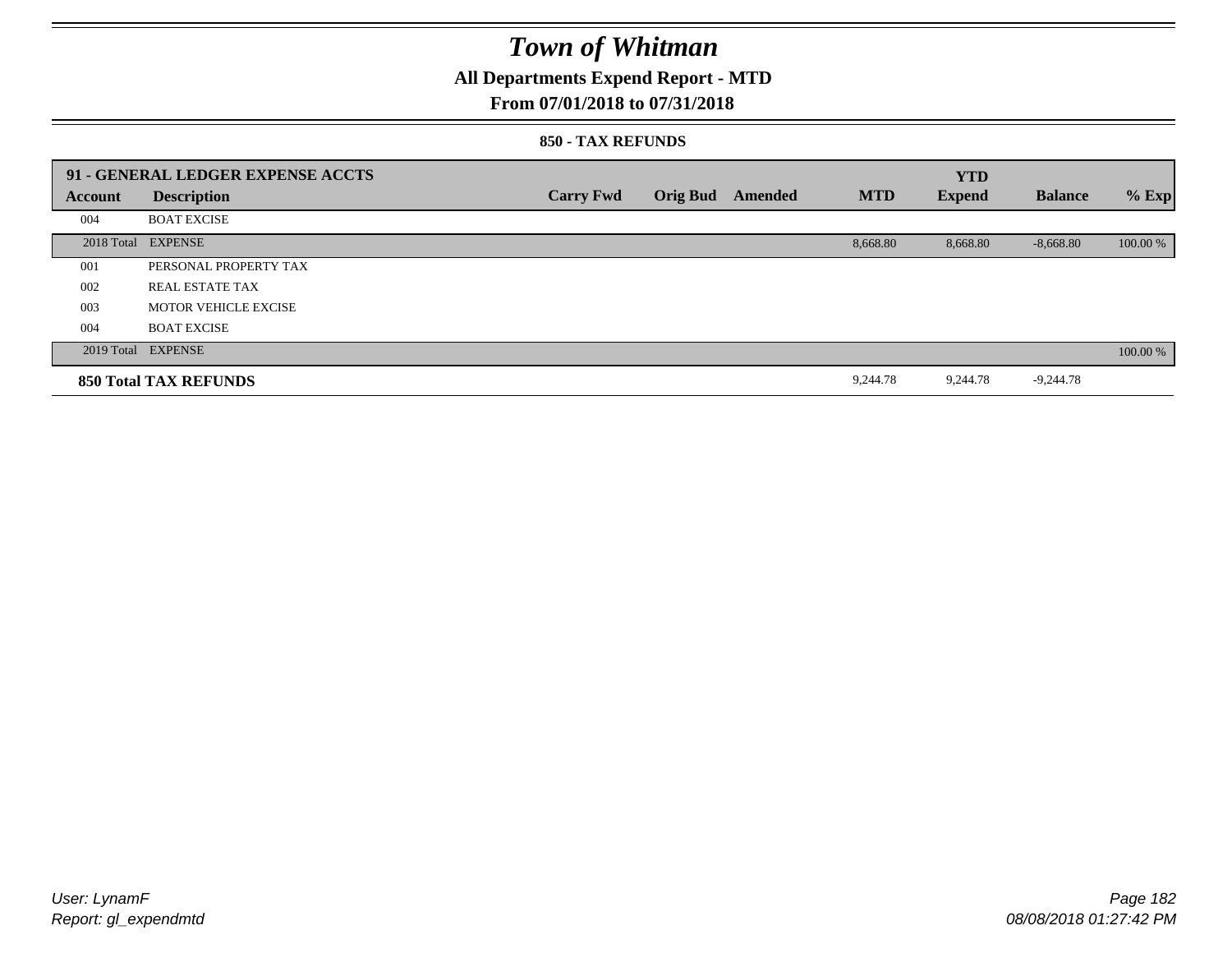# Town of Whitman

## All Departments Expend Report - MTD

### From 07/01/2018 to 07/31/2018

#### 850 - TAX REFUNDS

| 91 - GENERAL LEDGER EXPENSE ACCTS | | | | | | YTD | | |
|---|---|---|---|---|---|---|---|---|
| **Account** | **Description** | **Carry Fwd** | **Orig Bud** | **Amended** | **MTD** | **Expend** | **Balance** | **% Exp** |
| 004 | BOAT EXCISE | | | | | | | |
| 2018 Total | EXPENSE | | | | 8,668.80 | 8,668.80 | -8,668.80 | 100.00 % |
| 001 | PERSONAL PROPERTY TAX | | | | | | | |
| 002 | REAL ESTATE TAX | | | | | | | |
| 003 | MOTOR VEHICLE EXCISE | | | | | | | |
| 004 | BOAT EXCISE | | | | | | | |
| 2019 Total | EXPENSE | | | | | | | 100.00 % |
| **850 Total TAX REFUNDS** | | | | | 9,244.78 | 9,244.78 | -9,244.78 | |

*User: LynamF*
*Report: gl_expendmtd*

*08/08/2018 01:27:42 PM*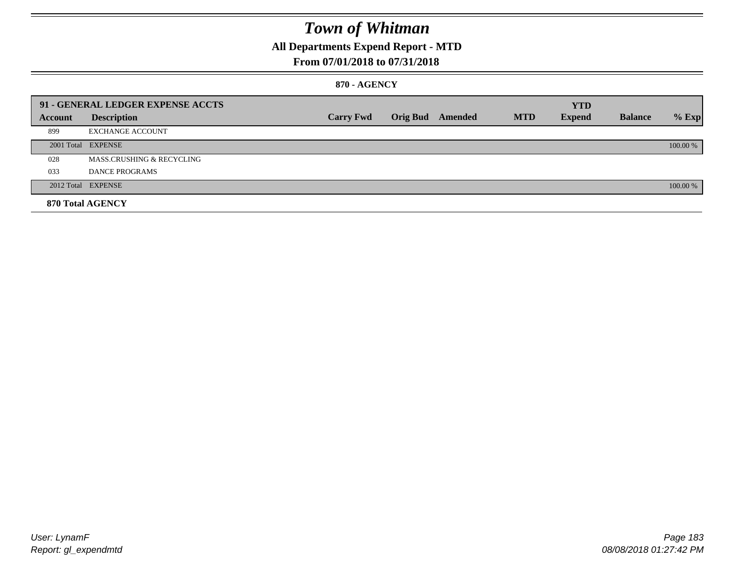# Town of Whitman

## All Departments Expend Report - MTD

### From 07/01/2018 to 07/31/2018

#### 870 - AGENCY

| 91 - GENERAL LEDGER EXPENSE ACCTS | | | | | | YTD | | |
|---|---|---|---|---|---|---|---|---|
| **Account** | **Description** | **Carry Fwd** | **Orig Bud** | **Amended** | **MTD** | **Expend** | **Balance** | **% Exp** |
| 899 | EXCHANGE ACCOUNT | | | | | | | |
| 2001 Total | EXPENSE | | | | | | | 100.00 % |
| 028 | MASS.CRUSHING & RECYCLING | | | | | | | |
| 033 | DANCE PROGRAMS | | | | | | | |
| 2012 Total | EXPENSE | | | | | | | 100.00 % |
| **870 Total AGENCY** | | | | | | | | |

User: LynamF
Report: gl_expendmtd

08/08/2018 01:27:42 PM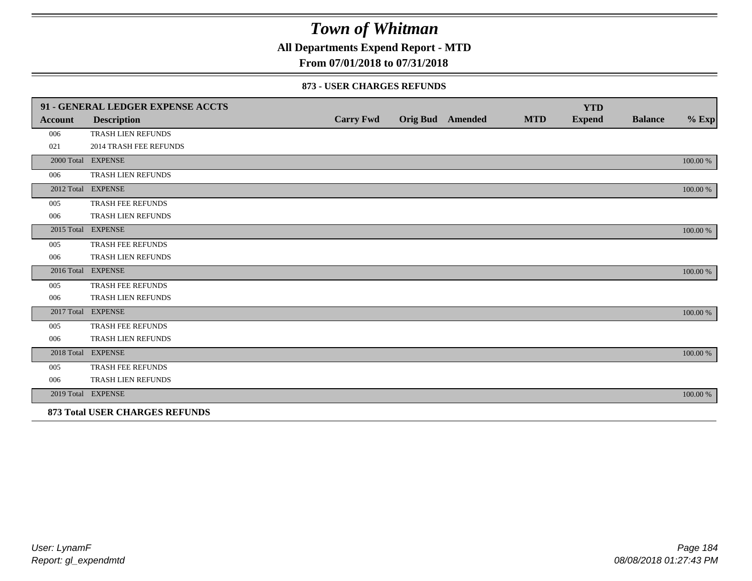# Town of Whitman

**All Departments Expend Report - MTD**

**From 07/01/2018 to 07/31/2018**

### 873 - USER CHARGES REFUNDS

| 91 - GENERAL LEDGER EXPENSE ACCTS | | | | | | YTD | | |
|---|---|---|---|---|---|---|---|---|
| **Account** | **Description** | **Carry Fwd** | **Orig Bud** | **Amended** | **MTD** | **Expend** | **Balance** | **% Exp** |
| 006 | TRASH LIEN REFUNDS | | | | | | | |
| 021 | 2014 TRASH FEE REFUNDS | | | | | | | |
| 2000 Total | EXPENSE | | | | | | | 100.00 % |
| 006 | TRASH LIEN REFUNDS | | | | | | | |
| 2012 Total | EXPENSE | | | | | | | 100.00 % |
| 005 | TRASH FEE REFUNDS | | | | | | | |
| 006 | TRASH LIEN REFUNDS | | | | | | | |
| 2015 Total | EXPENSE | | | | | | | 100.00 % |
| 005 | TRASH FEE REFUNDS | | | | | | | |
| 006 | TRASH LIEN REFUNDS | | | | | | | |
| 2016 Total | EXPENSE | | | | | | | 100.00 % |
| 005 | TRASH FEE REFUNDS | | | | | | | |
| 006 | TRASH LIEN REFUNDS | | | | | | | |
| 2017 Total | EXPENSE | | | | | | | 100.00 % |
| 005 | TRASH FEE REFUNDS | | | | | | | |
| 006 | TRASH LIEN REFUNDS | | | | | | | |
| 2018 Total | EXPENSE | | | | | | | 100.00 % |
| 005 | TRASH FEE REFUNDS | | | | | | | |
| 006 | TRASH LIEN REFUNDS | | | | | | | |
| 2019 Total | EXPENSE | | | | | | | 100.00 % |

**873 Total USER CHARGES REFUNDS**

*User: LynamF*
*Report: gl_expendmtd*

*08/08/2018 01:27:43 PM*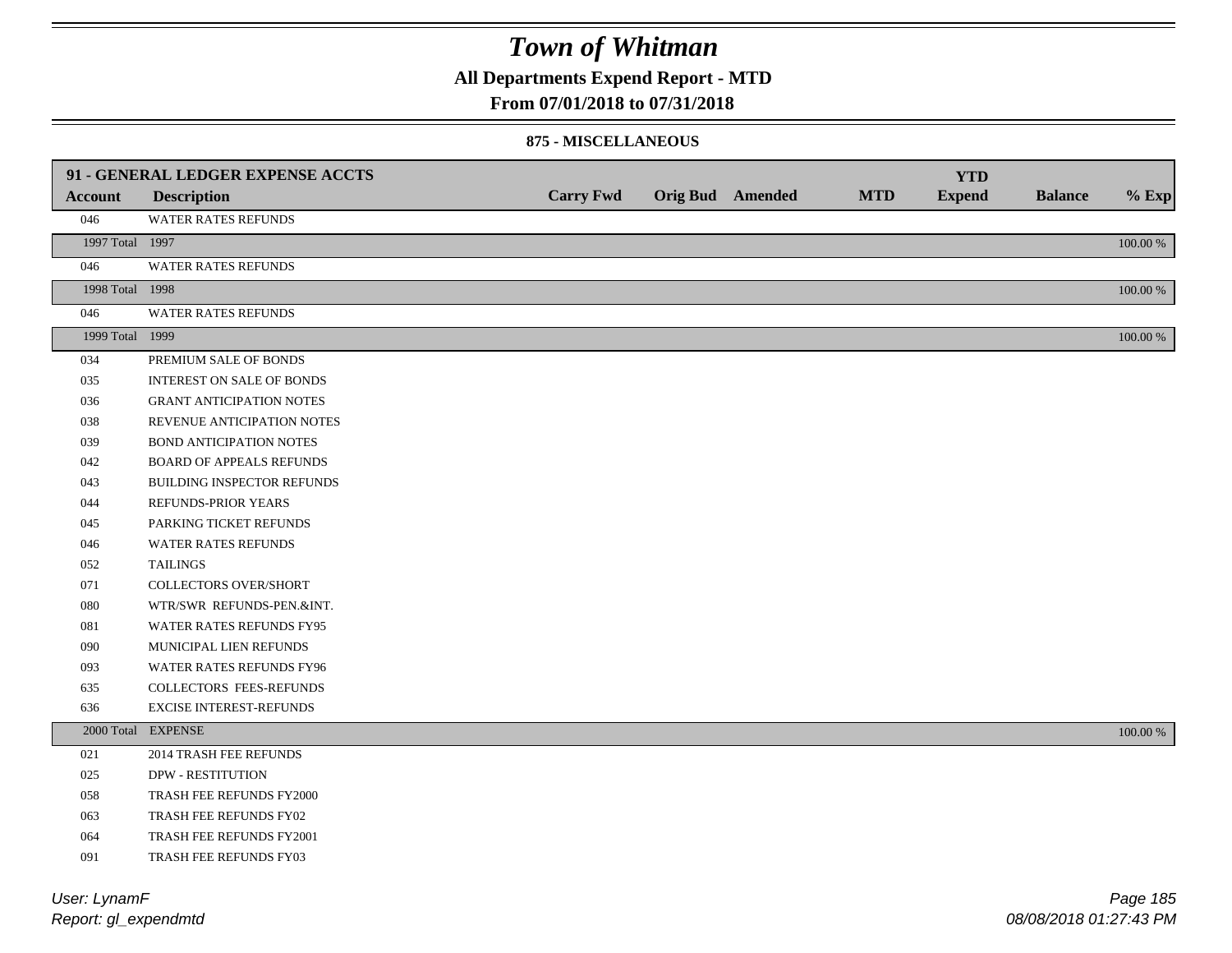# *Town of Whitman*

**All Departments Expend Report - MTD**

**From 07/01/2018 to 07/31/2018**

**875 - MISCELLANEOUS**

| **91 - GENERAL LEDGER EXPENSE ACCTS** | | | | | | | | |
|---|---|---|---|---|---|---|---|---|
| **Account** | **Description** | **Carry Fwd** | **Orig Bud** | **Amended** | **MTD** | **YTD Expend** | **Balance** | **% Exp** |
| 046 | WATER RATES REFUNDS | | | | | | | |
| 1997 Total | 1997 | | | | | | | 100.00 % |
| 046 | WATER RATES REFUNDS | | | | | | | |
| 1998 Total | 1998 | | | | | | | 100.00 % |
| 046 | WATER RATES REFUNDS | | | | | | | |
| 1999 Total | 1999 | | | | | | | 100.00 % |
| 034 | PREMIUM SALE OF BONDS | | | | | | | |
| 035 | INTEREST ON SALE OF BONDS | | | | | | | |
| 036 | GRANT ANTICIPATION NOTES | | | | | | | |
| 038 | REVENUE ANTICIPATION NOTES | | | | | | | |
| 039 | BOND ANTICIPATION NOTES | | | | | | | |
| 042 | BOARD OF APPEALS REFUNDS | | | | | | | |
| 043 | BUILDING INSPECTOR REFUNDS | | | | | | | |
| 044 | REFUNDS-PRIOR YEARS | | | | | | | |
| 045 | PARKING TICKET REFUNDS | | | | | | | |
| 046 | WATER RATES REFUNDS | | | | | | | |
| 052 | TAILINGS | | | | | | | |
| 071 | COLLECTORS OVER/SHORT | | | | | | | |
| 080 | WTR/SWR REFUNDS-PEN.&INT. | | | | | | | |
| 081 | WATER RATES REFUNDS FY95 | | | | | | | |
| 090 | MUNICIPAL LIEN REFUNDS | | | | | | | |
| 093 | WATER RATES REFUNDS FY96 | | | | | | | |
| 635 | COLLECTORS FEES-REFUNDS | | | | | | | |
| 636 | EXCISE INTEREST-REFUNDS | | | | | | | |
| 2000 Total | EXPENSE | | | | | | | 100.00 % |
| 021 | 2014 TRASH FEE REFUNDS | | | | | | | |
| 025 | DPW - RESTITUTION | | | | | | | |
| 058 | TRASH FEE REFUNDS FY2000 | | | | | | | |
| 063 | TRASH FEE REFUNDS FY02 | | | | | | | |
| 064 | TRASH FEE REFUNDS FY2001 | | | | | | | |
| 091 | TRASH FEE REFUNDS FY03 | | | | | | | |

*User: LynamF*
*Report: gl_expendmtd*

*08/08/2018 01:27:43 PM*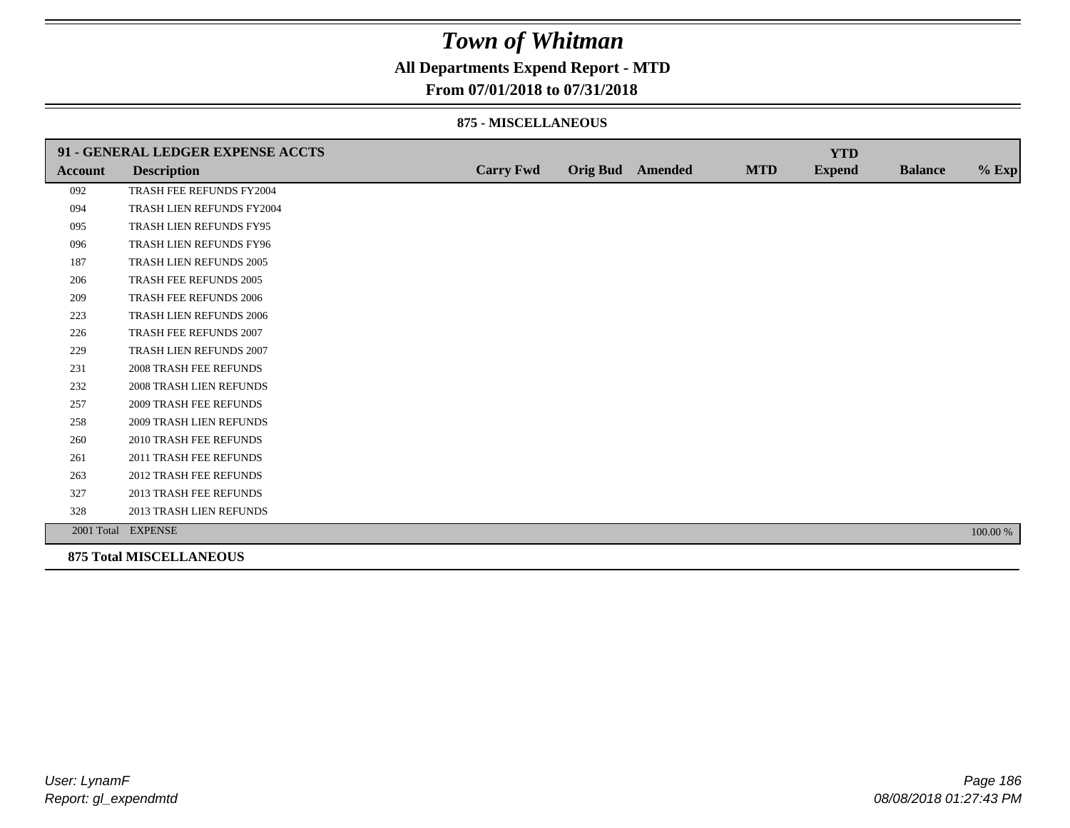# Town of Whitman

**All Departments Expend Report - MTD**

**From 07/01/2018 to 07/31/2018**

**875 - MISCELLANEOUS**

| 91 - GENERAL LEDGER EXPENSE ACCTS | | | | | | YTD | | |
|---|---|---|---|---|---|---|---|---|
| **Account** | **Description** | **Carry Fwd** | **Orig Bud** | **Amended** | **MTD** | **Expend** | **Balance** | **% Exp** |
| 092 | TRASH FEE REFUNDS FY2004 | | | | | | | |
| 094 | TRASH LIEN REFUNDS FY2004 | | | | | | | |
| 095 | TRASH LIEN REFUNDS FY95 | | | | | | | |
| 096 | TRASH LIEN REFUNDS FY96 | | | | | | | |
| 187 | TRASH LIEN REFUNDS 2005 | | | | | | | |
| 206 | TRASH FEE REFUNDS 2005 | | | | | | | |
| 209 | TRASH FEE REFUNDS 2006 | | | | | | | |
| 223 | TRASH LIEN REFUNDS 2006 | | | | | | | |
| 226 | TRASH FEE REFUNDS 2007 | | | | | | | |
| 229 | TRASH LIEN REFUNDS 2007 | | | | | | | |
| 231 | 2008 TRASH FEE REFUNDS | | | | | | | |
| 232 | 2008 TRASH LIEN REFUNDS | | | | | | | |
| 257 | 2009 TRASH FEE REFUNDS | | | | | | | |
| 258 | 2009 TRASH LIEN REFUNDS | | | | | | | |
| 260 | 2010 TRASH FEE REFUNDS | | | | | | | |
| 261 | 2011 TRASH FEE REFUNDS | | | | | | | |
| 263 | 2012 TRASH FEE REFUNDS | | | | | | | |
| 327 | 2013 TRASH FEE REFUNDS | | | | | | | |
| 328 | 2013 TRASH LIEN REFUNDS | | | | | | | |
| 2001 Total | EXPENSE | | | | | | | 100.00 % |

**875 Total MISCELLANEOUS**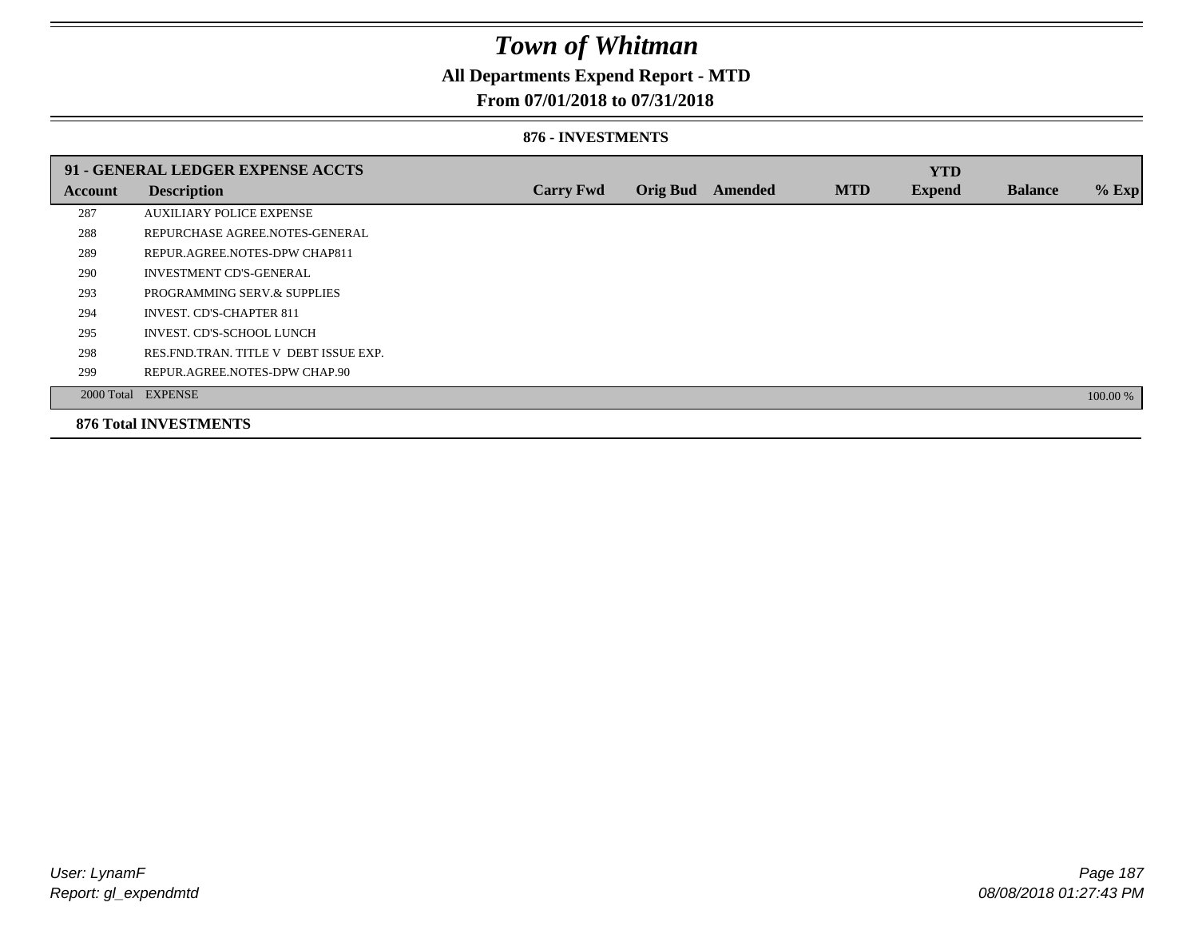# Town of Whitman

## All Departments Expend Report - MTD

### From 07/01/2018 to 07/31/2018

#### 876 - INVESTMENTS

| 91 - GENERAL LEDGER EXPENSE ACCTS | | | | | | YTD | | |
|---|---|---|---|---|---|---|---|---|
| **Account** | **Description** | **Carry Fwd** | **Orig Bud** | **Amended** | **MTD** | **Expend** | **Balance** | **% Exp** |
| 287 | AUXILIARY POLICE EXPENSE | | | | | | | |
| 288 | REPURCHASE AGREE.NOTES-GENERAL | | | | | | | |
| 289 | REPUR.AGREE.NOTES-DPW CHAP811 | | | | | | | |
| 290 | INVESTMENT CD'S-GENERAL | | | | | | | |
| 293 | PROGRAMMING SERV.& SUPPLIES | | | | | | | |
| 294 | INVEST. CD'S-CHAPTER 811 | | | | | | | |
| 295 | INVEST. CD'S-SCHOOL LUNCH | | | | | | | |
| 298 | RES.FND.TRAN. TITLE V DEBT ISSUE EXP. | | | | | | | |
| 299 | REPUR.AGREE.NOTES-DPW CHAP.90 | | | | | | | |
| 2000 Total | EXPENSE | | | | | | | 100.00 % |

**876 Total INVESTMENTS**

User: LynamF
Report: gl_expendmtd

08/08/2018 01:27:43 PM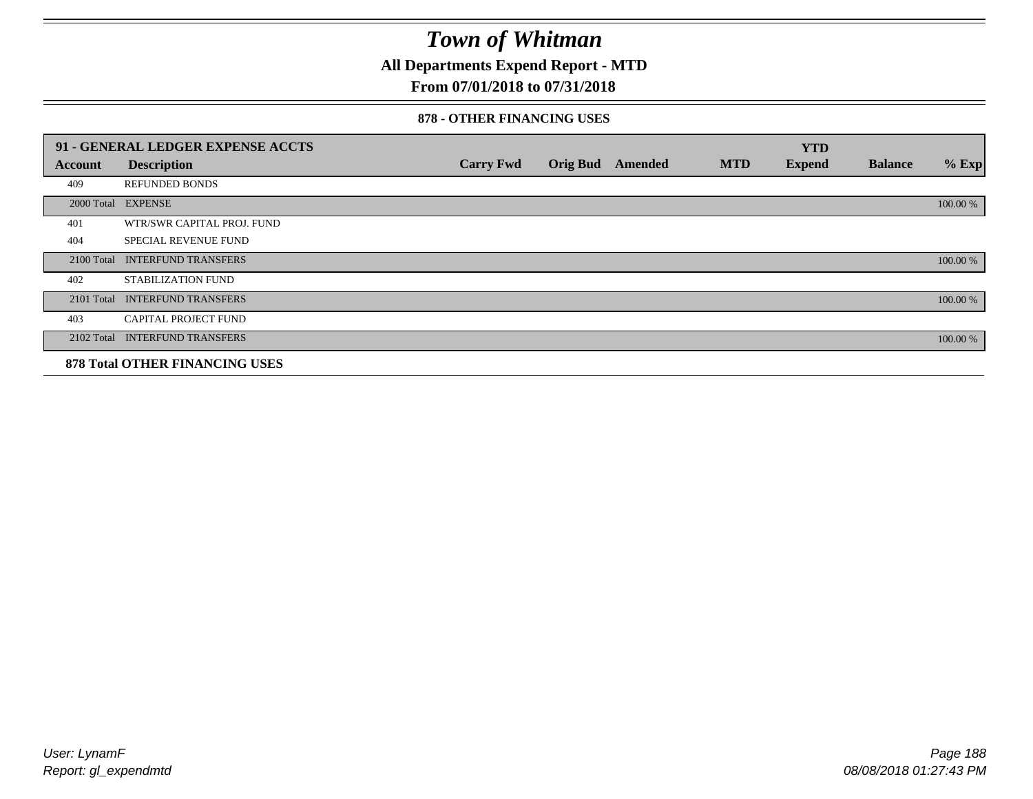# Town of Whitman

## All Departments Expend Report - MTD

## From 07/01/2018 to 07/31/2018

### 878 - OTHER FINANCING USES

| 91 - GENERAL LEDGER EXPENSE ACCTS | | | | | | YTD | | |
|---|---|---|---|---|---|---|---|---|
| **Account** | **Description** | **Carry Fwd** | **Orig Bud** | **Amended** | **MTD** | **Expend** | **Balance** | **% Exp** |
| 409 | REFUNDED BONDS | | | | | | | |
| 2000 Total | EXPENSE | | | | | | | 100.00 % |
| 401 | WTR/SWR CAPITAL PROJ. FUND | | | | | | | |
| 404 | SPECIAL REVENUE FUND | | | | | | | |
| 2100 Total | INTERFUND TRANSFERS | | | | | | | 100.00 % |
| 402 | STABILIZATION FUND | | | | | | | |
| 2101 Total | INTERFUND TRANSFERS | | | | | | | 100.00 % |
| 403 | CAPITAL PROJECT FUND | | | | | | | |
| 2102 Total | INTERFUND TRANSFERS | | | | | | | 100.00 % |
| **878 Total OTHER FINANCING USES** | | | | | | | | |

User: LynamF
Report: gl_expendmtd

08/08/2018 01:27:43 PM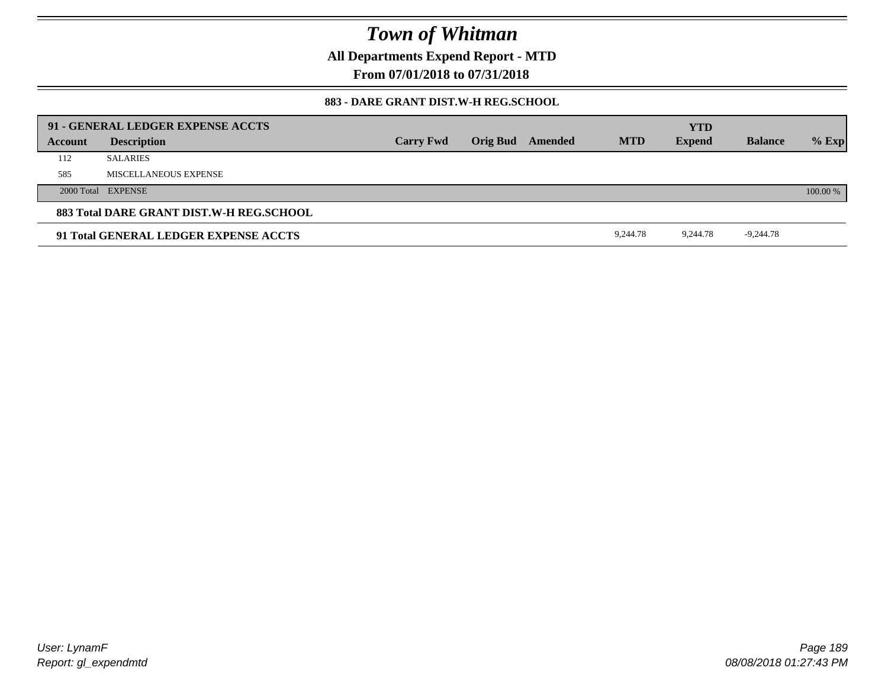# Town of Whitman

**All Departments Expend Report - MTD**

**From 07/01/2018 to 07/31/2018**

**883 - DARE GRANT DIST.W-H REG.SCHOOL**

| 91 - GENERAL LEDGER EXPENSE ACCTS | | | | | | | | |
|---|---|---|---|---|---|---|---|---|
| **Account** | **Description** | **Carry Fwd** | **Orig Bud** | **Amended** | **MTD** | **YTD Expend** | **Balance** | **% Exp** |
| 112 | SALARIES | | | | | | | |
| 585 | MISCELLANEOUS EXPENSE | | | | | | | |
| 2000 Total | EXPENSE | | | | | | | 100.00 % |
| **883 Total DARE GRANT DIST.W-H REG.SCHOOL** | | | | | | | | |
| **91 Total GENERAL LEDGER EXPENSE ACCTS** | | | | | 9,244.78 | 9,244.78 | -9,244.78 | |

*User: LynamF*
*Report: gl_expendmtd*

*08/08/2018 01:27:43 PM*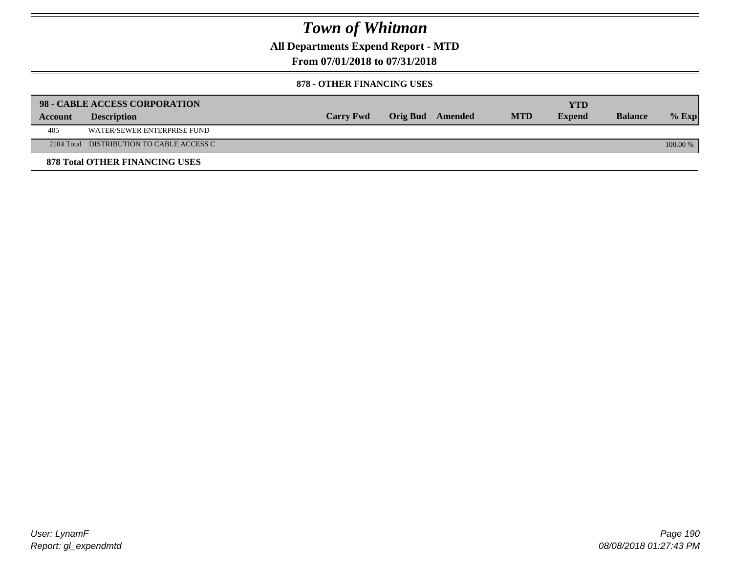# Town of Whitman

**All Departments Expend Report - MTD**

**From 07/01/2018 to 07/31/2018**

### 878 - OTHER FINANCING USES

| 98 - CABLE ACCESS CORPORATION | | | | | | | | |
|---|---|---|---|---|---|---|---|---|
| **Account** | **Description** | **Carry Fwd** | **Orig Bud** | **Amended** | **MTD** | **YTD Expend** | **Balance** | **% Exp** |
| 405 | WATER/SEWER ENTERPRISE FUND | | | | | | | |
| 2104 Total | DISTRIBUTION TO CABLE ACCESS C | | | | | | | 100.00 % |

**878 Total OTHER FINANCING USES**

User: LynamF
Report: gl_expendmtd

08/08/2018 01:27:43 PM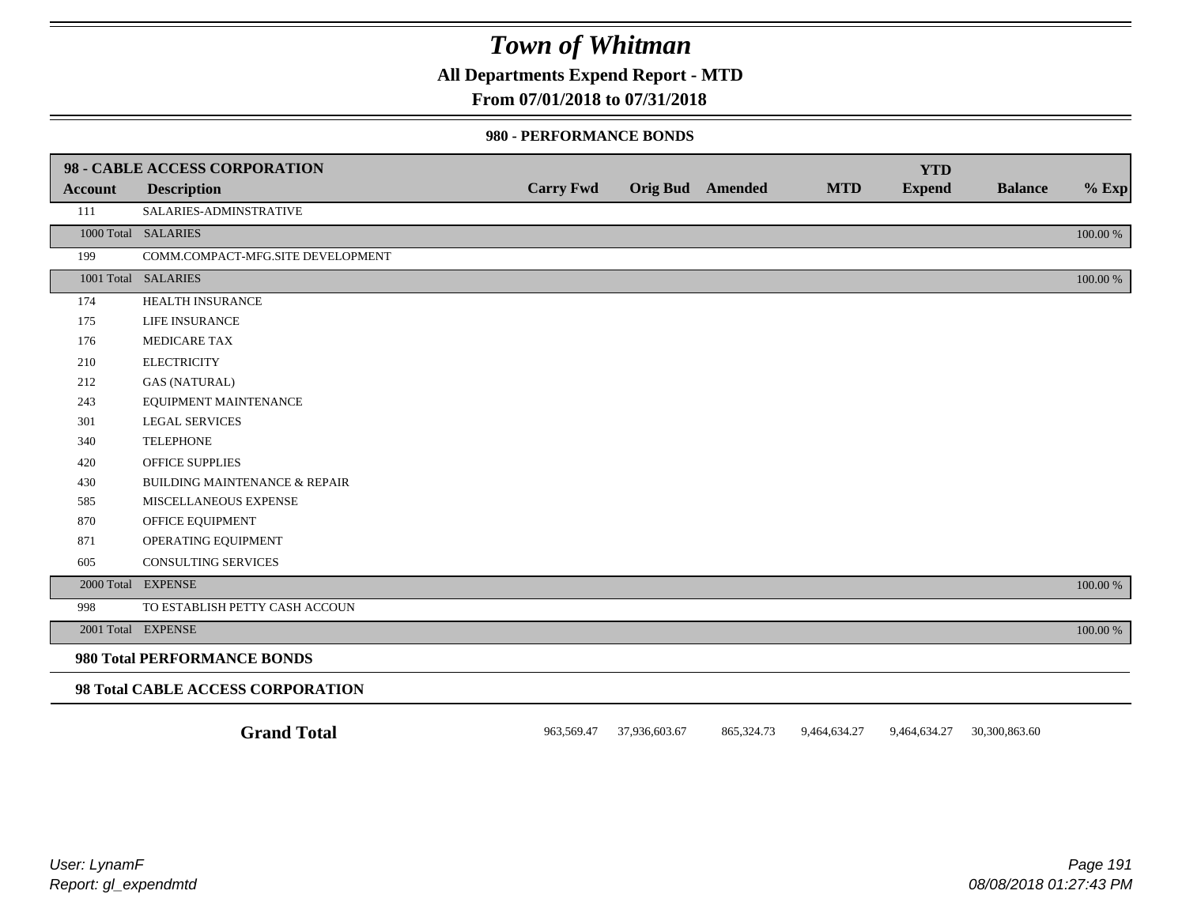# Town of Whitman

**All Departments Expend Report - MTD**

**From 07/01/2018 to 07/31/2018**

**980 - PERFORMANCE BONDS**

| 98 - CABLE ACCESS CORPORATION | | | | | | | | |
|---|---|---|---|---|---|---|---|---|
| **Account** | **Description** | **Carry Fwd** | **Orig Bud** | **Amended** | **MTD** | **YTD Expend** | **Balance** | **% Exp** |
| 111 | SALARIES-ADMINSTRATIVE | | | | | | | |
| 1000 Total | SALARIES | | | | | | | 100.00 % |
| 199 | COMM.COMPACT-MFG.SITE DEVELOPMENT | | | | | | | |
| 1001 Total | SALARIES | | | | | | | 100.00 % |
| 174 | HEALTH INSURANCE | | | | | | | |
| 175 | LIFE INSURANCE | | | | | | | |
| 176 | MEDICARE TAX | | | | | | | |
| 210 | ELECTRICITY | | | | | | | |
| 212 | GAS (NATURAL) | | | | | | | |
| 243 | EQUIPMENT MAINTENANCE | | | | | | | |
| 301 | LEGAL SERVICES | | | | | | | |
| 340 | TELEPHONE | | | | | | | |
| 420 | OFFICE SUPPLIES | | | | | | | |
| 430 | BUILDING MAINTENANCE & REPAIR | | | | | | | |
| 585 | MISCELLANEOUS EXPENSE | | | | | | | |
| 870 | OFFICE EQUIPMENT | | | | | | | |
| 871 | OPERATING EQUIPMENT | | | | | | | |
| 605 | CONSULTING SERVICES | | | | | | | |
| 2000 Total | EXPENSE | | | | | | | 100.00 % |
| 998 | TO ESTABLISH PETTY CASH ACCOUN | | | | | | | |
| 2001 Total | EXPENSE | | | | | | | 100.00 % |

**980 Total PERFORMANCE BONDS**

**98 Total CABLE ACCESS CORPORATION**

| | Carry Fwd | Orig Bud | Amended | MTD | YTD Expend | Balance | % Exp |
|---|---|---|---|---|---|---|---|
| **Grand Total** | 963,569.47 | 37,936,603.67 | 865,324.73 | 9,464,634.27 | 9,464,634.27 | 30,300,863.60 | |

*User: LynamF*

*Report: gl_expendmtd*

*08/08/2018 01:27:43 PM*